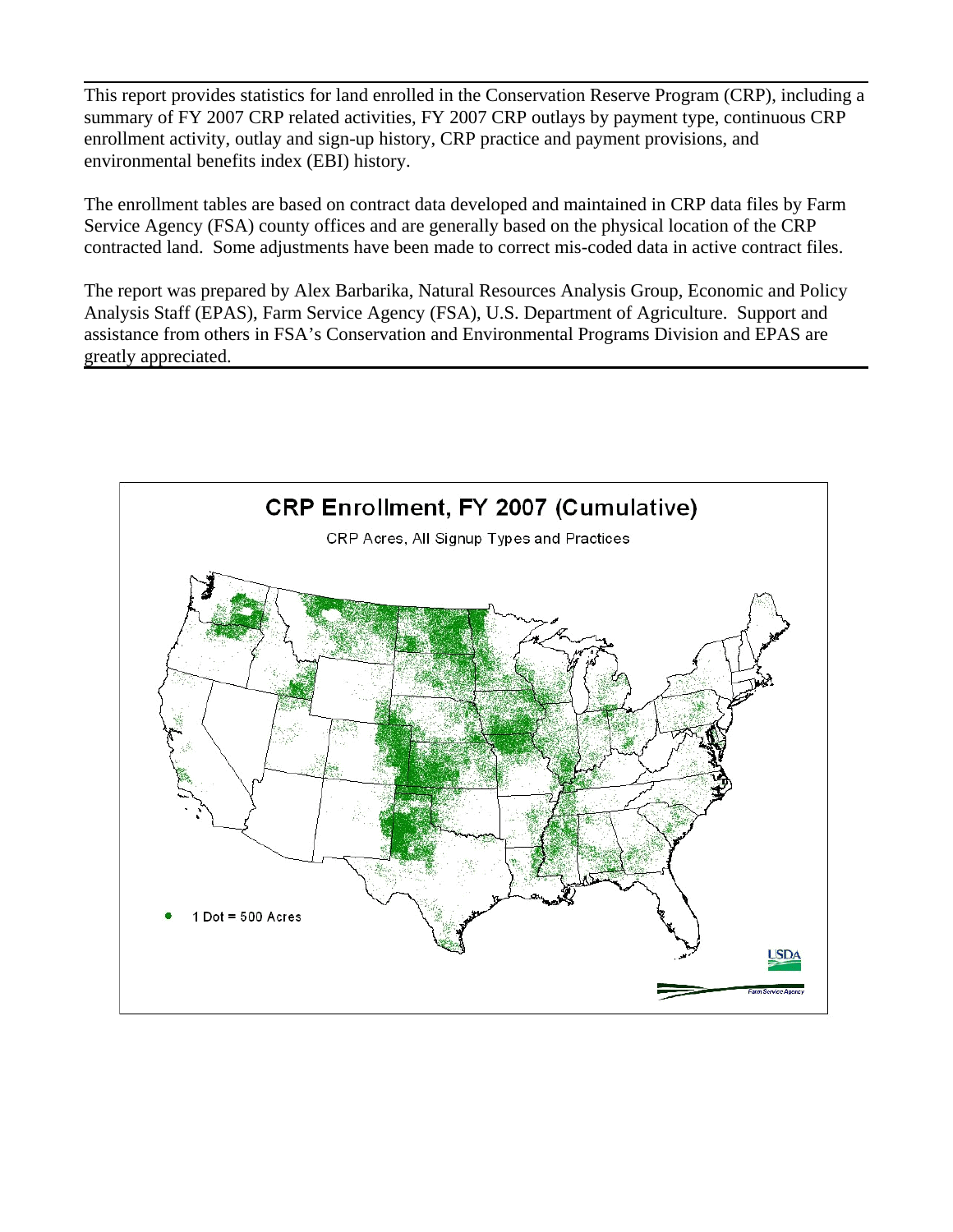This report provides statistics for land enrolled in the Conservation Reserve Program (CRP), including a summary of FY 2007 CRP related activities, FY 2007 CRP outlays by payment type, continuous CRP enrollment activity, outlay and sign-up history, CRP practice and payment provisions, and environmental benefits index (EBI) history.

The enrollment tables are based on contract data developed and maintained in CRP data files by Farm Service Agency (FSA) county offices and are generally based on the physical location of the CRP contracted land. Some adjustments have been made to correct mis-coded data in active contract files.

The report was prepared by Alex Barbarika, Natural Resources Analysis Group, Economic and Policy Analysis Staff (EPAS), Farm Service Agency (FSA), U.S. Department of Agriculture. Support and assistance from others in FSA's Conservation and Environmental Programs Division and EPAS are greatly appreciated.

**CRP Enrollment, FY 2007 (Cumulative)**

CRP Acres, All Signup Types and Practices

1 Dot = 500 Acres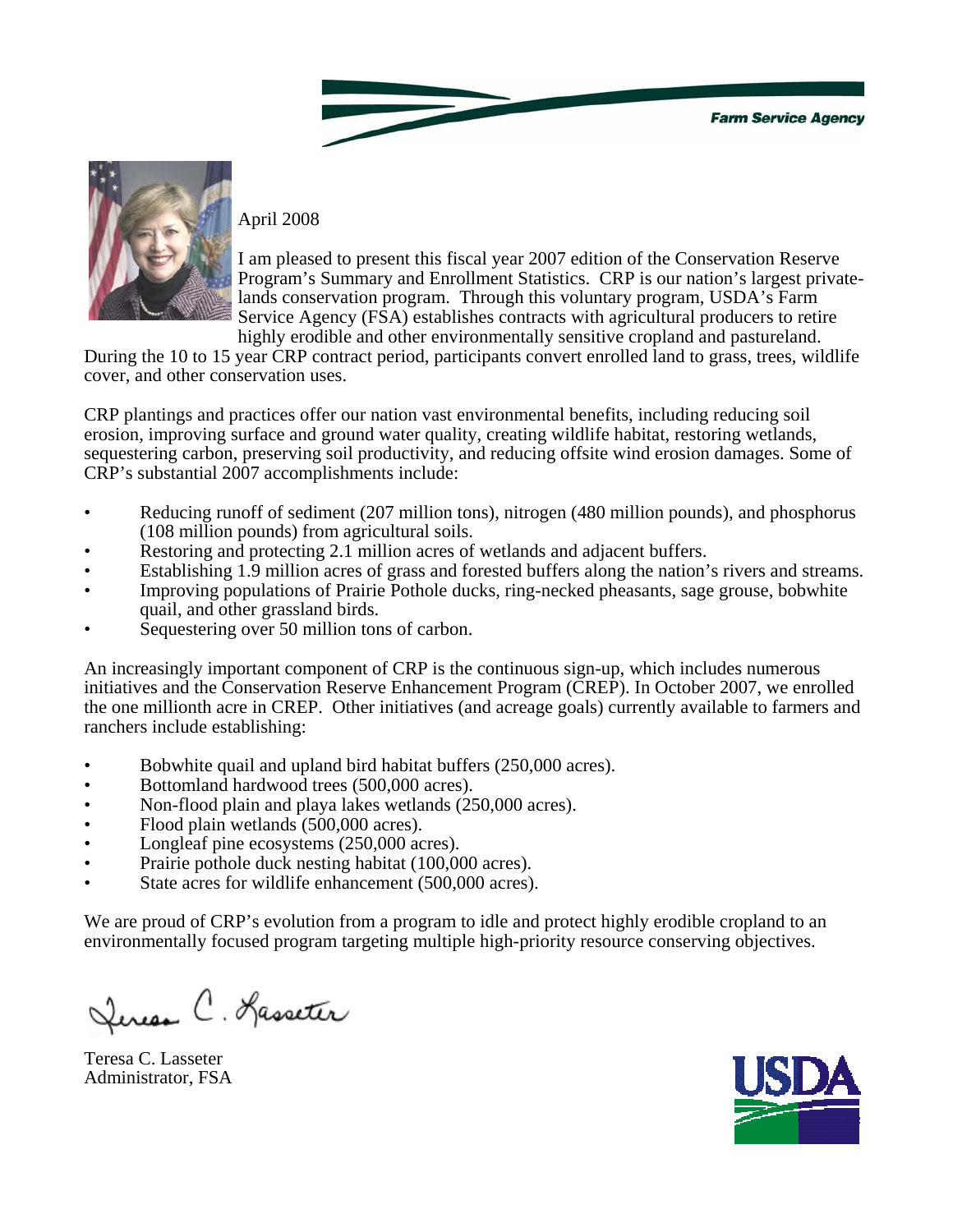Farm Service Agency

April 2008

I am pleased to present this fiscal year 2007 edition of the Conservation Reserve Program's Summary and Enrollment Statistics. CRP is our nation's largest private-lands conservation program. Through this voluntary program, USDA's Farm Service Agency (FSA) establishes contracts with agricultural producers to retire highly erodible and other environmentally sensitive cropland and pastureland. During the 10 to 15 year CRP contract period, participants convert enrolled land to grass, trees, wildlife cover, and other conservation uses.

CRP plantings and practices offer our nation vast environmental benefits, including reducing soil erosion, improving surface and ground water quality, creating wildlife habitat, restoring wetlands, sequestering carbon, preserving soil productivity, and reducing offsite wind erosion damages. Some of CRP's substantial 2007 accomplishments include:

- Reducing runoff of sediment (207 million tons), nitrogen (480 million pounds), and phosphorus (108 million pounds) from agricultural soils.
- Restoring and protecting 2.1 million acres of wetlands and adjacent buffers.
- Establishing 1.9 million acres of grass and forested buffers along the nation's rivers and streams.
- Improving populations of Prairie Pothole ducks, ring-necked pheasants, sage grouse, bobwhite quail, and other grassland birds.
- Sequestering over 50 million tons of carbon.

An increasingly important component of CRP is the continuous sign-up, which includes numerous initiatives and the Conservation Reserve Enhancement Program (CREP). In October 2007, we enrolled the one millionth acre in CREP. Other initiatives (and acreage goals) currently available to farmers and ranchers include establishing:

- Bobwhite quail and upland bird habitat buffers (250,000 acres).
- Bottomland hardwood trees (500,000 acres).
- Non-flood plain and playa lakes wetlands (250,000 acres).
- Flood plain wetlands (500,000 acres).
- Longleaf pine ecosystems (250,000 acres).
- Prairie pothole duck nesting habitat (100,000 acres).
- State acres for wildlife enhancement (500,000 acres).

We are proud of CRP's evolution from a program to idle and protect highly erodible cropland to an environmentally focused program targeting multiple high-priority resource conserving objectives.

Teresa C. Lasseter

Teresa C. Lasseter
Administrator, FSA

USDA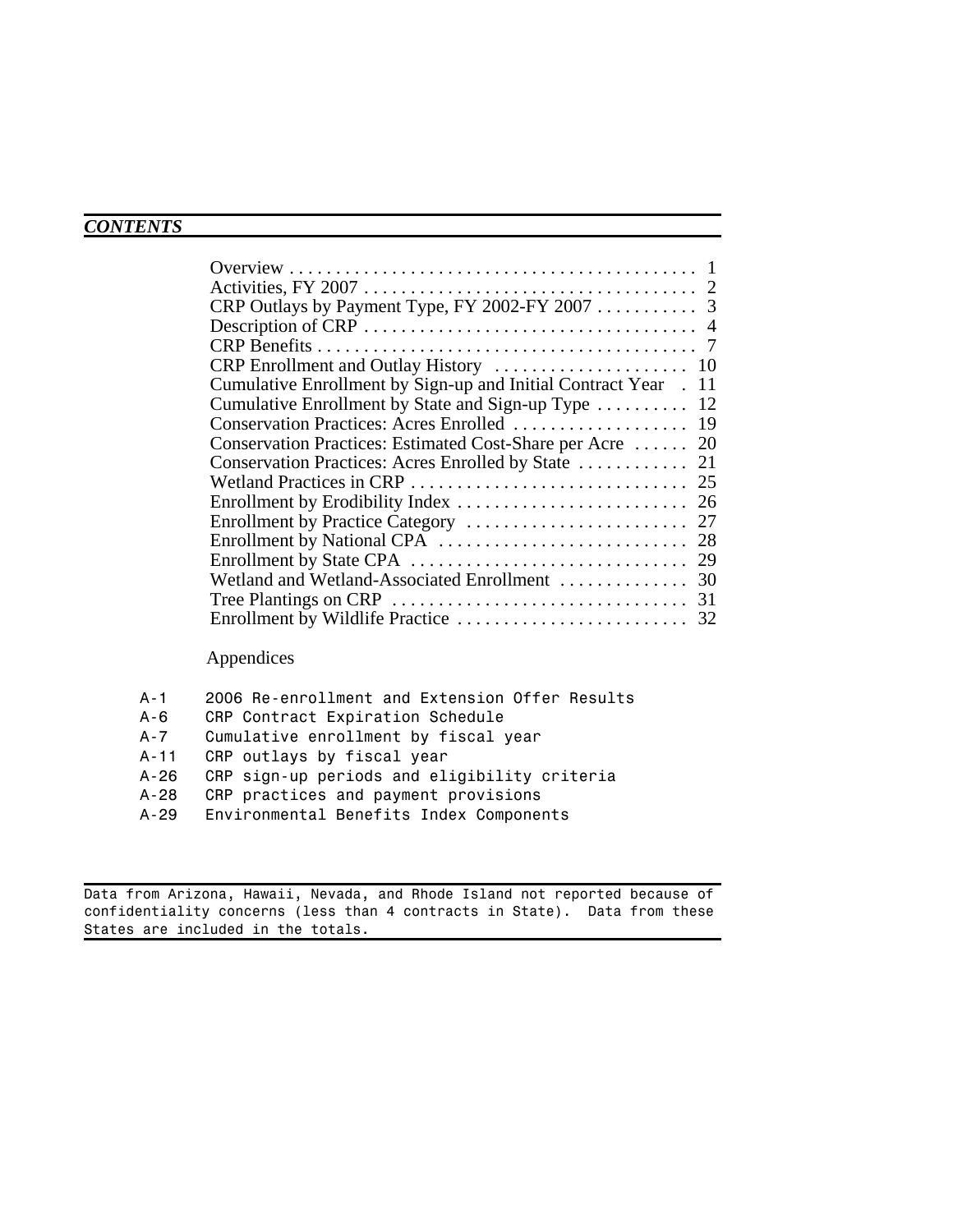## *CONTENTS*

| | |
|---|---|
| Overview | 1 |
| Activities, FY 2007 | 2 |
| CRP Outlays by Payment Type, FY 2002-FY 2007 | 3 |
| Description of CRP | 4 |
| CRP Benefits | 7 |
| CRP Enrollment and Outlay History | 10 |
| Cumulative Enrollment by Sign-up and Initial Contract Year | 11 |
| Cumulative Enrollment by State and Sign-up Type | 12 |
| Conservation Practices: Acres Enrolled | 19 |
| Conservation Practices: Estimated Cost-Share per Acre | 20 |
| Conservation Practices: Acres Enrolled by State | 21 |
| Wetland Practices in CRP | 25 |
| Enrollment by Erodibility Index | 26 |
| Enrollment by Practice Category | 27 |
| Enrollment by National CPA | 28 |
| Enrollment by State CPA | 29 |
| Wetland and Wetland-Associated Enrollment | 30 |
| Tree Plantings on CRP | 31 |
| Enrollment by Wildlife Practice | 32 |

Appendices

| | |
|---|---|
| A-1 | 2006 Re-enrollment and Extension Offer Results |
| A-6 | CRP Contract Expiration Schedule |
| A-7 | Cumulative enrollment by fiscal year |
| A-11 | CRP outlays by fiscal year |
| A-26 | CRP sign-up periods and eligibility criteria |
| A-28 | CRP practices and payment provisions |
| A-29 | Environmental Benefits Index Components |

Data from Arizona, Hawaii, Nevada, and Rhode Island not reported because of confidentiality concerns (less than 4 contracts in State). Data from these States are included in the totals.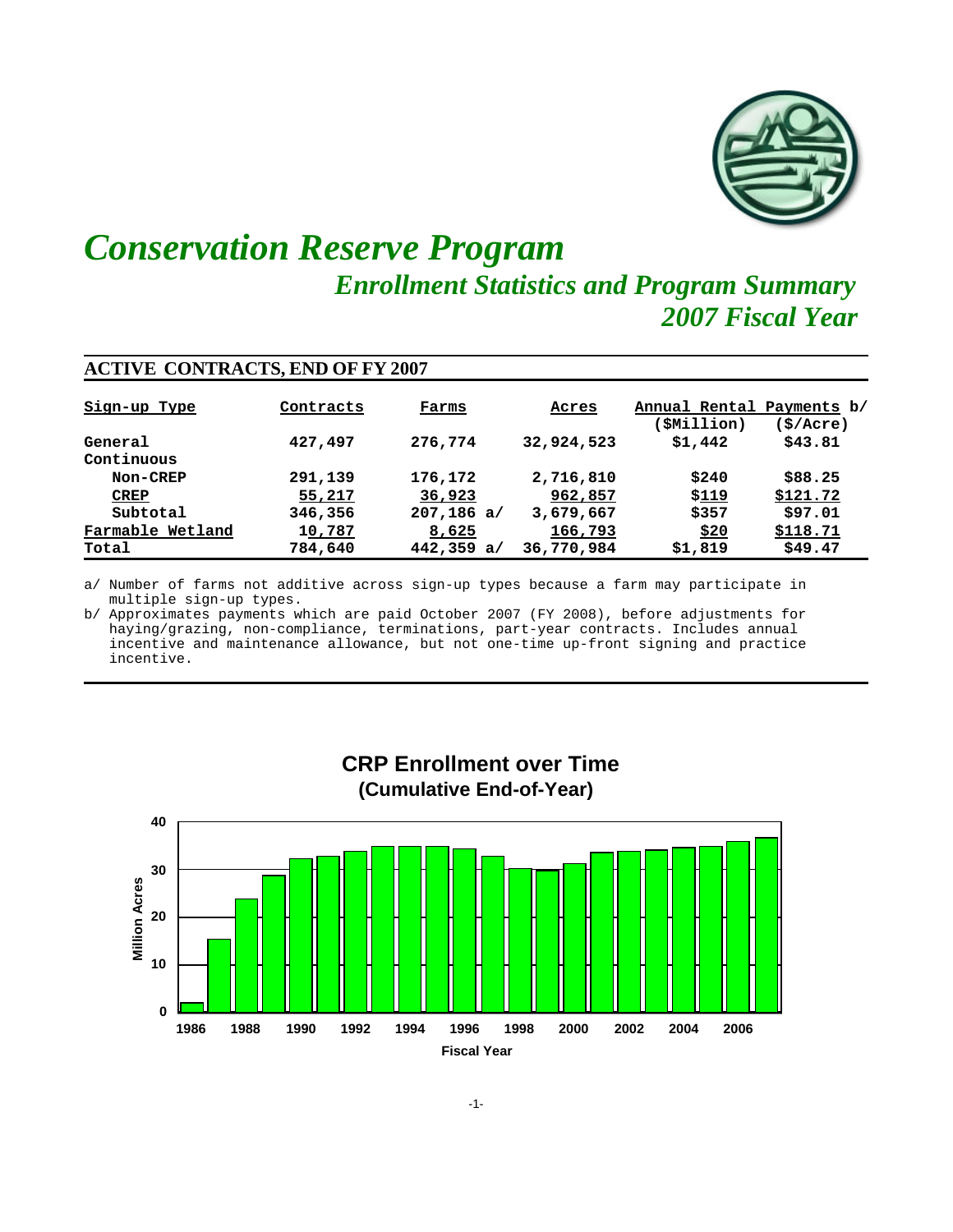# *Conservation Reserve Program*

## *Enrollment Statistics and Program Summary*
## *2007 Fiscal Year*

### ACTIVE CONTRACTS, END OF FY 2007

| Sign-up Type | Contracts | Farms | Acres | Annual Rental Payments b/ ($Million) | ($/Acre) |
|---|---|---|---|---|---|
| General | 427,497 | 276,774 | 32,924,523 | $1,442 | $43.81 |
| Continuous | | | | | |
| Non-CREP | 291,139 | 176,172 | 2,716,810 | $240 | $88.25 |
| CREP | 55,217 | 36,923 | 962,857 | $119 | $121.72 |
| Subtotal | 346,356 | 207,186 a/ | 3,679,667 | $357 | $97.01 |
| Farmable Wetland | 10,787 | 8,625 | 166,793 | $20 | $118.71 |
| Total | 784,640 | 442,359 a/ | 36,770,984 | $1,819 | $49.47 |

a/ Number of farms not additive across sign-up types because a farm may participate in multiple sign-up types.

b/ Approximates payments which are paid October 2007 (FY 2008), before adjustments for haying/grazing, non-compliance, terminations, part-year contracts. Includes annual incentive and maintenance allowance, but not one-time up-front signing and practice incentive.

**CRP Enrollment over Time**
**(Cumulative End-of-Year)**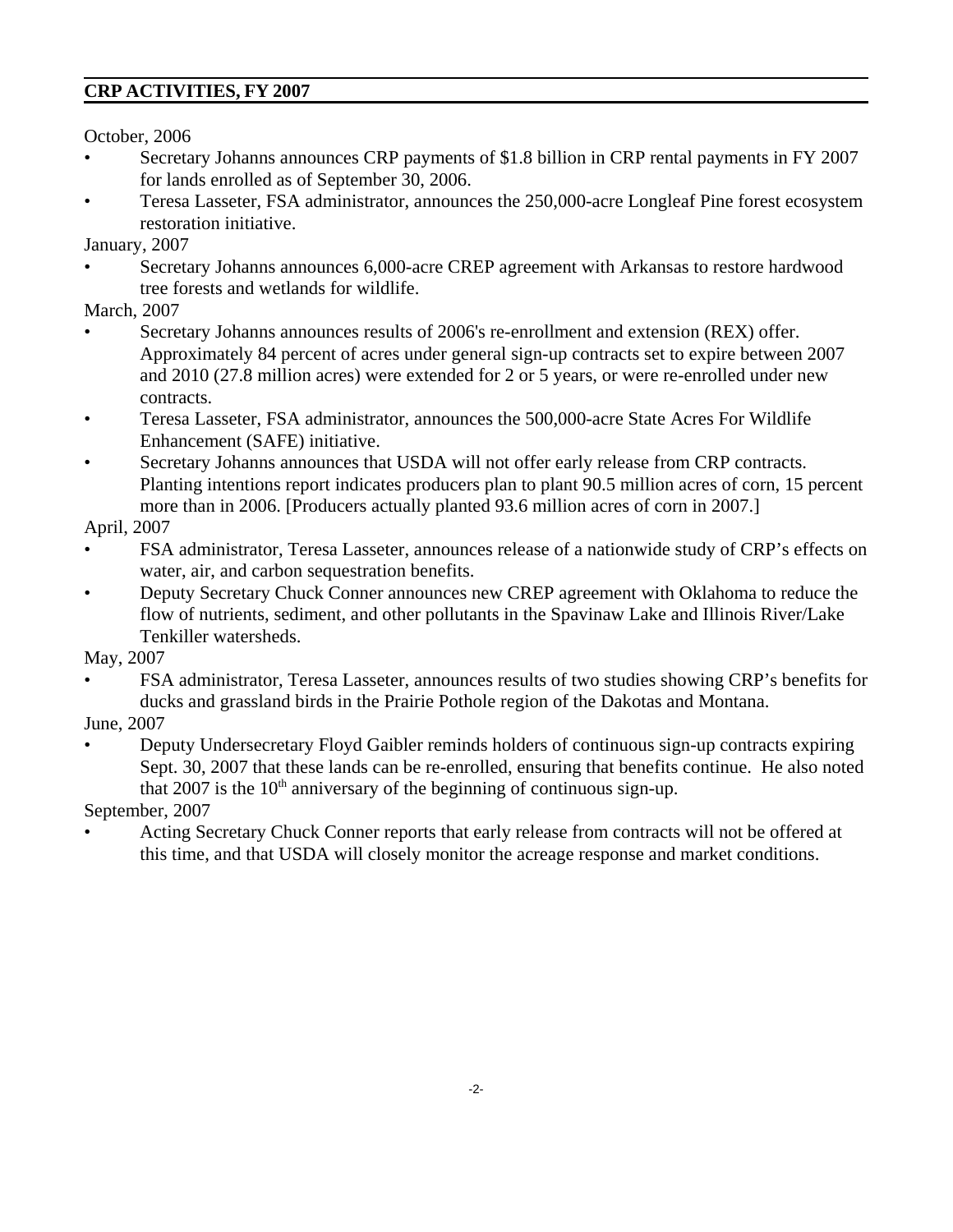## CRP ACTIVITIES, FY 2007

October, 2006

- Secretary Johanns announces CRP payments of $1.8 billion in CRP rental payments in FY 2007 for lands enrolled as of September 30, 2006.
- Teresa Lasseter, FSA administrator, announces the 250,000-acre Longleaf Pine forest ecosystem restoration initiative.

January, 2007

- Secretary Johanns announces 6,000-acre CREP agreement with Arkansas to restore hardwood tree forests and wetlands for wildlife.

March, 2007

- Secretary Johanns announces results of 2006's re-enrollment and extension (REX) offer. Approximately 84 percent of acres under general sign-up contracts set to expire between 2007 and 2010 (27.8 million acres) were extended for 2 or 5 years, or were re-enrolled under new contracts.
- Teresa Lasseter, FSA administrator, announces the 500,000-acre State Acres For Wildlife Enhancement (SAFE) initiative.
- Secretary Johanns announces that USDA will not offer early release from CRP contracts. Planting intentions report indicates producers plan to plant 90.5 million acres of corn, 15 percent more than in 2006. [Producers actually planted 93.6 million acres of corn in 2007.]

April, 2007

- FSA administrator, Teresa Lasseter, announces release of a nationwide study of CRP's effects on water, air, and carbon sequestration benefits.
- Deputy Secretary Chuck Conner announces new CREP agreement with Oklahoma to reduce the flow of nutrients, sediment, and other pollutants in the Spavinaw Lake and Illinois River/Lake Tenkiller watersheds.

May, 2007

- FSA administrator, Teresa Lasseter, announces results of two studies showing CRP's benefits for ducks and grassland birds in the Prairie Pothole region of the Dakotas and Montana.

June, 2007

- Deputy Undersecretary Floyd Gaibler reminds holders of continuous sign-up contracts expiring Sept. 30, 2007 that these lands can be re-enrolled, ensuring that benefits continue. He also noted that 2007 is the 10th anniversary of the beginning of continuous sign-up.

September, 2007

- Acting Secretary Chuck Conner reports that early release from contracts will not be offered at this time, and that USDA will closely monitor the acreage response and market conditions.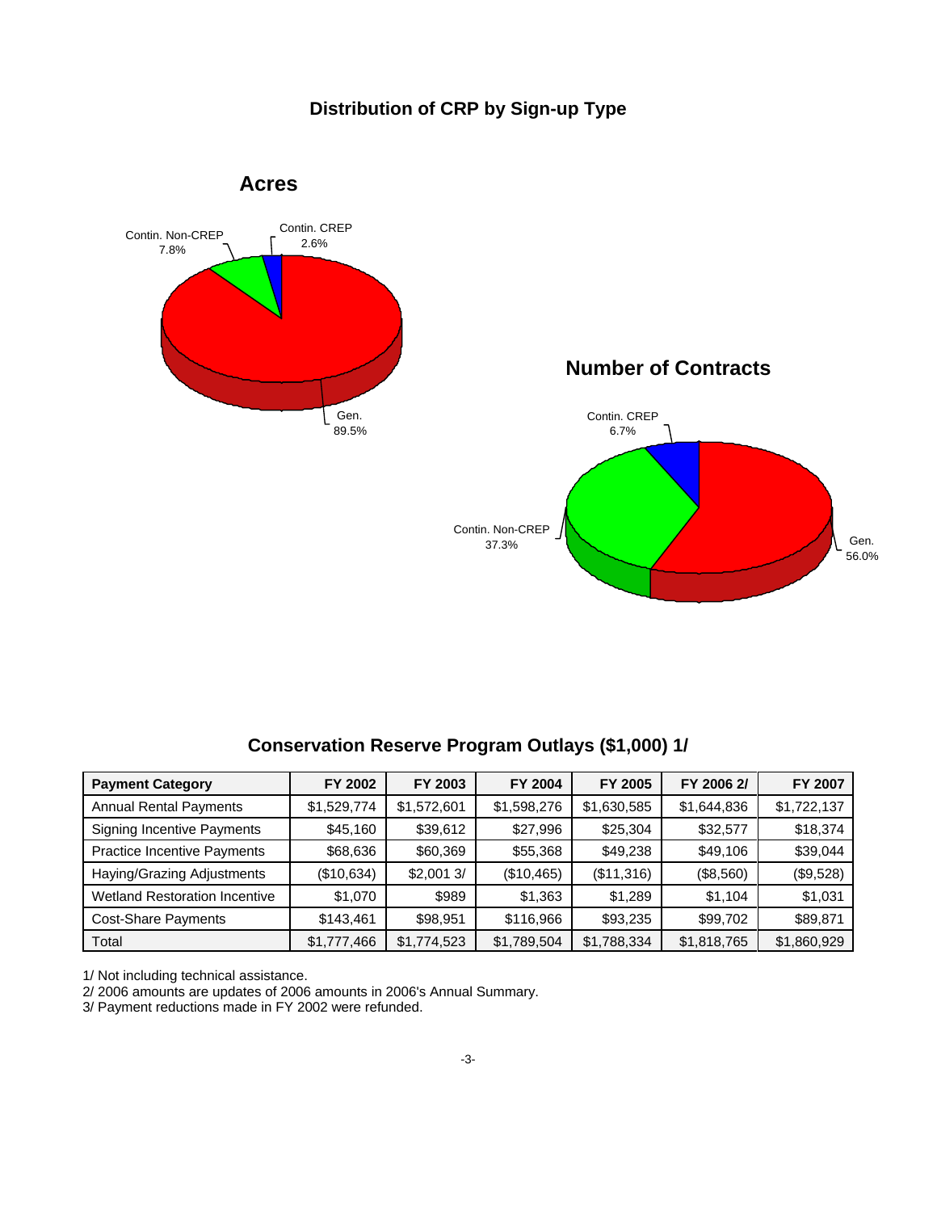## Distribution of CRP by Sign-up Type

### Acres

Contin. Non-CREP 7.8%

Contin. CREP 2.6%

Gen. 89.5%

### Number of Contracts

Contin. CREP 6.7%

Contin. Non-CREP 37.3%

Gen. 56.0%

## Conservation Reserve Program Outlays ($1,000) 1/

| Payment Category | FY 2002 | FY 2003 | FY 2004 | FY 2005 | FY 2006 2/ | FY 2007 |
|---|---|---|---|---|---|---|
| Annual Rental Payments | $1,529,774 | $1,572,601 | $1,598,276 | $1,630,585 | $1,644,836 | $1,722,137 |
| Signing Incentive Payments | $45,160 | $39,612 | $27,996 | $25,304 | $32,577 | $18,374 |
| Practice Incentive Payments | $68,636 | $60,369 | $55,368 | $49,238 | $49,106 | $39,044 |
| Haying/Grazing Adjustments | ($10,634) | $2,001 3/ | ($10,465) | ($11,316) | ($8,560) | ($9,528) |
| Wetland Restoration Incentive | $1,070 | $989 | $1,363 | $1,289 | $1,104 | $1,031 |
| Cost-Share Payments | $143,461 | $98,951 | $116,966 | $93,235 | $99,702 | $89,871 |
| Total | $1,777,466 | $1,774,523 | $1,789,504 | $1,788,334 | $1,818,765 | $1,860,929 |

1/ Not including technical assistance.
2/ 2006 amounts are updates of 2006 amounts in 2006's Annual Summary.
3/ Payment reductions made in FY 2002 were refunded.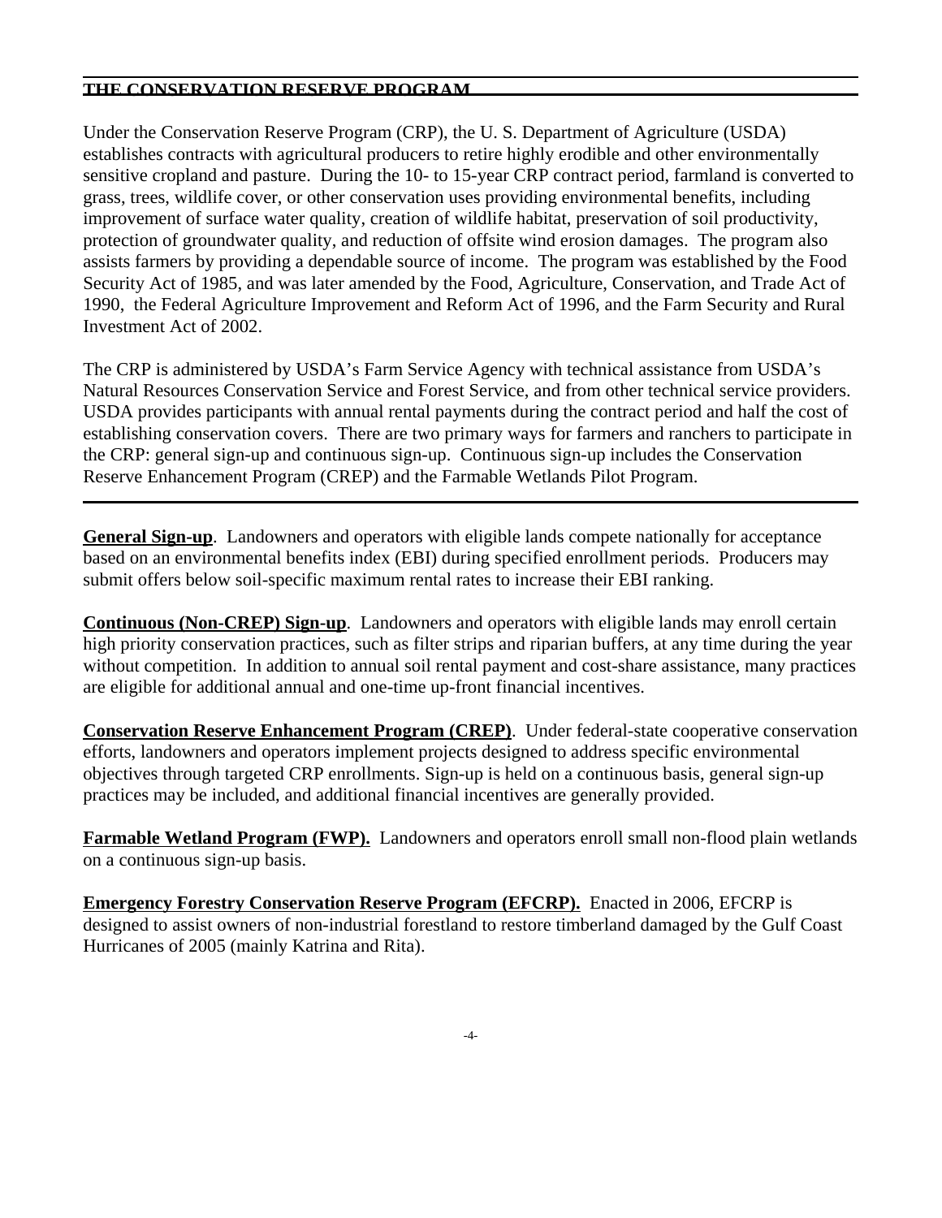## THE CONSERVATION RESERVE PROGRAM

Under the Conservation Reserve Program (CRP), the U. S. Department of Agriculture (USDA) establishes contracts with agricultural producers to retire highly erodible and other environmentally sensitive cropland and pasture. During the 10- to 15-year CRP contract period, farmland is converted to grass, trees, wildlife cover, or other conservation uses providing environmental benefits, including improvement of surface water quality, creation of wildlife habitat, preservation of soil productivity, protection of groundwater quality, and reduction of offsite wind erosion damages. The program also assists farmers by providing a dependable source of income. The program was established by the Food Security Act of 1985, and was later amended by the Food, Agriculture, Conservation, and Trade Act of 1990, the Federal Agriculture Improvement and Reform Act of 1996, and the Farm Security and Rural Investment Act of 2002.

The CRP is administered by USDA's Farm Service Agency with technical assistance from USDA's Natural Resources Conservation Service and Forest Service, and from other technical service providers. USDA provides participants with annual rental payments during the contract period and half the cost of establishing conservation covers. There are two primary ways for farmers and ranchers to participate in the CRP: general sign-up and continuous sign-up. Continuous sign-up includes the Conservation Reserve Enhancement Program (CREP) and the Farmable Wetlands Pilot Program.

---

**General Sign-up**. Landowners and operators with eligible lands compete nationally for acceptance based on an environmental benefits index (EBI) during specified enrollment periods. Producers may submit offers below soil-specific maximum rental rates to increase their EBI ranking.

**Continuous (Non-CREP) Sign-up**. Landowners and operators with eligible lands may enroll certain high priority conservation practices, such as filter strips and riparian buffers, at any time during the year without competition. In addition to annual soil rental payment and cost-share assistance, many practices are eligible for additional annual and one-time up-front financial incentives.

**Conservation Reserve Enhancement Program (CREP)**. Under federal-state cooperative conservation efforts, landowners and operators implement projects designed to address specific environmental objectives through targeted CRP enrollments. Sign-up is held on a continuous basis, general sign-up practices may be included, and additional financial incentives are generally provided.

**Farmable Wetland Program (FWP).** Landowners and operators enroll small non-flood plain wetlands on a continuous sign-up basis.

**Emergency Forestry Conservation Reserve Program (EFCRP).** Enacted in 2006, EFCRP is designed to assist owners of non-industrial forestland to restore timberland damaged by the Gulf Coast Hurricanes of 2005 (mainly Katrina and Rita).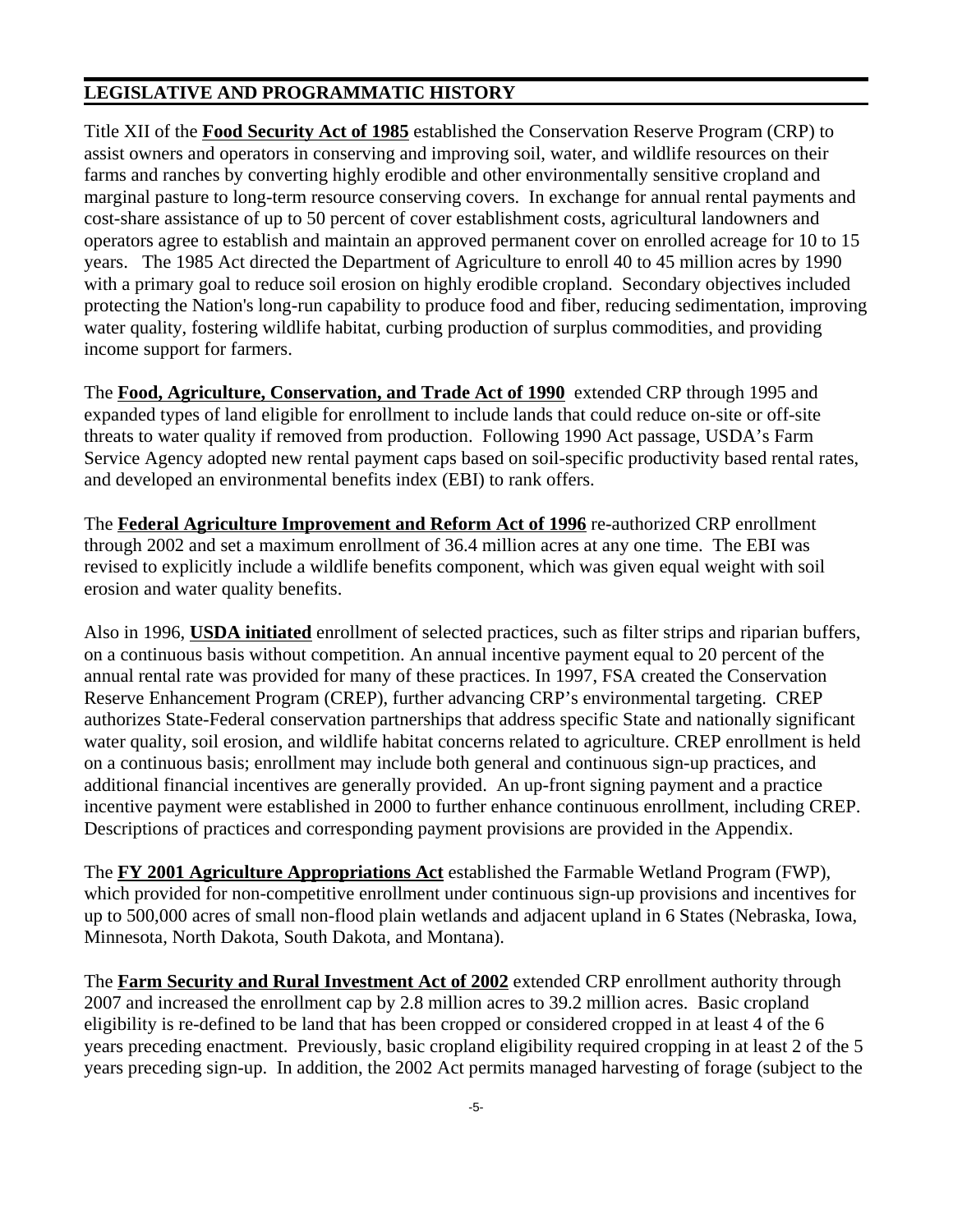## LEGISLATIVE AND PROGRAMMATIC HISTORY

Title XII of the **Food Security Act of 1985** established the Conservation Reserve Program (CRP) to assist owners and operators in conserving and improving soil, water, and wildlife resources on their farms and ranches by converting highly erodible and other environmentally sensitive cropland and marginal pasture to long-term resource conserving covers. In exchange for annual rental payments and cost-share assistance of up to 50 percent of cover establishment costs, agricultural landowners and operators agree to establish and maintain an approved permanent cover on enrolled acreage for 10 to 15 years. The 1985 Act directed the Department of Agriculture to enroll 40 to 45 million acres by 1990 with a primary goal to reduce soil erosion on highly erodible cropland. Secondary objectives included protecting the Nation's long-run capability to produce food and fiber, reducing sedimentation, improving water quality, fostering wildlife habitat, curbing production of surplus commodities, and providing income support for farmers.

The **Food, Agriculture, Conservation, and Trade Act of 1990** extended CRP through 1995 and expanded types of land eligible for enrollment to include lands that could reduce on-site or off-site threats to water quality if removed from production. Following 1990 Act passage, USDA's Farm Service Agency adopted new rental payment caps based on soil-specific productivity based rental rates, and developed an environmental benefits index (EBI) to rank offers.

The **Federal Agriculture Improvement and Reform Act of 1996** re-authorized CRP enrollment through 2002 and set a maximum enrollment of 36.4 million acres at any one time. The EBI was revised to explicitly include a wildlife benefits component, which was given equal weight with soil erosion and water quality benefits.

Also in 1996, **USDA initiated** enrollment of selected practices, such as filter strips and riparian buffers, on a continuous basis without competition. An annual incentive payment equal to 20 percent of the annual rental rate was provided for many of these practices. In 1997, FSA created the Conservation Reserve Enhancement Program (CREP), further advancing CRP's environmental targeting. CREP authorizes State-Federal conservation partnerships that address specific State and nationally significant water quality, soil erosion, and wildlife habitat concerns related to agriculture. CREP enrollment is held on a continuous basis; enrollment may include both general and continuous sign-up practices, and additional financial incentives are generally provided. An up-front signing payment and a practice incentive payment were established in 2000 to further enhance continuous enrollment, including CREP. Descriptions of practices and corresponding payment provisions are provided in the Appendix.

The **FY 2001 Agriculture Appropriations Act** established the Farmable Wetland Program (FWP), which provided for non-competitive enrollment under continuous sign-up provisions and incentives for up to 500,000 acres of small non-flood plain wetlands and adjacent upland in 6 States (Nebraska, Iowa, Minnesota, North Dakota, South Dakota, and Montana).

The **Farm Security and Rural Investment Act of 2002** extended CRP enrollment authority through 2007 and increased the enrollment cap by 2.8 million acres to 39.2 million acres. Basic cropland eligibility is re-defined to be land that has been cropped or considered cropped in at least 4 of the 6 years preceding enactment. Previously, basic cropland eligibility required cropping in at least 2 of the 5 years preceding sign-up. In addition, the 2002 Act permits managed harvesting of forage (subject to the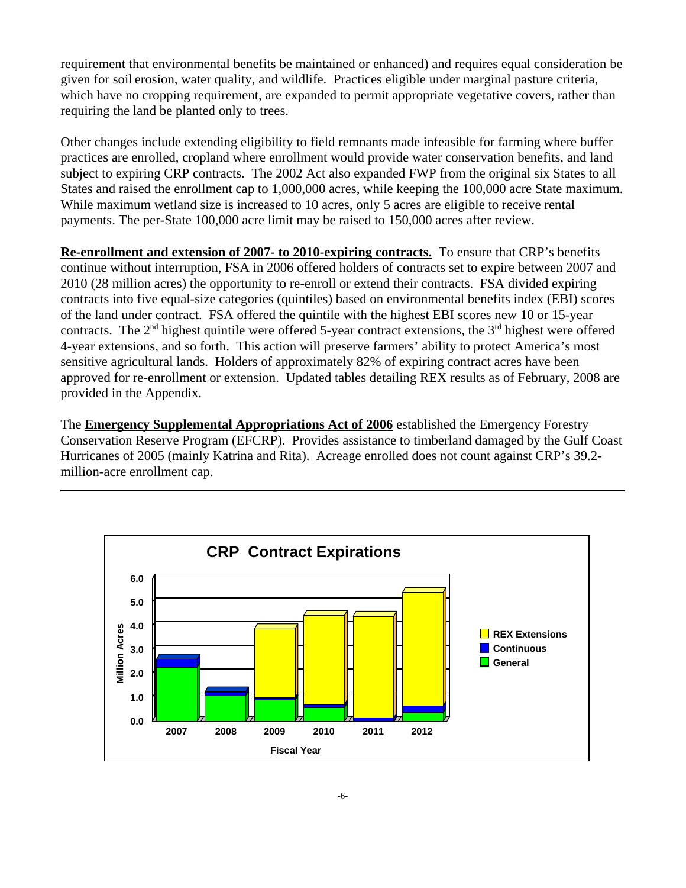requirement that environmental benefits be maintained or enhanced) and requires equal consideration be given for soil erosion, water quality, and wildlife. Practices eligible under marginal pasture criteria, which have no cropping requirement, are expanded to permit appropriate vegetative covers, rather than requiring the land be planted only to trees.

Other changes include extending eligibility to field remnants made infeasible for farming where buffer practices are enrolled, cropland where enrollment would provide water conservation benefits, and land subject to expiring CRP contracts. The 2002 Act also expanded FWP from the original six States to all States and raised the enrollment cap to 1,000,000 acres, while keeping the 100,000 acre State maximum. While maximum wetland size is increased to 10 acres, only 5 acres are eligible to receive rental payments. The per-State 100,000 acre limit may be raised to 150,000 acres after review.

**Re-enrollment and extension of 2007- to 2010-expiring contracts.** To ensure that CRP's benefits continue without interruption, FSA in 2006 offered holders of contracts set to expire between 2007 and 2010 (28 million acres) the opportunity to re-enroll or extend their contracts. FSA divided expiring contracts into five equal-size categories (quintiles) based on environmental benefits index (EBI) scores of the land under contract. FSA offered the quintile with the highest EBI scores new 10 or 15-year contracts. The 2nd highest quintile were offered 5-year contract extensions, the 3rd highest were offered 4-year extensions, and so forth. This action will preserve farmers' ability to protect America's most sensitive agricultural lands. Holders of approximately 82% of expiring contract acres have been approved for re-enrollment or extension. Updated tables detailing REX results as of February, 2008 are provided in the Appendix.

The **Emergency Supplemental Appropriations Act of 2006** established the Emergency Forestry Conservation Reserve Program (EFCRP). Provides assistance to timberland damaged by the Gulf Coast Hurricanes of 2005 (mainly Katrina and Rita). Acreage enrolled does not count against CRP's 39.2-million-acre enrollment cap.

---

**CRP Contract Expirations**

Million Acres (0.0–6.0) by Fiscal Year (2007–2012); legend: REX Extensions, Continuous, General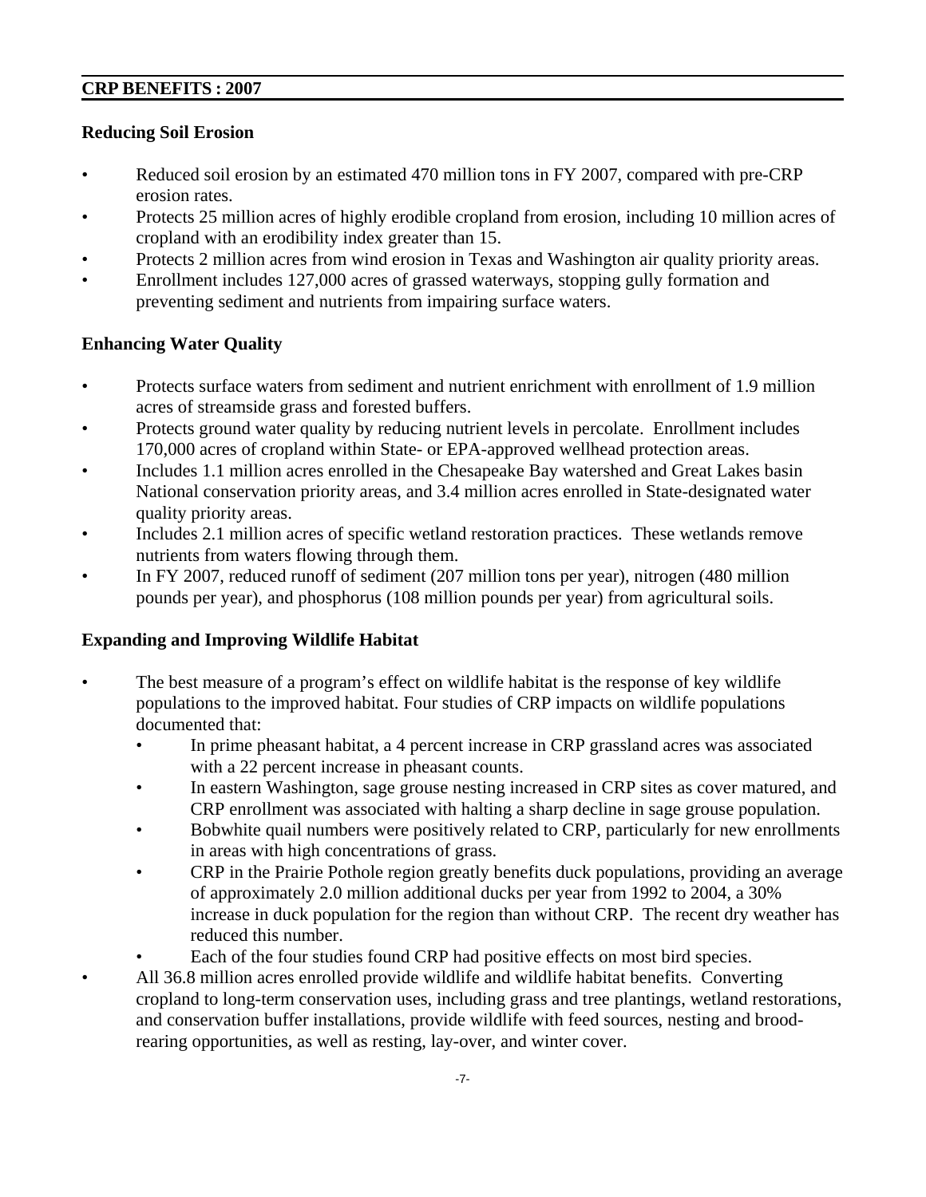## CRP BENEFITS : 2007

### Reducing Soil Erosion

- Reduced soil erosion by an estimated 470 million tons in FY 2007, compared with pre-CRP erosion rates.
- Protects 25 million acres of highly erodible cropland from erosion, including 10 million acres of cropland with an erodibility index greater than 15.
- Protects 2 million acres from wind erosion in Texas and Washington air quality priority areas.
- Enrollment includes 127,000 acres of grassed waterways, stopping gully formation and preventing sediment and nutrients from impairing surface waters.

### Enhancing Water Quality

- Protects surface waters from sediment and nutrient enrichment with enrollment of 1.9 million acres of streamside grass and forested buffers.
- Protects ground water quality by reducing nutrient levels in percolate. Enrollment includes 170,000 acres of cropland within State- or EPA-approved wellhead protection areas.
- Includes 1.1 million acres enrolled in the Chesapeake Bay watershed and Great Lakes basin National conservation priority areas, and 3.4 million acres enrolled in State-designated water quality priority areas.
- Includes 2.1 million acres of specific wetland restoration practices. These wetlands remove nutrients from waters flowing through them.
- In FY 2007, reduced runoff of sediment (207 million tons per year), nitrogen (480 million pounds per year), and phosphorus (108 million pounds per year) from agricultural soils.

### Expanding and Improving Wildlife Habitat

- The best measure of a program's effect on wildlife habitat is the response of key wildlife populations to the improved habitat. Four studies of CRP impacts on wildlife populations documented that:
    - In prime pheasant habitat, a 4 percent increase in CRP grassland acres was associated with a 22 percent increase in pheasant counts.
    - In eastern Washington, sage grouse nesting increased in CRP sites as cover matured, and CRP enrollment was associated with halting a sharp decline in sage grouse population.
    - Bobwhite quail numbers were positively related to CRP, particularly for new enrollments in areas with high concentrations of grass.
    - CRP in the Prairie Pothole region greatly benefits duck populations, providing an average of approximately 2.0 million additional ducks per year from 1992 to 2004, a 30% increase in duck population for the region than without CRP. The recent dry weather has reduced this number.
    - Each of the four studies found CRP had positive effects on most bird species.
- All 36.8 million acres enrolled provide wildlife and wildlife habitat benefits. Converting cropland to long-term conservation uses, including grass and tree plantings, wetland restorations, and conservation buffer installations, provide wildlife with feed sources, nesting and brood-rearing opportunities, as well as resting, lay-over, and winter cover.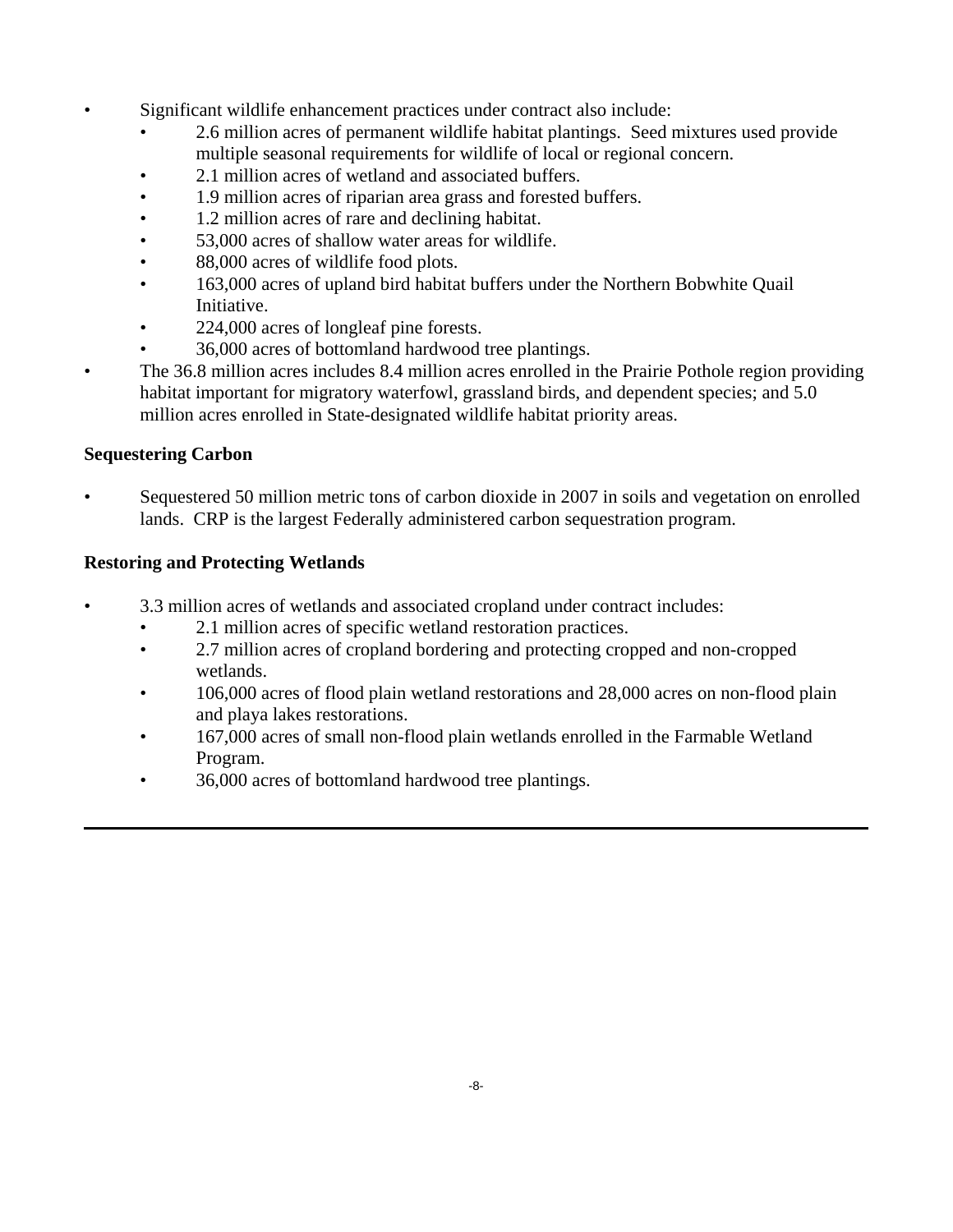- Significant wildlife enhancement practices under contract also include:
  - 2.6 million acres of permanent wildlife habitat plantings. Seed mixtures used provide multiple seasonal requirements for wildlife of local or regional concern.
  - 2.1 million acres of wetland and associated buffers.
  - 1.9 million acres of riparian area grass and forested buffers.
  - 1.2 million acres of rare and declining habitat.
  - 53,000 acres of shallow water areas for wildlife.
  - 88,000 acres of wildlife food plots.
  - 163,000 acres of upland bird habitat buffers under the Northern Bobwhite Quail Initiative.
  - 224,000 acres of longleaf pine forests.
  - 36,000 acres of bottomland hardwood tree plantings.
- The 36.8 million acres includes 8.4 million acres enrolled in the Prairie Pothole region providing habitat important for migratory waterfowl, grassland birds, and dependent species; and 5.0 million acres enrolled in State-designated wildlife habitat priority areas.

**Sequestering Carbon**

- Sequestered 50 million metric tons of carbon dioxide in 2007 in soils and vegetation on enrolled lands. CRP is the largest Federally administered carbon sequestration program.

**Restoring and Protecting Wetlands**

- 3.3 million acres of wetlands and associated cropland under contract includes:
  - 2.1 million acres of specific wetland restoration practices.
  - 2.7 million acres of cropland bordering and protecting cropped and non-cropped wetlands.
  - 106,000 acres of flood plain wetland restorations and 28,000 acres on non-flood plain and playa lakes restorations.
  - 167,000 acres of small non-flood plain wetlands enrolled in the Farmable Wetland Program.
  - 36,000 acres of bottomland hardwood tree plantings.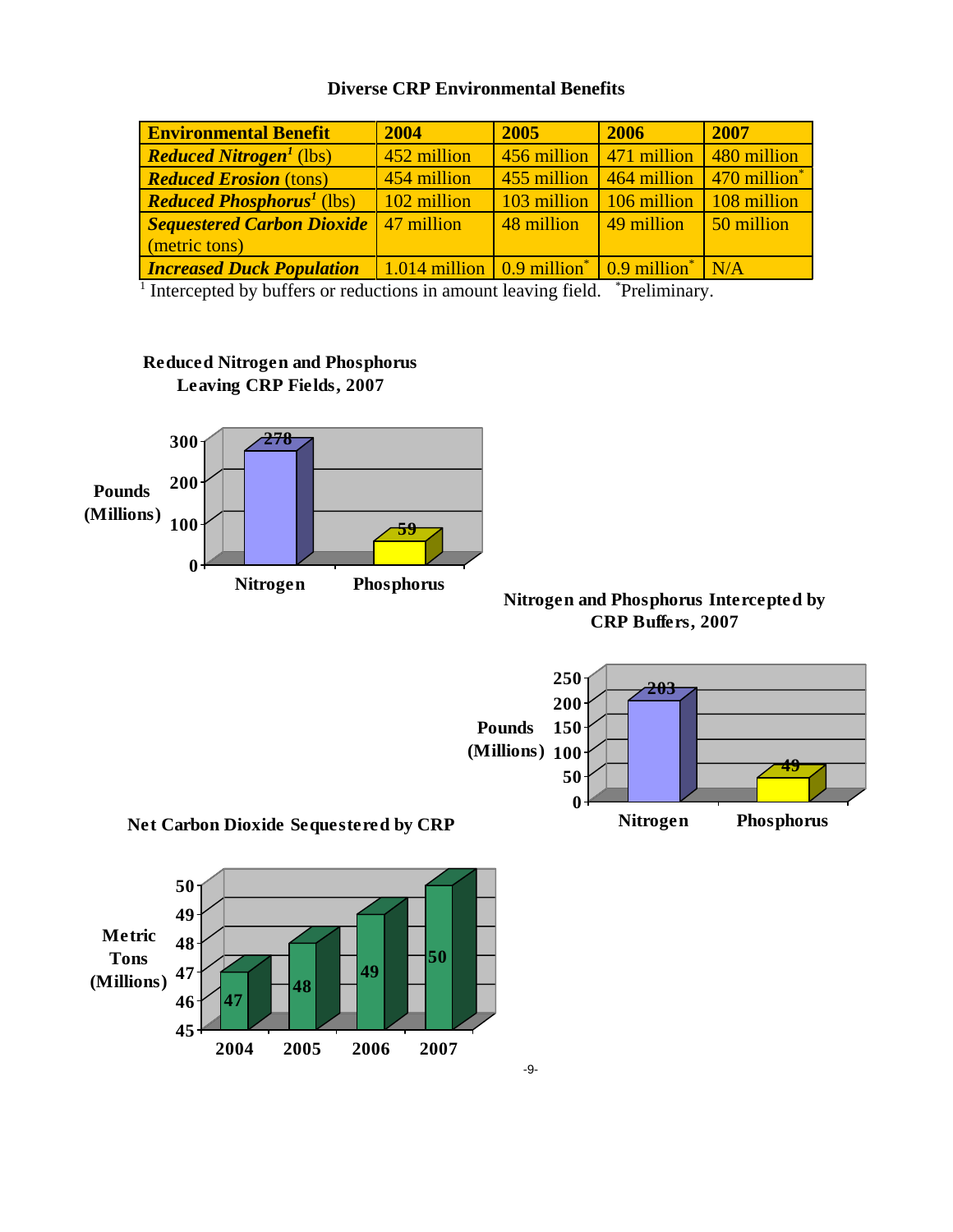**Diverse CRP Environmental Benefits**

| Environmental Benefit | 2004 | 2005 | 2006 | 2007 |
|---|---|---|---|---|
| ***Reduced Nitrogen***[1] (lbs) | 452 million | 456 million | 471 million | 480 million |
| ***Reduced Erosion*** (tons) | 454 million | 455 million | 464 million | 470 million* |
| ***Reduced Phosphorus***[1] (lbs) | 102 million | 103 million | 106 million | 108 million |
| ***Sequestered Carbon Dioxide*** (metric tons) | 47 million | 48 million | 49 million | 50 million |
| ***Increased Duck Population*** | 1.014 million | 0.9 million* | 0.9 million* | N/A |

[1] Intercepted by buffers or reductions in amount leaving field. *Preliminary.

**Reduced Nitrogen and Phosphorus Leaving CRP Fields, 2007**

| | Pounds (Millions) |
|---|---|
| Nitrogen | 278 |
| Phosphorus | 59 |

**Nitrogen and Phosphorus Intercepted by CRP Buffers, 2007**

| | Pounds (Millions) |
|---|---|
| Nitrogen | 203 |
| Phosphorus | 49 |

**Net Carbon Dioxide Sequestered by CRP**

| Year | Metric Tons (Millions) |
|---|---|
| 2004 | 47 |
| 2005 | 48 |
| 2006 | 49 |
| 2007 | 50 |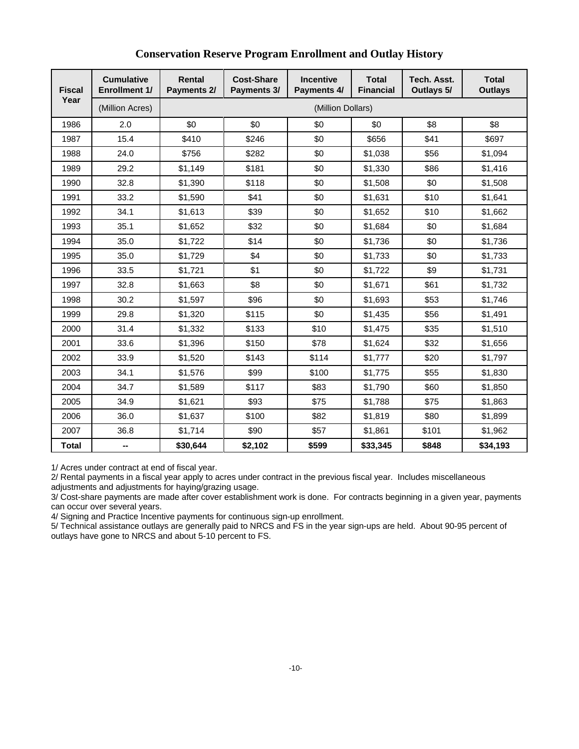## Conservation Reserve Program Enrollment and Outlay History

| Fiscal Year | Cumulative Enrollment 1/ | Rental Payments 2/ | Cost-Share Payments 3/ | Incentive Payments 4/ | Total Financial | Tech. Asst. Outlays 5/ | Total Outlays |
|---|---|---|---|---|---|---|---|
| | (Million Acres) | (Million Dollars) | | | | | |
| 1986 | 2.0 | $0 | $0 | $0 | $0 | $8 | $8 |
| 1987 | 15.4 | $410 | $246 | $0 | $656 | $41 | $697 |
| 1988 | 24.0 | $756 | $282 | $0 | $1,038 | $56 | $1,094 |
| 1989 | 29.2 | $1,149 | $181 | $0 | $1,330 | $86 | $1,416 |
| 1990 | 32.8 | $1,390 | $118 | $0 | $1,508 | $0 | $1,508 |
| 1991 | 33.2 | $1,590 | $41 | $0 | $1,631 | $10 | $1,641 |
| 1992 | 34.1 | $1,613 | $39 | $0 | $1,652 | $10 | $1,662 |
| 1993 | 35.1 | $1,652 | $32 | $0 | $1,684 | $0 | $1,684 |
| 1994 | 35.0 | $1,722 | $14 | $0 | $1,736 | $0 | $1,736 |
| 1995 | 35.0 | $1,729 | $4 | $0 | $1,733 | $0 | $1,733 |
| 1996 | 33.5 | $1,721 | $1 | $0 | $1,722 | $9 | $1,731 |
| 1997 | 32.8 | $1,663 | $8 | $0 | $1,671 | $61 | $1,732 |
| 1998 | 30.2 | $1,597 | $96 | $0 | $1,693 | $53 | $1,746 |
| 1999 | 29.8 | $1,320 | $115 | $0 | $1,435 | $56 | $1,491 |
| 2000 | 31.4 | $1,332 | $133 | $10 | $1,475 | $35 | $1,510 |
| 2001 | 33.6 | $1,396 | $150 | $78 | $1,624 | $32 | $1,656 |
| 2002 | 33.9 | $1,520 | $143 | $114 | $1,777 | $20 | $1,797 |
| 2003 | 34.1 | $1,576 | $99 | $100 | $1,775 | $55 | $1,830 |
| 2004 | 34.7 | $1,589 | $117 | $83 | $1,790 | $60 | $1,850 |
| 2005 | 34.9 | $1,621 | $93 | $75 | $1,788 | $75 | $1,863 |
| 2006 | 36.0 | $1,637 | $100 | $82 | $1,819 | $80 | $1,899 |
| 2007 | 36.8 | $1,714 | $90 | $57 | $1,861 | $101 | $1,962 |
| **Total** | **--** | **$30,644** | **$2,102** | **$599** | **$33,345** | **$848** | **$34,193** |

1/ Acres under contract at end of fiscal year.
2/ Rental payments in a fiscal year apply to acres under contract in the previous fiscal year. Includes miscellaneous adjustments and adjustments for haying/grazing usage.
3/ Cost-share payments are made after cover establishment work is done. For contracts beginning in a given year, payments can occur over several years.
4/ Signing and Practice Incentive payments for continuous sign-up enrollment.
5/ Technical assistance outlays are generally paid to NRCS and FS in the year sign-ups are held. About 90-95 percent of outlays have gone to NRCS and about 5-10 percent to FS.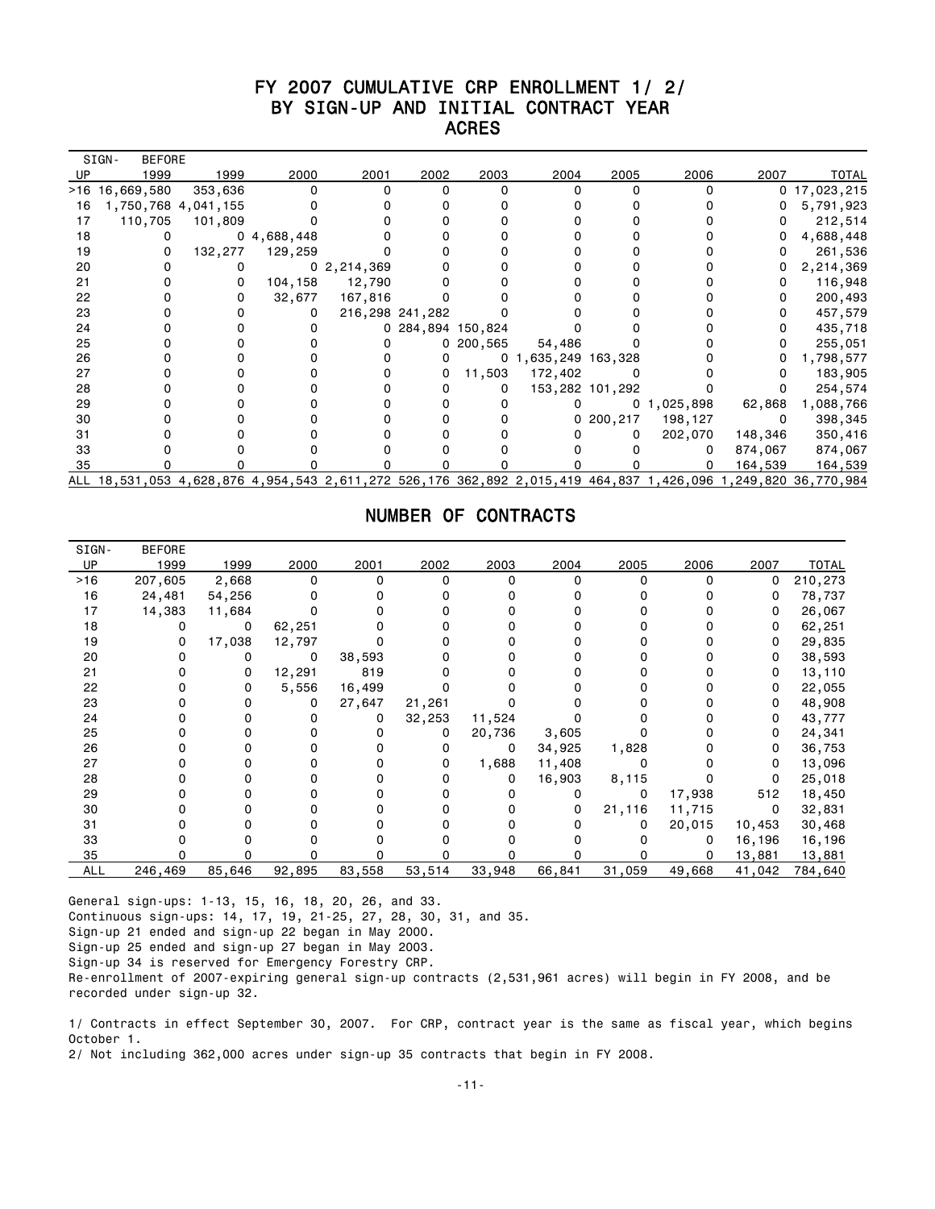# FY 2007 CUMULATIVE CRP ENROLLMENT 1/ 2/
## BY SIGN-UP AND INITIAL CONTRACT YEAR
### ACRES

| SIGN-UP | BEFORE 1999 | 1999 | 2000 | 2001 | 2002 | 2003 | 2004 | 2005 | 2006 | 2007 | TOTAL |
|---|---|---|---|---|---|---|---|---|---|---|---|
| >16 | 16,669,580 | 353,636 | 0 | 0 | 0 | 0 | 0 | 0 | 0 | 0 | 17,023,215 |
| 16 | 1,750,768 | 4,041,155 | 0 | 0 | 0 | 0 | 0 | 0 | 0 | 0 | 5,791,923 |
| 17 | 110,705 | 101,809 | 0 | 0 | 0 | 0 | 0 | 0 | 0 | 0 | 212,514 |
| 18 | 0 | 0 | 4,688,448 | 0 | 0 | 0 | 0 | 0 | 0 | 0 | 4,688,448 |
| 19 | 0 | 132,277 | 129,259 | 0 | 0 | 0 | 0 | 0 | 0 | 0 | 261,536 |
| 20 | 0 | 0 | 0 | 2,214,369 | 0 | 0 | 0 | 0 | 0 | 0 | 2,214,369 |
| 21 | 0 | 0 | 104,158 | 12,790 | 0 | 0 | 0 | 0 | 0 | 0 | 116,948 |
| 22 | 0 | 0 | 32,677 | 167,816 | 0 | 0 | 0 | 0 | 0 | 0 | 200,493 |
| 23 | 0 | 0 | 0 | 216,298 | 241,282 | 0 | 0 | 0 | 0 | 0 | 457,579 |
| 24 | 0 | 0 | 0 | 0 | 284,894 | 150,824 | 0 | 0 | 0 | 0 | 435,718 |
| 25 | 0 | 0 | 0 | 0 | 0 | 200,565 | 54,486 | 0 | 0 | 0 | 255,051 |
| 26 | 0 | 0 | 0 | 0 | 0 | 0 | 1,635,249 | 163,328 | 0 | 0 | 1,798,577 |
| 27 | 0 | 0 | 0 | 0 | 0 | 11,503 | 172,402 | 0 | 0 | 0 | 183,905 |
| 28 | 0 | 0 | 0 | 0 | 0 | 0 | 153,282 | 101,292 | 0 | 0 | 254,574 |
| 29 | 0 | 0 | 0 | 0 | 0 | 0 | 0 | 0 | 1,025,898 | 62,868 | 1,088,766 |
| 30 | 0 | 0 | 0 | 0 | 0 | 0 | 0 | 200,217 | 198,127 | 0 | 398,345 |
| 31 | 0 | 0 | 0 | 0 | 0 | 0 | 0 | 0 | 202,070 | 148,346 | 350,416 |
| 33 | 0 | 0 | 0 | 0 | 0 | 0 | 0 | 0 | 0 | 874,067 | 874,067 |
| 35 | 0 | 0 | 0 | 0 | 0 | 0 | 0 | 0 | 0 | 164,539 | 164,539 |
| ALL | 18,531,053 | 4,628,876 | 4,954,543 | 2,611,272 | 526,176 | 362,892 | 2,015,419 | 464,837 | 1,426,096 | 1,249,820 | 36,770,984 |

## NUMBER OF CONTRACTS

| SIGN-UP | BEFORE 1999 | 1999 | 2000 | 2001 | 2002 | 2003 | 2004 | 2005 | 2006 | 2007 | TOTAL |
|---|---|---|---|---|---|---|---|---|---|---|---|
| >16 | 207,605 | 2,668 | 0 | 0 | 0 | 0 | 0 | 0 | 0 | 0 | 210,273 |
| 16 | 24,481 | 54,256 | 0 | 0 | 0 | 0 | 0 | 0 | 0 | 0 | 78,737 |
| 17 | 14,383 | 11,684 | 0 | 0 | 0 | 0 | 0 | 0 | 0 | 0 | 26,067 |
| 18 | 0 | 0 | 62,251 | 0 | 0 | 0 | 0 | 0 | 0 | 0 | 62,251 |
| 19 | 0 | 17,038 | 12,797 | 0 | 0 | 0 | 0 | 0 | 0 | 0 | 29,835 |
| 20 | 0 | 0 | 0 | 38,593 | 0 | 0 | 0 | 0 | 0 | 0 | 38,593 |
| 21 | 0 | 0 | 12,291 | 819 | 0 | 0 | 0 | 0 | 0 | 0 | 13,110 |
| 22 | 0 | 0 | 5,556 | 16,499 | 0 | 0 | 0 | 0 | 0 | 0 | 22,055 |
| 23 | 0 | 0 | 0 | 27,647 | 21,261 | 0 | 0 | 0 | 0 | 0 | 48,908 |
| 24 | 0 | 0 | 0 | 0 | 32,253 | 11,524 | 0 | 0 | 0 | 0 | 43,777 |
| 25 | 0 | 0 | 0 | 0 | 0 | 20,736 | 3,605 | 0 | 0 | 0 | 24,341 |
| 26 | 0 | 0 | 0 | 0 | 0 | 0 | 34,925 | 1,828 | 0 | 0 | 36,753 |
| 27 | 0 | 0 | 0 | 0 | 0 | 1,688 | 11,408 | 0 | 0 | 0 | 13,096 |
| 28 | 0 | 0 | 0 | 0 | 0 | 0 | 16,903 | 8,115 | 0 | 0 | 25,018 |
| 29 | 0 | 0 | 0 | 0 | 0 | 0 | 0 | 0 | 17,938 | 512 | 18,450 |
| 30 | 0 | 0 | 0 | 0 | 0 | 0 | 0 | 21,116 | 11,715 | 0 | 32,831 |
| 31 | 0 | 0 | 0 | 0 | 0 | 0 | 0 | 0 | 20,015 | 10,453 | 30,468 |
| 33 | 0 | 0 | 0 | 0 | 0 | 0 | 0 | 0 | 0 | 16,196 | 16,196 |
| 35 | 0 | 0 | 0 | 0 | 0 | 0 | 0 | 0 | 0 | 13,881 | 13,881 |
| ALL | 246,469 | 85,646 | 92,895 | 83,558 | 53,514 | 33,948 | 66,841 | 31,059 | 49,668 | 41,042 | 784,640 |

General sign-ups: 1-13, 15, 16, 18, 20, 26, and 33.
Continuous sign-ups: 14, 17, 19, 21-25, 27, 28, 30, 31, and 35.
Sign-up 21 ended and sign-up 22 began in May 2000.
Sign-up 25 ended and sign-up 27 began in May 2003.
Sign-up 34 is reserved for Emergency Forestry CRP.
Re-enrollment of 2007-expiring general sign-up contracts (2,531,961 acres) will begin in FY 2008, and be recorded under sign-up 32.

1/ Contracts in effect September 30, 2007. For CRP, contract year is the same as fiscal year, which begins October 1.
2/ Not including 362,000 acres under sign-up 35 contracts that begin in FY 2008.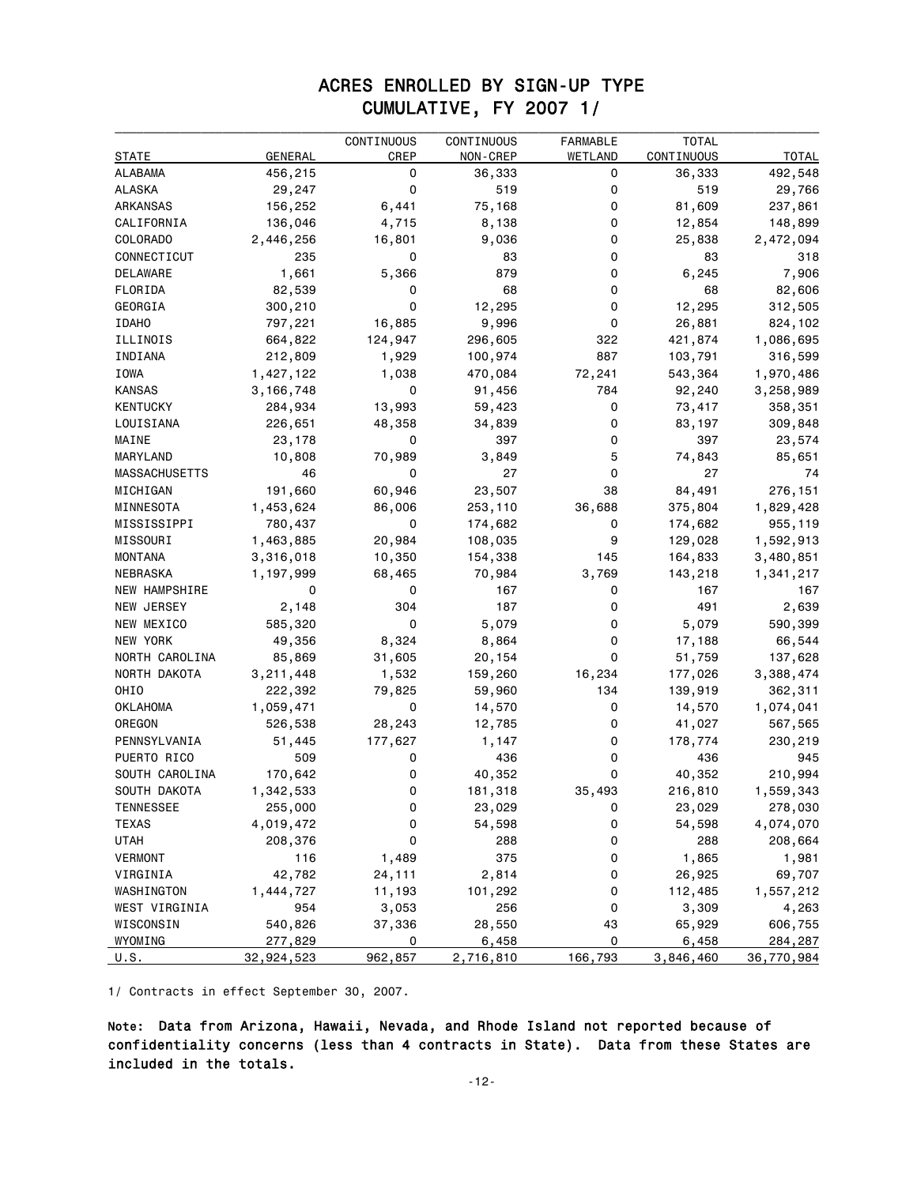# ACRES ENROLLED BY SIGN-UP TYPE
## CUMULATIVE, FY 2007 1/

| STATE | GENERAL | CONTINUOUS CREP | CONTINUOUS NON-CREP | FARMABLE WETLAND | TOTAL CONTINUOUS | TOTAL |
|---|---|---|---|---|---|---|
| ALABAMA | 456,215 | 0 | 36,333 | 0 | 36,333 | 492,548 |
| ALASKA | 29,247 | 0 | 519 | 0 | 519 | 29,766 |
| ARKANSAS | 156,252 | 6,441 | 75,168 | 0 | 81,609 | 237,861 |
| CALIFORNIA | 136,046 | 4,715 | 8,138 | 0 | 12,854 | 148,899 |
| COLORADO | 2,446,256 | 16,801 | 9,036 | 0 | 25,838 | 2,472,094 |
| CONNECTICUT | 235 | 0 | 83 | 0 | 83 | 318 |
| DELAWARE | 1,661 | 5,366 | 879 | 0 | 6,245 | 7,906 |
| FLORIDA | 82,539 | 0 | 68 | 0 | 68 | 82,606 |
| GEORGIA | 300,210 | 0 | 12,295 | 0 | 12,295 | 312,505 |
| IDAHO | 797,221 | 16,885 | 9,996 | 0 | 26,881 | 824,102 |
| ILLINOIS | 664,822 | 124,947 | 296,605 | 322 | 421,874 | 1,086,695 |
| INDIANA | 212,809 | 1,929 | 100,974 | 887 | 103,791 | 316,599 |
| IOWA | 1,427,122 | 1,038 | 470,084 | 72,241 | 543,364 | 1,970,486 |
| KANSAS | 3,166,748 | 0 | 91,456 | 784 | 92,240 | 3,258,989 |
| KENTUCKY | 284,934 | 13,993 | 59,423 | 0 | 73,417 | 358,351 |
| LOUISIANA | 226,651 | 48,358 | 34,839 | 0 | 83,197 | 309,848 |
| MAINE | 23,178 | 0 | 397 | 0 | 397 | 23,574 |
| MARYLAND | 10,808 | 70,989 | 3,849 | 5 | 74,843 | 85,651 |
| MASSACHUSETTS | 46 | 0 | 27 | 0 | 27 | 74 |
| MICHIGAN | 191,660 | 60,946 | 23,507 | 38 | 84,491 | 276,151 |
| MINNESOTA | 1,453,624 | 86,006 | 253,110 | 36,688 | 375,804 | 1,829,428 |
| MISSISSIPPI | 780,437 | 0 | 174,682 | 0 | 174,682 | 955,119 |
| MISSOURI | 1,463,885 | 20,984 | 108,035 | 9 | 129,028 | 1,592,913 |
| MONTANA | 3,316,018 | 10,350 | 154,338 | 145 | 164,833 | 3,480,851 |
| NEBRASKA | 1,197,999 | 68,465 | 70,984 | 3,769 | 143,218 | 1,341,217 |
| NEW HAMPSHIRE | 0 | 0 | 167 | 0 | 167 | 167 |
| NEW JERSEY | 2,148 | 304 | 187 | 0 | 491 | 2,639 |
| NEW MEXICO | 585,320 | 0 | 5,079 | 0 | 5,079 | 590,399 |
| NEW YORK | 49,356 | 8,324 | 8,864 | 0 | 17,188 | 66,544 |
| NORTH CAROLINA | 85,869 | 31,605 | 20,154 | 0 | 51,759 | 137,628 |
| NORTH DAKOTA | 3,211,448 | 1,532 | 159,260 | 16,234 | 177,026 | 3,388,474 |
| OHIO | 222,392 | 79,825 | 59,960 | 134 | 139,919 | 362,311 |
| OKLAHOMA | 1,059,471 | 0 | 14,570 | 0 | 14,570 | 1,074,041 |
| OREGON | 526,538 | 28,243 | 12,785 | 0 | 41,027 | 567,565 |
| PENNSYLVANIA | 51,445 | 177,627 | 1,147 | 0 | 178,774 | 230,219 |
| PUERTO RICO | 509 | 0 | 436 | 0 | 436 | 945 |
| SOUTH CAROLINA | 170,642 | 0 | 40,352 | 0 | 40,352 | 210,994 |
| SOUTH DAKOTA | 1,342,533 | 0 | 181,318 | 35,493 | 216,810 | 1,559,343 |
| TENNESSEE | 255,000 | 0 | 23,029 | 0 | 23,029 | 278,030 |
| TEXAS | 4,019,472 | 0 | 54,598 | 0 | 54,598 | 4,074,070 |
| UTAH | 208,376 | 0 | 288 | 0 | 288 | 208,664 |
| VERMONT | 116 | 1,489 | 375 | 0 | 1,865 | 1,981 |
| VIRGINIA | 42,782 | 24,111 | 2,814 | 0 | 26,925 | 69,707 |
| WASHINGTON | 1,444,727 | 11,193 | 101,292 | 0 | 112,485 | 1,557,212 |
| WEST VIRGINIA | 954 | 3,053 | 256 | 0 | 3,309 | 4,263 |
| WISCONSIN | 540,826 | 37,336 | 28,550 | 43 | 65,929 | 606,755 |
| WYOMING | 277,829 | 0 | 6,458 | 0 | 6,458 | 284,287 |
| U.S. | 32,924,523 | 962,857 | 2,716,810 | 166,793 | 3,846,460 | 36,770,984 |

1/ Contracts in effect September 30, 2007.

Note: Data from Arizona, Hawaii, Nevada, and Rhode Island not reported because of confidentiality concerns (less than 4 contracts in State). Data from these States are included in the totals.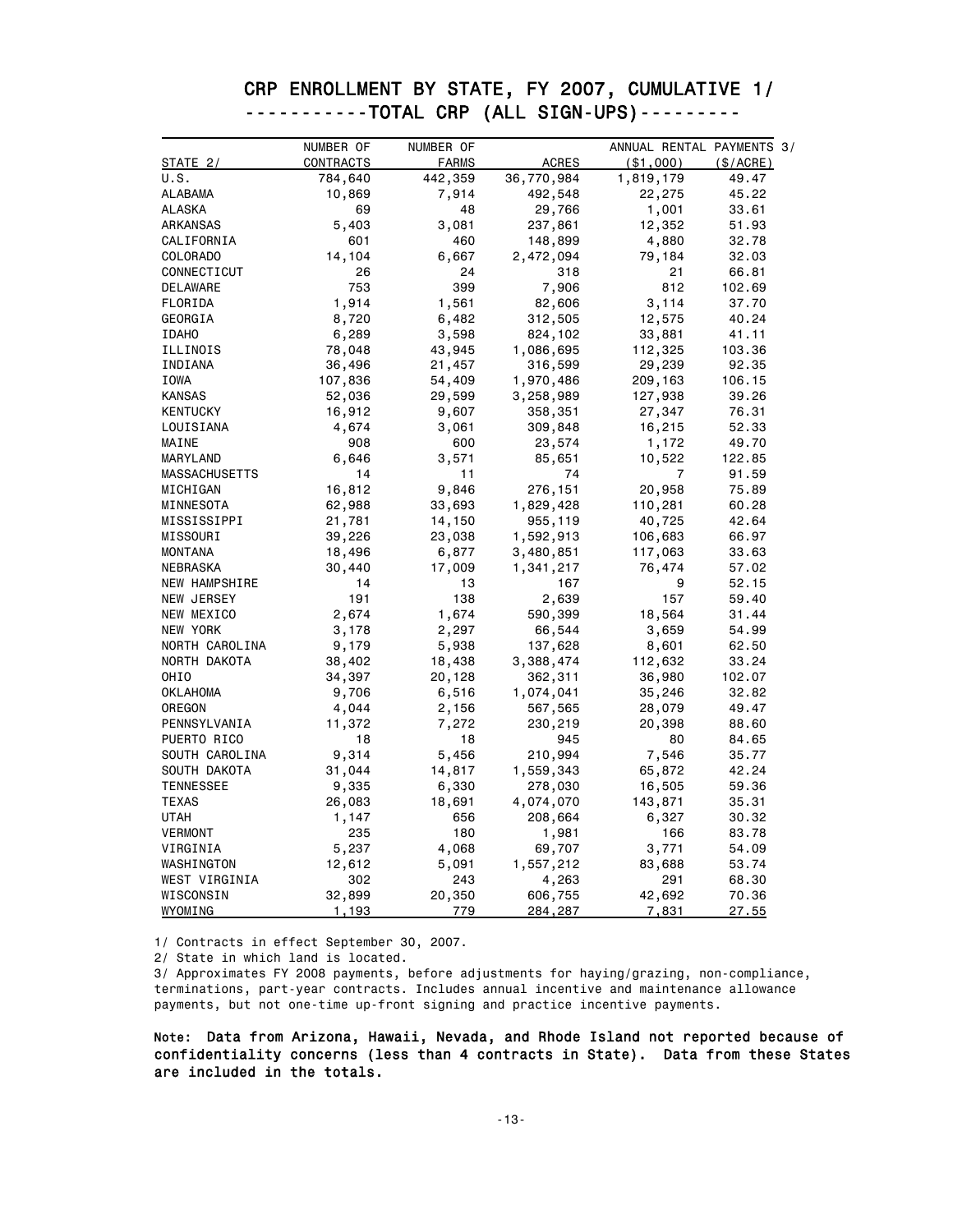# CRP ENROLLMENT BY STATE, FY 2007, CUMULATIVE 1/

## -----------TOTAL CRP (ALL SIGN-UPS)---------

| STATE 2/ | NUMBER OF CONTRACTS | NUMBER OF FARMS | ACRES | ANNUAL RENTAL PAYMENTS 3/ ($1,000) | ($/ACRE) |
|---|---|---|---|---|---|
| U.S. | 784,640 | 442,359 | 36,770,984 | 1,819,179 | 49.47 |
| ALABAMA | 10,869 | 7,914 | 492,548 | 22,275 | 45.22 |
| ALASKA | 69 | 48 | 29,766 | 1,001 | 33.61 |
| ARKANSAS | 5,403 | 3,081 | 237,861 | 12,352 | 51.93 |
| CALIFORNIA | 601 | 460 | 148,899 | 4,880 | 32.78 |
| COLORADO | 14,104 | 6,667 | 2,472,094 | 79,184 | 32.03 |
| CONNECTICUT | 26 | 24 | 318 | 21 | 66.81 |
| DELAWARE | 753 | 399 | 7,906 | 812 | 102.69 |
| FLORIDA | 1,914 | 1,561 | 82,606 | 3,114 | 37.70 |
| GEORGIA | 8,720 | 6,482 | 312,505 | 12,575 | 40.24 |
| IDAHO | 6,289 | 3,598 | 824,102 | 33,881 | 41.11 |
| ILLINOIS | 78,048 | 43,945 | 1,086,695 | 112,325 | 103.36 |
| INDIANA | 36,496 | 21,457 | 316,599 | 29,239 | 92.35 |
| IOWA | 107,836 | 54,409 | 1,970,486 | 209,163 | 106.15 |
| KANSAS | 52,036 | 29,599 | 3,258,989 | 127,938 | 39.26 |
| KENTUCKY | 16,912 | 9,607 | 358,351 | 27,347 | 76.31 |
| LOUISIANA | 4,674 | 3,061 | 309,848 | 16,215 | 52.33 |
| MAINE | 908 | 600 | 23,574 | 1,172 | 49.70 |
| MARYLAND | 6,646 | 3,571 | 85,651 | 10,522 | 122.85 |
| MASSACHUSETTS | 14 | 11 | 74 | 7 | 91.59 |
| MICHIGAN | 16,812 | 9,846 | 276,151 | 20,958 | 75.89 |
| MINNESOTA | 62,988 | 33,693 | 1,829,428 | 110,281 | 60.28 |
| MISSISSIPPI | 21,781 | 14,150 | 955,119 | 40,725 | 42.64 |
| MISSOURI | 39,226 | 23,038 | 1,592,913 | 106,683 | 66.97 |
| MONTANA | 18,496 | 6,877 | 3,480,851 | 117,063 | 33.63 |
| NEBRASKA | 30,440 | 17,009 | 1,341,217 | 76,474 | 57.02 |
| NEW HAMPSHIRE | 14 | 13 | 167 | 9 | 52.15 |
| NEW JERSEY | 191 | 138 | 2,639 | 157 | 59.40 |
| NEW MEXICO | 2,674 | 1,674 | 590,399 | 18,564 | 31.44 |
| NEW YORK | 3,178 | 2,297 | 66,544 | 3,659 | 54.99 |
| NORTH CAROLINA | 9,179 | 5,938 | 137,628 | 8,601 | 62.50 |
| NORTH DAKOTA | 38,402 | 18,438 | 3,388,474 | 112,632 | 33.24 |
| OHIO | 34,397 | 20,128 | 362,311 | 36,980 | 102.07 |
| OKLAHOMA | 9,706 | 6,516 | 1,074,041 | 35,246 | 32.82 |
| OREGON | 4,044 | 2,156 | 567,565 | 28,079 | 49.47 |
| PENNSYLVANIA | 11,372 | 7,272 | 230,219 | 20,398 | 88.60 |
| PUERTO RICO | 18 | 18 | 945 | 80 | 84.65 |
| SOUTH CAROLINA | 9,314 | 5,456 | 210,994 | 7,546 | 35.77 |
| SOUTH DAKOTA | 31,044 | 14,817 | 1,559,343 | 65,872 | 42.24 |
| TENNESSEE | 9,335 | 6,330 | 278,030 | 16,505 | 59.36 |
| TEXAS | 26,083 | 18,691 | 4,074,070 | 143,871 | 35.31 |
| UTAH | 1,147 | 656 | 208,664 | 6,327 | 30.32 |
| VERMONT | 235 | 180 | 1,981 | 166 | 83.78 |
| VIRGINIA | 5,237 | 4,068 | 69,707 | 3,771 | 54.09 |
| WASHINGTON | 12,612 | 5,091 | 1,557,212 | 83,688 | 53.74 |
| WEST VIRGINIA | 302 | 243 | 4,263 | 291 | 68.30 |
| WISCONSIN | 32,899 | 20,350 | 606,755 | 42,692 | 70.36 |
| WYOMING | 1,193 | 779 | 284,287 | 7,831 | 27.55 |

1/ Contracts in effect September 30, 2007.

2/ State in which land is located.

3/ Approximates FY 2008 payments, before adjustments for haying/grazing, non-compliance, terminations, part-year contracts. Includes annual incentive and maintenance allowance payments, but not one-time up-front signing and practice incentive payments.

**Note: Data from Arizona, Hawaii, Nevada, and Rhode Island not reported because of confidentiality concerns (less than 4 contracts in State). Data from these States are included in the totals.**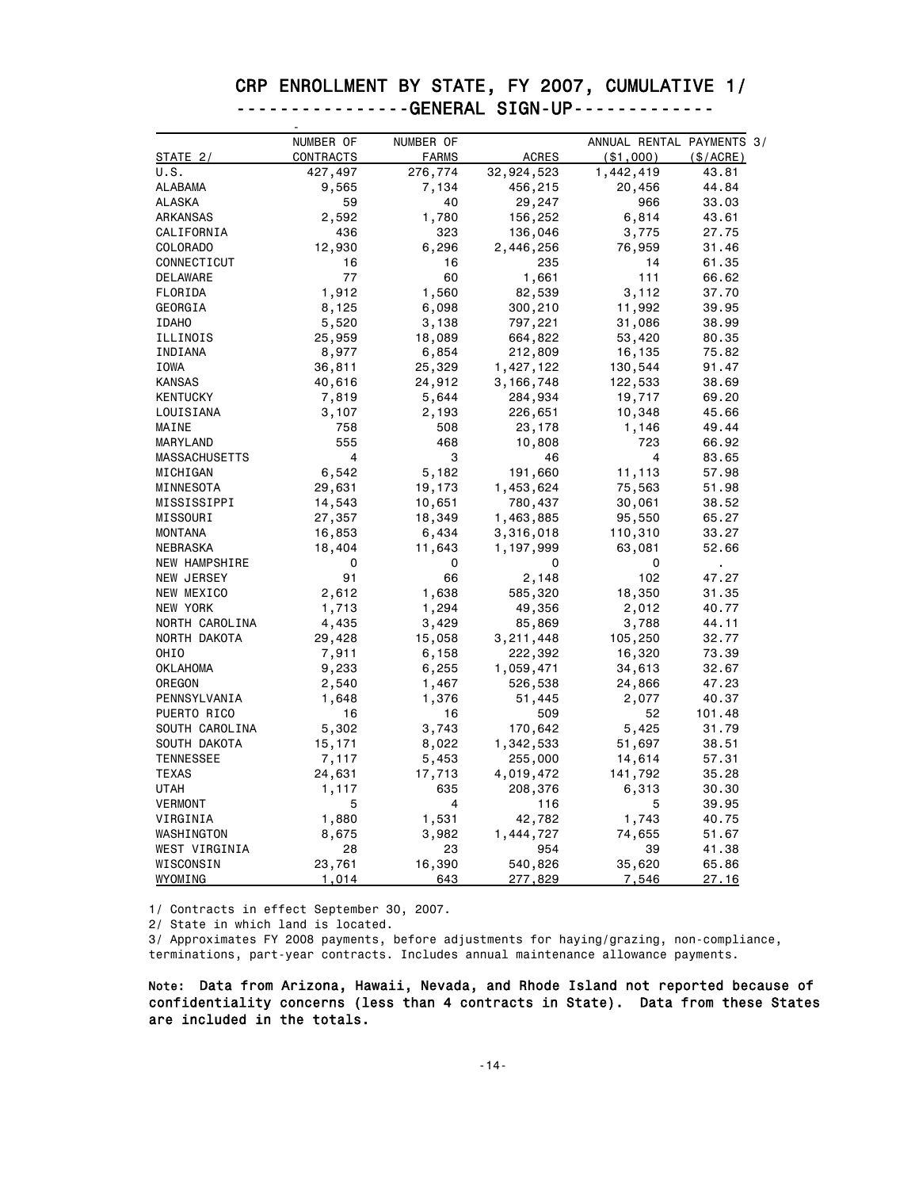# CRP ENROLLMENT BY STATE, FY 2007, CUMULATIVE 1/

## ----------------GENERAL SIGN-UP-------------

| STATE 2/ | NUMBER OF CONTRACTS | NUMBER OF FARMS | ACRES | ANNUAL RENTAL PAYMENTS 3/ ($1,000) | ($/ACRE) |
|---|---|---|---|---|---|
| U.S. | 427,497 | 276,774 | 32,924,523 | 1,442,419 | 43.81 |
| ALABAMA | 9,565 | 7,134 | 456,215 | 20,456 | 44.84 |
| ALASKA | 59 | 40 | 29,247 | 966 | 33.03 |
| ARKANSAS | 2,592 | 1,780 | 156,252 | 6,814 | 43.61 |
| CALIFORNIA | 436 | 323 | 136,046 | 3,775 | 27.75 |
| COLORADO | 12,930 | 6,296 | 2,446,256 | 76,959 | 31.46 |
| CONNECTICUT | 16 | 16 | 235 | 14 | 61.35 |
| DELAWARE | 77 | 60 | 1,661 | 111 | 66.62 |
| FLORIDA | 1,912 | 1,560 | 82,539 | 3,112 | 37.70 |
| GEORGIA | 8,125 | 6,098 | 300,210 | 11,992 | 39.95 |
| IDAHO | 5,520 | 3,138 | 797,221 | 31,086 | 38.99 |
| ILLINOIS | 25,959 | 18,089 | 664,822 | 53,420 | 80.35 |
| INDIANA | 8,977 | 6,854 | 212,809 | 16,135 | 75.82 |
| IOWA | 36,811 | 25,329 | 1,427,122 | 130,544 | 91.47 |
| KANSAS | 40,616 | 24,912 | 3,166,748 | 122,533 | 38.69 |
| KENTUCKY | 7,819 | 5,644 | 284,934 | 19,717 | 69.20 |
| LOUISIANA | 3,107 | 2,193 | 226,651 | 10,348 | 45.66 |
| MAINE | 758 | 508 | 23,178 | 1,146 | 49.44 |
| MARYLAND | 555 | 468 | 10,808 | 723 | 66.92 |
| MASSACHUSETTS | 4 | 3 | 46 | 4 | 83.65 |
| MICHIGAN | 6,542 | 5,182 | 191,660 | 11,113 | 57.98 |
| MINNESOTA | 29,631 | 19,173 | 1,453,624 | 75,563 | 51.98 |
| MISSISSIPPI | 14,543 | 10,651 | 780,437 | 30,061 | 38.52 |
| MISSOURI | 27,357 | 18,349 | 1,463,885 | 95,550 | 65.27 |
| MONTANA | 16,853 | 6,434 | 3,316,018 | 110,310 | 33.27 |
| NEBRASKA | 18,404 | 11,643 | 1,197,999 | 63,081 | 52.66 |
| NEW HAMPSHIRE | 0 | 0 | 0 | 0 | . |
| NEW JERSEY | 91 | 66 | 2,148 | 102 | 47.27 |
| NEW MEXICO | 2,612 | 1,638 | 585,320 | 18,350 | 31.35 |
| NEW YORK | 1,713 | 1,294 | 49,356 | 2,012 | 40.77 |
| NORTH CAROLINA | 4,435 | 3,429 | 85,869 | 3,788 | 44.11 |
| NORTH DAKOTA | 29,428 | 15,058 | 3,211,448 | 105,250 | 32.77 |
| OHIO | 7,911 | 6,158 | 222,392 | 16,320 | 73.39 |
| OKLAHOMA | 9,233 | 6,255 | 1,059,471 | 34,613 | 32.67 |
| OREGON | 2,540 | 1,467 | 526,538 | 24,866 | 47.23 |
| PENNSYLVANIA | 1,648 | 1,376 | 51,445 | 2,077 | 40.37 |
| PUERTO RICO | 16 | 16 | 509 | 52 | 101.48 |
| SOUTH CAROLINA | 5,302 | 3,743 | 170,642 | 5,425 | 31.79 |
| SOUTH DAKOTA | 15,171 | 8,022 | 1,342,533 | 51,697 | 38.51 |
| TENNESSEE | 7,117 | 5,453 | 255,000 | 14,614 | 57.31 |
| TEXAS | 24,631 | 17,713 | 4,019,472 | 141,792 | 35.28 |
| UTAH | 1,117 | 635 | 208,376 | 6,313 | 30.30 |
| VERMONT | 5 | 4 | 116 | 5 | 39.95 |
| VIRGINIA | 1,880 | 1,531 | 42,782 | 1,743 | 40.75 |
| WASHINGTON | 8,675 | 3,982 | 1,444,727 | 74,655 | 51.67 |
| WEST VIRGINIA | 28 | 23 | 954 | 39 | 41.38 |
| WISCONSIN | 23,761 | 16,390 | 540,826 | 35,620 | 65.86 |
| WYOMING | 1,014 | 643 | 277,829 | 7,546 | 27.16 |

1/ Contracts in effect September 30, 2007.

2/ State in which land is located.

3/ Approximates FY 2008 payments, before adjustments for haying/grazing, non-compliance, terminations, part-year contracts. Includes annual maintenance allowance payments.

**Note:** Data from Arizona, Hawaii, Nevada, and Rhode Island not reported because of confidentiality concerns (less than 4 contracts in State). Data from these States are included in the totals.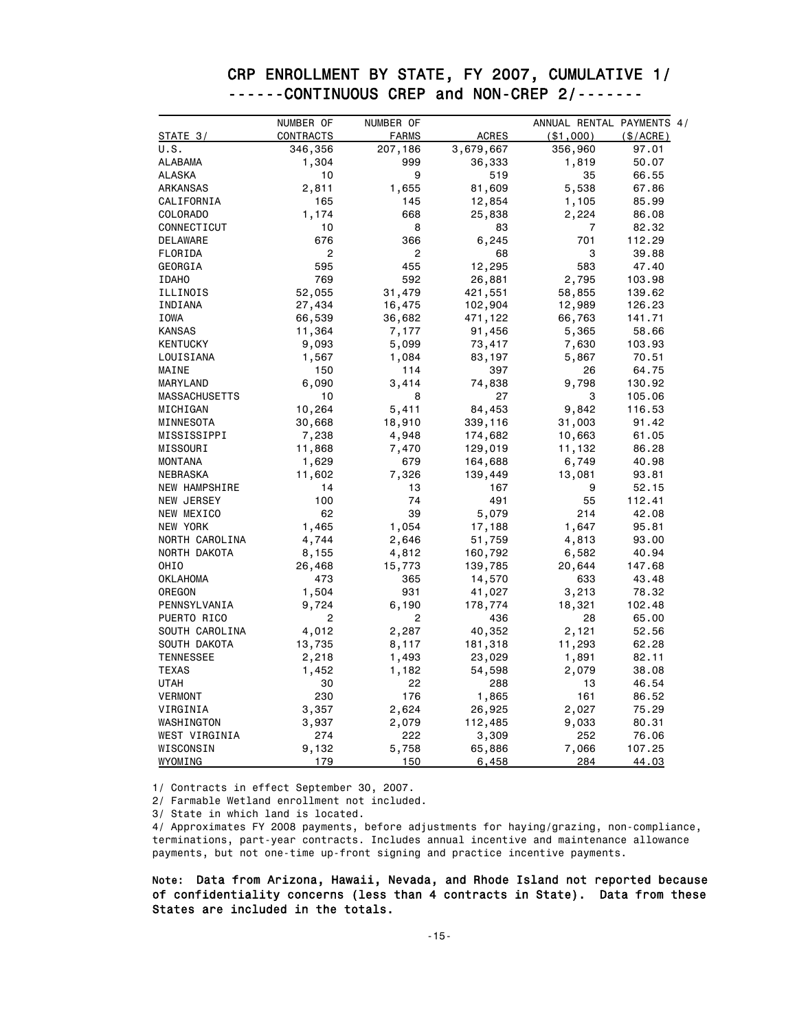# CRP ENROLLMENT BY STATE, FY 2007, CUMULATIVE 1/

## ------CONTINUOUS CREP and NON-CREP 2/-------

| STATE 3/ | NUMBER OF CONTRACTS | NUMBER OF FARMS | ACRES | ANNUAL RENTAL PAYMENTS 4/ ($1,000) | ($/ACRE) |
|---|---|---|---|---|---|
| U.S. | 346,356 | 207,186 | 3,679,667 | 356,960 | 97.01 |
| ALABAMA | 1,304 | 999 | 36,333 | 1,819 | 50.07 |
| ALASKA | 10 | 9 | 519 | 35 | 66.55 |
| ARKANSAS | 2,811 | 1,655 | 81,609 | 5,538 | 67.86 |
| CALIFORNIA | 165 | 145 | 12,854 | 1,105 | 85.99 |
| COLORADO | 1,174 | 668 | 25,838 | 2,224 | 86.08 |
| CONNECTICUT | 10 | 8 | 83 | 7 | 82.32 |
| DELAWARE | 676 | 366 | 6,245 | 701 | 112.29 |
| FLORIDA | 2 | 2 | 68 | 3 | 39.88 |
| GEORGIA | 595 | 455 | 12,295 | 583 | 47.40 |
| IDAHO | 769 | 592 | 26,881 | 2,795 | 103.98 |
| ILLINOIS | 52,055 | 31,479 | 421,551 | 58,855 | 139.62 |
| INDIANA | 27,434 | 16,475 | 102,904 | 12,989 | 126.23 |
| IOWA | 66,539 | 36,682 | 471,122 | 66,763 | 141.71 |
| KANSAS | 11,364 | 7,177 | 91,456 | 5,365 | 58.66 |
| KENTUCKY | 9,093 | 5,099 | 73,417 | 7,630 | 103.93 |
| LOUISIANA | 1,567 | 1,084 | 83,197 | 5,867 | 70.51 |
| MAINE | 150 | 114 | 397 | 26 | 64.75 |
| MARYLAND | 6,090 | 3,414 | 74,838 | 9,798 | 130.92 |
| MASSACHUSETTS | 10 | 8 | 27 | 3 | 105.06 |
| MICHIGAN | 10,264 | 5,411 | 84,453 | 9,842 | 116.53 |
| MINNESOTA | 30,668 | 18,910 | 339,116 | 31,003 | 91.42 |
| MISSISSIPPI | 7,238 | 4,948 | 174,682 | 10,663 | 61.05 |
| MISSOURI | 11,868 | 7,470 | 129,019 | 11,132 | 86.28 |
| MONTANA | 1,629 | 679 | 164,688 | 6,749 | 40.98 |
| NEBRASKA | 11,602 | 7,326 | 139,449 | 13,081 | 93.81 |
| NEW HAMPSHIRE | 14 | 13 | 167 | 9 | 52.15 |
| NEW JERSEY | 100 | 74 | 491 | 55 | 112.41 |
| NEW MEXICO | 62 | 39 | 5,079 | 214 | 42.08 |
| NEW YORK | 1,465 | 1,054 | 17,188 | 1,647 | 95.81 |
| NORTH CAROLINA | 4,744 | 2,646 | 51,759 | 4,813 | 93.00 |
| NORTH DAKOTA | 8,155 | 4,812 | 160,792 | 6,582 | 40.94 |
| OHIO | 26,468 | 15,773 | 139,785 | 20,644 | 147.68 |
| OKLAHOMA | 473 | 365 | 14,570 | 633 | 43.48 |
| OREGON | 1,504 | 931 | 41,027 | 3,213 | 78.32 |
| PENNSYLVANIA | 9,724 | 6,190 | 178,774 | 18,321 | 102.48 |
| PUERTO RICO | 2 | 2 | 436 | 28 | 65.00 |
| SOUTH CAROLINA | 4,012 | 2,287 | 40,352 | 2,121 | 52.56 |
| SOUTH DAKOTA | 13,735 | 8,117 | 181,318 | 11,293 | 62.28 |
| TENNESSEE | 2,218 | 1,493 | 23,029 | 1,891 | 82.11 |
| TEXAS | 1,452 | 1,182 | 54,598 | 2,079 | 38.08 |
| UTAH | 30 | 22 | 288 | 13 | 46.54 |
| VERMONT | 230 | 176 | 1,865 | 161 | 86.52 |
| VIRGINIA | 3,357 | 2,624 | 26,925 | 2,027 | 75.29 |
| WASHINGTON | 3,937 | 2,079 | 112,485 | 9,033 | 80.31 |
| WEST VIRGINIA | 274 | 222 | 3,309 | 252 | 76.06 |
| WISCONSIN | 9,132 | 5,758 | 65,886 | 7,066 | 107.25 |
| WYOMING | 179 | 150 | 6,458 | 284 | 44.03 |

1/ Contracts in effect September 30, 2007.

2/ Farmable Wetland enrollment not included.

3/ State in which land is located.

4/ Approximates FY 2008 payments, before adjustments for haying/grazing, non-compliance, terminations, part-year contracts. Includes annual incentive and maintenance allowance payments, but not one-time up-front signing and practice incentive payments.

**Note: Data from Arizona, Hawaii, Nevada, and Rhode Island not reported because of confidentiality concerns (less than 4 contracts in State). Data from these States are included in the totals.**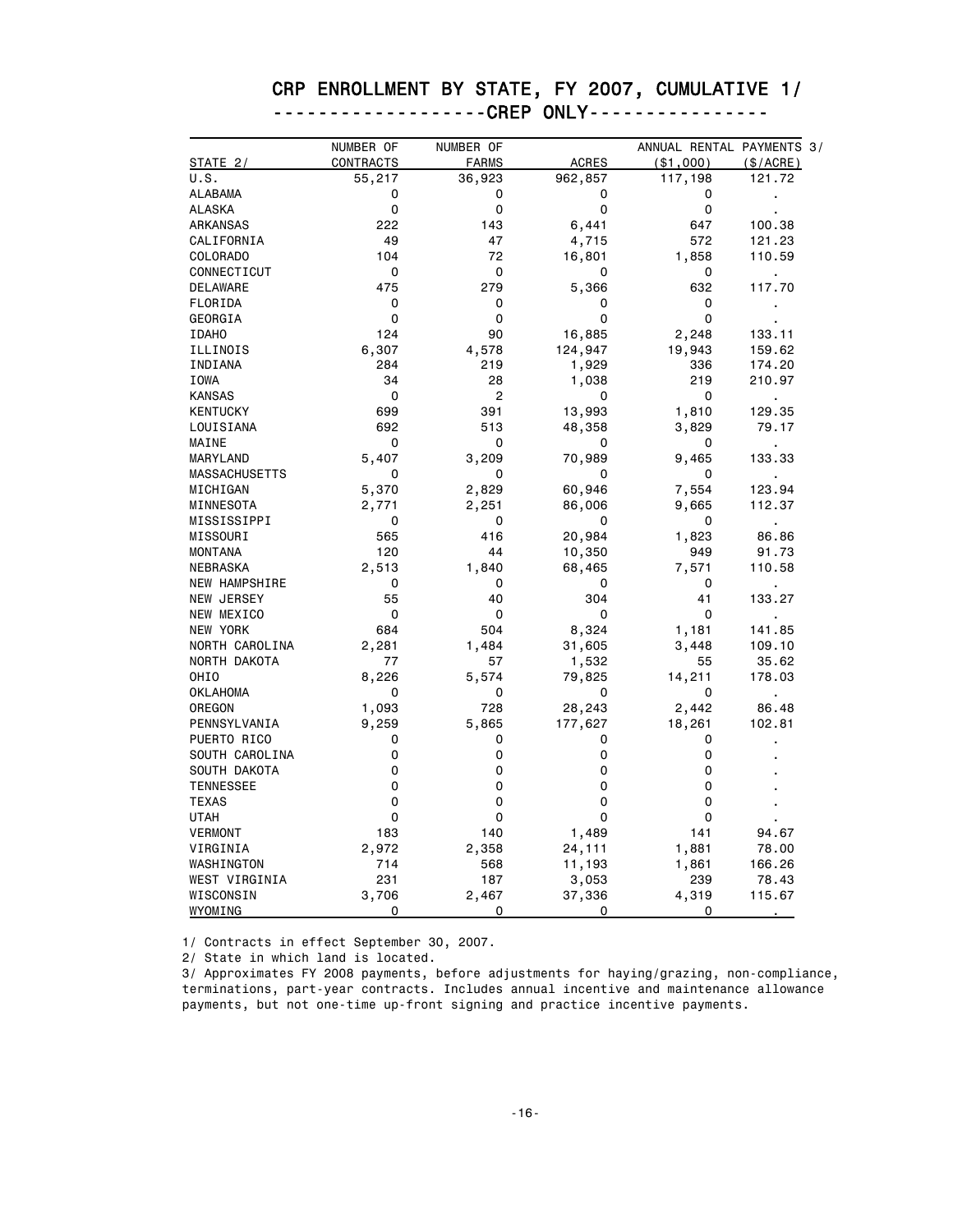# CRP ENROLLMENT BY STATE, FY 2007, CUMULATIVE 1/

## ------------------CREP ONLY---------------

| STATE 2/ | NUMBER OF CONTRACTS | NUMBER OF FARMS | ACRES | ANNUAL RENTAL PAYMENTS 3/ ($1,000) | ($/ACRE) |
|---|---|---|---|---|---|
| U.S. | 55,217 | 36,923 | 962,857 | 117,198 | 121.72 |
| ALABAMA | 0 | 0 | 0 | 0 | . |
| ALASKA | 0 | 0 | 0 | 0 | . |
| ARKANSAS | 222 | 143 | 6,441 | 647 | 100.38 |
| CALIFORNIA | 49 | 47 | 4,715 | 572 | 121.23 |
| COLORADO | 104 | 72 | 16,801 | 1,858 | 110.59 |
| CONNECTICUT | 0 | 0 | 0 | 0 | . |
| DELAWARE | 475 | 279 | 5,366 | 632 | 117.70 |
| FLORIDA | 0 | 0 | 0 | 0 | . |
| GEORGIA | 0 | 0 | 0 | 0 | . |
| IDAHO | 124 | 90 | 16,885 | 2,248 | 133.11 |
| ILLINOIS | 6,307 | 4,578 | 124,947 | 19,943 | 159.62 |
| INDIANA | 284 | 219 | 1,929 | 336 | 174.20 |
| IOWA | 34 | 28 | 1,038 | 219 | 210.97 |
| KANSAS | 0 | 2 | 0 | 0 | . |
| KENTUCKY | 699 | 391 | 13,993 | 1,810 | 129.35 |
| LOUISIANA | 692 | 513 | 48,358 | 3,829 | 79.17 |
| MAINE | 0 | 0 | 0 | 0 | . |
| MARYLAND | 5,407 | 3,209 | 70,989 | 9,465 | 133.33 |
| MASSACHUSETTS | 0 | 0 | 0 | 0 | . |
| MICHIGAN | 5,370 | 2,829 | 60,946 | 7,554 | 123.94 |
| MINNESOTA | 2,771 | 2,251 | 86,006 | 9,665 | 112.37 |
| MISSISSIPPI | 0 | 0 | 0 | 0 | . |
| MISSOURI | 565 | 416 | 20,984 | 1,823 | 86.86 |
| MONTANA | 120 | 44 | 10,350 | 949 | 91.73 |
| NEBRASKA | 2,513 | 1,840 | 68,465 | 7,571 | 110.58 |
| NEW HAMPSHIRE | 0 | 0 | 0 | 0 | . |
| NEW JERSEY | 55 | 40 | 304 | 41 | 133.27 |
| NEW MEXICO | 0 | 0 | 0 | 0 | . |
| NEW YORK | 684 | 504 | 8,324 | 1,181 | 141.85 |
| NORTH CAROLINA | 2,281 | 1,484 | 31,605 | 3,448 | 109.10 |
| NORTH DAKOTA | 77 | 57 | 1,532 | 55 | 35.62 |
| OHIO | 8,226 | 5,574 | 79,825 | 14,211 | 178.03 |
| OKLAHOMA | 0 | 0 | 0 | 0 | . |
| OREGON | 1,093 | 728 | 28,243 | 2,442 | 86.48 |
| PENNSYLVANIA | 9,259 | 5,865 | 177,627 | 18,261 | 102.81 |
| PUERTO RICO | 0 | 0 | 0 | 0 | . |
| SOUTH CAROLINA | 0 | 0 | 0 | 0 | . |
| SOUTH DAKOTA | 0 | 0 | 0 | 0 | . |
| TENNESSEE | 0 | 0 | 0 | 0 | . |
| TEXAS | 0 | 0 | 0 | 0 | . |
| UTAH | 0 | 0 | 0 | 0 | . |
| VERMONT | 183 | 140 | 1,489 | 141 | 94.67 |
| VIRGINIA | 2,972 | 2,358 | 24,111 | 1,881 | 78.00 |
| WASHINGTON | 714 | 568 | 11,193 | 1,861 | 166.26 |
| WEST VIRGINIA | 231 | 187 | 3,053 | 239 | 78.43 |
| WISCONSIN | 3,706 | 2,467 | 37,336 | 4,319 | 115.67 |
| WYOMING | 0 | 0 | 0 | 0 | . |

1/ Contracts in effect September 30, 2007.

2/ State in which land is located.

3/ Approximates FY 2008 payments, before adjustments for haying/grazing, non-compliance, terminations, part-year contracts. Includes annual incentive and maintenance allowance payments, but not one-time up-front signing and practice incentive payments.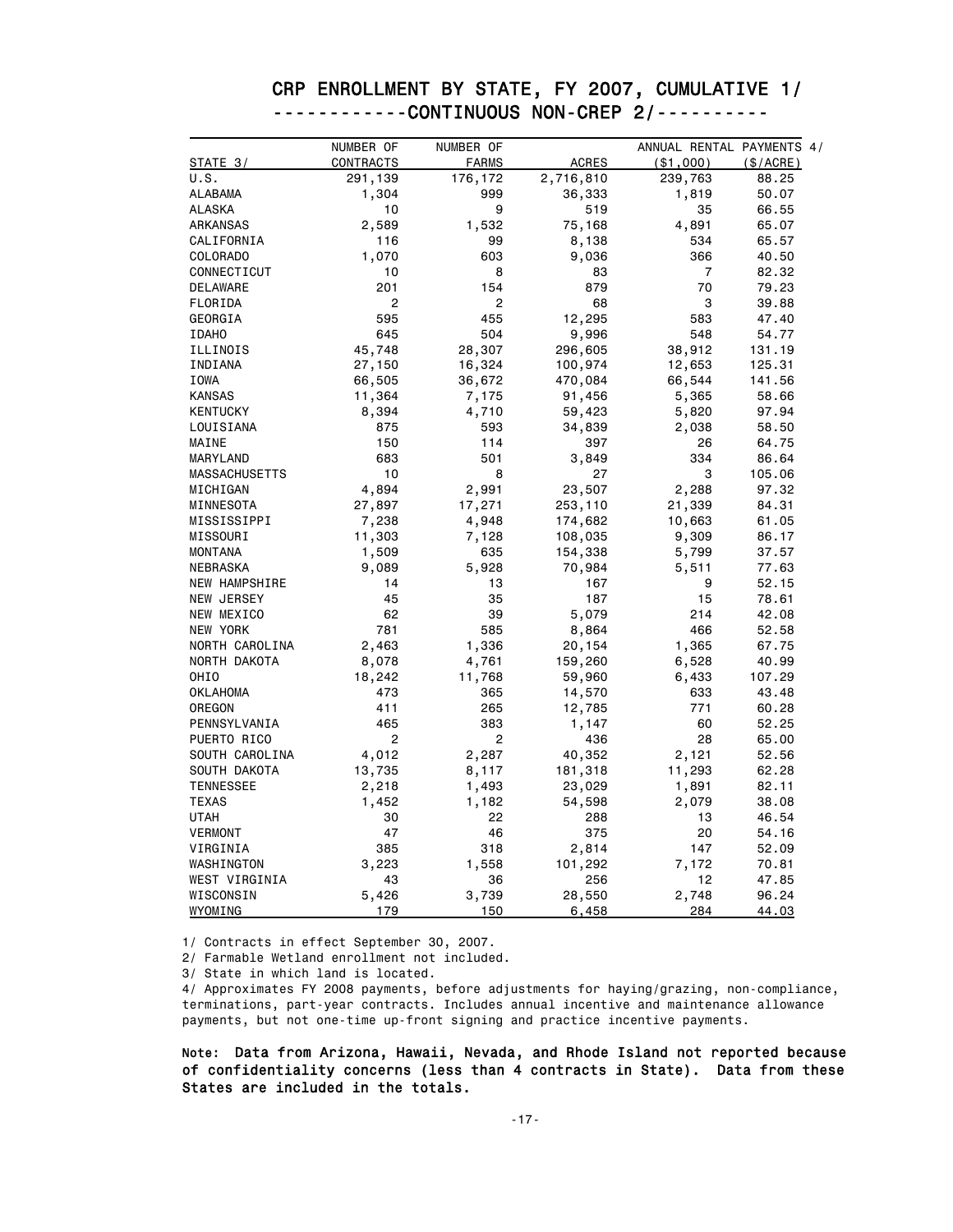# CRP ENROLLMENT BY STATE, FY 2007, CUMULATIVE 1/

## ------------CONTINUOUS NON-CREP 2/----------

| STATE 3/ | NUMBER OF CONTRACTS | NUMBER OF FARMS | ACRES | ANNUAL RENTAL PAYMENTS 4/ ($1,000) | ($/ACRE) |
|---|---|---|---|---|---|
| U.S. | 291,139 | 176,172 | 2,716,810 | 239,763 | 88.25 |
| ALABAMA | 1,304 | 999 | 36,333 | 1,819 | 50.07 |
| ALASKA | 10 | 9 | 519 | 35 | 66.55 |
| ARKANSAS | 2,589 | 1,532 | 75,168 | 4,891 | 65.07 |
| CALIFORNIA | 116 | 99 | 8,138 | 534 | 65.57 |
| COLORADO | 1,070 | 603 | 9,036 | 366 | 40.50 |
| CONNECTICUT | 10 | 8 | 83 | 7 | 82.32 |
| DELAWARE | 201 | 154 | 879 | 70 | 79.23 |
| FLORIDA | 2 | 2 | 68 | 3 | 39.88 |
| GEORGIA | 595 | 455 | 12,295 | 583 | 47.40 |
| IDAHO | 645 | 504 | 9,996 | 548 | 54.77 |
| ILLINOIS | 45,748 | 28,307 | 296,605 | 38,912 | 131.19 |
| INDIANA | 27,150 | 16,324 | 100,974 | 12,653 | 125.31 |
| IOWA | 66,505 | 36,672 | 470,084 | 66,544 | 141.56 |
| KANSAS | 11,364 | 7,175 | 91,456 | 5,365 | 58.66 |
| KENTUCKY | 8,394 | 4,710 | 59,423 | 5,820 | 97.94 |
| LOUISIANA | 875 | 593 | 34,839 | 2,038 | 58.50 |
| MAINE | 150 | 114 | 397 | 26 | 64.75 |
| MARYLAND | 683 | 501 | 3,849 | 334 | 86.64 |
| MASSACHUSETTS | 10 | 8 | 27 | 3 | 105.06 |
| MICHIGAN | 4,894 | 2,991 | 23,507 | 2,288 | 97.32 |
| MINNESOTA | 27,897 | 17,271 | 253,110 | 21,339 | 84.31 |
| MISSISSIPPI | 7,238 | 4,948 | 174,682 | 10,663 | 61.05 |
| MISSOURI | 11,303 | 7,128 | 108,035 | 9,309 | 86.17 |
| MONTANA | 1,509 | 635 | 154,338 | 5,799 | 37.57 |
| NEBRASKA | 9,089 | 5,928 | 70,984 | 5,511 | 77.63 |
| NEW HAMPSHIRE | 14 | 13 | 167 | 9 | 52.15 |
| NEW JERSEY | 45 | 35 | 187 | 15 | 78.61 |
| NEW MEXICO | 62 | 39 | 5,079 | 214 | 42.08 |
| NEW YORK | 781 | 585 | 8,864 | 466 | 52.58 |
| NORTH CAROLINA | 2,463 | 1,336 | 20,154 | 1,365 | 67.75 |
| NORTH DAKOTA | 8,078 | 4,761 | 159,260 | 6,528 | 40.99 |
| OHIO | 18,242 | 11,768 | 59,960 | 6,433 | 107.29 |
| OKLAHOMA | 473 | 365 | 14,570 | 633 | 43.48 |
| OREGON | 411 | 265 | 12,785 | 771 | 60.28 |
| PENNSYLVANIA | 465 | 383 | 1,147 | 60 | 52.25 |
| PUERTO RICO | 2 | 2 | 436 | 28 | 65.00 |
| SOUTH CAROLINA | 4,012 | 2,287 | 40,352 | 2,121 | 52.56 |
| SOUTH DAKOTA | 13,735 | 8,117 | 181,318 | 11,293 | 62.28 |
| TENNESSEE | 2,218 | 1,493 | 23,029 | 1,891 | 82.11 |
| TEXAS | 1,452 | 1,182 | 54,598 | 2,079 | 38.08 |
| UTAH | 30 | 22 | 288 | 13 | 46.54 |
| VERMONT | 47 | 46 | 375 | 20 | 54.16 |
| VIRGINIA | 385 | 318 | 2,814 | 147 | 52.09 |
| WASHINGTON | 3,223 | 1,558 | 101,292 | 7,172 | 70.81 |
| WEST VIRGINIA | 43 | 36 | 256 | 12 | 47.85 |
| WISCONSIN | 5,426 | 3,739 | 28,550 | 2,748 | 96.24 |
| WYOMING | 179 | 150 | 6,458 | 284 | 44.03 |

1/ Contracts in effect September 30, 2007.

2/ Farmable Wetland enrollment not included.

3/ State in which land is located.

4/ Approximates FY 2008 payments, before adjustments for haying/grazing, non-compliance, terminations, part-year contracts. Includes annual incentive and maintenance allowance payments, but not one-time up-front signing and practice incentive payments.

**Note: Data from Arizona, Hawaii, Nevada, and Rhode Island not reported because of confidentiality concerns (less than 4 contracts in State). Data from these States are included in the totals.**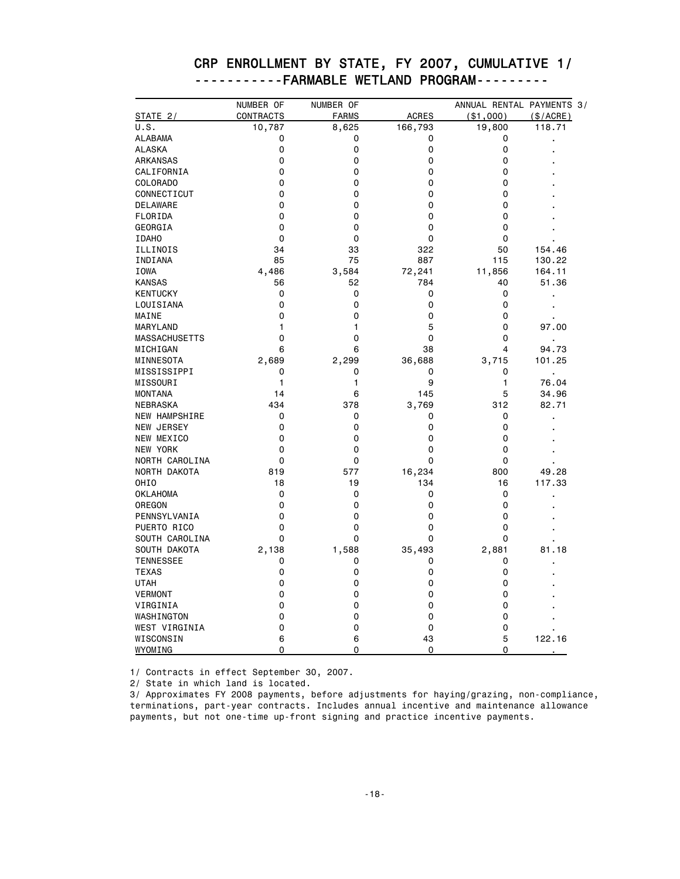# CRP ENROLLMENT BY STATE, FY 2007, CUMULATIVE 1/

## -----------FARMABLE WETLAND PROGRAM---------

| STATE 2/ | NUMBER OF CONTRACTS | NUMBER OF FARMS | ACRES | ANNUAL RENTAL PAYMENTS 3/ ($1,000) | ($/ACRE) |
|---|---|---|---|---|---|
| U.S. | 10,787 | 8,625 | 166,793 | 19,800 | 118.71 |
| ALABAMA | 0 | 0 | 0 | 0 | . |
| ALASKA | 0 | 0 | 0 | 0 | . |
| ARKANSAS | 0 | 0 | 0 | 0 | . |
| CALIFORNIA | 0 | 0 | 0 | 0 | . |
| COLORADO | 0 | 0 | 0 | 0 | . |
| CONNECTICUT | 0 | 0 | 0 | 0 | . |
| DELAWARE | 0 | 0 | 0 | 0 | . |
| FLORIDA | 0 | 0 | 0 | 0 | . |
| GEORGIA | 0 | 0 | 0 | 0 | . |
| IDAHO | 0 | 0 | 0 | 0 | . |
| ILLINOIS | 34 | 33 | 322 | 50 | 154.46 |
| INDIANA | 85 | 75 | 887 | 115 | 130.22 |
| IOWA | 4,486 | 3,584 | 72,241 | 11,856 | 164.11 |
| KANSAS | 56 | 52 | 784 | 40 | 51.36 |
| KENTUCKY | 0 | 0 | 0 | 0 | . |
| LOUISIANA | 0 | 0 | 0 | 0 | . |
| MAINE | 0 | 0 | 0 | 0 | . |
| MARYLAND | 1 | 1 | 5 | 0 | 97.00 |
| MASSACHUSETTS | 0 | 0 | 0 | 0 | . |
| MICHIGAN | 6 | 6 | 38 | 4 | 94.73 |
| MINNESOTA | 2,689 | 2,299 | 36,688 | 3,715 | 101.25 |
| MISSISSIPPI | 0 | 0 | 0 | 0 | . |
| MISSOURI | 1 | 1 | 9 | 1 | 76.04 |
| MONTANA | 14 | 6 | 145 | 5 | 34.96 |
| NEBRASKA | 434 | 378 | 3,769 | 312 | 82.71 |
| NEW HAMPSHIRE | 0 | 0 | 0 | 0 | . |
| NEW JERSEY | 0 | 0 | 0 | 0 | . |
| NEW MEXICO | 0 | 0 | 0 | 0 | . |
| NEW YORK | 0 | 0 | 0 | 0 | . |
| NORTH CAROLINA | 0 | 0 | 0 | 0 | . |
| NORTH DAKOTA | 819 | 577 | 16,234 | 800 | 49.28 |
| OHIO | 18 | 19 | 134 | 16 | 117.33 |
| OKLAHOMA | 0 | 0 | 0 | 0 | . |
| OREGON | 0 | 0 | 0 | 0 | . |
| PENNSYLVANIA | 0 | 0 | 0 | 0 | . |
| PUERTO RICO | 0 | 0 | 0 | 0 | . |
| SOUTH CAROLINA | 0 | 0 | 0 | 0 | . |
| SOUTH DAKOTA | 2,138 | 1,588 | 35,493 | 2,881 | 81.18 |
| TENNESSEE | 0 | 0 | 0 | 0 | . |
| TEXAS | 0 | 0 | 0 | 0 | . |
| UTAH | 0 | 0 | 0 | 0 | . |
| VERMONT | 0 | 0 | 0 | 0 | . |
| VIRGINIA | 0 | 0 | 0 | 0 | . |
| WASHINGTON | 0 | 0 | 0 | 0 | . |
| WEST VIRGINIA | 0 | 0 | 0 | 0 | . |
| WISCONSIN | 6 | 6 | 43 | 5 | 122.16 |
| WYOMING | 0 | 0 | 0 | 0 | . |

1/ Contracts in effect September 30, 2007.

2/ State in which land is located.

3/ Approximates FY 2008 payments, before adjustments for haying/grazing, non-compliance, terminations, part-year contracts. Includes annual incentive and maintenance allowance payments, but not one-time up-front signing and practice incentive payments.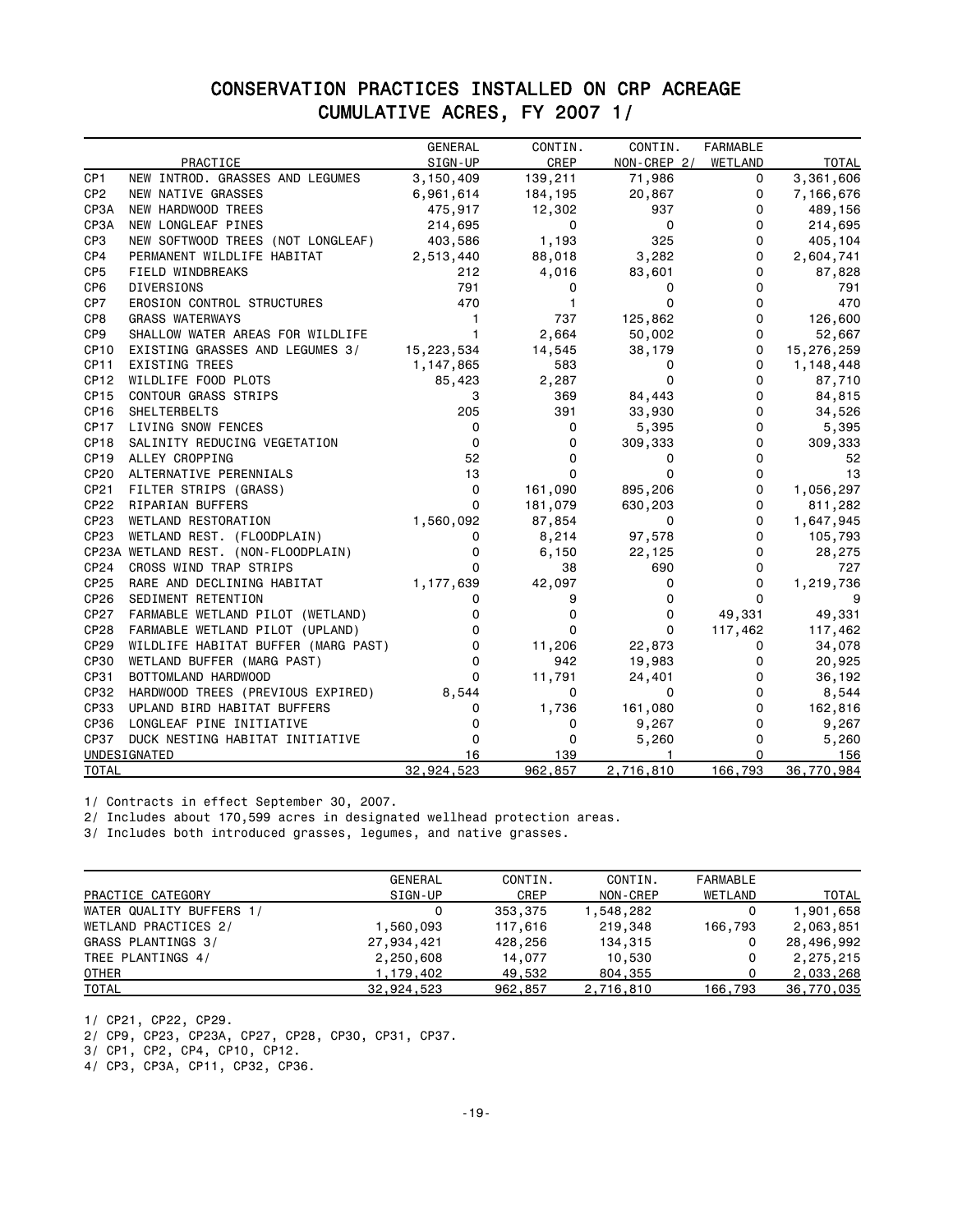# CONSERVATION PRACTICES INSTALLED ON CRP ACREAGE
## CUMULATIVE ACRES, FY 2007 1/

| | PRACTICE | GENERAL SIGN-UP | CONTIN. CREP | CONTIN. NON-CREP 2/ | FARMABLE WETLAND | TOTAL |
|---|---|---|---|---|---|---|
| CP1 | NEW INTROD. GRASSES AND LEGUMES | 3,150,409 | 139,211 | 71,986 | 0 | 3,361,606 |
| CP2 | NEW NATIVE GRASSES | 6,961,614 | 184,195 | 20,867 | 0 | 7,166,676 |
| CP3A | NEW HARDWOOD TREES | 475,917 | 12,302 | 937 | 0 | 489,156 |
| CP3A | NEW LONGLEAF PINES | 214,695 | 0 | 0 | 0 | 214,695 |
| CP3 | NEW SOFTWOOD TREES (NOT LONGLEAF) | 403,586 | 1,193 | 325 | 0 | 405,104 |
| CP4 | PERMANENT WILDLIFE HABITAT | 2,513,440 | 88,018 | 3,282 | 0 | 2,604,741 |
| CP5 | FIELD WINDBREAKS | 212 | 4,016 | 83,601 | 0 | 87,828 |
| CP6 | DIVERSIONS | 791 | 0 | 0 | 0 | 791 |
| CP7 | EROSION CONTROL STRUCTURES | 470 | 1 | 0 | 0 | 470 |
| CP8 | GRASS WATERWAYS | 1 | 737 | 125,862 | 0 | 126,600 |
| CP9 | SHALLOW WATER AREAS FOR WILDLIFE | 1 | 2,664 | 50,002 | 0 | 52,667 |
| CP10 | EXISTING GRASSES AND LEGUMES 3/ | 15,223,534 | 14,545 | 38,179 | 0 | 15,276,259 |
| CP11 | EXISTING TREES | 1,147,865 | 583 | 0 | 0 | 1,148,448 |
| CP12 | WILDLIFE FOOD PLOTS | 85,423 | 2,287 | 0 | 0 | 87,710 |
| CP15 | CONTOUR GRASS STRIPS | 3 | 369 | 84,443 | 0 | 84,815 |
| CP16 | SHELTERBELTS | 205 | 391 | 33,930 | 0 | 34,526 |
| CP17 | LIVING SNOW FENCES | 0 | 0 | 5,395 | 0 | 5,395 |
| CP18 | SALINITY REDUCING VEGETATION | 0 | 0 | 309,333 | 0 | 309,333 |
| CP19 | ALLEY CROPPING | 52 | 0 | 0 | 0 | 52 |
| CP20 | ALTERNATIVE PERENNIALS | 13 | 0 | 0 | 0 | 13 |
| CP21 | FILTER STRIPS (GRASS) | 0 | 161,090 | 895,206 | 0 | 1,056,297 |
| CP22 | RIPARIAN BUFFERS | 0 | 181,079 | 630,203 | 0 | 811,282 |
| CP23 | WETLAND RESTORATION | 1,560,092 | 87,854 | 0 | 0 | 1,647,945 |
| CP23 | WETLAND REST. (FLOODPLAIN) | 0 | 8,214 | 97,578 | 0 | 105,793 |
| CP23A | WETLAND REST. (NON-FLOODPLAIN) | 0 | 6,150 | 22,125 | 0 | 28,275 |
| CP24 | CROSS WIND TRAP STRIPS | 0 | 38 | 690 | 0 | 727 |
| CP25 | RARE AND DECLINING HABITAT | 1,177,639 | 42,097 | 0 | 0 | 1,219,736 |
| CP26 | SEDIMENT RETENTION | 0 | 9 | 0 | 0 | 9 |
| CP27 | FARMABLE WETLAND PILOT (WETLAND) | 0 | 0 | 0 | 49,331 | 49,331 |
| CP28 | FARMABLE WETLAND PILOT (UPLAND) | 0 | 0 | 0 | 117,462 | 117,462 |
| CP29 | WILDLIFE HABITAT BUFFER (MARG PAST) | 0 | 11,206 | 22,873 | 0 | 34,078 |
| CP30 | WETLAND BUFFER (MARG PAST) | 0 | 942 | 19,983 | 0 | 20,925 |
| CP31 | BOTTOMLAND HARDWOOD | 0 | 11,791 | 24,401 | 0 | 36,192 |
| CP32 | HARDWOOD TREES (PREVIOUS EXPIRED) | 8,544 | 0 | 0 | 0 | 8,544 |
| CP33 | UPLAND BIRD HABITAT BUFFERS | 0 | 1,736 | 161,080 | 0 | 162,816 |
| CP36 | LONGLEAF PINE INITIATIVE | 0 | 0 | 9,267 | 0 | 9,267 |
| CP37 | DUCK NESTING HABITAT INITIATIVE | 0 | 0 | 5,260 | 0 | 5,260 |
| UNDESIGNATED | | 16 | 139 | 1 | 0 | 156 |
| TOTAL | | 32,924,523 | 962,857 | 2,716,810 | 166,793 | 36,770,984 |

1/ Contracts in effect September 30, 2007.

2/ Includes about 170,599 acres in designated wellhead protection areas.

3/ Includes both introduced grasses, legumes, and native grasses.

| PRACTICE CATEGORY | GENERAL SIGN-UP | CONTIN. CREP | CONTIN. NON-CREP | FARMABLE WETLAND | TOTAL |
|---|---|---|---|---|---|
| WATER QUALITY BUFFERS 1/ | 0 | 353,375 | 1,548,282 | 0 | 1,901,658 |
| WETLAND PRACTICES 2/ | 1,560,093 | 117,616 | 219,348 | 166,793 | 2,063,851 |
| GRASS PLANTINGS 3/ | 27,934,421 | 428,256 | 134,315 | 0 | 28,496,992 |
| TREE PLANTINGS 4/ | 2,250,608 | 14,077 | 10,530 | 0 | 2,275,215 |
| OTHER | 1,179,402 | 49,532 | 804,355 | 0 | 2,033,268 |
| TOTAL | 32,924,523 | 962,857 | 2,716,810 | 166,793 | 36,770,035 |

1/ CP21, CP22, CP29.

2/ CP9, CP23, CP23A, CP27, CP28, CP30, CP31, CP37.

3/ CP1, CP2, CP4, CP10, CP12.

4/ CP3, CP3A, CP11, CP32, CP36.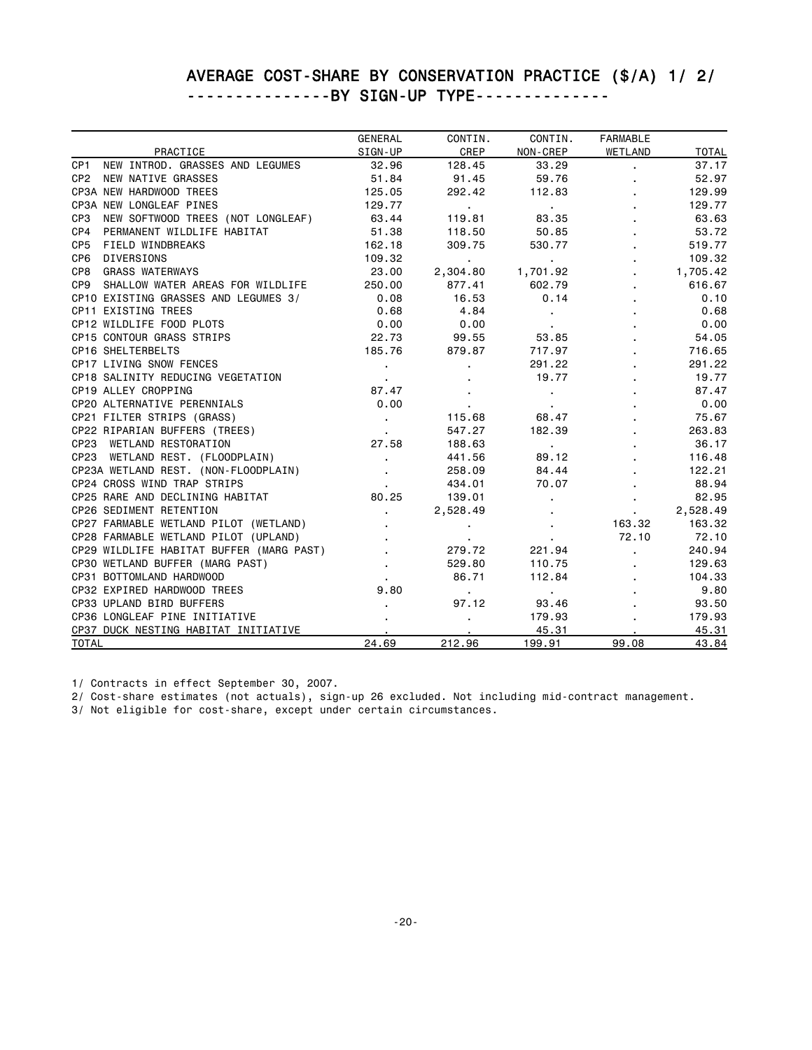# AVERAGE COST-SHARE BY CONSERVATION PRACTICE ($/A) 1/ 2/

## ---------------BY SIGN-UP TYPE--------------

| PRACTICE | GENERAL SIGN-UP | CONTIN. CREP | CONTIN. NON-CREP | FARMABLE WETLAND | TOTAL |
|---|---|---|---|---|---|
| CP1 NEW INTROD. GRASSES AND LEGUMES | 32.96 | 128.45 | 33.29 | . | 37.17 |
| CP2 NEW NATIVE GRASSES | 51.84 | 91.45 | 59.76 | . | 52.97 |
| CP3A NEW HARDWOOD TREES | 125.05 | 292.42 | 112.83 | . | 129.99 |
| CP3A NEW LONGLEAF PINES | 129.77 | . | . | . | 129.77 |
| CP3 NEW SOFTWOOD TREES (NOT LONGLEAF) | 63.44 | 119.81 | 83.35 | . | 63.63 |
| CP4 PERMANENT WILDLIFE HABITAT | 51.38 | 118.50 | 50.85 | . | 53.72 |
| CP5 FIELD WINDBREAKS | 162.18 | 309.75 | 530.77 | . | 519.77 |
| CP6 DIVERSIONS | 109.32 | . | . | . | 109.32 |
| CP8 GRASS WATERWAYS | 23.00 | 2,304.80 | 1,701.92 | . | 1,705.42 |
| CP9 SHALLOW WATER AREAS FOR WILDLIFE | 250.00 | 877.41 | 602.79 | . | 616.67 |
| CP10 EXISTING GRASSES AND LEGUMES 3/ | 0.08 | 16.53 | 0.14 | . | 0.10 |
| CP11 EXISTING TREES | 0.68 | 4.84 | . | . | 0.68 |
| CP12 WILDLIFE FOOD PLOTS | 0.00 | 0.00 | . | . | 0.00 |
| CP15 CONTOUR GRASS STRIPS | 22.73 | 99.55 | 53.85 | . | 54.05 |
| CP16 SHELTERBELTS | 185.76 | 879.87 | 717.97 | . | 716.65 |
| CP17 LIVING SNOW FENCES | . | . | 291.22 | . | 291.22 |
| CP18 SALINITY REDUCING VEGETATION | . | . | 19.77 | . | 19.77 |
| CP19 ALLEY CROPPING | 87.47 | . | . | . | 87.47 |
| CP20 ALTERNATIVE PERENNIALS | 0.00 | . | . | . | 0.00 |
| CP21 FILTER STRIPS (GRASS) | . | 115.68 | 68.47 | . | 75.67 |
| CP22 RIPARIAN BUFFERS (TREES) | . | 547.27 | 182.39 | . | 263.83 |
| CP23 WETLAND RESTORATION | 27.58 | 188.63 | . | . | 36.17 |
| CP23 WETLAND REST. (FLOODPLAIN) | . | 441.56 | 89.12 | . | 116.48 |
| CP23A WETLAND REST. (NON-FLOODPLAIN) | . | 258.09 | 84.44 | . | 122.21 |
| CP24 CROSS WIND TRAP STRIPS | . | 434.01 | 70.07 | . | 88.94 |
| CP25 RARE AND DECLINING HABITAT | 80.25 | 139.01 | . | . | 82.95 |
| CP26 SEDIMENT RETENTION | . | 2,528.49 | . | . | 2,528.49 |
| CP27 FARMABLE WETLAND PILOT (WETLAND) | . | . | . | 163.32 | 163.32 |
| CP28 FARMABLE WETLAND PILOT (UPLAND) | . | . | . | 72.10 | 72.10 |
| CP29 WILDLIFE HABITAT BUFFER (MARG PAST) | . | 279.72 | 221.94 | . | 240.94 |
| CP30 WETLAND BUFFER (MARG PAST) | . | 529.80 | 110.75 | . | 129.63 |
| CP31 BOTTOMLAND HARDWOOD | . | 86.71 | 112.84 | . | 104.33 |
| CP32 EXPIRED HARDWOOD TREES | 9.80 | . | . | . | 9.80 |
| CP33 UPLAND BIRD BUFFERS | . | 97.12 | 93.46 | . | 93.50 |
| CP36 LONGLEAF PINE INITIATIVE | . | . | 179.93 | . | 179.93 |
| CP37 DUCK NESTING HABITAT INITIATIVE | . | . | 45.31 | . | 45.31 |
| TOTAL | 24.69 | 212.96 | 199.91 | 99.08 | 43.84 |

1/ Contracts in effect September 30, 2007.

2/ Cost-share estimates (not actuals), sign-up 26 excluded. Not including mid-contract management.

3/ Not eligible for cost-share, except under certain circumstances.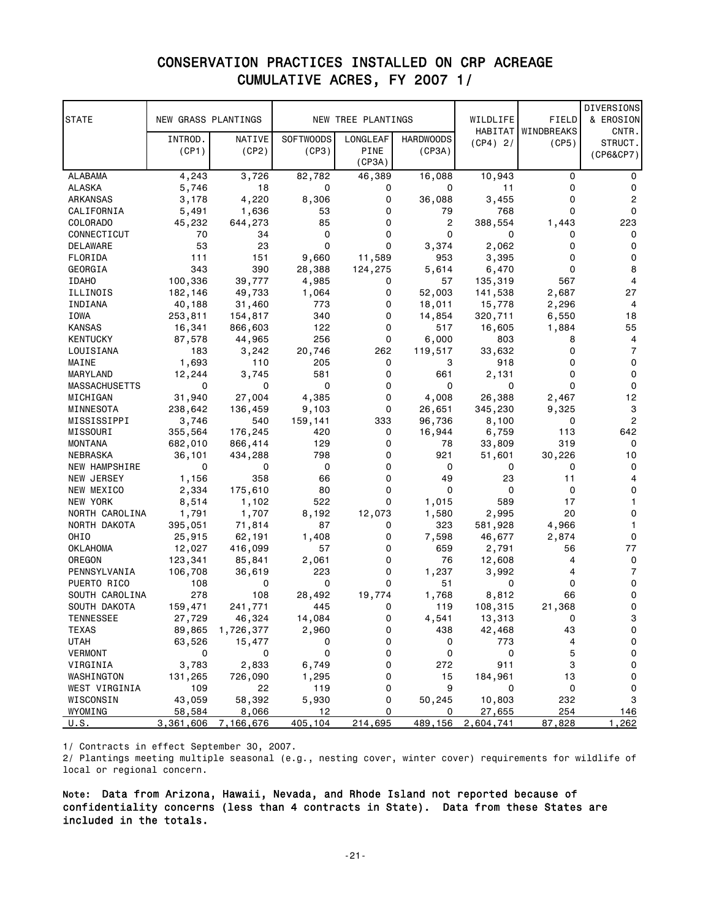# CONSERVATION PRACTICES INSTALLED ON CRP ACREAGE
## CUMULATIVE ACRES, FY 2007 1/

| STATE | NEW GRASS PLANTINGS | | NEW TREE PLANTINGS | | | WILDLIFE HABITAT | FIELD WINDBREAKS | DIVERSIONS & EROSION CNTR. STRUCT. |
|---|---|---|---|---|---|---|---|---|
| | INTROD. (CP1) | NATIVE (CP2) | SOFTWOODS (CP3) | LONGLEAF PINE (CP3A) | HARDWOODS (CP3A) | (CP4) 2/ | (CP5) | (CP6&CP7) |
| ALABAMA | 4,243 | 3,726 | 82,782 | 46,389 | 16,088 | 10,943 | 0 | 0 |
| ALASKA | 5,746 | 18 | 0 | 0 | 0 | 11 | 0 | 0 |
| ARKANSAS | 3,178 | 4,220 | 8,306 | 0 | 36,088 | 3,455 | 0 | 2 |
| CALIFORNIA | 5,491 | 1,636 | 53 | 0 | 79 | 768 | 0 | 0 |
| COLORADO | 45,232 | 644,273 | 85 | 0 | 2 | 388,554 | 1,443 | 223 |
| CONNECTICUT | 70 | 34 | 0 | 0 | 0 | 0 | 0 | 0 |
| DELAWARE | 53 | 23 | 0 | 0 | 3,374 | 2,062 | 0 | 0 |
| FLORIDA | 111 | 151 | 9,660 | 11,589 | 953 | 3,395 | 0 | 0 |
| GEORGIA | 343 | 390 | 28,388 | 124,275 | 5,614 | 6,470 | 0 | 8 |
| IDAHO | 100,336 | 39,777 | 4,985 | 0 | 57 | 135,319 | 567 | 4 |
| ILLINOIS | 182,146 | 49,733 | 1,064 | 0 | 52,003 | 141,538 | 2,687 | 27 |
| INDIANA | 40,188 | 31,460 | 773 | 0 | 18,011 | 15,778 | 2,296 | 4 |
| IOWA | 253,811 | 154,817 | 340 | 0 | 14,854 | 320,711 | 6,550 | 18 |
| KANSAS | 16,341 | 866,603 | 122 | 0 | 517 | 16,605 | 1,884 | 55 |
| KENTUCKY | 87,578 | 44,965 | 256 | 0 | 6,000 | 803 | 8 | 4 |
| LOUISIANA | 183 | 3,242 | 20,746 | 262 | 119,517 | 33,632 | 0 | 7 |
| MAINE | 1,693 | 110 | 205 | 0 | 3 | 918 | 0 | 0 |
| MARYLAND | 12,244 | 3,745 | 581 | 0 | 661 | 2,131 | 0 | 0 |
| MASSACHUSETTS | 0 | 0 | 0 | 0 | 0 | 0 | 0 | 0 |
| MICHIGAN | 31,940 | 27,004 | 4,385 | 0 | 4,008 | 26,388 | 2,467 | 12 |
| MINNESOTA | 238,642 | 136,459 | 9,103 | 0 | 26,651 | 345,230 | 9,325 | 3 |
| MISSISSIPPI | 3,746 | 540 | 159,141 | 333 | 96,736 | 8,100 | 0 | 2 |
| MISSOURI | 355,564 | 176,245 | 420 | 0 | 16,944 | 6,759 | 113 | 642 |
| MONTANA | 682,010 | 866,414 | 129 | 0 | 78 | 33,809 | 319 | 0 |
| NEBRASKA | 36,101 | 434,288 | 798 | 0 | 921 | 51,601 | 30,226 | 10 |
| NEW HAMPSHIRE | 0 | 0 | 0 | 0 | 0 | 0 | 0 | 0 |
| NEW JERSEY | 1,156 | 358 | 66 | 0 | 49 | 23 | 11 | 4 |
| NEW MEXICO | 2,334 | 175,610 | 80 | 0 | 0 | 0 | 0 | 0 |
| NEW YORK | 8,514 | 1,102 | 522 | 0 | 1,015 | 589 | 17 | 1 |
| NORTH CAROLINA | 1,791 | 1,707 | 8,192 | 12,073 | 1,580 | 2,995 | 20 | 0 |
| NORTH DAKOTA | 395,051 | 71,814 | 87 | 0 | 323 | 581,928 | 4,966 | 1 |
| OHIO | 25,915 | 62,191 | 1,408 | 0 | 7,598 | 46,677 | 2,874 | 0 |
| OKLAHOMA | 12,027 | 416,099 | 57 | 0 | 659 | 2,791 | 56 | 77 |
| OREGON | 123,341 | 85,841 | 2,061 | 0 | 76 | 12,608 | 4 | 0 |
| PENNSYLVANIA | 106,708 | 36,619 | 223 | 0 | 1,237 | 3,992 | 4 | 7 |
| PUERTO RICO | 108 | 0 | 0 | 0 | 51 | 0 | 0 | 0 |
| SOUTH CAROLINA | 278 | 108 | 28,492 | 19,774 | 1,768 | 8,812 | 66 | 0 |
| SOUTH DAKOTA | 159,471 | 241,771 | 445 | 0 | 119 | 108,315 | 21,368 | 0 |
| TENNESSEE | 27,729 | 46,324 | 14,084 | 0 | 4,541 | 13,313 | 0 | 3 |
| TEXAS | 89,865 | 1,726,377 | 2,960 | 0 | 438 | 42,468 | 43 | 0 |
| UTAH | 63,526 | 15,477 | 0 | 0 | 0 | 773 | 4 | 0 |
| VERMONT | 0 | 0 | 0 | 0 | 0 | 0 | 5 | 0 |
| VIRGINIA | 3,783 | 2,833 | 6,749 | 0 | 272 | 911 | 3 | 0 |
| WASHINGTON | 131,265 | 726,090 | 1,295 | 0 | 15 | 184,961 | 13 | 0 |
| WEST VIRGINIA | 109 | 22 | 119 | 0 | 9 | 0 | 0 | 0 |
| WISCONSIN | 43,059 | 58,392 | 5,930 | 0 | 50,245 | 10,803 | 232 | 3 |
| WYOMING | 58,584 | 8,066 | 12 | 0 | 0 | 27,655 | 254 | 146 |
| U.S. | 3,361,606 | 7,166,676 | 405,104 | 214,695 | 489,156 | 2,604,741 | 87,828 | 1,262 |

1/ Contracts in effect September 30, 2007.

2/ Plantings meeting multiple seasonal (e.g., nesting cover, winter cover) requirements for wildlife of local or regional concern.

**Note: Data from Arizona, Hawaii, Nevada, and Rhode Island not reported because of confidentiality concerns (less than 4 contracts in State). Data from these States are included in the totals.**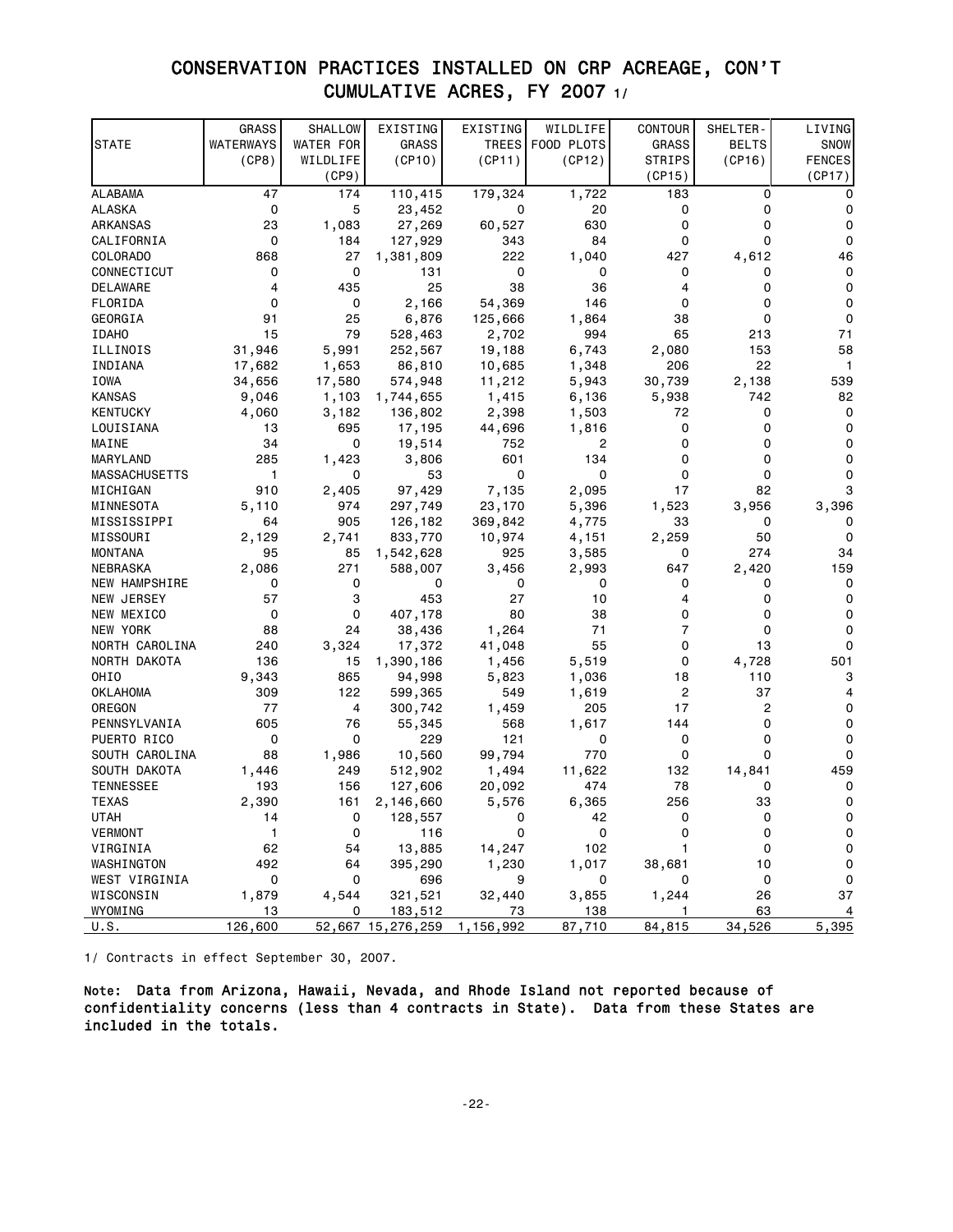# CONSERVATION PRACTICES INSTALLED ON CRP ACREAGE, CON'T
## CUMULATIVE ACRES, FY 2007 1/

| STATE | GRASS WATERWAYS (CP8) | SHALLOW WATER FOR WILDLIFE (CP9) | EXISTING GRASS (CP10) | EXISTING TREES (CP11) | WILDLIFE FOOD PLOTS (CP12) | CONTOUR GRASS STRIPS (CP15) | SHELTER-BELTS (CP16) | LIVING SNOW FENCES (CP17) |
|---|---|---|---|---|---|---|---|---|
| ALABAMA | 47 | 174 | 110,415 | 179,324 | 1,722 | 183 | 0 | 0 |
| ALASKA | 0 | 5 | 23,452 | 0 | 20 | 0 | 0 | 0 |
| ARKANSAS | 23 | 1,083 | 27,269 | 60,527 | 630 | 0 | 0 | 0 |
| CALIFORNIA | 0 | 184 | 127,929 | 343 | 84 | 0 | 0 | 0 |
| COLORADO | 868 | 27 | 1,381,809 | 222 | 1,040 | 427 | 4,612 | 46 |
| CONNECTICUT | 0 | 0 | 131 | 0 | 0 | 0 | 0 | 0 |
| DELAWARE | 4 | 435 | 25 | 38 | 36 | 4 | 0 | 0 |
| FLORIDA | 0 | 0 | 2,166 | 54,369 | 146 | 0 | 0 | 0 |
| GEORGIA | 91 | 25 | 6,876 | 125,666 | 1,864 | 38 | 0 | 0 |
| IDAHO | 15 | 79 | 528,463 | 2,702 | 994 | 65 | 213 | 71 |
| ILLINOIS | 31,946 | 5,991 | 252,567 | 19,188 | 6,743 | 2,080 | 153 | 58 |
| INDIANA | 17,682 | 1,653 | 86,810 | 10,685 | 1,348 | 206 | 22 | 1 |
| IOWA | 34,656 | 17,580 | 574,948 | 11,212 | 5,943 | 30,739 | 2,138 | 539 |
| KANSAS | 9,046 | 1,103 | 1,744,655 | 1,415 | 6,136 | 5,938 | 742 | 82 |
| KENTUCKY | 4,060 | 3,182 | 136,802 | 2,398 | 1,503 | 72 | 0 | 0 |
| LOUISIANA | 13 | 695 | 17,195 | 44,696 | 1,816 | 0 | 0 | 0 |
| MAINE | 34 | 0 | 19,514 | 752 | 2 | 0 | 0 | 0 |
| MARYLAND | 285 | 1,423 | 3,806 | 601 | 134 | 0 | 0 | 0 |
| MASSACHUSETTS | 1 | 0 | 53 | 0 | 0 | 0 | 0 | 0 |
| MICHIGAN | 910 | 2,405 | 97,429 | 7,135 | 2,095 | 17 | 82 | 3 |
| MINNESOTA | 5,110 | 974 | 297,749 | 23,170 | 5,396 | 1,523 | 3,956 | 3,396 |
| MISSISSIPPI | 64 | 905 | 126,182 | 369,842 | 4,775 | 33 | 0 | 0 |
| MISSOURI | 2,129 | 2,741 | 833,770 | 10,974 | 4,151 | 2,259 | 50 | 0 |
| MONTANA | 95 | 85 | 1,542,628 | 925 | 3,585 | 0 | 274 | 34 |
| NEBRASKA | 2,086 | 271 | 588,007 | 3,456 | 2,993 | 647 | 2,420 | 159 |
| NEW HAMPSHIRE | 0 | 0 | 0 | 0 | 0 | 0 | 0 | 0 |
| NEW JERSEY | 57 | 3 | 453 | 27 | 10 | 4 | 0 | 0 |
| NEW MEXICO | 0 | 0 | 407,178 | 80 | 38 | 0 | 0 | 0 |
| NEW YORK | 88 | 24 | 38,436 | 1,264 | 71 | 7 | 0 | 0 |
| NORTH CAROLINA | 240 | 3,324 | 17,372 | 41,048 | 55 | 0 | 13 | 0 |
| NORTH DAKOTA | 136 | 15 | 1,390,186 | 1,456 | 5,519 | 0 | 4,728 | 501 |
| OHIO | 9,343 | 865 | 94,998 | 5,823 | 1,036 | 18 | 110 | 3 |
| OKLAHOMA | 309 | 122 | 599,365 | 549 | 1,619 | 2 | 37 | 4 |
| OREGON | 77 | 4 | 300,742 | 1,459 | 205 | 17 | 2 | 0 |
| PENNSYLVANIA | 605 | 76 | 55,345 | 568 | 1,617 | 144 | 0 | 0 |
| PUERTO RICO | 0 | 0 | 229 | 121 | 0 | 0 | 0 | 0 |
| SOUTH CAROLINA | 88 | 1,986 | 10,560 | 99,794 | 770 | 0 | 0 | 0 |
| SOUTH DAKOTA | 1,446 | 249 | 512,902 | 1,494 | 11,622 | 132 | 14,841 | 459 |
| TENNESSEE | 193 | 156 | 127,606 | 20,092 | 474 | 78 | 0 | 0 |
| TEXAS | 2,390 | 161 | 2,146,660 | 5,576 | 6,365 | 256 | 33 | 0 |
| UTAH | 14 | 0 | 128,557 | 0 | 42 | 0 | 0 | 0 |
| VERMONT | 1 | 0 | 116 | 0 | 0 | 0 | 0 | 0 |
| VIRGINIA | 62 | 54 | 13,885 | 14,247 | 102 | 1 | 0 | 0 |
| WASHINGTON | 492 | 64 | 395,290 | 1,230 | 1,017 | 38,681 | 10 | 0 |
| WEST VIRGINIA | 0 | 0 | 696 | 9 | 0 | 0 | 0 | 0 |
| WISCONSIN | 1,879 | 4,544 | 321,521 | 32,440 | 3,855 | 1,244 | 26 | 37 |
| WYOMING | 13 | 0 | 183,512 | 73 | 138 | 1 | 63 | 4 |
| U.S. | 126,600 | 52,667 | 15,276,259 | 1,156,992 | 87,710 | 84,815 | 34,526 | 5,395 |

1/ Contracts in effect September 30, 2007.

Note: Data from Arizona, Hawaii, Nevada, and Rhode Island not reported because of confidentiality concerns (less than 4 contracts in State). Data from these States are included in the totals.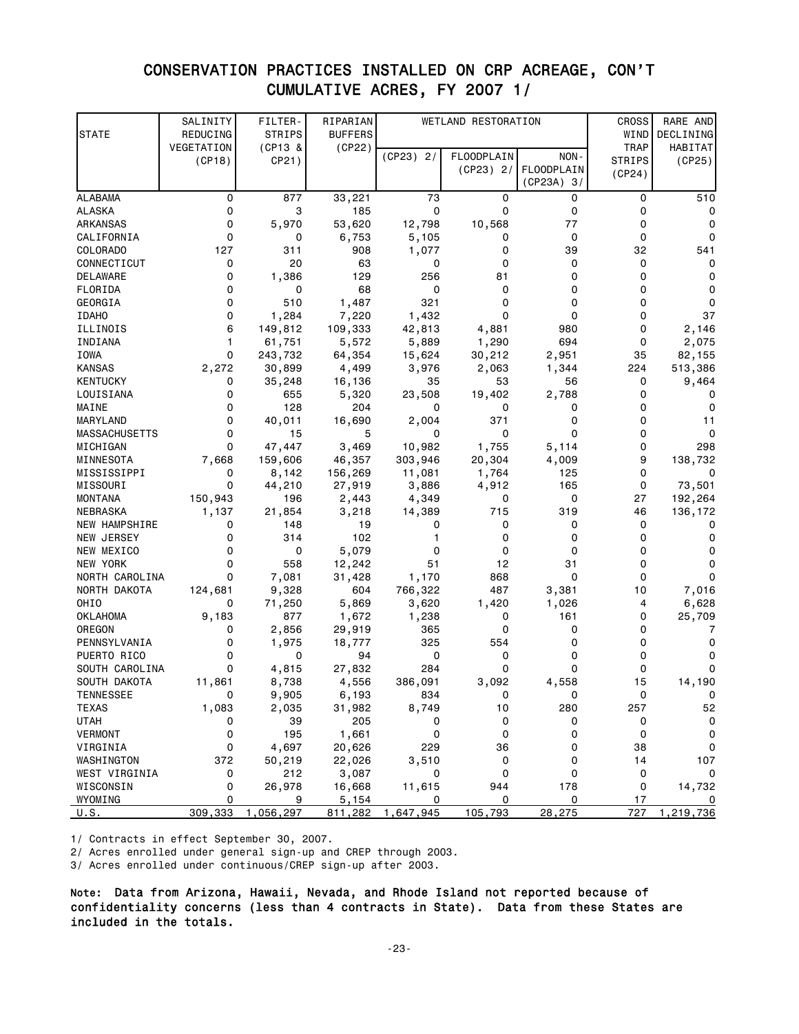# CONSERVATION PRACTICES INSTALLED ON CRP ACREAGE, CON'T
## CUMULATIVE ACRES, FY 2007 1/

| STATE | SALINITY REDUCING VEGETATION (CP18) | FILTER-STRIPS (CP13 & CP21) | RIPARIAN BUFFERS (CP22) | WETLAND RESTORATION | | | CROSS WIND TRAP STRIPS (CP24) | RARE AND DECLINING HABITAT (CP25) |
|---|---|---|---|---|---|---|---|---|
| | | | | (CP23) 2/ | FLOODPLAIN (CP23) 2/ | NON-FLOODPLAIN (CP23A) 3/ | | |
| ALABAMA | 0 | 877 | 33,221 | 73 | 0 | 0 | 0 | 510 |
| ALASKA | 0 | 3 | 185 | 0 | 0 | 0 | 0 | 0 |
| ARKANSAS | 0 | 5,970 | 53,620 | 12,798 | 10,568 | 77 | 0 | 0 |
| CALIFORNIA | 0 | 0 | 6,753 | 5,105 | 0 | 0 | 0 | 0 |
| COLORADO | 127 | 311 | 908 | 1,077 | 0 | 39 | 32 | 541 |
| CONNECTICUT | 0 | 20 | 63 | 0 | 0 | 0 | 0 | 0 |
| DELAWARE | 0 | 1,386 | 129 | 256 | 81 | 0 | 0 | 0 |
| FLORIDA | 0 | 0 | 68 | 0 | 0 | 0 | 0 | 0 |
| GEORGIA | 0 | 510 | 1,487 | 321 | 0 | 0 | 0 | 0 |
| IDAHO | 0 | 1,284 | 7,220 | 1,432 | 0 | 0 | 0 | 37 |
| ILLINOIS | 6 | 149,812 | 109,333 | 42,813 | 4,881 | 980 | 0 | 2,146 |
| INDIANA | 1 | 61,751 | 5,572 | 5,889 | 1,290 | 694 | 0 | 2,075 |
| IOWA | 0 | 243,732 | 64,354 | 15,624 | 30,212 | 2,951 | 35 | 82,155 |
| KANSAS | 2,272 | 30,899 | 4,499 | 3,976 | 2,063 | 1,344 | 224 | 513,386 |
| KENTUCKY | 0 | 35,248 | 16,136 | 35 | 53 | 56 | 0 | 9,464 |
| LOUISIANA | 0 | 655 | 5,320 | 23,508 | 19,402 | 2,788 | 0 | 0 |
| MAINE | 0 | 128 | 204 | 0 | 0 | 0 | 0 | 0 |
| MARYLAND | 0 | 40,011 | 16,690 | 2,004 | 371 | 0 | 0 | 11 |
| MASSACHUSETTS | 0 | 15 | 5 | 0 | 0 | 0 | 0 | 0 |
| MICHIGAN | 0 | 47,447 | 3,469 | 10,982 | 1,755 | 5,114 | 0 | 298 |
| MINNESOTA | 7,668 | 159,606 | 46,357 | 303,946 | 20,304 | 4,009 | 9 | 138,732 |
| MISSISSIPPI | 0 | 8,142 | 156,269 | 11,081 | 1,764 | 125 | 0 | 0 |
| MISSOURI | 0 | 44,210 | 27,919 | 3,886 | 4,912 | 165 | 0 | 73,501 |
| MONTANA | 150,943 | 196 | 2,443 | 4,349 | 0 | 0 | 27 | 192,264 |
| NEBRASKA | 1,137 | 21,854 | 3,218 | 14,389 | 715 | 319 | 46 | 136,172 |
| NEW HAMPSHIRE | 0 | 148 | 19 | 0 | 0 | 0 | 0 | 0 |
| NEW JERSEY | 0 | 314 | 102 | 1 | 0 | 0 | 0 | 0 |
| NEW MEXICO | 0 | 0 | 5,079 | 0 | 0 | 0 | 0 | 0 |
| NEW YORK | 0 | 558 | 12,242 | 51 | 12 | 31 | 0 | 0 |
| NORTH CAROLINA | 0 | 7,081 | 31,428 | 1,170 | 868 | 0 | 0 | 0 |
| NORTH DAKOTA | 124,681 | 9,328 | 604 | 766,322 | 487 | 3,381 | 10 | 7,016 |
| OHIO | 0 | 71,250 | 5,869 | 3,620 | 1,420 | 1,026 | 4 | 6,628 |
| OKLAHOMA | 9,183 | 877 | 1,672 | 1,238 | 0 | 161 | 0 | 25,709 |
| OREGON | 0 | 2,856 | 29,919 | 365 | 0 | 0 | 0 | 7 |
| PENNSYLVANIA | 0 | 1,975 | 18,777 | 325 | 554 | 0 | 0 | 0 |
| PUERTO RICO | 0 | 0 | 94 | 0 | 0 | 0 | 0 | 0 |
| SOUTH CAROLINA | 0 | 4,815 | 27,832 | 284 | 0 | 0 | 0 | 0 |
| SOUTH DAKOTA | 11,861 | 8,738 | 4,556 | 386,091 | 3,092 | 4,558 | 15 | 14,190 |
| TENNESSEE | 0 | 9,905 | 6,193 | 834 | 0 | 0 | 0 | 0 |
| TEXAS | 1,083 | 2,035 | 31,982 | 8,749 | 10 | 280 | 257 | 52 |
| UTAH | 0 | 39 | 205 | 0 | 0 | 0 | 0 | 0 |
| VERMONT | 0 | 195 | 1,661 | 0 | 0 | 0 | 0 | 0 |
| VIRGINIA | 0 | 4,697 | 20,626 | 229 | 36 | 0 | 38 | 0 |
| WASHINGTON | 372 | 50,219 | 22,026 | 3,510 | 0 | 0 | 14 | 107 |
| WEST VIRGINIA | 0 | 212 | 3,087 | 0 | 0 | 0 | 0 | 0 |
| WISCONSIN | 0 | 26,978 | 16,668 | 11,615 | 944 | 178 | 0 | 14,732 |
| WYOMING | 0 | 9 | 5,154 | 0 | 0 | 0 | 17 | 0 |
| U.S. | 309,333 | 1,056,297 | 811,282 | 1,647,945 | 105,793 | 28,275 | 727 | 1,219,736 |

1/ Contracts in effect September 30, 2007.

2/ Acres enrolled under general sign-up and CREP through 2003.

3/ Acres enrolled under continuous/CREP sign-up after 2003.

**Note: Data from Arizona, Hawaii, Nevada, and Rhode Island not reported because of confidentiality concerns (less than 4 contracts in State). Data from these States are included in the totals.**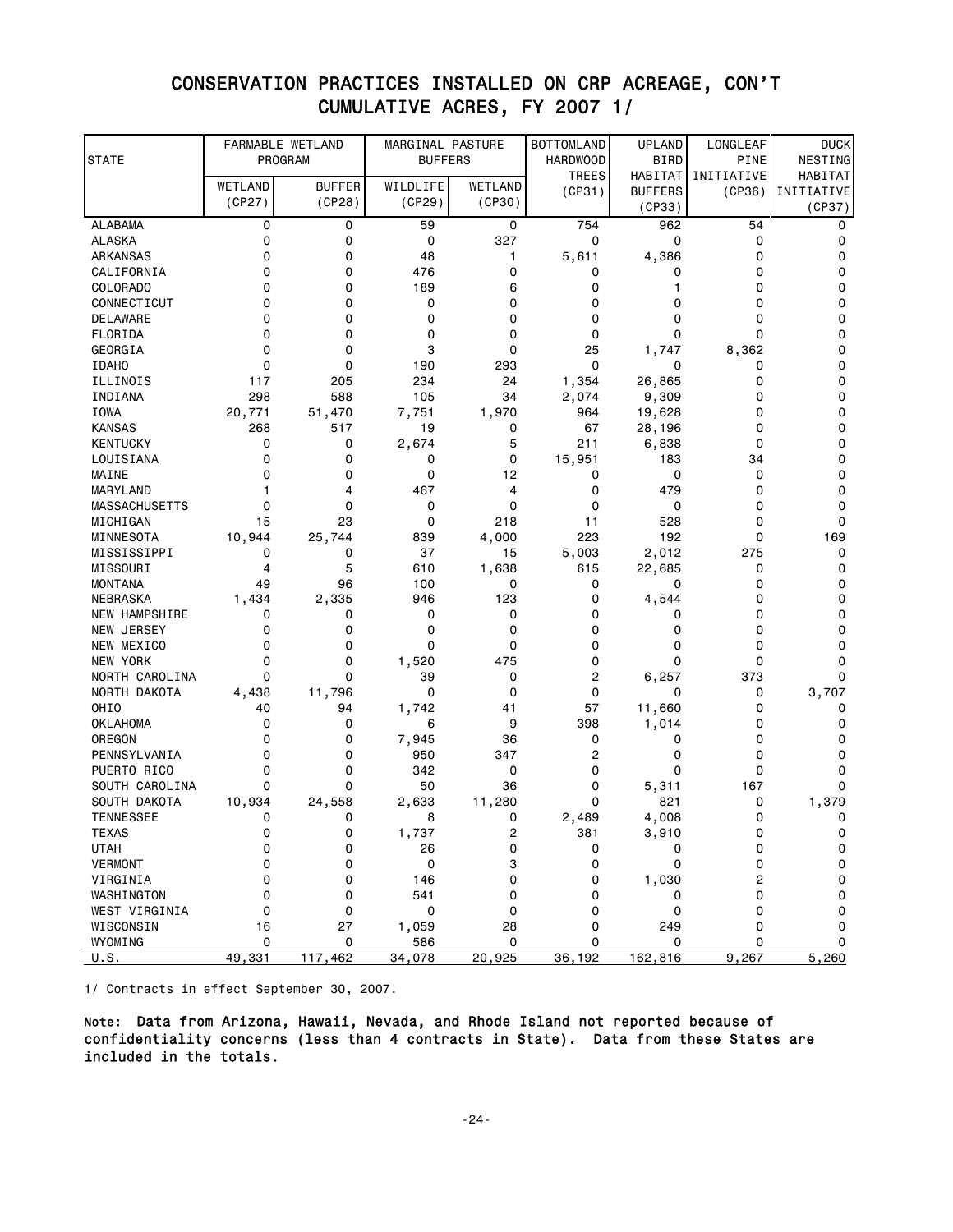# CONSERVATION PRACTICES INSTALLED ON CRP ACREAGE, CON'T
## CUMULATIVE ACRES, FY 2007 1/

| STATE | FARMABLE WETLAND PROGRAM | | MARGINAL PASTURE BUFFERS | | BOTTOMLAND HARDWOOD TREES | UPLAND BIRD HABITAT BUFFERS | LONGLEAF PINE INITIATIVE | DUCK NESTING HABITAT INITIATIVE |
|---|---|---|---|---|---|---|---|---|
| | WETLAND (CP27) | BUFFER (CP28) | WILDLIFE (CP29) | WETLAND (CP30) | (CP31) | (CP33) | (CP36) | (CP37) |
| ALABAMA | 0 | 0 | 59 | 0 | 754 | 962 | 54 | 0 |
| ALASKA | 0 | 0 | 0 | 327 | 0 | 0 | 0 | 0 |
| ARKANSAS | 0 | 0 | 48 | 1 | 5,611 | 4,386 | 0 | 0 |
| CALIFORNIA | 0 | 0 | 476 | 0 | 0 | 0 | 0 | 0 |
| COLORADO | 0 | 0 | 189 | 6 | 0 | 1 | 0 | 0 |
| CONNECTICUT | 0 | 0 | 0 | 0 | 0 | 0 | 0 | 0 |
| DELAWARE | 0 | 0 | 0 | 0 | 0 | 0 | 0 | 0 |
| FLORIDA | 0 | 0 | 0 | 0 | 0 | 0 | 0 | 0 |
| GEORGIA | 0 | 0 | 3 | 0 | 25 | 1,747 | 8,362 | 0 |
| IDAHO | 0 | 0 | 190 | 293 | 0 | 0 | 0 | 0 |
| ILLINOIS | 117 | 205 | 234 | 24 | 1,354 | 26,865 | 0 | 0 |
| INDIANA | 298 | 588 | 105 | 34 | 2,074 | 9,309 | 0 | 0 |
| IOWA | 20,771 | 51,470 | 7,751 | 1,970 | 964 | 19,628 | 0 | 0 |
| KANSAS | 268 | 517 | 19 | 0 | 67 | 28,196 | 0 | 0 |
| KENTUCKY | 0 | 0 | 2,674 | 5 | 211 | 6,838 | 0 | 0 |
| LOUISIANA | 0 | 0 | 0 | 0 | 15,951 | 183 | 34 | 0 |
| MAINE | 0 | 0 | 0 | 12 | 0 | 0 | 0 | 0 |
| MARYLAND | 1 | 4 | 467 | 4 | 0 | 479 | 0 | 0 |
| MASSACHUSETTS | 0 | 0 | 0 | 0 | 0 | 0 | 0 | 0 |
| MICHIGAN | 15 | 23 | 0 | 218 | 11 | 528 | 0 | 0 |
| MINNESOTA | 10,944 | 25,744 | 839 | 4,000 | 223 | 192 | 0 | 169 |
| MISSISSIPPI | 0 | 0 | 37 | 15 | 5,003 | 2,012 | 275 | 0 |
| MISSOURI | 4 | 5 | 610 | 1,638 | 615 | 22,685 | 0 | 0 |
| MONTANA | 49 | 96 | 100 | 0 | 0 | 0 | 0 | 0 |
| NEBRASKA | 1,434 | 2,335 | 946 | 123 | 0 | 4,544 | 0 | 0 |
| NEW HAMPSHIRE | 0 | 0 | 0 | 0 | 0 | 0 | 0 | 0 |
| NEW JERSEY | 0 | 0 | 0 | 0 | 0 | 0 | 0 | 0 |
| NEW MEXICO | 0 | 0 | 0 | 0 | 0 | 0 | 0 | 0 |
| NEW YORK | 0 | 0 | 1,520 | 475 | 0 | 0 | 0 | 0 |
| NORTH CAROLINA | 0 | 0 | 39 | 0 | 2 | 6,257 | 373 | 0 |
| NORTH DAKOTA | 4,438 | 11,796 | 0 | 0 | 0 | 0 | 0 | 3,707 |
| OHIO | 40 | 94 | 1,742 | 41 | 57 | 11,660 | 0 | 0 |
| OKLAHOMA | 0 | 0 | 6 | 9 | 398 | 1,014 | 0 | 0 |
| OREGON | 0 | 0 | 7,945 | 36 | 0 | 0 | 0 | 0 |
| PENNSYLVANIA | 0 | 0 | 950 | 347 | 2 | 0 | 0 | 0 |
| PUERTO RICO | 0 | 0 | 342 | 0 | 0 | 0 | 0 | 0 |
| SOUTH CAROLINA | 0 | 0 | 50 | 36 | 0 | 5,311 | 167 | 0 |
| SOUTH DAKOTA | 10,934 | 24,558 | 2,633 | 11,280 | 0 | 821 | 0 | 1,379 |
| TENNESSEE | 0 | 0 | 8 | 0 | 2,489 | 4,008 | 0 | 0 |
| TEXAS | 0 | 0 | 1,737 | 2 | 381 | 3,910 | 0 | 0 |
| UTAH | 0 | 0 | 26 | 0 | 0 | 0 | 0 | 0 |
| VERMONT | 0 | 0 | 0 | 3 | 0 | 0 | 0 | 0 |
| VIRGINIA | 0 | 0 | 146 | 0 | 0 | 1,030 | 2 | 0 |
| WASHINGTON | 0 | 0 | 541 | 0 | 0 | 0 | 0 | 0 |
| WEST VIRGINIA | 0 | 0 | 0 | 0 | 0 | 0 | 0 | 0 |
| WISCONSIN | 16 | 27 | 1,059 | 28 | 0 | 249 | 0 | 0 |
| WYOMING | 0 | 0 | 586 | 0 | 0 | 0 | 0 | 0 |
| U.S. | 49,331 | 117,462 | 34,078 | 20,925 | 36,192 | 162,816 | 9,267 | 5,260 |

1/ Contracts in effect September 30, 2007.

**Note: Data from Arizona, Hawaii, Nevada, and Rhode Island not reported because of confidentiality concerns (less than 4 contracts in State). Data from these States are included in the totals.**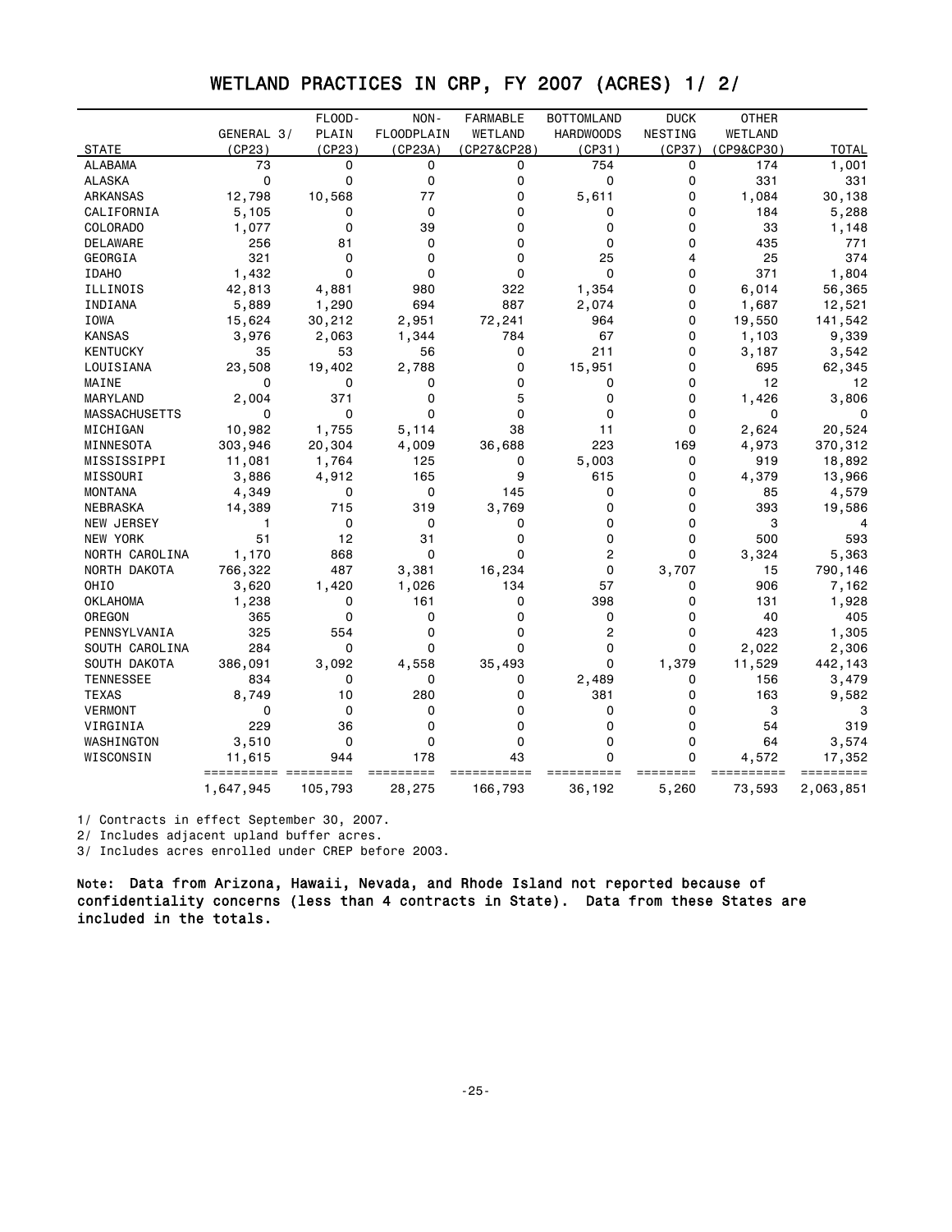# WETLAND PRACTICES IN CRP, FY 2007 (ACRES) 1/ 2/

| STATE | GENERAL 3/ (CP23) | FLOOD-PLAIN (CP23) | NON-FLOODPLAIN (CP23A) | FARMABLE WETLAND (CP27&CP28) | BOTTOMLAND HARDWOODS (CP31) | DUCK NESTING (CP37) | OTHER WETLAND (CP9&CP30) | TOTAL |
|---|---|---|---|---|---|---|---|---|
| ALABAMA | 73 | 0 | 0 | 0 | 754 | 0 | 174 | 1,001 |
| ALASKA | 0 | 0 | 0 | 0 | 0 | 0 | 331 | 331 |
| ARKANSAS | 12,798 | 10,568 | 77 | 0 | 5,611 | 0 | 1,084 | 30,138 |
| CALIFORNIA | 5,105 | 0 | 0 | 0 | 0 | 0 | 184 | 5,288 |
| COLORADO | 1,077 | 0 | 39 | 0 | 0 | 0 | 33 | 1,148 |
| DELAWARE | 256 | 81 | 0 | 0 | 0 | 0 | 435 | 771 |
| GEORGIA | 321 | 0 | 0 | 0 | 25 | 4 | 25 | 374 |
| IDAHO | 1,432 | 0 | 0 | 0 | 0 | 0 | 371 | 1,804 |
| ILLINOIS | 42,813 | 4,881 | 980 | 322 | 1,354 | 0 | 6,014 | 56,365 |
| INDIANA | 5,889 | 1,290 | 694 | 887 | 2,074 | 0 | 1,687 | 12,521 |
| IOWA | 15,624 | 30,212 | 2,951 | 72,241 | 964 | 0 | 19,550 | 141,542 |
| KANSAS | 3,976 | 2,063 | 1,344 | 784 | 67 | 0 | 1,103 | 9,339 |
| KENTUCKY | 35 | 53 | 56 | 0 | 211 | 0 | 3,187 | 3,542 |
| LOUISIANA | 23,508 | 19,402 | 2,788 | 0 | 15,951 | 0 | 695 | 62,345 |
| MAINE | 0 | 0 | 0 | 0 | 0 | 0 | 12 | 12 |
| MARYLAND | 2,004 | 371 | 0 | 5 | 0 | 0 | 1,426 | 3,806 |
| MASSACHUSETTS | 0 | 0 | 0 | 0 | 0 | 0 | 0 | 0 |
| MICHIGAN | 10,982 | 1,755 | 5,114 | 38 | 11 | 0 | 2,624 | 20,524 |
| MINNESOTA | 303,946 | 20,304 | 4,009 | 36,688 | 223 | 169 | 4,973 | 370,312 |
| MISSISSIPPI | 11,081 | 1,764 | 125 | 0 | 5,003 | 0 | 919 | 18,892 |
| MISSOURI | 3,886 | 4,912 | 165 | 9 | 615 | 0 | 4,379 | 13,966 |
| MONTANA | 4,349 | 0 | 0 | 145 | 0 | 0 | 85 | 4,579 |
| NEBRASKA | 14,389 | 715 | 319 | 3,769 | 0 | 0 | 393 | 19,586 |
| NEW JERSEY | 1 | 0 | 0 | 0 | 0 | 0 | 3 | 4 |
| NEW YORK | 51 | 12 | 31 | 0 | 0 | 0 | 500 | 593 |
| NORTH CAROLINA | 1,170 | 868 | 0 | 0 | 2 | 0 | 3,324 | 5,363 |
| NORTH DAKOTA | 766,322 | 487 | 3,381 | 16,234 | 0 | 3,707 | 15 | 790,146 |
| OHIO | 3,620 | 1,420 | 1,026 | 134 | 57 | 0 | 906 | 7,162 |
| OKLAHOMA | 1,238 | 0 | 161 | 0 | 398 | 0 | 131 | 1,928 |
| OREGON | 365 | 0 | 0 | 0 | 0 | 0 | 40 | 405 |
| PENNSYLVANIA | 325 | 554 | 0 | 0 | 2 | 0 | 423 | 1,305 |
| SOUTH CAROLINA | 284 | 0 | 0 | 0 | 0 | 0 | 2,022 | 2,306 |
| SOUTH DAKOTA | 386,091 | 3,092 | 4,558 | 35,493 | 0 | 1,379 | 11,529 | 442,143 |
| TENNESSEE | 834 | 0 | 0 | 0 | 2,489 | 0 | 156 | 3,479 |
| TEXAS | 8,749 | 10 | 280 | 0 | 381 | 0 | 163 | 9,582 |
| VERMONT | 0 | 0 | 0 | 0 | 0 | 0 | 3 | 3 |
| VIRGINIA | 229 | 36 | 0 | 0 | 0 | 0 | 54 | 319 |
| WASHINGTON | 3,510 | 0 | 0 | 0 | 0 | 0 | 64 | 3,574 |
| WISCONSIN | 11,615 | 944 | 178 | 43 | 0 | 0 | 4,572 | 17,352 |
| | 1,647,945 | 105,793 | 28,275 | 166,793 | 36,192 | 5,260 | 73,593 | 2,063,851 |

1/ Contracts in effect September 30, 2007.

2/ Includes adjacent upland buffer acres.

3/ Includes acres enrolled under CREP before 2003.

**Note:** Data from Arizona, Hawaii, Nevada, and Rhode Island not reported because of confidentiality concerns (less than 4 contracts in State). Data from these States are included in the totals.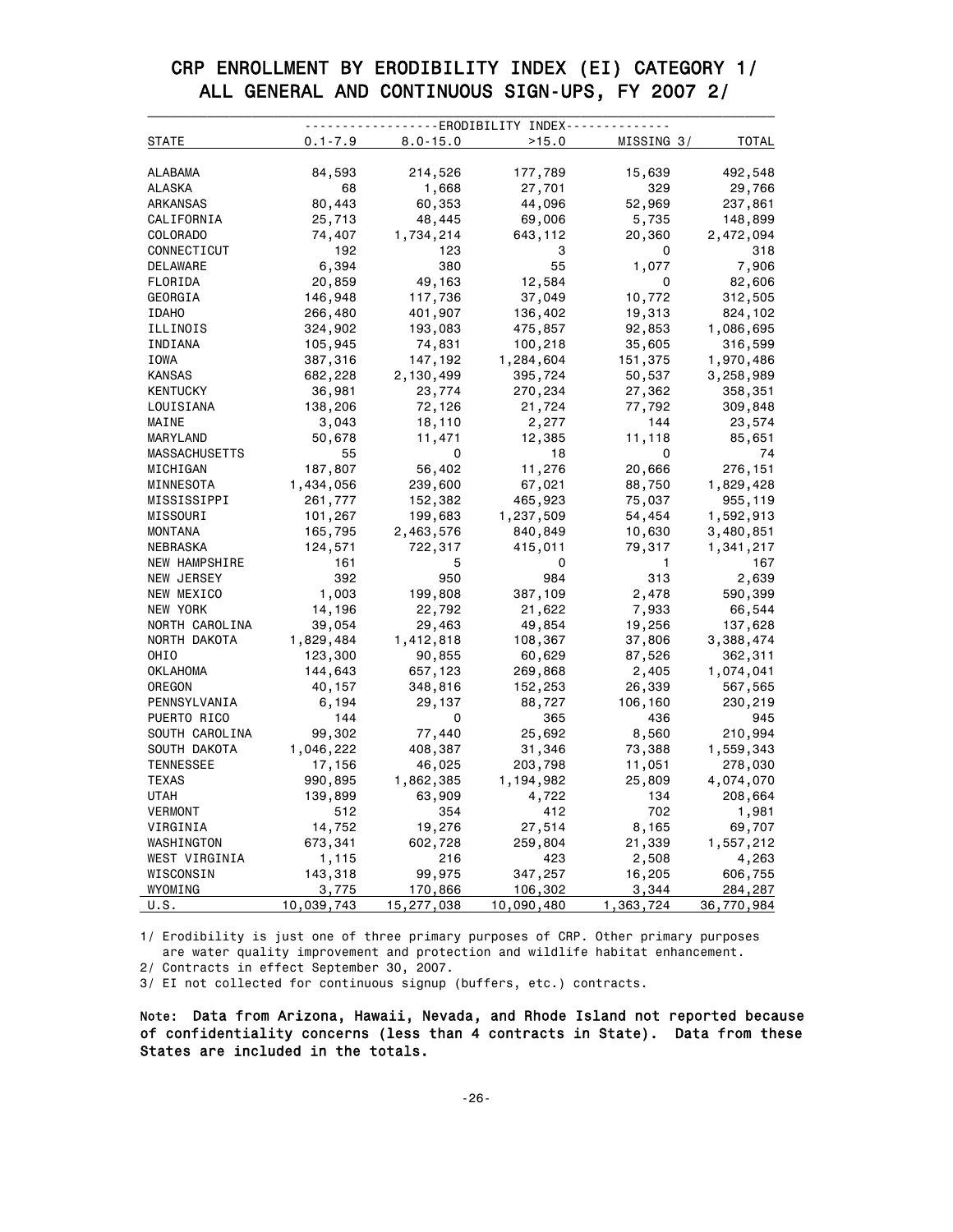## CRP ENROLLMENT BY ERODIBILITY INDEX (EI) CATEGORY 1/
## ALL GENERAL AND CONTINUOUS SIGN-UPS, FY 2007 2/

| | ERODIBILITY INDEX | | | | |
|---|---|---|---|---|---|
| STATE | 0.1-7.9 | 8.0-15.0 | >15.0 | MISSING 3/ | TOTAL |
| ALABAMA | 84,593 | 214,526 | 177,789 | 15,639 | 492,548 |
| ALASKA | 68 | 1,668 | 27,701 | 329 | 29,766 |
| ARKANSAS | 80,443 | 60,353 | 44,096 | 52,969 | 237,861 |
| CALIFORNIA | 25,713 | 48,445 | 69,006 | 5,735 | 148,899 |
| COLORADO | 74,407 | 1,734,214 | 643,112 | 20,360 | 2,472,094 |
| CONNECTICUT | 192 | 123 | 3 | 0 | 318 |
| DELAWARE | 6,394 | 380 | 55 | 1,077 | 7,906 |
| FLORIDA | 20,859 | 49,163 | 12,584 | 0 | 82,606 |
| GEORGIA | 146,948 | 117,736 | 37,049 | 10,772 | 312,505 |
| IDAHO | 266,480 | 401,907 | 136,402 | 19,313 | 824,102 |
| ILLINOIS | 324,902 | 193,083 | 475,857 | 92,853 | 1,086,695 |
| INDIANA | 105,945 | 74,831 | 100,218 | 35,605 | 316,599 |
| IOWA | 387,316 | 147,192 | 1,284,604 | 151,375 | 1,970,486 |
| KANSAS | 682,228 | 2,130,499 | 395,724 | 50,537 | 3,258,989 |
| KENTUCKY | 36,981 | 23,774 | 270,234 | 27,362 | 358,351 |
| LOUISIANA | 138,206 | 72,126 | 21,724 | 77,792 | 309,848 |
| MAINE | 3,043 | 18,110 | 2,277 | 144 | 23,574 |
| MARYLAND | 50,678 | 11,471 | 12,385 | 11,118 | 85,651 |
| MASSACHUSETTS | 55 | 0 | 18 | 0 | 74 |
| MICHIGAN | 187,807 | 56,402 | 11,276 | 20,666 | 276,151 |
| MINNESOTA | 1,434,056 | 239,600 | 67,021 | 88,750 | 1,829,428 |
| MISSISSIPPI | 261,777 | 152,382 | 465,923 | 75,037 | 955,119 |
| MISSOURI | 101,267 | 199,683 | 1,237,509 | 54,454 | 1,592,913 |
| MONTANA | 165,795 | 2,463,576 | 840,849 | 10,630 | 3,480,851 |
| NEBRASKA | 124,571 | 722,317 | 415,011 | 79,317 | 1,341,217 |
| NEW HAMPSHIRE | 161 | 5 | 0 | 1 | 167 |
| NEW JERSEY | 392 | 950 | 984 | 313 | 2,639 |
| NEW MEXICO | 1,003 | 199,808 | 387,109 | 2,478 | 590,399 |
| NEW YORK | 14,196 | 22,792 | 21,622 | 7,933 | 66,544 |
| NORTH CAROLINA | 39,054 | 29,463 | 49,854 | 19,256 | 137,628 |
| NORTH DAKOTA | 1,829,484 | 1,412,818 | 108,367 | 37,806 | 3,388,474 |
| OHIO | 123,300 | 90,855 | 60,629 | 87,526 | 362,311 |
| OKLAHOMA | 144,643 | 657,123 | 269,868 | 2,405 | 1,074,041 |
| OREGON | 40,157 | 348,816 | 152,253 | 26,339 | 567,565 |
| PENNSYLVANIA | 6,194 | 29,137 | 88,727 | 106,160 | 230,219 |
| PUERTO RICO | 144 | 0 | 365 | 436 | 945 |
| SOUTH CAROLINA | 99,302 | 77,440 | 25,692 | 8,560 | 210,994 |
| SOUTH DAKOTA | 1,046,222 | 408,387 | 31,346 | 73,388 | 1,559,343 |
| TENNESSEE | 17,156 | 46,025 | 203,798 | 11,051 | 278,030 |
| TEXAS | 990,895 | 1,862,385 | 1,194,982 | 25,809 | 4,074,070 |
| UTAH | 139,899 | 63,909 | 4,722 | 134 | 208,664 |
| VERMONT | 512 | 354 | 412 | 702 | 1,981 |
| VIRGINIA | 14,752 | 19,276 | 27,514 | 8,165 | 69,707 |
| WASHINGTON | 673,341 | 602,728 | 259,804 | 21,339 | 1,557,212 |
| WEST VIRGINIA | 1,115 | 216 | 423 | 2,508 | 4,263 |
| WISCONSIN | 143,318 | 99,975 | 347,257 | 16,205 | 606,755 |
| WYOMING | 3,775 | 170,866 | 106,302 | 3,344 | 284,287 |
| U.S. | 10,039,743 | 15,277,038 | 10,090,480 | 1,363,724 | 36,770,984 |

1/ Erodibility is just one of three primary purposes of CRP. Other primary purposes are water quality improvement and protection and wildlife habitat enhancement.
2/ Contracts in effect September 30, 2007.
3/ EI not collected for continuous signup (buffers, etc.) contracts.

Note: **Data from Arizona, Hawaii, Nevada, and Rhode Island not reported because of confidentiality concerns (less than 4 contracts in State). Data from these States are included in the totals.**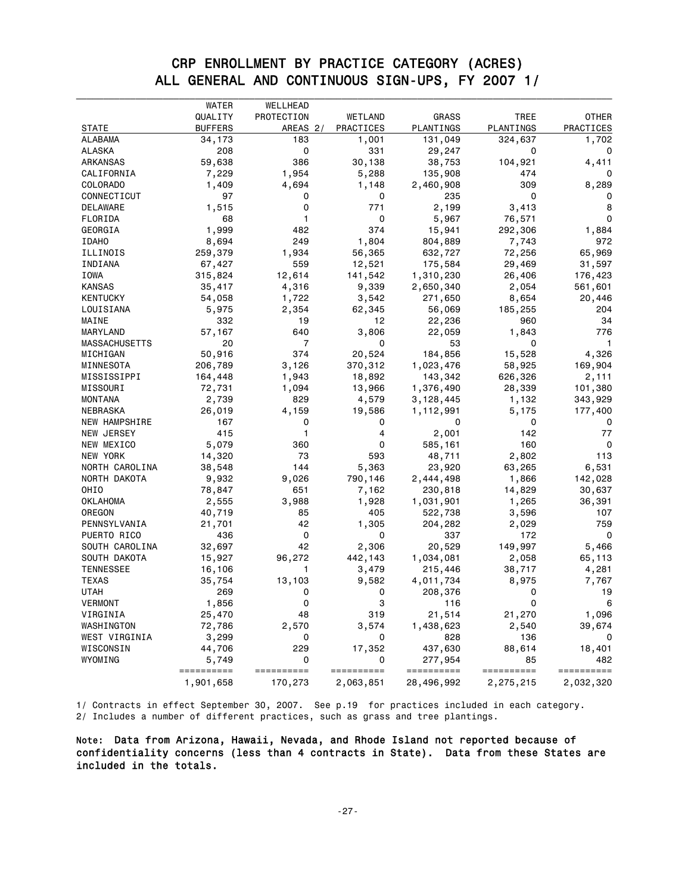# CRP ENROLLMENT BY PRACTICE CATEGORY (ACRES)
## ALL GENERAL AND CONTINUOUS SIGN-UPS, FY 2007 1/

| STATE | WATER QUALITY BUFFERS | WELLHEAD PROTECTION AREAS 2/ | WETLAND PRACTICES | GRASS PLANTINGS | TREE PLANTINGS | OTHER PRACTICES |
|---|---|---|---|---|---|---|
| ALABAMA | 34,173 | 183 | 1,001 | 131,049 | 324,637 | 1,702 |
| ALASKA | 208 | 0 | 331 | 29,247 | 0 | 0 |
| ARKANSAS | 59,638 | 386 | 30,138 | 38,753 | 104,921 | 4,411 |
| CALIFORNIA | 7,229 | 1,954 | 5,288 | 135,908 | 474 | 0 |
| COLORADO | 1,409 | 4,694 | 1,148 | 2,460,908 | 309 | 8,289 |
| CONNECTICUT | 97 | 0 | 0 | 235 | 0 | 0 |
| DELAWARE | 1,515 | 0 | 771 | 2,199 | 3,413 | 8 |
| FLORIDA | 68 | 1 | 0 | 5,967 | 76,571 | 0 |
| GEORGIA | 1,999 | 482 | 374 | 15,941 | 292,306 | 1,884 |
| IDAHO | 8,694 | 249 | 1,804 | 804,889 | 7,743 | 972 |
| ILLINOIS | 259,379 | 1,934 | 56,365 | 632,727 | 72,256 | 65,969 |
| INDIANA | 67,427 | 559 | 12,521 | 175,584 | 29,469 | 31,597 |
| IOWA | 315,824 | 12,614 | 141,542 | 1,310,230 | 26,406 | 176,423 |
| KANSAS | 35,417 | 4,316 | 9,339 | 2,650,340 | 2,054 | 561,601 |
| KENTUCKY | 54,058 | 1,722 | 3,542 | 271,650 | 8,654 | 20,446 |
| LOUISIANA | 5,975 | 2,354 | 62,345 | 56,069 | 185,255 | 204 |
| MAINE | 332 | 19 | 12 | 22,236 | 960 | 34 |
| MARYLAND | 57,167 | 640 | 3,806 | 22,059 | 1,843 | 776 |
| MASSACHUSETTS | 20 | 7 | 0 | 53 | 0 | 1 |
| MICHIGAN | 50,916 | 374 | 20,524 | 184,856 | 15,528 | 4,326 |
| MINNESOTA | 206,789 | 3,126 | 370,312 | 1,023,476 | 58,925 | 169,904 |
| MISSISSIPPI | 164,448 | 1,943 | 18,892 | 143,342 | 626,326 | 2,111 |
| MISSOURI | 72,731 | 1,094 | 13,966 | 1,376,490 | 28,339 | 101,380 |
| MONTANA | 2,739 | 829 | 4,579 | 3,128,445 | 1,132 | 343,929 |
| NEBRASKA | 26,019 | 4,159 | 19,586 | 1,112,991 | 5,175 | 177,400 |
| NEW HAMPSHIRE | 167 | 0 | 0 | 0 | 0 | 0 |
| NEW JERSEY | 415 | 1 | 4 | 2,001 | 142 | 77 |
| NEW MEXICO | 5,079 | 360 | 0 | 585,161 | 160 | 0 |
| NEW YORK | 14,320 | 73 | 593 | 48,711 | 2,802 | 113 |
| NORTH CAROLINA | 38,548 | 144 | 5,363 | 23,920 | 63,265 | 6,531 |
| NORTH DAKOTA | 9,932 | 9,026 | 790,146 | 2,444,498 | 1,866 | 142,028 |
| OHIO | 78,847 | 651 | 7,162 | 230,818 | 14,829 | 30,637 |
| OKLAHOMA | 2,555 | 3,988 | 1,928 | 1,031,901 | 1,265 | 36,391 |
| OREGON | 40,719 | 85 | 405 | 522,738 | 3,596 | 107 |
| PENNSYLVANIA | 21,701 | 42 | 1,305 | 204,282 | 2,029 | 759 |
| PUERTO RICO | 436 | 0 | 0 | 337 | 172 | 0 |
| SOUTH CAROLINA | 32,697 | 42 | 2,306 | 20,529 | 149,997 | 5,466 |
| SOUTH DAKOTA | 15,927 | 96,272 | 442,143 | 1,034,081 | 2,058 | 65,113 |
| TENNESSEE | 16,106 | 1 | 3,479 | 215,446 | 38,717 | 4,281 |
| TEXAS | 35,754 | 13,103 | 9,582 | 4,011,734 | 8,975 | 7,767 |
| UTAH | 269 | 0 | 0 | 208,376 | 0 | 19 |
| VERMONT | 1,856 | 0 | 3 | 116 | 0 | 6 |
| VIRGINIA | 25,470 | 48 | 319 | 21,514 | 21,270 | 1,096 |
| WASHINGTON | 72,786 | 2,570 | 3,574 | 1,438,623 | 2,540 | 39,674 |
| WEST VIRGINIA | 3,299 | 0 | 0 | 828 | 136 | 0 |
| WISCONSIN | 44,706 | 229 | 17,352 | 437,630 | 88,614 | 18,401 |
| WYOMING | 5,749 | 0 | 0 | 277,954 | 85 | 482 |
| | 1,901,658 | 170,273 | 2,063,851 | 28,496,992 | 2,275,215 | 2,032,320 |

1/ Contracts in effect September 30, 2007. See p.19 for practices included in each category.
2/ Includes a number of different practices, such as grass and tree plantings.

Note: Data from Arizona, Hawaii, Nevada, and Rhode Island not reported because of confidentiality concerns (less than 4 contracts in State). Data from these States are included in the totals.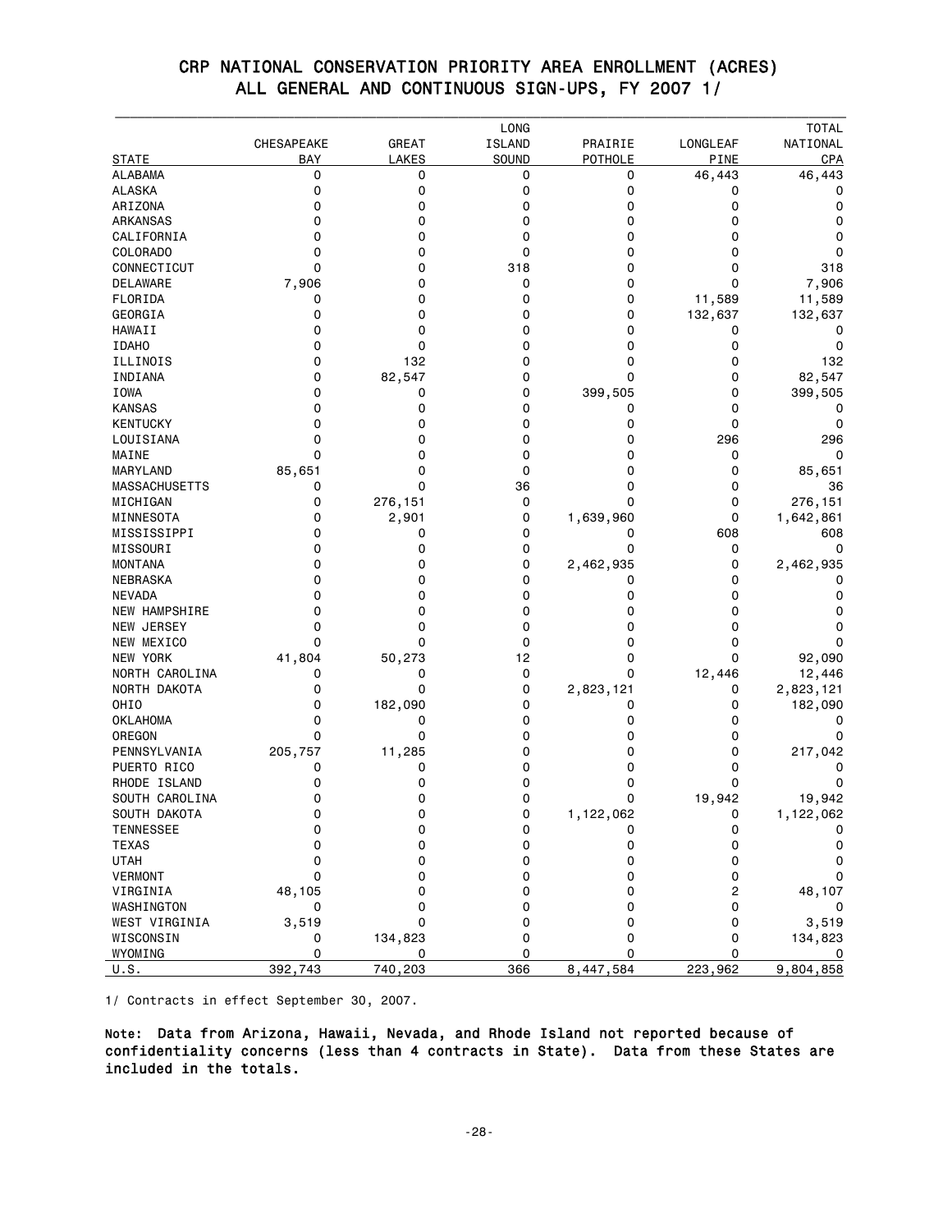# CRP NATIONAL CONSERVATION PRIORITY AREA ENROLLMENT (ACRES)
## ALL GENERAL AND CONTINUOUS SIGN-UPS, FY 2007 1/

| STATE | CHESAPEAKE BAY | GREAT LAKES | LONG ISLAND SOUND | PRAIRIE POTHOLE | LONGLEAF PINE | TOTAL NATIONAL CPA |
|---|---|---|---|---|---|---|
| ALABAMA | 0 | 0 | 0 | 0 | 46,443 | 46,443 |
| ALASKA | 0 | 0 | 0 | 0 | 0 | 0 |
| ARIZONA | 0 | 0 | 0 | 0 | 0 | 0 |
| ARKANSAS | 0 | 0 | 0 | 0 | 0 | 0 |
| CALIFORNIA | 0 | 0 | 0 | 0 | 0 | 0 |
| COLORADO | 0 | 0 | 0 | 0 | 0 | 0 |
| CONNECTICUT | 0 | 0 | 318 | 0 | 0 | 318 |
| DELAWARE | 7,906 | 0 | 0 | 0 | 0 | 7,906 |
| FLORIDA | 0 | 0 | 0 | 0 | 11,589 | 11,589 |
| GEORGIA | 0 | 0 | 0 | 0 | 132,637 | 132,637 |
| HAWAII | 0 | 0 | 0 | 0 | 0 | 0 |
| IDAHO | 0 | 0 | 0 | 0 | 0 | 0 |
| ILLINOIS | 0 | 132 | 0 | 0 | 0 | 132 |
| INDIANA | 0 | 82,547 | 0 | 0 | 0 | 82,547 |
| IOWA | 0 | 0 | 0 | 399,505 | 0 | 399,505 |
| KANSAS | 0 | 0 | 0 | 0 | 0 | 0 |
| KENTUCKY | 0 | 0 | 0 | 0 | 0 | 0 |
| LOUISIANA | 0 | 0 | 0 | 0 | 296 | 296 |
| MAINE | 0 | 0 | 0 | 0 | 0 | 0 |
| MARYLAND | 85,651 | 0 | 0 | 0 | 0 | 85,651 |
| MASSACHUSETTS | 0 | 0 | 36 | 0 | 0 | 36 |
| MICHIGAN | 0 | 276,151 | 0 | 0 | 0 | 276,151 |
| MINNESOTA | 0 | 2,901 | 0 | 1,639,960 | 0 | 1,642,861 |
| MISSISSIPPI | 0 | 0 | 0 | 0 | 608 | 608 |
| MISSOURI | 0 | 0 | 0 | 0 | 0 | 0 |
| MONTANA | 0 | 0 | 0 | 2,462,935 | 0 | 2,462,935 |
| NEBRASKA | 0 | 0 | 0 | 0 | 0 | 0 |
| NEVADA | 0 | 0 | 0 | 0 | 0 | 0 |
| NEW HAMPSHIRE | 0 | 0 | 0 | 0 | 0 | 0 |
| NEW JERSEY | 0 | 0 | 0 | 0 | 0 | 0 |
| NEW MEXICO | 0 | 0 | 0 | 0 | 0 | 0 |
| NEW YORK | 41,804 | 50,273 | 12 | 0 | 0 | 92,090 |
| NORTH CAROLINA | 0 | 0 | 0 | 0 | 12,446 | 12,446 |
| NORTH DAKOTA | 0 | 0 | 0 | 2,823,121 | 0 | 2,823,121 |
| OHIO | 0 | 182,090 | 0 | 0 | 0 | 182,090 |
| OKLAHOMA | 0 | 0 | 0 | 0 | 0 | 0 |
| OREGON | 0 | 0 | 0 | 0 | 0 | 0 |
| PENNSYLVANIA | 205,757 | 11,285 | 0 | 0 | 0 | 217,042 |
| PUERTO RICO | 0 | 0 | 0 | 0 | 0 | 0 |
| RHODE ISLAND | 0 | 0 | 0 | 0 | 0 | 0 |
| SOUTH CAROLINA | 0 | 0 | 0 | 0 | 19,942 | 19,942 |
| SOUTH DAKOTA | 0 | 0 | 0 | 1,122,062 | 0 | 1,122,062 |
| TENNESSEE | 0 | 0 | 0 | 0 | 0 | 0 |
| TEXAS | 0 | 0 | 0 | 0 | 0 | 0 |
| UTAH | 0 | 0 | 0 | 0 | 0 | 0 |
| VERMONT | 0 | 0 | 0 | 0 | 0 | 0 |
| VIRGINIA | 48,105 | 0 | 0 | 0 | 2 | 48,107 |
| WASHINGTON | 0 | 0 | 0 | 0 | 0 | 0 |
| WEST VIRGINIA | 3,519 | 0 | 0 | 0 | 0 | 3,519 |
| WISCONSIN | 0 | 134,823 | 0 | 0 | 0 | 134,823 |
| WYOMING | 0 | 0 | 0 | 0 | 0 | 0 |
| U.S. | 392,743 | 740,203 | 366 | 8,447,584 | 223,962 | 9,804,858 |

1/ Contracts in effect September 30, 2007.

**Note: Data from Arizona, Hawaii, Nevada, and Rhode Island not reported because of confidentiality concerns (less than 4 contracts in State). Data from these States are included in the totals.**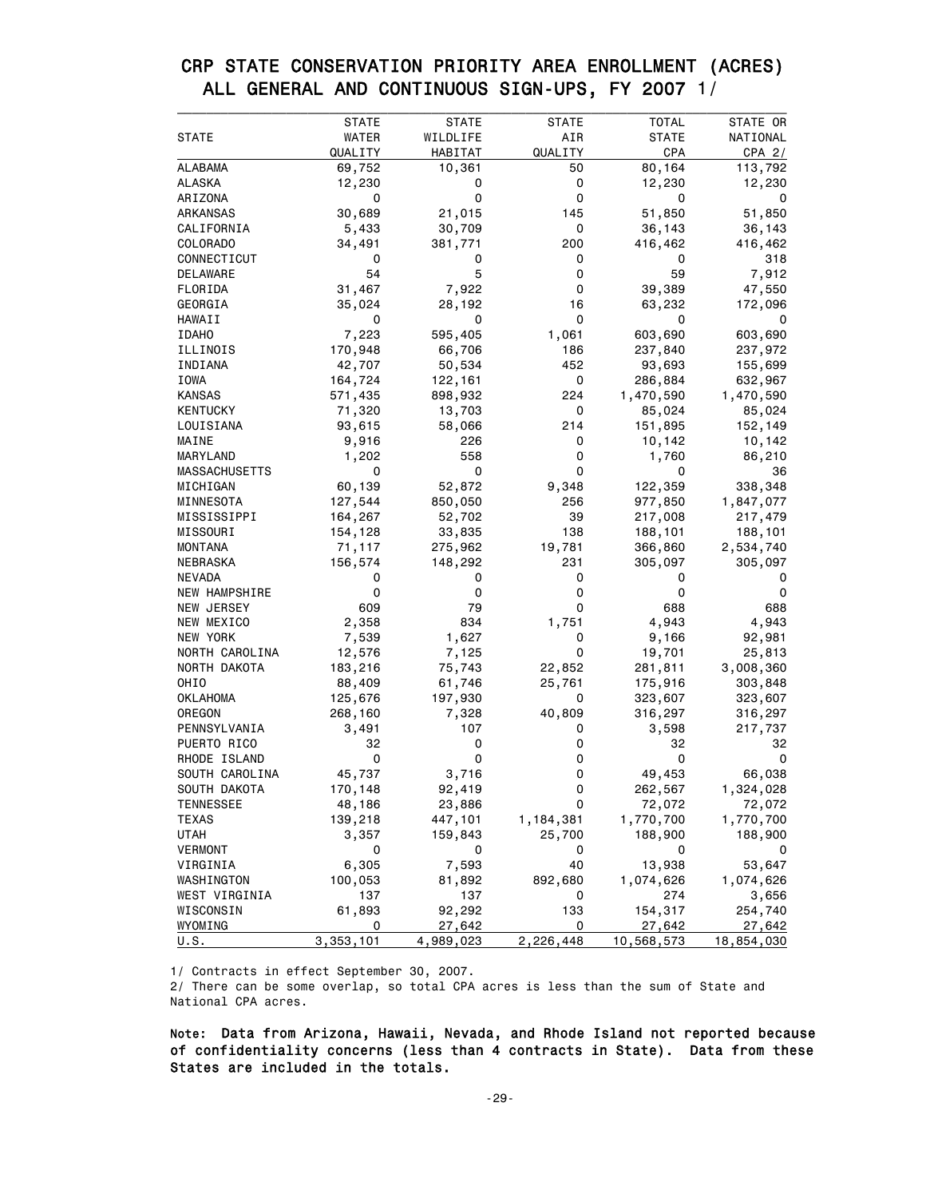# CRP STATE CONSERVATION PRIORITY AREA ENROLLMENT (ACRES)
## ALL GENERAL AND CONTINUOUS SIGN-UPS, FY 2007 1/

| STATE | STATE WATER QUALITY | STATE WILDLIFE HABITAT | STATE AIR QUALITY | TOTAL STATE CPA | STATE OR NATIONAL CPA 2/ |
|---|---|---|---|---|---|
| ALABAMA | 69,752 | 10,361 | 50 | 80,164 | 113,792 |
| ALASKA | 12,230 | 0 | 0 | 12,230 | 12,230 |
| ARIZONA | 0 | 0 | 0 | 0 | 0 |
| ARKANSAS | 30,689 | 21,015 | 145 | 51,850 | 51,850 |
| CALIFORNIA | 5,433 | 30,709 | 0 | 36,143 | 36,143 |
| COLORADO | 34,491 | 381,771 | 200 | 416,462 | 416,462 |
| CONNECTICUT | 0 | 0 | 0 | 0 | 318 |
| DELAWARE | 54 | 5 | 0 | 59 | 7,912 |
| FLORIDA | 31,467 | 7,922 | 0 | 39,389 | 47,550 |
| GEORGIA | 35,024 | 28,192 | 16 | 63,232 | 172,096 |
| HAWAII | 0 | 0 | 0 | 0 | 0 |
| IDAHO | 7,223 | 595,405 | 1,061 | 603,690 | 603,690 |
| ILLINOIS | 170,948 | 66,706 | 186 | 237,840 | 237,972 |
| INDIANA | 42,707 | 50,534 | 452 | 93,693 | 155,699 |
| IOWA | 164,724 | 122,161 | 0 | 286,884 | 632,967 |
| KANSAS | 571,435 | 898,932 | 224 | 1,470,590 | 1,470,590 |
| KENTUCKY | 71,320 | 13,703 | 0 | 85,024 | 85,024 |
| LOUISIANA | 93,615 | 58,066 | 214 | 151,895 | 152,149 |
| MAINE | 9,916 | 226 | 0 | 10,142 | 10,142 |
| MARYLAND | 1,202 | 558 | 0 | 1,760 | 86,210 |
| MASSACHUSETTS | 0 | 0 | 0 | 0 | 36 |
| MICHIGAN | 60,139 | 52,872 | 9,348 | 122,359 | 338,348 |
| MINNESOTA | 127,544 | 850,050 | 256 | 977,850 | 1,847,077 |
| MISSISSIPPI | 164,267 | 52,702 | 39 | 217,008 | 217,479 |
| MISSOURI | 154,128 | 33,835 | 138 | 188,101 | 188,101 |
| MONTANA | 71,117 | 275,962 | 19,781 | 366,860 | 2,534,740 |
| NEBRASKA | 156,574 | 148,292 | 231 | 305,097 | 305,097 |
| NEVADA | 0 | 0 | 0 | 0 | 0 |
| NEW HAMPSHIRE | 0 | 0 | 0 | 0 | 0 |
| NEW JERSEY | 609 | 79 | 0 | 688 | 688 |
| NEW MEXICO | 2,358 | 834 | 1,751 | 4,943 | 4,943 |
| NEW YORK | 7,539 | 1,627 | 0 | 9,166 | 92,981 |
| NORTH CAROLINA | 12,576 | 7,125 | 0 | 19,701 | 25,813 |
| NORTH DAKOTA | 183,216 | 75,743 | 22,852 | 281,811 | 3,008,360 |
| OHIO | 88,409 | 61,746 | 25,761 | 175,916 | 303,848 |
| OKLAHOMA | 125,676 | 197,930 | 0 | 323,607 | 323,607 |
| OREGON | 268,160 | 7,328 | 40,809 | 316,297 | 316,297 |
| PENNSYLVANIA | 3,491 | 107 | 0 | 3,598 | 217,737 |
| PUERTO RICO | 32 | 0 | 0 | 32 | 32 |
| RHODE ISLAND | 0 | 0 | 0 | 0 | 0 |
| SOUTH CAROLINA | 45,737 | 3,716 | 0 | 49,453 | 66,038 |
| SOUTH DAKOTA | 170,148 | 92,419 | 0 | 262,567 | 1,324,028 |
| TENNESSEE | 48,186 | 23,886 | 0 | 72,072 | 72,072 |
| TEXAS | 139,218 | 447,101 | 1,184,381 | 1,770,700 | 1,770,700 |
| UTAH | 3,357 | 159,843 | 25,700 | 188,900 | 188,900 |
| VERMONT | 0 | 0 | 0 | 0 | 0 |
| VIRGINIA | 6,305 | 7,593 | 40 | 13,938 | 53,647 |
| WASHINGTON | 100,053 | 81,892 | 892,680 | 1,074,626 | 1,074,626 |
| WEST VIRGINIA | 137 | 137 | 0 | 274 | 3,656 |
| WISCONSIN | 61,893 | 92,292 | 133 | 154,317 | 254,740 |
| WYOMING | 0 | 27,642 | 0 | 27,642 | 27,642 |
| U.S. | 3,353,101 | 4,989,023 | 2,226,448 | 10,568,573 | 18,854,030 |

1/ Contracts in effect September 30, 2007.
2/ There can be some overlap, so total CPA acres is less than the sum of State and National CPA acres.

Note: **Data from Arizona, Hawaii, Nevada, and Rhode Island not reported because of confidentiality concerns (less than 4 contracts in State). Data from these States are included in the totals.**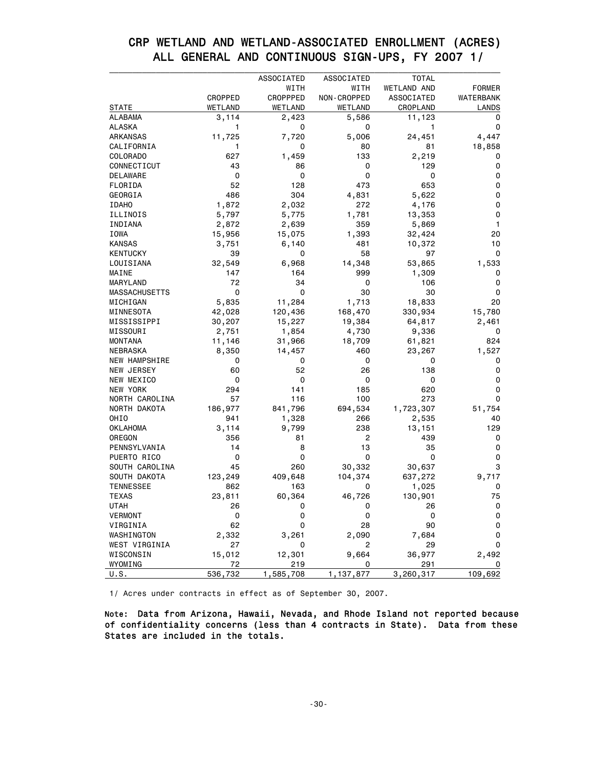# CRP WETLAND AND WETLAND-ASSOCIATED ENROLLMENT (ACRES)
## ALL GENERAL AND CONTINUOUS SIGN-UPS, FY 2007 1/

| STATE | CROPPED WETLAND | ASSOCIATED WITH CROPPPED WETLAND | ASSOCIATED WITH NON-CROPPED WETLAND | TOTAL WETLAND AND ASSOCIATED CROPLAND | FORMER WATERBANK LANDS |
|---|---|---|---|---|---|
| ALABAMA | 3,114 | 2,423 | 5,586 | 11,123 | 0 |
| ALASKA | 1 | 0 | 0 | 1 | 0 |
| ARKANSAS | 11,725 | 7,720 | 5,006 | 24,451 | 4,447 |
| CALIFORNIA | 1 | 0 | 80 | 81 | 18,858 |
| COLORADO | 627 | 1,459 | 133 | 2,219 | 0 |
| CONNECTICUT | 43 | 86 | 0 | 129 | 0 |
| DELAWARE | 0 | 0 | 0 | 0 | 0 |
| FLORIDA | 52 | 128 | 473 | 653 | 0 |
| GEORGIA | 486 | 304 | 4,831 | 5,622 | 0 |
| IDAHO | 1,872 | 2,032 | 272 | 4,176 | 0 |
| ILLINOIS | 5,797 | 5,775 | 1,781 | 13,353 | 0 |
| INDIANA | 2,872 | 2,639 | 359 | 5,869 | 1 |
| IOWA | 15,956 | 15,075 | 1,393 | 32,424 | 20 |
| KANSAS | 3,751 | 6,140 | 481 | 10,372 | 10 |
| KENTUCKY | 39 | 0 | 58 | 97 | 0 |
| LOUISIANA | 32,549 | 6,968 | 14,348 | 53,865 | 1,533 |
| MAINE | 147 | 164 | 999 | 1,309 | 0 |
| MARYLAND | 72 | 34 | 0 | 106 | 0 |
| MASSACHUSETTS | 0 | 0 | 30 | 30 | 0 |
| MICHIGAN | 5,835 | 11,284 | 1,713 | 18,833 | 20 |
| MINNESOTA | 42,028 | 120,436 | 168,470 | 330,934 | 15,780 |
| MISSISSIPPI | 30,207 | 15,227 | 19,384 | 64,817 | 2,461 |
| MISSOURI | 2,751 | 1,854 | 4,730 | 9,336 | 0 |
| MONTANA | 11,146 | 31,966 | 18,709 | 61,821 | 824 |
| NEBRASKA | 8,350 | 14,457 | 460 | 23,267 | 1,527 |
| NEW HAMPSHIRE | 0 | 0 | 0 | 0 | 0 |
| NEW JERSEY | 60 | 52 | 26 | 138 | 0 |
| NEW MEXICO | 0 | 0 | 0 | 0 | 0 |
| NEW YORK | 294 | 141 | 185 | 620 | 0 |
| NORTH CAROLINA | 57 | 116 | 100 | 273 | 0 |
| NORTH DAKOTA | 186,977 | 841,796 | 694,534 | 1,723,307 | 51,754 |
| OHIO | 941 | 1,328 | 266 | 2,535 | 40 |
| OKLAHOMA | 3,114 | 9,799 | 238 | 13,151 | 129 |
| OREGON | 356 | 81 | 2 | 439 | 0 |
| PENNSYLVANIA | 14 | 8 | 13 | 35 | 0 |
| PUERTO RICO | 0 | 0 | 0 | 0 | 0 |
| SOUTH CAROLINA | 45 | 260 | 30,332 | 30,637 | 3 |
| SOUTH DAKOTA | 123,249 | 409,648 | 104,374 | 637,272 | 9,717 |
| TENNESSEE | 862 | 163 | 0 | 1,025 | 0 |
| TEXAS | 23,811 | 60,364 | 46,726 | 130,901 | 75 |
| UTAH | 26 | 0 | 0 | 26 | 0 |
| VERMONT | 0 | 0 | 0 | 0 | 0 |
| VIRGINIA | 62 | 0 | 28 | 90 | 0 |
| WASHINGTON | 2,332 | 3,261 | 2,090 | 7,684 | 0 |
| WEST VIRGINIA | 27 | 0 | 2 | 29 | 0 |
| WISCONSIN | 15,012 | 12,301 | 9,664 | 36,977 | 2,492 |
| WYOMING | 72 | 219 | 0 | 291 | 0 |
| U.S. | 536,732 | 1,585,708 | 1,137,877 | 3,260,317 | 109,692 |

1/ Acres under contracts in effect as of September 30, 2007.

**Note:** Data from Arizona, Hawaii, Nevada, and Rhode Island not reported because of confidentiality concerns (less than 4 contracts in State). Data from these States are included in the totals.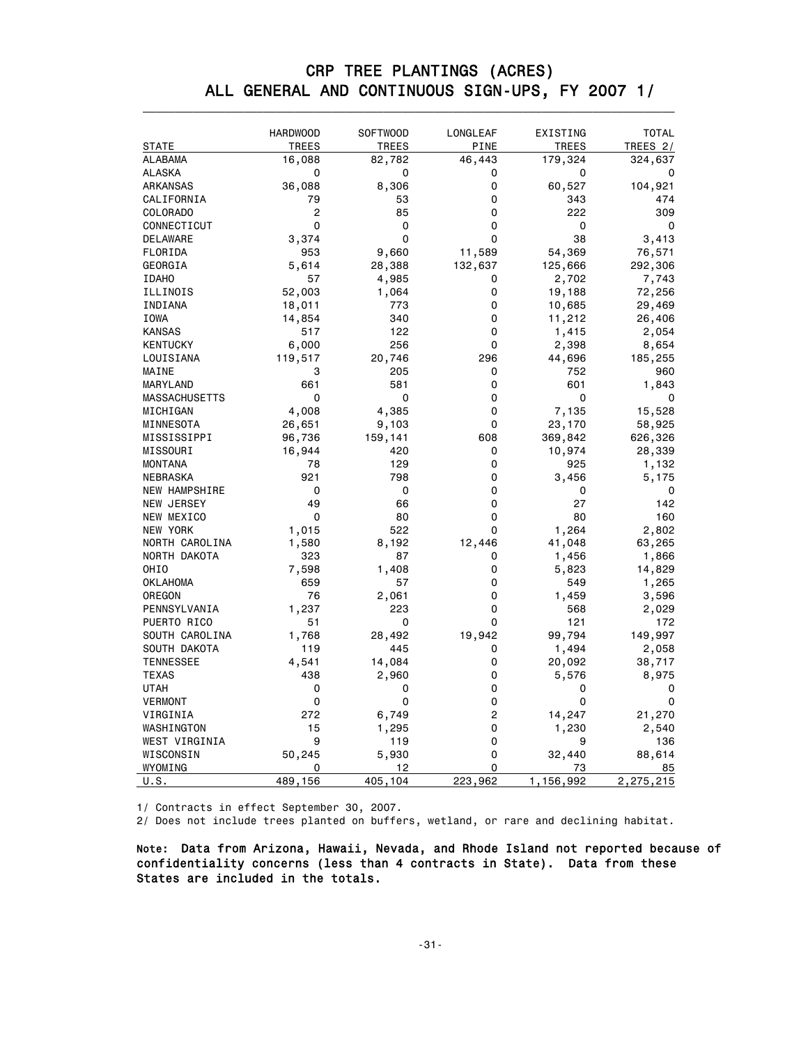# CRP TREE PLANTINGS (ACRES)
## ALL GENERAL AND CONTINUOUS SIGN-UPS, FY 2007 1/

| STATE | HARDWOOD TREES | SOFTWOOD TREES | LONGLEAF PINE | EXISTING TREES | TOTAL TREES 2/ |
|---|---|---|---|---|---|
| ALABAMA | 16,088 | 82,782 | 46,443 | 179,324 | 324,637 |
| ALASKA | 0 | 0 | 0 | 0 | 0 |
| ARKANSAS | 36,088 | 8,306 | 0 | 60,527 | 104,921 |
| CALIFORNIA | 79 | 53 | 0 | 343 | 474 |
| COLORADO | 2 | 85 | 0 | 222 | 309 |
| CONNECTICUT | 0 | 0 | 0 | 0 | 0 |
| DELAWARE | 3,374 | 0 | 0 | 38 | 3,413 |
| FLORIDA | 953 | 9,660 | 11,589 | 54,369 | 76,571 |
| GEORGIA | 5,614 | 28,388 | 132,637 | 125,666 | 292,306 |
| IDAHO | 57 | 4,985 | 0 | 2,702 | 7,743 |
| ILLINOIS | 52,003 | 1,064 | 0 | 19,188 | 72,256 |
| INDIANA | 18,011 | 773 | 0 | 10,685 | 29,469 |
| IOWA | 14,854 | 340 | 0 | 11,212 | 26,406 |
| KANSAS | 517 | 122 | 0 | 1,415 | 2,054 |
| KENTUCKY | 6,000 | 256 | 0 | 2,398 | 8,654 |
| LOUISIANA | 119,517 | 20,746 | 296 | 44,696 | 185,255 |
| MAINE | 3 | 205 | 0 | 752 | 960 |
| MARYLAND | 661 | 581 | 0 | 601 | 1,843 |
| MASSACHUSETTS | 0 | 0 | 0 | 0 | 0 |
| MICHIGAN | 4,008 | 4,385 | 0 | 7,135 | 15,528 |
| MINNESOTA | 26,651 | 9,103 | 0 | 23,170 | 58,925 |
| MISSISSIPPI | 96,736 | 159,141 | 608 | 369,842 | 626,326 |
| MISSOURI | 16,944 | 420 | 0 | 10,974 | 28,339 |
| MONTANA | 78 | 129 | 0 | 925 | 1,132 |
| NEBRASKA | 921 | 798 | 0 | 3,456 | 5,175 |
| NEW HAMPSHIRE | 0 | 0 | 0 | 0 | 0 |
| NEW JERSEY | 49 | 66 | 0 | 27 | 142 |
| NEW MEXICO | 0 | 80 | 0 | 80 | 160 |
| NEW YORK | 1,015 | 522 | 0 | 1,264 | 2,802 |
| NORTH CAROLINA | 1,580 | 8,192 | 12,446 | 41,048 | 63,265 |
| NORTH DAKOTA | 323 | 87 | 0 | 1,456 | 1,866 |
| OHIO | 7,598 | 1,408 | 0 | 5,823 | 14,829 |
| OKLAHOMA | 659 | 57 | 0 | 549 | 1,265 |
| OREGON | 76 | 2,061 | 0 | 1,459 | 3,596 |
| PENNSYLVANIA | 1,237 | 223 | 0 | 568 | 2,029 |
| PUERTO RICO | 51 | 0 | 0 | 121 | 172 |
| SOUTH CAROLINA | 1,768 | 28,492 | 19,942 | 99,794 | 149,997 |
| SOUTH DAKOTA | 119 | 445 | 0 | 1,494 | 2,058 |
| TENNESSEE | 4,541 | 14,084 | 0 | 20,092 | 38,717 |
| TEXAS | 438 | 2,960 | 0 | 5,576 | 8,975 |
| UTAH | 0 | 0 | 0 | 0 | 0 |
| VERMONT | 0 | 0 | 0 | 0 | 0 |
| VIRGINIA | 272 | 6,749 | 2 | 14,247 | 21,270 |
| WASHINGTON | 15 | 1,295 | 0 | 1,230 | 2,540 |
| WEST VIRGINIA | 9 | 119 | 0 | 9 | 136 |
| WISCONSIN | 50,245 | 5,930 | 0 | 32,440 | 88,614 |
| WYOMING | 0 | 12 | 0 | 73 | 85 |
| U.S. | 489,156 | 405,104 | 223,962 | 1,156,992 | 2,275,215 |

1/ Contracts in effect September 30, 2007.
2/ Does not include trees planted on buffers, wetland, or rare and declining habitat.

**Note: Data from Arizona, Hawaii, Nevada, and Rhode Island not reported because of confidentiality concerns (less than 4 contracts in State). Data from these States are included in the totals.**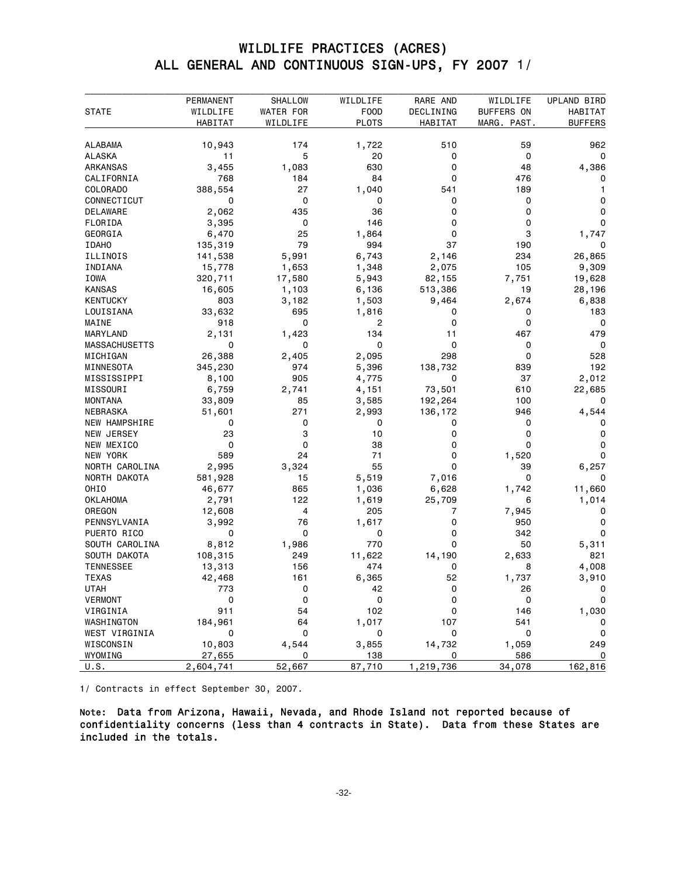# WILDLIFE PRACTICES (ACRES)
## ALL GENERAL AND CONTINUOUS SIGN-UPS, FY 2007 1/

| STATE | PERMANENT WILDLIFE HABITAT | SHALLOW WATER FOR WILDLIFE | WILDLIFE FOOD PLOTS | RARE AND DECLINING HABITAT | WILDLIFE BUFFERS ON MARG. PAST. | UPLAND BIRD HABITAT BUFFERS |
|---|---|---|---|---|---|---|
| ALABAMA | 10,943 | 174 | 1,722 | 510 | 59 | 962 |
| ALASKA | 11 | 5 | 20 | 0 | 0 | 0 |
| ARKANSAS | 3,455 | 1,083 | 630 | 0 | 48 | 4,386 |
| CALIFORNIA | 768 | 184 | 84 | 0 | 476 | 0 |
| COLORADO | 388,554 | 27 | 1,040 | 541 | 189 | 1 |
| CONNECTICUT | 0 | 0 | 0 | 0 | 0 | 0 |
| DELAWARE | 2,062 | 435 | 36 | 0 | 0 | 0 |
| FLORIDA | 3,395 | 0 | 146 | 0 | 0 | 0 |
| GEORGIA | 6,470 | 25 | 1,864 | 0 | 3 | 1,747 |
| IDAHO | 135,319 | 79 | 994 | 37 | 190 | 0 |
| ILLINOIS | 141,538 | 5,991 | 6,743 | 2,146 | 234 | 26,865 |
| INDIANA | 15,778 | 1,653 | 1,348 | 2,075 | 105 | 9,309 |
| IOWA | 320,711 | 17,580 | 5,943 | 82,155 | 7,751 | 19,628 |
| KANSAS | 16,605 | 1,103 | 6,136 | 513,386 | 19 | 28,196 |
| KENTUCKY | 803 | 3,182 | 1,503 | 9,464 | 2,674 | 6,838 |
| LOUISIANA | 33,632 | 695 | 1,816 | 0 | 0 | 183 |
| MAINE | 918 | 0 | 2 | 0 | 0 | 0 |
| MARYLAND | 2,131 | 1,423 | 134 | 11 | 467 | 479 |
| MASSACHUSETTS | 0 | 0 | 0 | 0 | 0 | 0 |
| MICHIGAN | 26,388 | 2,405 | 2,095 | 298 | 0 | 528 |
| MINNESOTA | 345,230 | 974 | 5,396 | 138,732 | 839 | 192 |
| MISSISSIPPI | 8,100 | 905 | 4,775 | 0 | 37 | 2,012 |
| MISSOURI | 6,759 | 2,741 | 4,151 | 73,501 | 610 | 22,685 |
| MONTANA | 33,809 | 85 | 3,585 | 192,264 | 100 | 0 |
| NEBRASKA | 51,601 | 271 | 2,993 | 136,172 | 946 | 4,544 |
| NEW HAMPSHIRE | 0 | 0 | 0 | 0 | 0 | 0 |
| NEW JERSEY | 23 | 3 | 10 | 0 | 0 | 0 |
| NEW MEXICO | 0 | 0 | 38 | 0 | 0 | 0 |
| NEW YORK | 589 | 24 | 71 | 0 | 1,520 | 0 |
| NORTH CAROLINA | 2,995 | 3,324 | 55 | 0 | 39 | 6,257 |
| NORTH DAKOTA | 581,928 | 15 | 5,519 | 7,016 | 0 | 0 |
| OHIO | 46,677 | 865 | 1,036 | 6,628 | 1,742 | 11,660 |
| OKLAHOMA | 2,791 | 122 | 1,619 | 25,709 | 6 | 1,014 |
| OREGON | 12,608 | 4 | 205 | 7 | 7,945 | 0 |
| PENNSYLVANIA | 3,992 | 76 | 1,617 | 0 | 950 | 0 |
| PUERTO RICO | 0 | 0 | 0 | 0 | 342 | 0 |
| SOUTH CAROLINA | 8,812 | 1,986 | 770 | 0 | 50 | 5,311 |
| SOUTH DAKOTA | 108,315 | 249 | 11,622 | 14,190 | 2,633 | 821 |
| TENNESSEE | 13,313 | 156 | 474 | 0 | 8 | 4,008 |
| TEXAS | 42,468 | 161 | 6,365 | 52 | 1,737 | 3,910 |
| UTAH | 773 | 0 | 42 | 0 | 26 | 0 |
| VERMONT | 0 | 0 | 0 | 0 | 0 | 0 |
| VIRGINIA | 911 | 54 | 102 | 0 | 146 | 1,030 |
| WASHINGTON | 184,961 | 64 | 1,017 | 107 | 541 | 0 |
| WEST VIRGINIA | 0 | 0 | 0 | 0 | 0 | 0 |
| WISCONSIN | 10,803 | 4,544 | 3,855 | 14,732 | 1,059 | 249 |
| WYOMING | 27,655 | 0 | 138 | 0 | 586 | 0 |
| U.S. | 2,604,741 | 52,667 | 87,710 | 1,219,736 | 34,078 | 162,816 |

1/ Contracts in effect September 30, 2007.

**Note: Data from Arizona, Hawaii, Nevada, and Rhode Island not reported because of confidentiality concerns (less than 4 contracts in State). Data from these States are included in the totals.**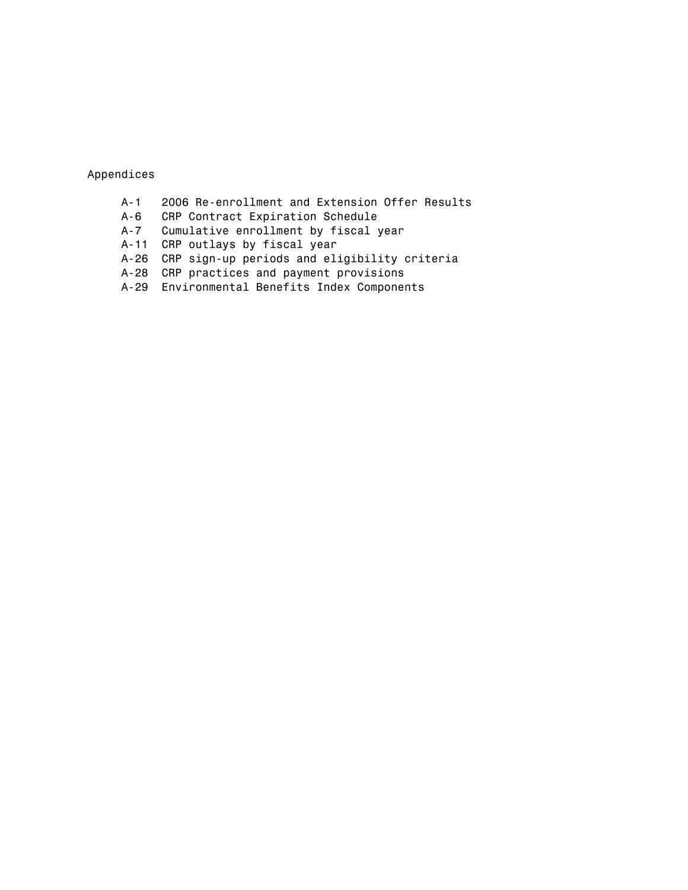Appendices

- A-1 2006 Re-enrollment and Extension Offer Results
- A-6 CRP Contract Expiration Schedule
- A-7 Cumulative enrollment by fiscal year
- A-11 CRP outlays by fiscal year
- A-26 CRP sign-up periods and eligibility criteria
- A-28 CRP practices and payment provisions
- A-29 Environmental Benefits Index Components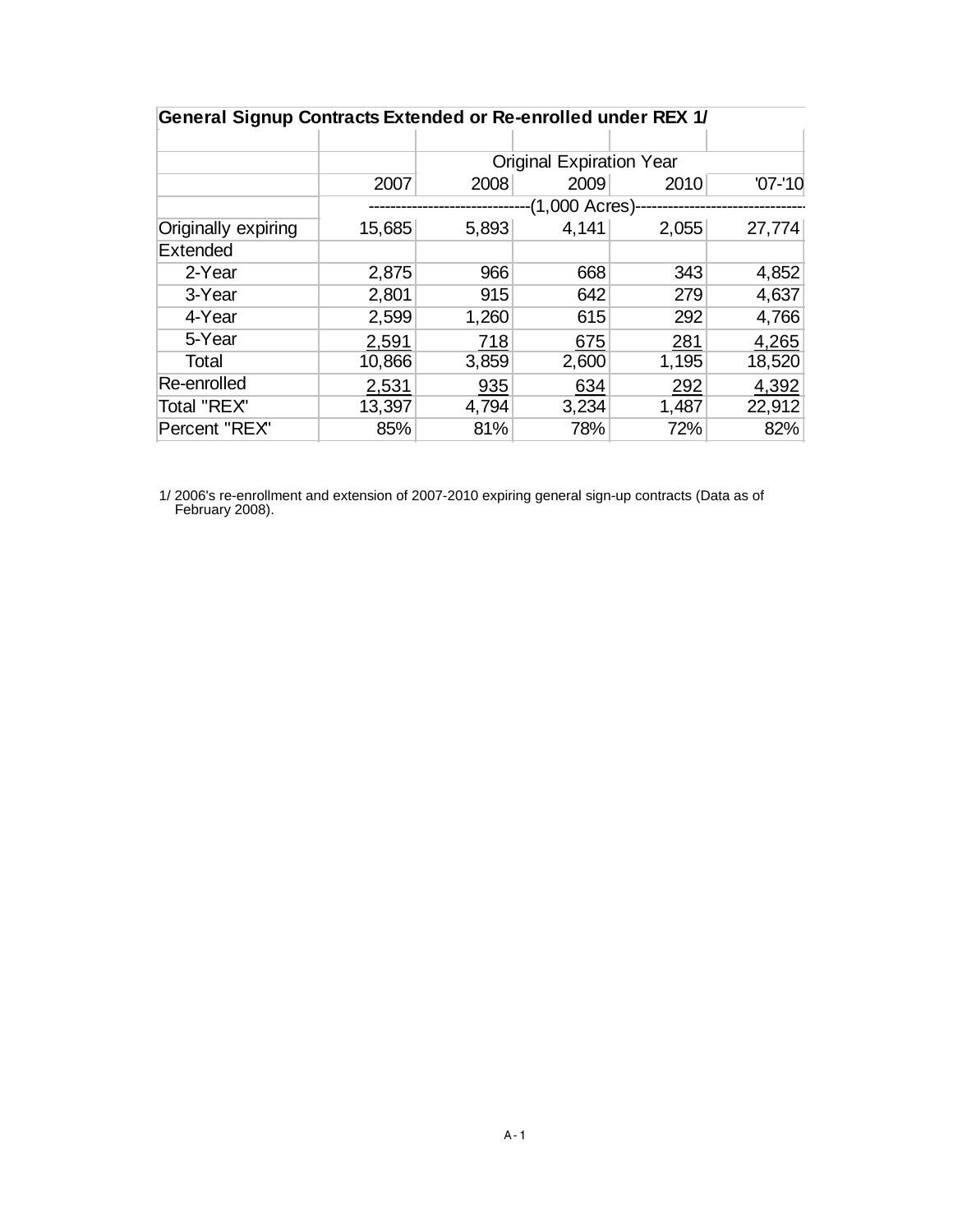**General Signup Contracts Extended or Re-enrolled under REX 1/**

| | Original Expiration Year | | | | |
|---|---|---|---|---|---|
| | 2007 | 2008 | 2009 | 2010 | '07-'10 |
| | (1,000 Acres) | | | | |
| Originally expiring | 15,685 | 5,893 | 4,141 | 2,055 | 27,774 |
| Extended | | | | | |
| 2-Year | 2,875 | 966 | 668 | 343 | 4,852 |
| 3-Year | 2,801 | 915 | 642 | 279 | 4,637 |
| 4-Year | 2,599 | 1,260 | 615 | 292 | 4,766 |
| 5-Year | 2,591 | 718 | 675 | 281 | 4,265 |
| Total | 10,866 | 3,859 | 2,600 | 1,195 | 18,520 |
| Re-enrolled | 2,531 | 935 | 634 | 292 | 4,392 |
| Total "REX" | 13,397 | 4,794 | 3,234 | 1,487 | 22,912 |
| Percent "REX" | 85% | 81% | 78% | 72% | 82% |

1/ 2006's re-enrollment and extension of 2007-2010 expiring general sign-up contracts (Data as of February 2008).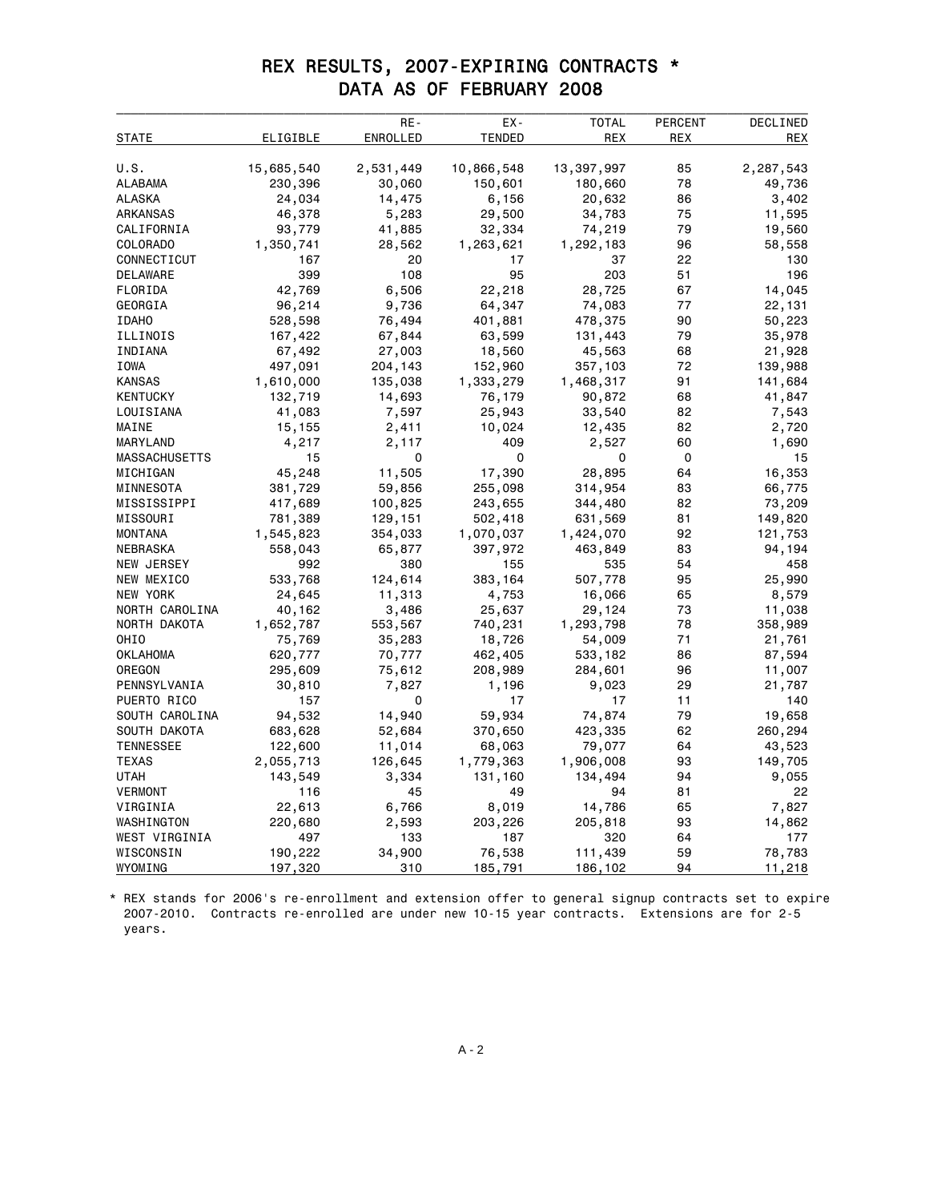# REX RESULTS, 2007-EXPIRING CONTRACTS *
## DATA AS OF FEBRUARY 2008

| STATE | ELIGIBLE | RE-ENROLLED | EX-TENDED | TOTAL REX | PERCENT REX | DECLINED REX |
|---|---|---|---|---|---|---|
| U.S. | 15,685,540 | 2,531,449 | 10,866,548 | 13,397,997 | 85 | 2,287,543 |
| ALABAMA | 230,396 | 30,060 | 150,601 | 180,660 | 78 | 49,736 |
| ALASKA | 24,034 | 14,475 | 6,156 | 20,632 | 86 | 3,402 |
| ARKANSAS | 46,378 | 5,283 | 29,500 | 34,783 | 75 | 11,595 |
| CALIFORNIA | 93,779 | 41,885 | 32,334 | 74,219 | 79 | 19,560 |
| COLORADO | 1,350,741 | 28,562 | 1,263,621 | 1,292,183 | 96 | 58,558 |
| CONNECTICUT | 167 | 20 | 17 | 37 | 22 | 130 |
| DELAWARE | 399 | 108 | 95 | 203 | 51 | 196 |
| FLORIDA | 42,769 | 6,506 | 22,218 | 28,725 | 67 | 14,045 |
| GEORGIA | 96,214 | 9,736 | 64,347 | 74,083 | 77 | 22,131 |
| IDAHO | 528,598 | 76,494 | 401,881 | 478,375 | 90 | 50,223 |
| ILLINOIS | 167,422 | 67,844 | 63,599 | 131,443 | 79 | 35,978 |
| INDIANA | 67,492 | 27,003 | 18,560 | 45,563 | 68 | 21,928 |
| IOWA | 497,091 | 204,143 | 152,960 | 357,103 | 72 | 139,988 |
| KANSAS | 1,610,000 | 135,038 | 1,333,279 | 1,468,317 | 91 | 141,684 |
| KENTUCKY | 132,719 | 14,693 | 76,179 | 90,872 | 68 | 41,847 |
| LOUISIANA | 41,083 | 7,597 | 25,943 | 33,540 | 82 | 7,543 |
| MAINE | 15,155 | 2,411 | 10,024 | 12,435 | 82 | 2,720 |
| MARYLAND | 4,217 | 2,117 | 409 | 2,527 | 60 | 1,690 |
| MASSACHUSETTS | 15 | 0 | 0 | 0 | 0 | 15 |
| MICHIGAN | 45,248 | 11,505 | 17,390 | 28,895 | 64 | 16,353 |
| MINNESOTA | 381,729 | 59,856 | 255,098 | 314,954 | 83 | 66,775 |
| MISSISSIPPI | 417,689 | 100,825 | 243,655 | 344,480 | 82 | 73,209 |
| MISSOURI | 781,389 | 129,151 | 502,418 | 631,569 | 81 | 149,820 |
| MONTANA | 1,545,823 | 354,033 | 1,070,037 | 1,424,070 | 92 | 121,753 |
| NEBRASKA | 558,043 | 65,877 | 397,972 | 463,849 | 83 | 94,194 |
| NEW JERSEY | 992 | 380 | 155 | 535 | 54 | 458 |
| NEW MEXICO | 533,768 | 124,614 | 383,164 | 507,778 | 95 | 25,990 |
| NEW YORK | 24,645 | 11,313 | 4,753 | 16,066 | 65 | 8,579 |
| NORTH CAROLINA | 40,162 | 3,486 | 25,637 | 29,124 | 73 | 11,038 |
| NORTH DAKOTA | 1,652,787 | 553,567 | 740,231 | 1,293,798 | 78 | 358,989 |
| OHIO | 75,769 | 35,283 | 18,726 | 54,009 | 71 | 21,761 |
| OKLAHOMA | 620,777 | 70,777 | 462,405 | 533,182 | 86 | 87,594 |
| OREGON | 295,609 | 75,612 | 208,989 | 284,601 | 96 | 11,007 |
| PENNSYLVANIA | 30,810 | 7,827 | 1,196 | 9,023 | 29 | 21,787 |
| PUERTO RICO | 157 | 0 | 17 | 17 | 11 | 140 |
| SOUTH CAROLINA | 94,532 | 14,940 | 59,934 | 74,874 | 79 | 19,658 |
| SOUTH DAKOTA | 683,628 | 52,684 | 370,650 | 423,335 | 62 | 260,294 |
| TENNESSEE | 122,600 | 11,014 | 68,063 | 79,077 | 64 | 43,523 |
| TEXAS | 2,055,713 | 126,645 | 1,779,363 | 1,906,008 | 93 | 149,705 |
| UTAH | 143,549 | 3,334 | 131,160 | 134,494 | 94 | 9,055 |
| VERMONT | 116 | 45 | 49 | 94 | 81 | 22 |
| VIRGINIA | 22,613 | 6,766 | 8,019 | 14,786 | 65 | 7,827 |
| WASHINGTON | 220,680 | 2,593 | 203,226 | 205,818 | 93 | 14,862 |
| WEST VIRGINIA | 497 | 133 | 187 | 320 | 64 | 177 |
| WISCONSIN | 190,222 | 34,900 | 76,538 | 111,439 | 59 | 78,783 |
| WYOMING | 197,320 | 310 | 185,791 | 186,102 | 94 | 11,218 |

* REX stands for 2006's re-enrollment and extension offer to general signup contracts set to expire 2007-2010. Contracts re-enrolled are under new 10-15 year contracts. Extensions are for 2-5 years.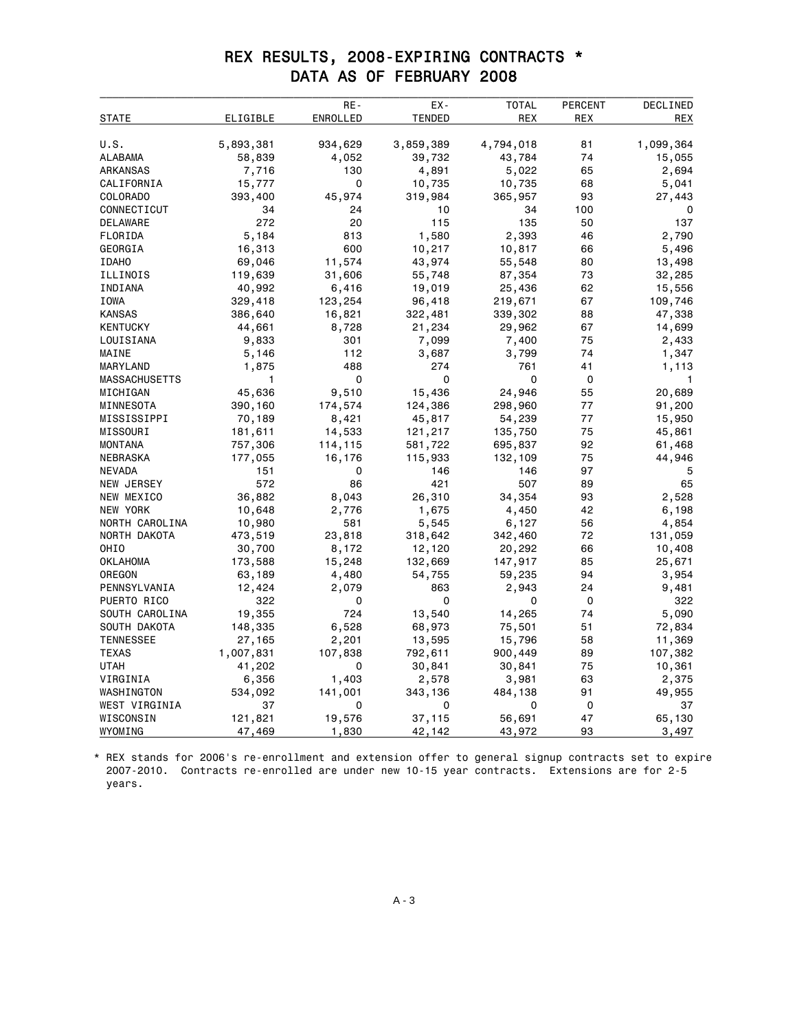# REX RESULTS, 2008-EXPIRING CONTRACTS *
## DATA AS OF FEBRUARY 2008

| STATE | ELIGIBLE | RE-ENROLLED | EX-TENDED | TOTAL REX | PERCENT REX | DECLINED REX |
|---|---|---|---|---|---|---|
| U.S. | 5,893,381 | 934,629 | 3,859,389 | 4,794,018 | 81 | 1,099,364 |
| ALABAMA | 58,839 | 4,052 | 39,732 | 43,784 | 74 | 15,055 |
| ARKANSAS | 7,716 | 130 | 4,891 | 5,022 | 65 | 2,694 |
| CALIFORNIA | 15,777 | 0 | 10,735 | 10,735 | 68 | 5,041 |
| COLORADO | 393,400 | 45,974 | 319,984 | 365,957 | 93 | 27,443 |
| CONNECTICUT | 34 | 24 | 10 | 34 | 100 | 0 |
| DELAWARE | 272 | 20 | 115 | 135 | 50 | 137 |
| FLORIDA | 5,184 | 813 | 1,580 | 2,393 | 46 | 2,790 |
| GEORGIA | 16,313 | 600 | 10,217 | 10,817 | 66 | 5,496 |
| IDAHO | 69,046 | 11,574 | 43,974 | 55,548 | 80 | 13,498 |
| ILLINOIS | 119,639 | 31,606 | 55,748 | 87,354 | 73 | 32,285 |
| INDIANA | 40,992 | 6,416 | 19,019 | 25,436 | 62 | 15,556 |
| IOWA | 329,418 | 123,254 | 96,418 | 219,671 | 67 | 109,746 |
| KANSAS | 386,640 | 16,821 | 322,481 | 339,302 | 88 | 47,338 |
| KENTUCKY | 44,661 | 8,728 | 21,234 | 29,962 | 67 | 14,699 |
| LOUISIANA | 9,833 | 301 | 7,099 | 7,400 | 75 | 2,433 |
| MAINE | 5,146 | 112 | 3,687 | 3,799 | 74 | 1,347 |
| MARYLAND | 1,875 | 488 | 274 | 761 | 41 | 1,113 |
| MASSACHUSETTS | 1 | 0 | 0 | 0 | 0 | 1 |
| MICHIGAN | 45,636 | 9,510 | 15,436 | 24,946 | 55 | 20,689 |
| MINNESOTA | 390,160 | 174,574 | 124,386 | 298,960 | 77 | 91,200 |
| MISSISSIPPI | 70,189 | 8,421 | 45,817 | 54,239 | 77 | 15,950 |
| MISSOURI | 181,611 | 14,533 | 121,217 | 135,750 | 75 | 45,861 |
| MONTANA | 757,306 | 114,115 | 581,722 | 695,837 | 92 | 61,468 |
| NEBRASKA | 177,055 | 16,176 | 115,933 | 132,109 | 75 | 44,946 |
| NEVADA | 151 | 0 | 146 | 146 | 97 | 5 |
| NEW JERSEY | 572 | 86 | 421 | 507 | 89 | 65 |
| NEW MEXICO | 36,882 | 8,043 | 26,310 | 34,354 | 93 | 2,528 |
| NEW YORK | 10,648 | 2,776 | 1,675 | 4,450 | 42 | 6,198 |
| NORTH CAROLINA | 10,980 | 581 | 5,545 | 6,127 | 56 | 4,854 |
| NORTH DAKOTA | 473,519 | 23,818 | 318,642 | 342,460 | 72 | 131,059 |
| OHIO | 30,700 | 8,172 | 12,120 | 20,292 | 66 | 10,408 |
| OKLAHOMA | 173,588 | 15,248 | 132,669 | 147,917 | 85 | 25,671 |
| OREGON | 63,189 | 4,480 | 54,755 | 59,235 | 94 | 3,954 |
| PENNSYLVANIA | 12,424 | 2,079 | 863 | 2,943 | 24 | 9,481 |
| PUERTO RICO | 322 | 0 | 0 | 0 | 0 | 322 |
| SOUTH CAROLINA | 19,355 | 724 | 13,540 | 14,265 | 74 | 5,090 |
| SOUTH DAKOTA | 148,335 | 6,528 | 68,973 | 75,501 | 51 | 72,834 |
| TENNESSEE | 27,165 | 2,201 | 13,595 | 15,796 | 58 | 11,369 |
| TEXAS | 1,007,831 | 107,838 | 792,611 | 900,449 | 89 | 107,382 |
| UTAH | 41,202 | 0 | 30,841 | 30,841 | 75 | 10,361 |
| VIRGINIA | 6,356 | 1,403 | 2,578 | 3,981 | 63 | 2,375 |
| WASHINGTON | 534,092 | 141,001 | 343,136 | 484,138 | 91 | 49,955 |
| WEST VIRGINIA | 37 | 0 | 0 | 0 | 0 | 37 |
| WISCONSIN | 121,821 | 19,576 | 37,115 | 56,691 | 47 | 65,130 |
| WYOMING | 47,469 | 1,830 | 42,142 | 43,972 | 93 | 3,497 |

* REX stands for 2006's re-enrollment and extension offer to general signup contracts set to expire 2007-2010. Contracts re-enrolled are under new 10-15 year contracts. Extensions are for 2-5 years.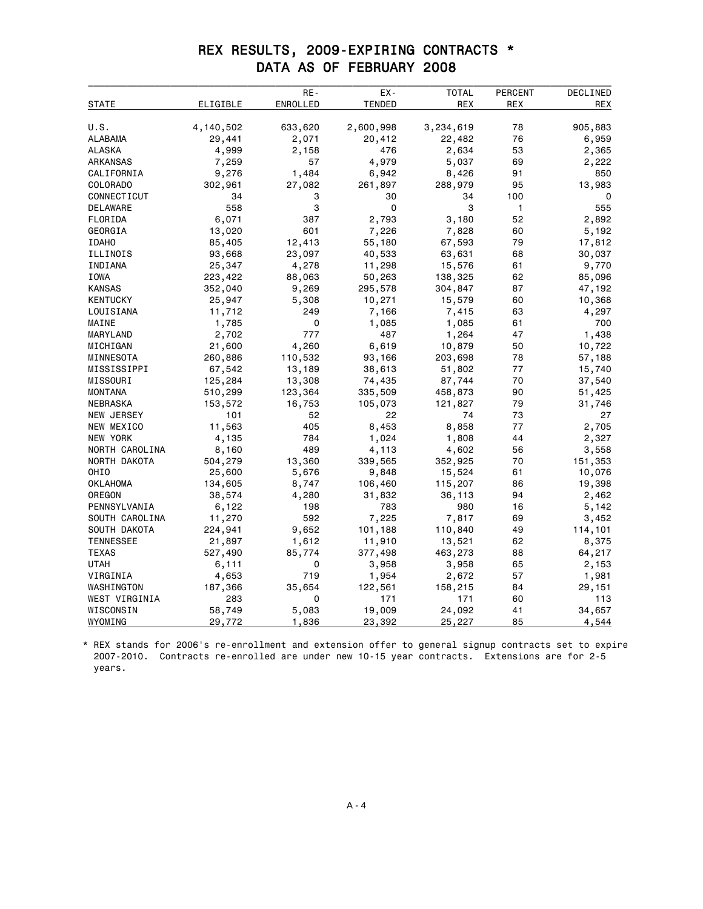# REX RESULTS, 2009-EXPIRING CONTRACTS *
## DATA AS OF FEBRUARY 2008

| STATE | ELIGIBLE | RE-ENROLLED | EX-TENDED | TOTAL REX | PERCENT REX | DECLINED REX |
|---|---|---|---|---|---|---|
| U.S. | 4,140,502 | 633,620 | 2,600,998 | 3,234,619 | 78 | 905,883 |
| ALABAMA | 29,441 | 2,071 | 20,412 | 22,482 | 76 | 6,959 |
| ALASKA | 4,999 | 2,158 | 476 | 2,634 | 53 | 2,365 |
| ARKANSAS | 7,259 | 57 | 4,979 | 5,037 | 69 | 2,222 |
| CALIFORNIA | 9,276 | 1,484 | 6,942 | 8,426 | 91 | 850 |
| COLORADO | 302,961 | 27,082 | 261,897 | 288,979 | 95 | 13,983 |
| CONNECTICUT | 34 | 3 | 30 | 34 | 100 | 0 |
| DELAWARE | 558 | 3 | 0 | 3 | 1 | 555 |
| FLORIDA | 6,071 | 387 | 2,793 | 3,180 | 52 | 2,892 |
| GEORGIA | 13,020 | 601 | 7,226 | 7,828 | 60 | 5,192 |
| IDAHO | 85,405 | 12,413 | 55,180 | 67,593 | 79 | 17,812 |
| ILLINOIS | 93,668 | 23,097 | 40,533 | 63,631 | 68 | 30,037 |
| INDIANA | 25,347 | 4,278 | 11,298 | 15,576 | 61 | 9,770 |
| IOWA | 223,422 | 88,063 | 50,263 | 138,325 | 62 | 85,096 |
| KANSAS | 352,040 | 9,269 | 295,578 | 304,847 | 87 | 47,192 |
| KENTUCKY | 25,947 | 5,308 | 10,271 | 15,579 | 60 | 10,368 |
| LOUISIANA | 11,712 | 249 | 7,166 | 7,415 | 63 | 4,297 |
| MAINE | 1,785 | 0 | 1,085 | 1,085 | 61 | 700 |
| MARYLAND | 2,702 | 777 | 487 | 1,264 | 47 | 1,438 |
| MICHIGAN | 21,600 | 4,260 | 6,619 | 10,879 | 50 | 10,722 |
| MINNESOTA | 260,886 | 110,532 | 93,166 | 203,698 | 78 | 57,188 |
| MISSISSIPPI | 67,542 | 13,189 | 38,613 | 51,802 | 77 | 15,740 |
| MISSOURI | 125,284 | 13,308 | 74,435 | 87,744 | 70 | 37,540 |
| MONTANA | 510,299 | 123,364 | 335,509 | 458,873 | 90 | 51,425 |
| NEBRASKA | 153,572 | 16,753 | 105,073 | 121,827 | 79 | 31,746 |
| NEW JERSEY | 101 | 52 | 22 | 74 | 73 | 27 |
| NEW MEXICO | 11,563 | 405 | 8,453 | 8,858 | 77 | 2,705 |
| NEW YORK | 4,135 | 784 | 1,024 | 1,808 | 44 | 2,327 |
| NORTH CAROLINA | 8,160 | 489 | 4,113 | 4,602 | 56 | 3,558 |
| NORTH DAKOTA | 504,279 | 13,360 | 339,565 | 352,925 | 70 | 151,353 |
| OHIO | 25,600 | 5,676 | 9,848 | 15,524 | 61 | 10,076 |
| OKLAHOMA | 134,605 | 8,747 | 106,460 | 115,207 | 86 | 19,398 |
| OREGON | 38,574 | 4,280 | 31,832 | 36,113 | 94 | 2,462 |
| PENNSYLVANIA | 6,122 | 198 | 783 | 980 | 16 | 5,142 |
| SOUTH CAROLINA | 11,270 | 592 | 7,225 | 7,817 | 69 | 3,452 |
| SOUTH DAKOTA | 224,941 | 9,652 | 101,188 | 110,840 | 49 | 114,101 |
| TENNESSEE | 21,897 | 1,612 | 11,910 | 13,521 | 62 | 8,375 |
| TEXAS | 527,490 | 85,774 | 377,498 | 463,273 | 88 | 64,217 |
| UTAH | 6,111 | 0 | 3,958 | 3,958 | 65 | 2,153 |
| VIRGINIA | 4,653 | 719 | 1,954 | 2,672 | 57 | 1,981 |
| WASHINGTON | 187,366 | 35,654 | 122,561 | 158,215 | 84 | 29,151 |
| WEST VIRGINIA | 283 | 0 | 171 | 171 | 60 | 113 |
| WISCONSIN | 58,749 | 5,083 | 19,009 | 24,092 | 41 | 34,657 |
| WYOMING | 29,772 | 1,836 | 23,392 | 25,227 | 85 | 4,544 |

* REX stands for 2006's re-enrollment and extension offer to general signup contracts set to expire 2007-2010. Contracts re-enrolled are under new 10-15 year contracts. Extensions are for 2-5 years.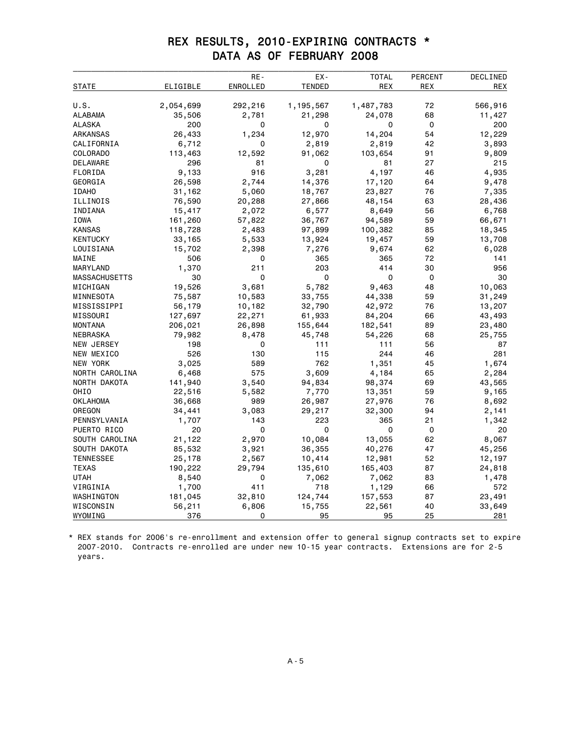# REX RESULTS, 2010-EXPIRING CONTRACTS *
## DATA AS OF FEBRUARY 2008

| STATE | ELIGIBLE | RE-ENROLLED | EX-TENDED | TOTAL REX | PERCENT REX | DECLINED REX |
|---|---|---|---|---|---|---|
| U.S. | 2,054,699 | 292,216 | 1,195,567 | 1,487,783 | 72 | 566,916 |
| ALABAMA | 35,506 | 2,781 | 21,298 | 24,078 | 68 | 11,427 |
| ALASKA | 200 | 0 | 0 | 0 | 0 | 200 |
| ARKANSAS | 26,433 | 1,234 | 12,970 | 14,204 | 54 | 12,229 |
| CALIFORNIA | 6,712 | 0 | 2,819 | 2,819 | 42 | 3,893 |
| COLORADO | 113,463 | 12,592 | 91,062 | 103,654 | 91 | 9,809 |
| DELAWARE | 296 | 81 | 0 | 81 | 27 | 215 |
| FLORIDA | 9,133 | 916 | 3,281 | 4,197 | 46 | 4,935 |
| GEORGIA | 26,598 | 2,744 | 14,376 | 17,120 | 64 | 9,478 |
| IDAHO | 31,162 | 5,060 | 18,767 | 23,827 | 76 | 7,335 |
| ILLINOIS | 76,590 | 20,288 | 27,866 | 48,154 | 63 | 28,436 |
| INDIANA | 15,417 | 2,072 | 6,577 | 8,649 | 56 | 6,768 |
| IOWA | 161,260 | 57,822 | 36,767 | 94,589 | 59 | 66,671 |
| KANSAS | 118,728 | 2,483 | 97,899 | 100,382 | 85 | 18,345 |
| KENTUCKY | 33,165 | 5,533 | 13,924 | 19,457 | 59 | 13,708 |
| LOUISIANA | 15,702 | 2,398 | 7,276 | 9,674 | 62 | 6,028 |
| MAINE | 506 | 0 | 365 | 365 | 72 | 141 |
| MARYLAND | 1,370 | 211 | 203 | 414 | 30 | 956 |
| MASSACHUSETTS | 30 | 0 | 0 | 0 | 0 | 30 |
| MICHIGAN | 19,526 | 3,681 | 5,782 | 9,463 | 48 | 10,063 |
| MINNESOTA | 75,587 | 10,583 | 33,755 | 44,338 | 59 | 31,249 |
| MISSISSIPPI | 56,179 | 10,182 | 32,790 | 42,972 | 76 | 13,207 |
| MISSOURI | 127,697 | 22,271 | 61,933 | 84,204 | 66 | 43,493 |
| MONTANA | 206,021 | 26,898 | 155,644 | 182,541 | 89 | 23,480 |
| NEBRASKA | 79,982 | 8,478 | 45,748 | 54,226 | 68 | 25,755 |
| NEW JERSEY | 198 | 0 | 111 | 111 | 56 | 87 |
| NEW MEXICO | 526 | 130 | 115 | 244 | 46 | 281 |
| NEW YORK | 3,025 | 589 | 762 | 1,351 | 45 | 1,674 |
| NORTH CAROLINA | 6,468 | 575 | 3,609 | 4,184 | 65 | 2,284 |
| NORTH DAKOTA | 141,940 | 3,540 | 94,834 | 98,374 | 69 | 43,565 |
| OHIO | 22,516 | 5,582 | 7,770 | 13,351 | 59 | 9,165 |
| OKLAHOMA | 36,668 | 989 | 26,987 | 27,976 | 76 | 8,692 |
| OREGON | 34,441 | 3,083 | 29,217 | 32,300 | 94 | 2,141 |
| PENNSYLVANIA | 1,707 | 143 | 223 | 365 | 21 | 1,342 |
| PUERTO RICO | 20 | 0 | 0 | 0 | 0 | 20 |
| SOUTH CAROLINA | 21,122 | 2,970 | 10,084 | 13,055 | 62 | 8,067 |
| SOUTH DAKOTA | 85,532 | 3,921 | 36,355 | 40,276 | 47 | 45,256 |
| TENNESSEE | 25,178 | 2,567 | 10,414 | 12,981 | 52 | 12,197 |
| TEXAS | 190,222 | 29,794 | 135,610 | 165,403 | 87 | 24,818 |
| UTAH | 8,540 | 0 | 7,062 | 7,062 | 83 | 1,478 |
| VIRGINIA | 1,700 | 411 | 718 | 1,129 | 66 | 572 |
| WASHINGTON | 181,045 | 32,810 | 124,744 | 157,553 | 87 | 23,491 |
| WISCONSIN | 56,211 | 6,806 | 15,755 | 22,561 | 40 | 33,649 |
| WYOMING | 376 | 0 | 95 | 95 | 25 | 281 |

* REX stands for 2006's re-enrollment and extension offer to general signup contracts set to expire 2007-2010. Contracts re-enrolled are under new 10-15 year contracts. Extensions are for 2-5 years.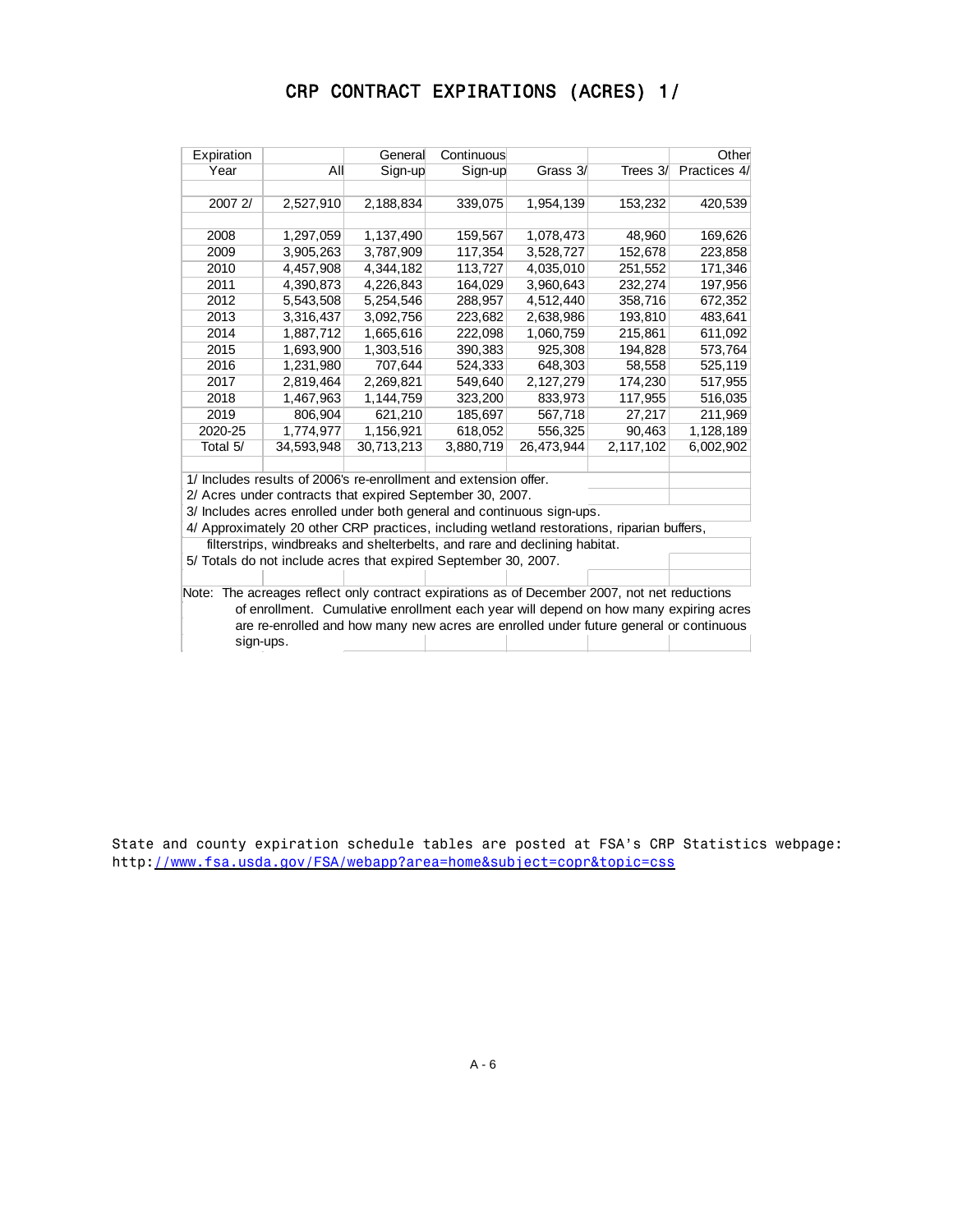# CRP CONTRACT EXPIRATIONS (ACRES) 1/

| Expiration Year | All | General Sign-up | Continuous Sign-up | Grass 3/ | Trees 3/ | Other Practices 4/ |
|---|---|---|---|---|---|---|
| 2007 2/ | 2,527,910 | 2,188,834 | 339,075 | 1,954,139 | 153,232 | 420,539 |
| 2008 | 1,297,059 | 1,137,490 | 159,567 | 1,078,473 | 48,960 | 169,626 |
| 2009 | 3,905,263 | 3,787,909 | 117,354 | 3,528,727 | 152,678 | 223,858 |
| 2010 | 4,457,908 | 4,344,182 | 113,727 | 4,035,010 | 251,552 | 171,346 |
| 2011 | 4,390,873 | 4,226,843 | 164,029 | 3,960,643 | 232,274 | 197,956 |
| 2012 | 5,543,508 | 5,254,546 | 288,957 | 4,512,440 | 358,716 | 672,352 |
| 2013 | 3,316,437 | 3,092,756 | 223,682 | 2,638,986 | 193,810 | 483,641 |
| 2014 | 1,887,712 | 1,665,616 | 222,098 | 1,060,759 | 215,861 | 611,092 |
| 2015 | 1,693,900 | 1,303,516 | 390,383 | 925,308 | 194,828 | 573,764 |
| 2016 | 1,231,980 | 707,644 | 524,333 | 648,303 | 58,558 | 525,119 |
| 2017 | 2,819,464 | 2,269,821 | 549,640 | 2,127,279 | 174,230 | 517,955 |
| 2018 | 1,467,963 | 1,144,759 | 323,200 | 833,973 | 117,955 | 516,035 |
| 2019 | 806,904 | 621,210 | 185,697 | 567,718 | 27,217 | 211,969 |
| 2020-25 | 1,774,977 | 1,156,921 | 618,052 | 556,325 | 90,463 | 1,128,189 |
| Total 5/ | 34,593,948 | 30,713,213 | 3,880,719 | 26,473,944 | 2,117,102 | 6,002,902 |

1/ Includes results of 2006's re-enrollment and extension offer.
2/ Acres under contracts that expired September 30, 2007.
3/ Includes acres enrolled under both general and continuous sign-ups.
4/ Approximately 20 other CRP practices, including wetland restorations, riparian buffers, filterstrips, windbreaks and shelterbelts, and rare and declining habitat.
5/ Totals do not include acres that expired September 30, 2007.

Note: The acreages reflect only contract expirations as of December 2007, not net reductions of enrollment. Cumulative enrollment each year will depend on how many expiring acres are re-enrolled and how many new acres are enrolled under future general or continuous sign-ups.

State and county expiration schedule tables are posted at FSA's CRP Statistics webpage: http://www.fsa.usda.gov/FSA/webapp?area=home&subject=copr&topic=css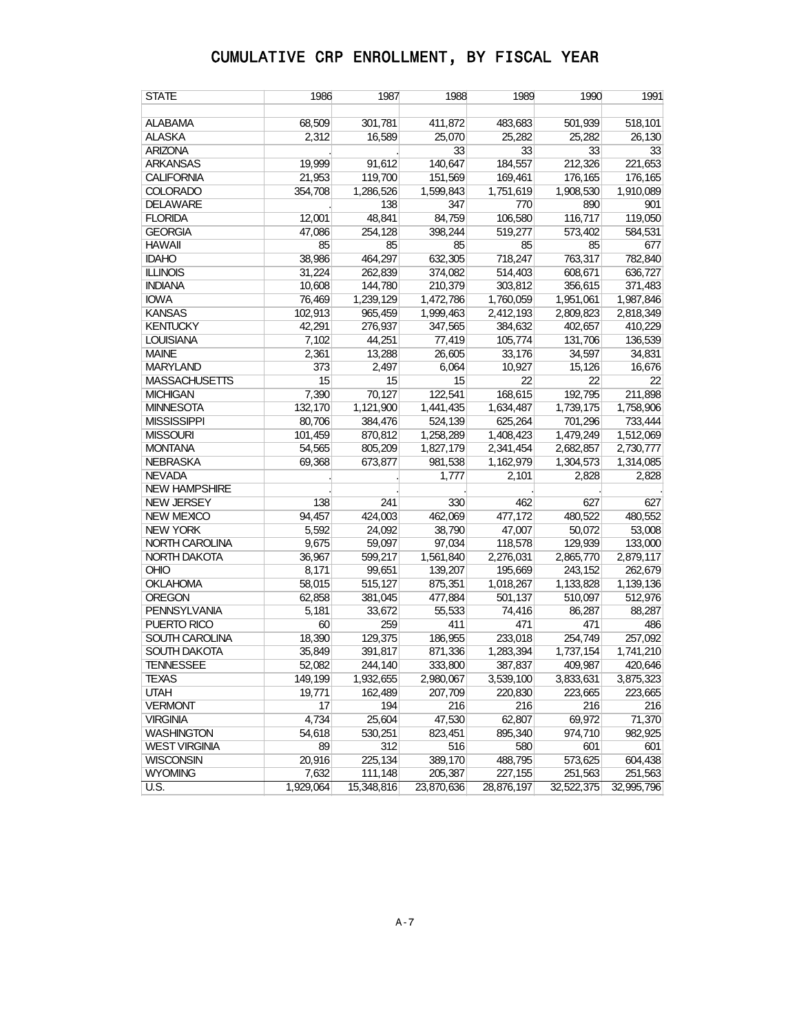# CUMULATIVE CRP ENROLLMENT, BY FISCAL YEAR

| STATE | 1986 | 1987 | 1988 | 1989 | 1990 | 1991 |
|---|---|---|---|---|---|---|
| ALABAMA | 68,509 | 301,781 | 411,872 | 483,683 | 501,939 | 518,101 |
| ALASKA | 2,312 | 16,589 | 25,070 | 25,282 | 25,282 | 26,130 |
| ARIZONA | . | . | 33 | 33 | 33 | 33 |
| ARKANSAS | 19,999 | 91,612 | 140,647 | 184,557 | 212,326 | 221,653 |
| CALIFORNIA | 21,953 | 119,700 | 151,569 | 169,461 | 176,165 | 176,165 |
| COLORADO | 354,708 | 1,286,526 | 1,599,843 | 1,751,619 | 1,908,530 | 1,910,089 |
| DELAWARE | . | 138 | 347 | 770 | 890 | 901 |
| FLORIDA | 12,001 | 48,841 | 84,759 | 106,580 | 116,717 | 119,050 |
| GEORGIA | 47,086 | 254,128 | 398,244 | 519,277 | 573,402 | 584,531 |
| HAWAII | 85 | 85 | 85 | 85 | 85 | 677 |
| IDAHO | 38,986 | 464,297 | 632,305 | 718,247 | 763,317 | 782,840 |
| ILLINOIS | 31,224 | 262,839 | 374,082 | 514,403 | 608,671 | 636,727 |
| INDIANA | 10,608 | 144,780 | 210,379 | 303,812 | 356,615 | 371,483 |
| IOWA | 76,469 | 1,239,129 | 1,472,786 | 1,760,059 | 1,951,061 | 1,987,846 |
| KANSAS | 102,913 | 965,459 | 1,999,463 | 2,412,193 | 2,809,823 | 2,818,349 |
| KENTUCKY | 42,291 | 276,937 | 347,565 | 384,632 | 402,657 | 410,229 |
| LOUISIANA | 7,102 | 44,251 | 77,419 | 105,774 | 131,706 | 136,539 |
| MAINE | 2,361 | 13,288 | 26,605 | 33,176 | 34,597 | 34,831 |
| MARYLAND | 373 | 2,497 | 6,064 | 10,927 | 15,126 | 16,676 |
| MASSACHUSETTS | 15 | 15 | 15 | 22 | 22 | 22 |
| MICHIGAN | 7,390 | 70,127 | 122,541 | 168,615 | 192,795 | 211,898 |
| MINNESOTA | 132,170 | 1,121,900 | 1,441,435 | 1,634,487 | 1,739,175 | 1,758,906 |
| MISSISSIPPI | 80,706 | 384,476 | 524,139 | 625,264 | 701,296 | 733,444 |
| MISSOURI | 101,459 | 870,812 | 1,258,289 | 1,408,423 | 1,479,249 | 1,512,069 |
| MONTANA | 54,565 | 805,209 | 1,827,179 | 2,341,454 | 2,682,857 | 2,730,777 |
| NEBRASKA | 69,368 | 673,877 | 981,538 | 1,162,979 | 1,304,573 | 1,314,085 |
| NEVADA | . | . | 1,777 | 2,101 | 2,828 | 2,828 |
| NEW HAMPSHIRE | . | . | . | . | . | . |
| NEW JERSEY | 138 | 241 | 330 | 462 | 627 | 627 |
| NEW MEXICO | 94,457 | 424,003 | 462,069 | 477,172 | 480,522 | 480,552 |
| NEW YORK | 5,592 | 24,092 | 38,790 | 47,007 | 50,072 | 53,008 |
| NORTH CAROLINA | 9,675 | 59,097 | 97,034 | 118,578 | 129,939 | 133,000 |
| NORTH DAKOTA | 36,967 | 599,217 | 1,561,840 | 2,276,031 | 2,865,770 | 2,879,117 |
| OHIO | 8,171 | 99,651 | 139,207 | 195,669 | 243,152 | 262,679 |
| OKLAHOMA | 58,015 | 515,127 | 875,351 | 1,018,267 | 1,133,828 | 1,139,136 |
| OREGON | 62,858 | 381,045 | 477,884 | 501,137 | 510,097 | 512,976 |
| PENNSYLVANIA | 5,181 | 33,672 | 55,533 | 74,416 | 86,287 | 88,287 |
| PUERTO RICO | 60 | 259 | 411 | 471 | 471 | 486 |
| SOUTH CAROLINA | 18,390 | 129,375 | 186,955 | 233,018 | 254,749 | 257,092 |
| SOUTH DAKOTA | 35,849 | 391,817 | 871,336 | 1,283,394 | 1,737,154 | 1,741,210 |
| TENNESSEE | 52,082 | 244,140 | 333,800 | 387,837 | 409,987 | 420,646 |
| TEXAS | 149,199 | 1,932,655 | 2,980,067 | 3,539,100 | 3,833,631 | 3,875,323 |
| UTAH | 19,771 | 162,489 | 207,709 | 220,830 | 223,665 | 223,665 |
| VERMONT | 17 | 194 | 216 | 216 | 216 | 216 |
| VIRGINIA | 4,734 | 25,604 | 47,530 | 62,807 | 69,972 | 71,370 |
| WASHINGTON | 54,618 | 530,251 | 823,451 | 895,340 | 974,710 | 982,925 |
| WEST VIRGINIA | 89 | 312 | 516 | 580 | 601 | 601 |
| WISCONSIN | 20,916 | 225,134 | 389,170 | 488,795 | 573,625 | 604,438 |
| WYOMING | 7,632 | 111,148 | 205,387 | 227,155 | 251,563 | 251,563 |
| U.S. | 1,929,064 | 15,348,816 | 23,870,636 | 28,876,197 | 32,522,375 | 32,995,796 |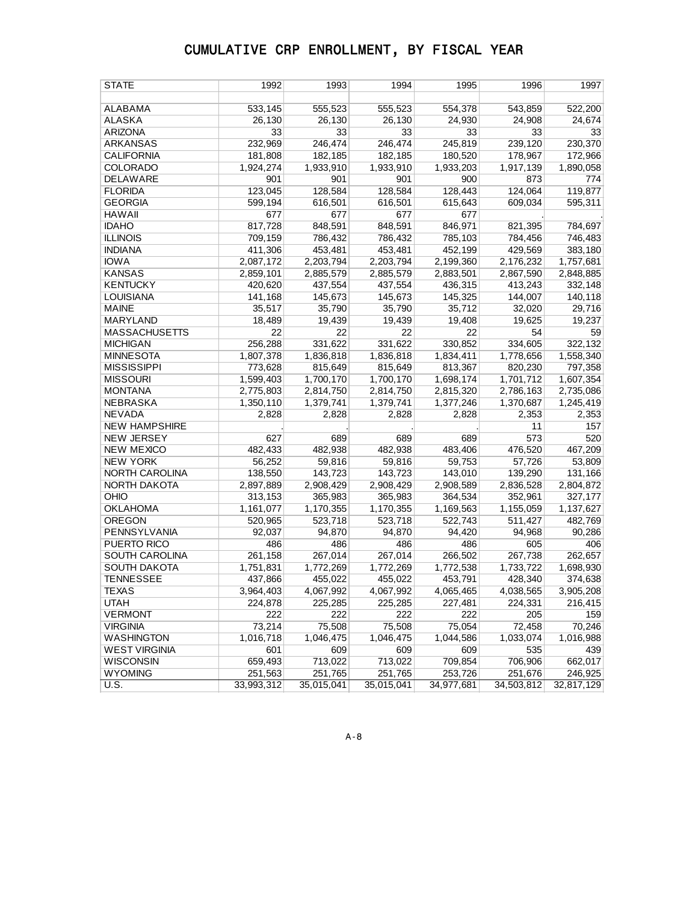# CUMULATIVE CRP ENROLLMENT, BY FISCAL YEAR

| STATE | 1992 | 1993 | 1994 | 1995 | 1996 | 1997 |
|---|---|---|---|---|---|---|
| | | | | | | |
| ALABAMA | 533,145 | 555,523 | 555,523 | 554,378 | 543,859 | 522,200 |
| ALASKA | 26,130 | 26,130 | 26,130 | 24,930 | 24,908 | 24,674 |
| ARIZONA | 33 | 33 | 33 | 33 | 33 | 33 |
| ARKANSAS | 232,969 | 246,474 | 246,474 | 245,819 | 239,120 | 230,370 |
| CALIFORNIA | 181,808 | 182,185 | 182,185 | 180,520 | 178,967 | 172,966 |
| COLORADO | 1,924,274 | 1,933,910 | 1,933,910 | 1,933,203 | 1,917,139 | 1,890,058 |
| DELAWARE | 901 | 901 | 901 | 900 | 873 | 774 |
| FLORIDA | 123,045 | 128,584 | 128,584 | 128,443 | 124,064 | 119,877 |
| GEORGIA | 599,194 | 616,501 | 616,501 | 615,643 | 609,034 | 595,311 |
| HAWAII | 677 | 677 | 677 | 677 | . | . |
| IDAHO | 817,728 | 848,591 | 848,591 | 846,971 | 821,395 | 784,697 |
| ILLINOIS | 709,159 | 786,432 | 786,432 | 785,103 | 784,456 | 746,483 |
| INDIANA | 411,306 | 453,481 | 453,481 | 452,199 | 429,569 | 383,180 |
| IOWA | 2,087,172 | 2,203,794 | 2,203,794 | 2,199,360 | 2,176,232 | 1,757,681 |
| KANSAS | 2,859,101 | 2,885,579 | 2,885,579 | 2,883,501 | 2,867,590 | 2,848,885 |
| KENTUCKY | 420,620 | 437,554 | 437,554 | 436,315 | 413,243 | 332,148 |
| LOUISIANA | 141,168 | 145,673 | 145,673 | 145,325 | 144,007 | 140,118 |
| MAINE | 35,517 | 35,790 | 35,790 | 35,712 | 32,020 | 29,716 |
| MARYLAND | 18,489 | 19,439 | 19,439 | 19,408 | 19,625 | 19,237 |
| MASSACHUSETTS | 22 | 22 | 22 | 22 | 54 | 59 |
| MICHIGAN | 256,288 | 331,622 | 331,622 | 330,852 | 334,605 | 322,132 |
| MINNESOTA | 1,807,378 | 1,836,818 | 1,836,818 | 1,834,411 | 1,778,656 | 1,558,340 |
| MISSISSIPPI | 773,628 | 815,649 | 815,649 | 813,367 | 820,230 | 797,358 |
| MISSOURI | 1,599,403 | 1,700,170 | 1,700,170 | 1,698,174 | 1,701,712 | 1,607,354 |
| MONTANA | 2,775,803 | 2,814,750 | 2,814,750 | 2,815,320 | 2,786,163 | 2,735,086 |
| NEBRASKA | 1,350,110 | 1,379,741 | 1,379,741 | 1,377,246 | 1,370,687 | 1,245,419 |
| NEVADA | 2,828 | 2,828 | 2,828 | 2,828 | 2,353 | 2,353 |
| NEW HAMPSHIRE | . | . | . | . | 11 | 157 |
| NEW JERSEY | 627 | 689 | 689 | 689 | 573 | 520 |
| NEW MEXICO | 482,433 | 482,938 | 482,938 | 483,406 | 476,520 | 467,209 |
| NEW YORK | 56,252 | 59,816 | 59,816 | 59,753 | 57,726 | 53,809 |
| NORTH CAROLINA | 138,550 | 143,723 | 143,723 | 143,010 | 139,290 | 131,166 |
| NORTH DAKOTA | 2,897,889 | 2,908,429 | 2,908,429 | 2,908,589 | 2,836,528 | 2,804,872 |
| OHIO | 313,153 | 365,983 | 365,983 | 364,534 | 352,961 | 327,177 |
| OKLAHOMA | 1,161,077 | 1,170,355 | 1,170,355 | 1,169,563 | 1,155,059 | 1,137,627 |
| OREGON | 520,965 | 523,718 | 523,718 | 522,743 | 511,427 | 482,769 |
| PENNSYLVANIA | 92,037 | 94,870 | 94,870 | 94,420 | 94,968 | 90,286 |
| PUERTO RICO | 486 | 486 | 486 | 486 | 605 | 406 |
| SOUTH CAROLINA | 261,158 | 267,014 | 267,014 | 266,502 | 267,738 | 262,657 |
| SOUTH DAKOTA | 1,751,831 | 1,772,269 | 1,772,269 | 1,772,538 | 1,733,722 | 1,698,930 |
| TENNESSEE | 437,866 | 455,022 | 455,022 | 453,791 | 428,340 | 374,638 |
| TEXAS | 3,964,403 | 4,067,992 | 4,067,992 | 4,065,465 | 4,038,565 | 3,905,208 |
| UTAH | 224,878 | 225,285 | 225,285 | 227,481 | 224,331 | 216,415 |
| VERMONT | 222 | 222 | 222 | 222 | 205 | 159 |
| VIRGINIA | 73,214 | 75,508 | 75,508 | 75,054 | 72,458 | 70,246 |
| WASHINGTON | 1,016,718 | 1,046,475 | 1,046,475 | 1,044,586 | 1,033,074 | 1,016,988 |
| WEST VIRGINIA | 601 | 609 | 609 | 609 | 535 | 439 |
| WISCONSIN | 659,493 | 713,022 | 713,022 | 709,854 | 706,906 | 662,017 |
| WYOMING | 251,563 | 251,765 | 251,765 | 253,726 | 251,676 | 246,925 |
| U.S. | 33,993,312 | 35,015,041 | 35,015,041 | 34,977,681 | 34,503,812 | 32,817,129 |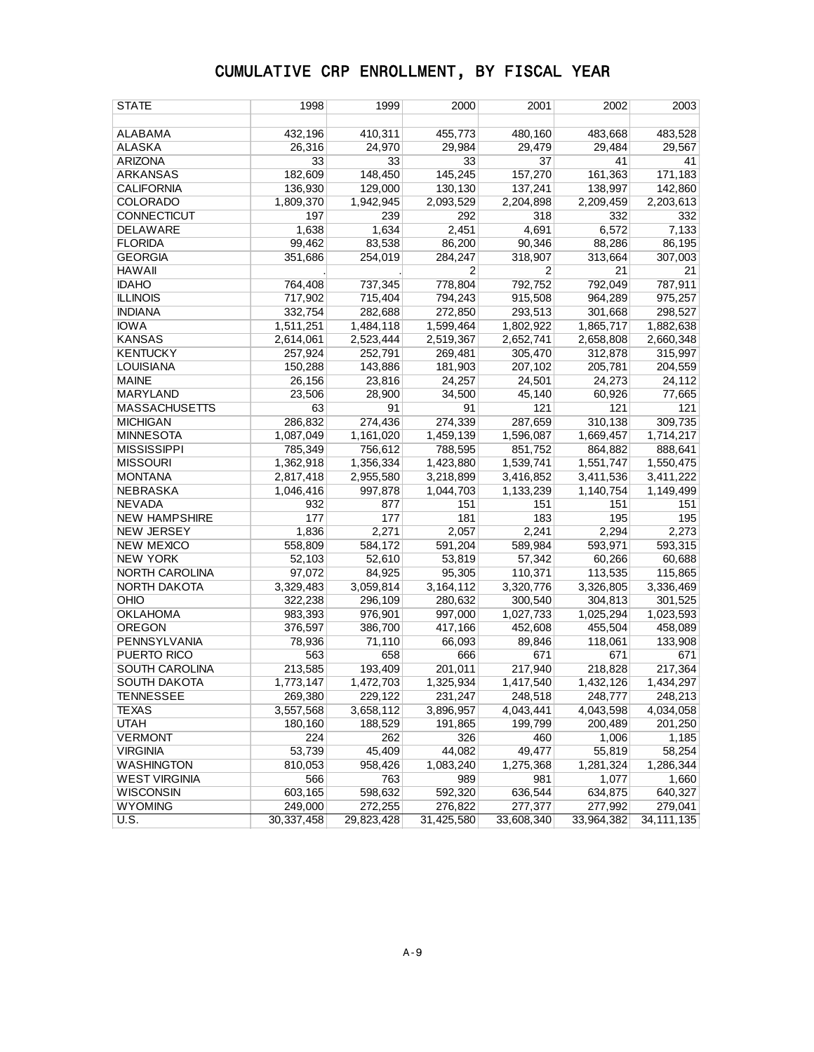# CUMULATIVE CRP ENROLLMENT, BY FISCAL YEAR

| STATE | 1998 | 1999 | 2000 | 2001 | 2002 | 2003 |
|---|---|---|---|---|---|---|
| ALABAMA | 432,196 | 410,311 | 455,773 | 480,160 | 483,668 | 483,528 |
| ALASKA | 26,316 | 24,970 | 29,984 | 29,479 | 29,484 | 29,567 |
| ARIZONA | 33 | 33 | 33 | 37 | 41 | 41 |
| ARKANSAS | 182,609 | 148,450 | 145,245 | 157,270 | 161,363 | 171,183 |
| CALIFORNIA | 136,930 | 129,000 | 130,130 | 137,241 | 138,997 | 142,860 |
| COLORADO | 1,809,370 | 1,942,945 | 2,093,529 | 2,204,898 | 2,209,459 | 2,203,613 |
| CONNECTICUT | 197 | 239 | 292 | 318 | 332 | 332 |
| DELAWARE | 1,638 | 1,634 | 2,451 | 4,691 | 6,572 | 7,133 |
| FLORIDA | 99,462 | 83,538 | 86,200 | 90,346 | 88,286 | 86,195 |
| GEORGIA | 351,686 | 254,019 | 284,247 | 318,907 | 313,664 | 307,003 |
| HAWAII | . | . | 2 | 2 | 21 | 21 |
| IDAHO | 764,408 | 737,345 | 778,804 | 792,752 | 792,049 | 787,911 |
| ILLINOIS | 717,902 | 715,404 | 794,243 | 915,508 | 964,289 | 975,257 |
| INDIANA | 332,754 | 282,688 | 272,850 | 293,513 | 301,668 | 298,527 |
| IOWA | 1,511,251 | 1,484,118 | 1,599,464 | 1,802,922 | 1,865,717 | 1,882,638 |
| KANSAS | 2,614,061 | 2,523,444 | 2,519,367 | 2,652,741 | 2,658,808 | 2,660,348 |
| KENTUCKY | 257,924 | 252,791 | 269,481 | 305,470 | 312,878 | 315,997 |
| LOUISIANA | 150,288 | 143,886 | 181,903 | 207,102 | 205,781 | 204,559 |
| MAINE | 26,156 | 23,816 | 24,257 | 24,501 | 24,273 | 24,112 |
| MARYLAND | 23,506 | 28,900 | 34,500 | 45,140 | 60,926 | 77,665 |
| MASSACHUSETTS | 63 | 91 | 91 | 121 | 121 | 121 |
| MICHIGAN | 286,832 | 274,436 | 274,339 | 287,659 | 310,138 | 309,735 |
| MINNESOTA | 1,087,049 | 1,161,020 | 1,459,139 | 1,596,087 | 1,669,457 | 1,714,217 |
| MISSISSIPPI | 785,349 | 756,612 | 788,595 | 851,752 | 864,882 | 888,641 |
| MISSOURI | 1,362,918 | 1,356,334 | 1,423,880 | 1,539,741 | 1,551,747 | 1,550,475 |
| MONTANA | 2,817,418 | 2,955,580 | 3,218,899 | 3,416,852 | 3,411,536 | 3,411,222 |
| NEBRASKA | 1,046,416 | 997,878 | 1,044,703 | 1,133,239 | 1,140,754 | 1,149,499 |
| NEVADA | 932 | 877 | 151 | 151 | 151 | 151 |
| NEW HAMPSHIRE | 177 | 177 | 181 | 183 | 195 | 195 |
| NEW JERSEY | 1,836 | 2,271 | 2,057 | 2,241 | 2,294 | 2,273 |
| NEW MEXICO | 558,809 | 584,172 | 591,204 | 589,984 | 593,971 | 593,315 |
| NEW YORK | 52,103 | 52,610 | 53,819 | 57,342 | 60,266 | 60,688 |
| NORTH CAROLINA | 97,072 | 84,925 | 95,305 | 110,371 | 113,535 | 115,865 |
| NORTH DAKOTA | 3,329,483 | 3,059,814 | 3,164,112 | 3,320,776 | 3,326,805 | 3,336,469 |
| OHIO | 322,238 | 296,109 | 280,632 | 300,540 | 304,813 | 301,525 |
| OKLAHOMA | 983,393 | 976,901 | 997,000 | 1,027,733 | 1,025,294 | 1,023,593 |
| OREGON | 376,597 | 386,700 | 417,166 | 452,608 | 455,504 | 458,089 |
| PENNSYLVANIA | 78,936 | 71,110 | 66,093 | 89,846 | 118,061 | 133,908 |
| PUERTO RICO | 563 | 658 | 666 | 671 | 671 | 671 |
| SOUTH CAROLINA | 213,585 | 193,409 | 201,011 | 217,940 | 218,828 | 217,364 |
| SOUTH DAKOTA | 1,773,147 | 1,472,703 | 1,325,934 | 1,417,540 | 1,432,126 | 1,434,297 |
| TENNESSEE | 269,380 | 229,122 | 231,247 | 248,518 | 248,777 | 248,213 |
| TEXAS | 3,557,568 | 3,658,112 | 3,896,957 | 4,043,441 | 4,043,598 | 4,034,058 |
| UTAH | 180,160 | 188,529 | 191,865 | 199,799 | 200,489 | 201,250 |
| VERMONT | 224 | 262 | 326 | 460 | 1,006 | 1,185 |
| VIRGINIA | 53,739 | 45,409 | 44,082 | 49,477 | 55,819 | 58,254 |
| WASHINGTON | 810,053 | 958,426 | 1,083,240 | 1,275,368 | 1,281,324 | 1,286,344 |
| WEST VIRGINIA | 566 | 763 | 989 | 981 | 1,077 | 1,660 |
| WISCONSIN | 603,165 | 598,632 | 592,320 | 636,544 | 634,875 | 640,327 |
| WYOMING | 249,000 | 272,255 | 276,822 | 277,377 | 277,992 | 279,041 |
| U.S. | 30,337,458 | 29,823,428 | 31,425,580 | 33,608,340 | 33,964,382 | 34,111,135 |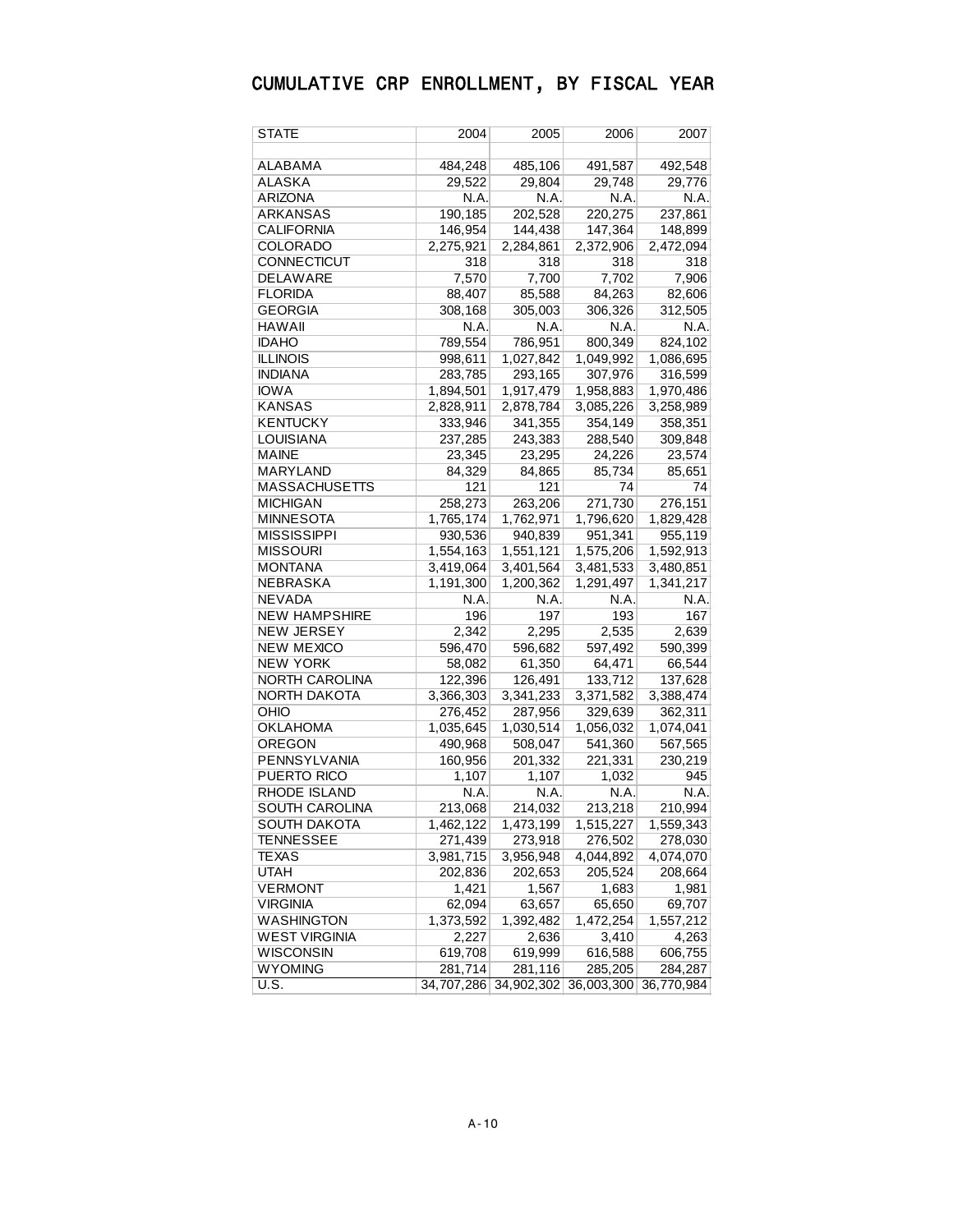# CUMULATIVE CRP ENROLLMENT, BY FISCAL YEAR

| STATE | 2004 | 2005 | 2006 | 2007 |
|---|---|---|---|---|
| ALABAMA | 484,248 | 485,106 | 491,587 | 492,548 |
| ALASKA | 29,522 | 29,804 | 29,748 | 29,776 |
| ARIZONA | N.A. | N.A. | N.A. | N.A. |
| ARKANSAS | 190,185 | 202,528 | 220,275 | 237,861 |
| CALIFORNIA | 146,954 | 144,438 | 147,364 | 148,899 |
| COLORADO | 2,275,921 | 2,284,861 | 2,372,906 | 2,472,094 |
| CONNECTICUT | 318 | 318 | 318 | 318 |
| DELAWARE | 7,570 | 7,700 | 7,702 | 7,906 |
| FLORIDA | 88,407 | 85,588 | 84,263 | 82,606 |
| GEORGIA | 308,168 | 305,003 | 306,326 | 312,505 |
| HAWAII | N.A. | N.A. | N.A. | N.A. |
| IDAHO | 789,554 | 786,951 | 800,349 | 824,102 |
| ILLINOIS | 998,611 | 1,027,842 | 1,049,992 | 1,086,695 |
| INDIANA | 283,785 | 293,165 | 307,976 | 316,599 |
| IOWA | 1,894,501 | 1,917,479 | 1,958,883 | 1,970,486 |
| KANSAS | 2,828,911 | 2,878,784 | 3,085,226 | 3,258,989 |
| KENTUCKY | 333,946 | 341,355 | 354,149 | 358,351 |
| LOUISIANA | 237,285 | 243,383 | 288,540 | 309,848 |
| MAINE | 23,345 | 23,295 | 24,226 | 23,574 |
| MARYLAND | 84,329 | 84,865 | 85,734 | 85,651 |
| MASSACHUSETTS | 121 | 121 | 74 | 74 |
| MICHIGAN | 258,273 | 263,206 | 271,730 | 276,151 |
| MINNESOTA | 1,765,174 | 1,762,971 | 1,796,620 | 1,829,428 |
| MISSISSIPPI | 930,536 | 940,839 | 951,341 | 955,119 |
| MISSOURI | 1,554,163 | 1,551,121 | 1,575,206 | 1,592,913 |
| MONTANA | 3,419,064 | 3,401,564 | 3,481,533 | 3,480,851 |
| NEBRASKA | 1,191,300 | 1,200,362 | 1,291,497 | 1,341,217 |
| NEVADA | N.A. | N.A. | N.A. | N.A. |
| NEW HAMPSHIRE | 196 | 197 | 193 | 167 |
| NEW JERSEY | 2,342 | 2,295 | 2,535 | 2,639 |
| NEW MEXICO | 596,470 | 596,682 | 597,492 | 590,399 |
| NEW YORK | 58,082 | 61,350 | 64,471 | 66,544 |
| NORTH CAROLINA | 122,396 | 126,491 | 133,712 | 137,628 |
| NORTH DAKOTA | 3,366,303 | 3,341,233 | 3,371,582 | 3,388,474 |
| OHIO | 276,452 | 287,956 | 329,639 | 362,311 |
| OKLAHOMA | 1,035,645 | 1,030,514 | 1,056,032 | 1,074,041 |
| OREGON | 490,968 | 508,047 | 541,360 | 567,565 |
| PENNSYLVANIA | 160,956 | 201,332 | 221,331 | 230,219 |
| PUERTO RICO | 1,107 | 1,107 | 1,032 | 945 |
| RHODE ISLAND | N.A. | N.A. | N.A. | N.A. |
| SOUTH CAROLINA | 213,068 | 214,032 | 213,218 | 210,994 |
| SOUTH DAKOTA | 1,462,122 | 1,473,199 | 1,515,227 | 1,559,343 |
| TENNESSEE | 271,439 | 273,918 | 276,502 | 278,030 |
| TEXAS | 3,981,715 | 3,956,948 | 4,044,892 | 4,074,070 |
| UTAH | 202,836 | 202,653 | 205,524 | 208,664 |
| VERMONT | 1,421 | 1,567 | 1,683 | 1,981 |
| VIRGINIA | 62,094 | 63,657 | 65,650 | 69,707 |
| WASHINGTON | 1,373,592 | 1,392,482 | 1,472,254 | 1,557,212 |
| WEST VIRGINIA | 2,227 | 2,636 | 3,410 | 4,263 |
| WISCONSIN | 619,708 | 619,999 | 616,588 | 606,755 |
| WYOMING | 281,714 | 281,116 | 285,205 | 284,287 |
| U.S. | 34,707,286 | 34,902,302 | 36,003,300 | 36,770,984 |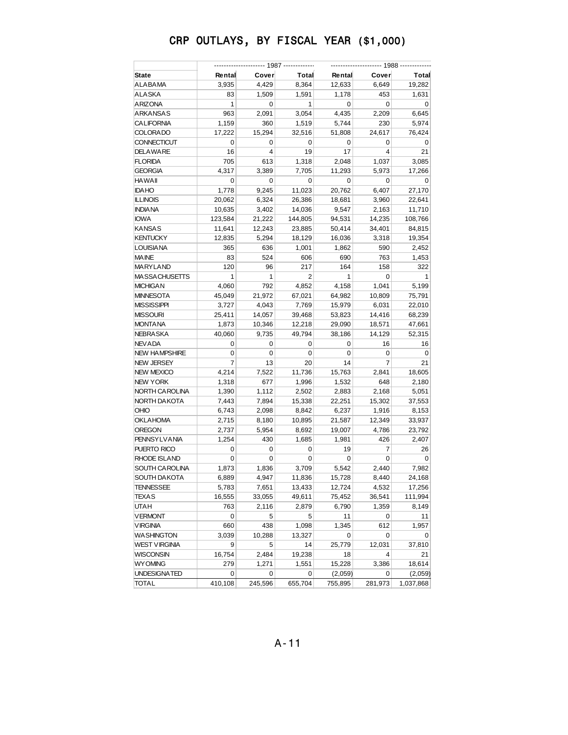# CRP OUTLAYS, BY FISCAL YEAR ($1,000)

| | 1987 | | | 1988 | | |
|---|---|---|---|---|---|---|
| State | Rental | Cover | Total | Rental | Cover | Total |
| ALABAMA | 3,935 | 4,429 | 8,364 | 12,633 | 6,649 | 19,282 |
| ALASKA | 83 | 1,509 | 1,591 | 1,178 | 453 | 1,631 |
| ARIZONA | 1 | 0 | 1 | 0 | 0 | 0 |
| ARKANSAS | 963 | 2,091 | 3,054 | 4,435 | 2,209 | 6,645 |
| CALIFORNIA | 1,159 | 360 | 1,519 | 5,744 | 230 | 5,974 |
| COLORADO | 17,222 | 15,294 | 32,516 | 51,808 | 24,617 | 76,424 |
| CONNECTICUT | 0 | 0 | 0 | 0 | 0 | 0 |
| DELAWARE | 16 | 4 | 19 | 17 | 4 | 21 |
| FLORIDA | 705 | 613 | 1,318 | 2,048 | 1,037 | 3,085 |
| GEORGIA | 4,317 | 3,389 | 7,705 | 11,293 | 5,973 | 17,266 |
| HAWAII | 0 | 0 | 0 | 0 | 0 | 0 |
| IDAHO | 1,778 | 9,245 | 11,023 | 20,762 | 6,407 | 27,170 |
| ILLINOIS | 20,062 | 6,324 | 26,386 | 18,681 | 3,960 | 22,641 |
| INDIANA | 10,635 | 3,402 | 14,036 | 9,547 | 2,163 | 11,710 |
| IOWA | 123,584 | 21,222 | 144,805 | 94,531 | 14,235 | 108,766 |
| KANSAS | 11,641 | 12,243 | 23,885 | 50,414 | 34,401 | 84,815 |
| KENTUCKY | 12,835 | 5,294 | 18,129 | 16,036 | 3,318 | 19,354 |
| LOUISIANA | 365 | 636 | 1,001 | 1,862 | 590 | 2,452 |
| MAINE | 83 | 524 | 606 | 690 | 763 | 1,453 |
| MARYLAND | 120 | 96 | 217 | 164 | 158 | 322 |
| MASSACHUSETTS | 1 | 1 | 2 | 1 | 0 | 1 |
| MICHIGAN | 4,060 | 792 | 4,852 | 4,158 | 1,041 | 5,199 |
| MINNESOTA | 45,049 | 21,972 | 67,021 | 64,982 | 10,809 | 75,791 |
| MISSISSIPPI | 3,727 | 4,043 | 7,769 | 15,979 | 6,031 | 22,010 |
| MISSOURI | 25,411 | 14,057 | 39,468 | 53,823 | 14,416 | 68,239 |
| MONTANA | 1,873 | 10,346 | 12,218 | 29,090 | 18,571 | 47,661 |
| NEBRASKA | 40,060 | 9,735 | 49,794 | 38,186 | 14,129 | 52,315 |
| NEVADA | 0 | 0 | 0 | 0 | 16 | 16 |
| NEW HAMPSHIRE | 0 | 0 | 0 | 0 | 0 | 0 |
| NEW JERSEY | 7 | 13 | 20 | 14 | 7 | 21 |
| NEW MEXICO | 4,214 | 7,522 | 11,736 | 15,763 | 2,841 | 18,605 |
| NEW YORK | 1,318 | 677 | 1,996 | 1,532 | 648 | 2,180 |
| NORTH CAROLINA | 1,390 | 1,112 | 2,502 | 2,883 | 2,168 | 5,051 |
| NORTH DAKOTA | 7,443 | 7,894 | 15,338 | 22,251 | 15,302 | 37,553 |
| OHIO | 6,743 | 2,098 | 8,842 | 6,237 | 1,916 | 8,153 |
| OKLAHOMA | 2,715 | 8,180 | 10,895 | 21,587 | 12,349 | 33,937 |
| OREGON | 2,737 | 5,954 | 8,692 | 19,007 | 4,786 | 23,792 |
| PENNSYLVANIA | 1,254 | 430 | 1,685 | 1,981 | 426 | 2,407 |
| PUERTO RICO | 0 | 0 | 0 | 19 | 7 | 26 |
| RHODE ISLAND | 0 | 0 | 0 | 0 | 0 | 0 |
| SOUTH CAROLINA | 1,873 | 1,836 | 3,709 | 5,542 | 2,440 | 7,982 |
| SOUTH DAKOTA | 6,889 | 4,947 | 11,836 | 15,728 | 8,440 | 24,168 |
| TENNESSEE | 5,783 | 7,651 | 13,433 | 12,724 | 4,532 | 17,256 |
| TEXAS | 16,555 | 33,055 | 49,611 | 75,452 | 36,541 | 111,994 |
| UTAH | 763 | 2,116 | 2,879 | 6,790 | 1,359 | 8,149 |
| VERMONT | 0 | 5 | 5 | 11 | 0 | 11 |
| VIRGINIA | 660 | 438 | 1,098 | 1,345 | 612 | 1,957 |
| WASHINGTON | 3,039 | 10,288 | 13,327 | 0 | 0 | 0 |
| WEST VIRGINIA | 9 | 5 | 14 | 25,779 | 12,031 | 37,810 |
| WISCONSIN | 16,754 | 2,484 | 19,238 | 18 | 4 | 21 |
| WYOMING | 279 | 1,271 | 1,551 | 15,228 | 3,386 | 18,614 |
| UNDESIGNATED | 0 | 0 | 0 | (2,059) | 0 | (2,059) |
| TOTAL | 410,108 | 245,596 | 655,704 | 755,895 | 281,973 | 1,037,868 |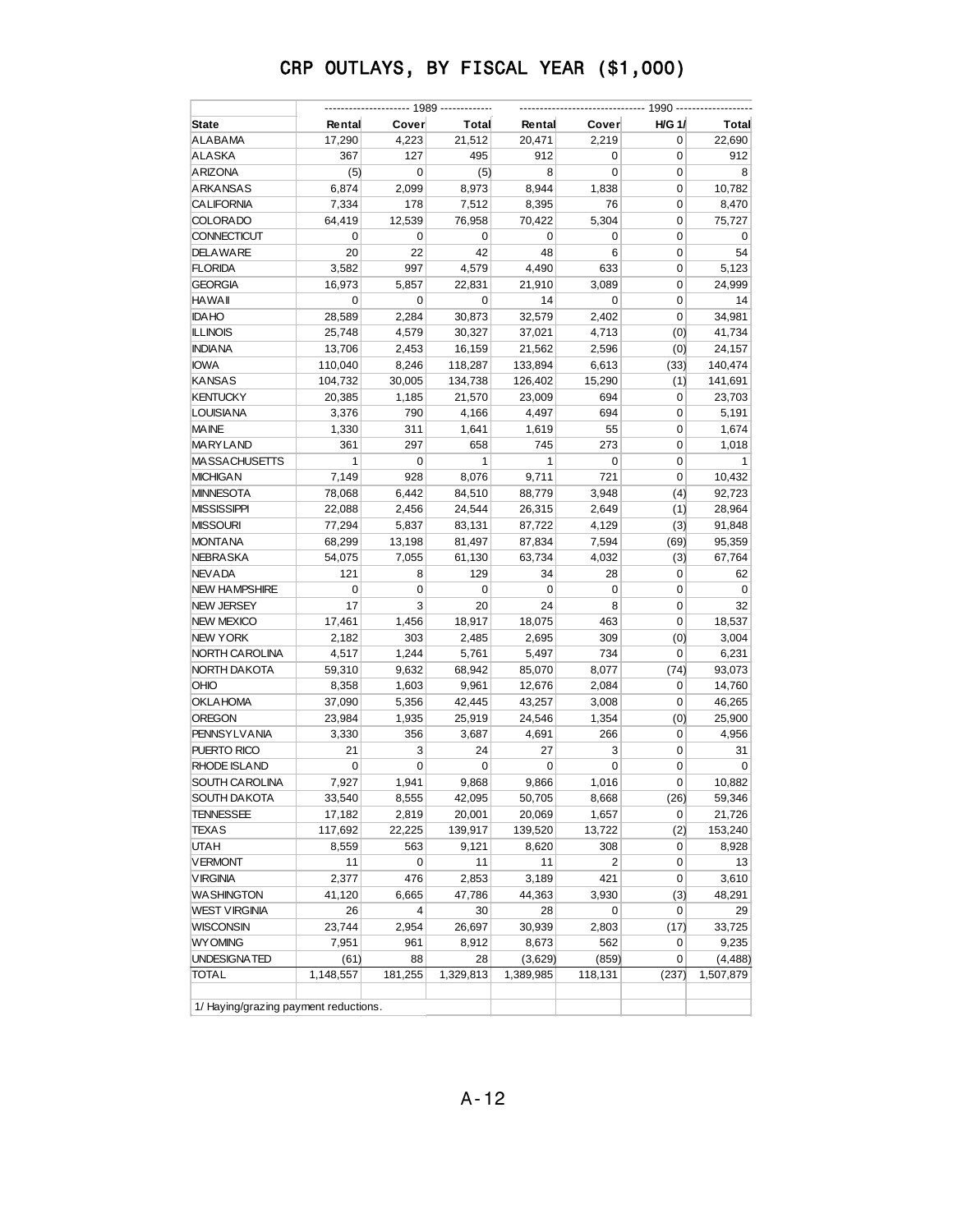# CRP OUTLAYS, BY FISCAL YEAR ($1,000)

| State | 1989 | | | 1990 | | | |
|---|---|---|---|---|---|---|---|
| | Rental | Cover | Total | Rental | Cover | H/G 1/ | Total |
| ALABAMA | 17,290 | 4,223 | 21,512 | 20,471 | 2,219 | 0 | 22,690 |
| ALASKA | 367 | 127 | 495 | 912 | 0 | 0 | 912 |
| ARIZONA | (5) | 0 | (5) | 8 | 0 | 0 | 8 |
| ARKANSAS | 6,874 | 2,099 | 8,973 | 8,944 | 1,838 | 0 | 10,782 |
| CALIFORNIA | 7,334 | 178 | 7,512 | 8,395 | 76 | 0 | 8,470 |
| COLORADO | 64,419 | 12,539 | 76,958 | 70,422 | 5,304 | 0 | 75,727 |
| CONNECTICUT | 0 | 0 | 0 | 0 | 0 | 0 | 0 |
| DELAWARE | 20 | 22 | 42 | 48 | 6 | 0 | 54 |
| FLORIDA | 3,582 | 997 | 4,579 | 4,490 | 633 | 0 | 5,123 |
| GEORGIA | 16,973 | 5,857 | 22,831 | 21,910 | 3,089 | 0 | 24,999 |
| HAWAII | 0 | 0 | 0 | 14 | 0 | 0 | 14 |
| IDAHO | 28,589 | 2,284 | 30,873 | 32,579 | 2,402 | 0 | 34,981 |
| ILLINOIS | 25,748 | 4,579 | 30,327 | 37,021 | 4,713 | (0) | 41,734 |
| INDIANA | 13,706 | 2,453 | 16,159 | 21,562 | 2,596 | (0) | 24,157 |
| IOWA | 110,040 | 8,246 | 118,287 | 133,894 | 6,613 | (33) | 140,474 |
| KANSAS | 104,732 | 30,005 | 134,738 | 126,402 | 15,290 | (1) | 141,691 |
| KENTUCKY | 20,385 | 1,185 | 21,570 | 23,009 | 694 | 0 | 23,703 |
| LOUISIANA | 3,376 | 790 | 4,166 | 4,497 | 694 | 0 | 5,191 |
| MAINE | 1,330 | 311 | 1,641 | 1,619 | 55 | 0 | 1,674 |
| MARYLAND | 361 | 297 | 658 | 745 | 273 | 0 | 1,018 |
| MASSACHUSETTS | 1 | 0 | 1 | 1 | 0 | 0 | 1 |
| MICHIGAN | 7,149 | 928 | 8,076 | 9,711 | 721 | 0 | 10,432 |
| MINNESOTA | 78,068 | 6,442 | 84,510 | 88,779 | 3,948 | (4) | 92,723 |
| MISSISSIPPI | 22,088 | 2,456 | 24,544 | 26,315 | 2,649 | (1) | 28,964 |
| MISSOURI | 77,294 | 5,837 | 83,131 | 87,722 | 4,129 | (3) | 91,848 |
| MONTANA | 68,299 | 13,198 | 81,497 | 87,834 | 7,594 | (69) | 95,359 |
| NEBRASKA | 54,075 | 7,055 | 61,130 | 63,734 | 4,032 | (3) | 67,764 |
| NEVADA | 121 | 8 | 129 | 34 | 28 | 0 | 62 |
| NEW HAMPSHIRE | 0 | 0 | 0 | 0 | 0 | 0 | 0 |
| NEW JERSEY | 17 | 3 | 20 | 24 | 8 | 0 | 32 |
| NEW MEXICO | 17,461 | 1,456 | 18,917 | 18,075 | 463 | 0 | 18,537 |
| NEW YORK | 2,182 | 303 | 2,485 | 2,695 | 309 | (0) | 3,004 |
| NORTH CAROLINA | 4,517 | 1,244 | 5,761 | 5,497 | 734 | 0 | 6,231 |
| NORTH DAKOTA | 59,310 | 9,632 | 68,942 | 85,070 | 8,077 | (74) | 93,073 |
| OHIO | 8,358 | 1,603 | 9,961 | 12,676 | 2,084 | 0 | 14,760 |
| OKLAHOMA | 37,090 | 5,356 | 42,445 | 43,257 | 3,008 | 0 | 46,265 |
| OREGON | 23,984 | 1,935 | 25,919 | 24,546 | 1,354 | (0) | 25,900 |
| PENNSYLVANIA | 3,330 | 356 | 3,687 | 4,691 | 266 | 0 | 4,956 |
| PUERTO RICO | 21 | 3 | 24 | 27 | 3 | 0 | 31 |
| RHODE ISLAND | 0 | 0 | 0 | 0 | 0 | 0 | 0 |
| SOUTH CAROLINA | 7,927 | 1,941 | 9,868 | 9,866 | 1,016 | 0 | 10,882 |
| SOUTH DAKOTA | 33,540 | 8,555 | 42,095 | 50,705 | 8,668 | (26) | 59,346 |
| TENNESSEE | 17,182 | 2,819 | 20,001 | 20,069 | 1,657 | 0 | 21,726 |
| TEXAS | 117,692 | 22,225 | 139,917 | 139,520 | 13,722 | (2) | 153,240 |
| UTAH | 8,559 | 563 | 9,121 | 8,620 | 308 | 0 | 8,928 |
| VERMONT | 11 | 0 | 11 | 11 | 2 | 0 | 13 |
| VIRGINIA | 2,377 | 476 | 2,853 | 3,189 | 421 | 0 | 3,610 |
| WASHINGTON | 41,120 | 6,665 | 47,786 | 44,363 | 3,930 | (3) | 48,291 |
| WEST VIRGINIA | 26 | 4 | 30 | 28 | 0 | 0 | 29 |
| WISCONSIN | 23,744 | 2,954 | 26,697 | 30,939 | 2,803 | (17) | 33,725 |
| WYOMING | 7,951 | 961 | 8,912 | 8,673 | 562 | 0 | 9,235 |
| UNDESIGNATED | (61) | 88 | 28 | (3,629) | (859) | 0 | (4,488) |
| TOTAL | 1,148,557 | 181,255 | 1,329,813 | 1,389,985 | 118,131 | (237) | 1,507,879 |

1/ Haying/grazing payment reductions.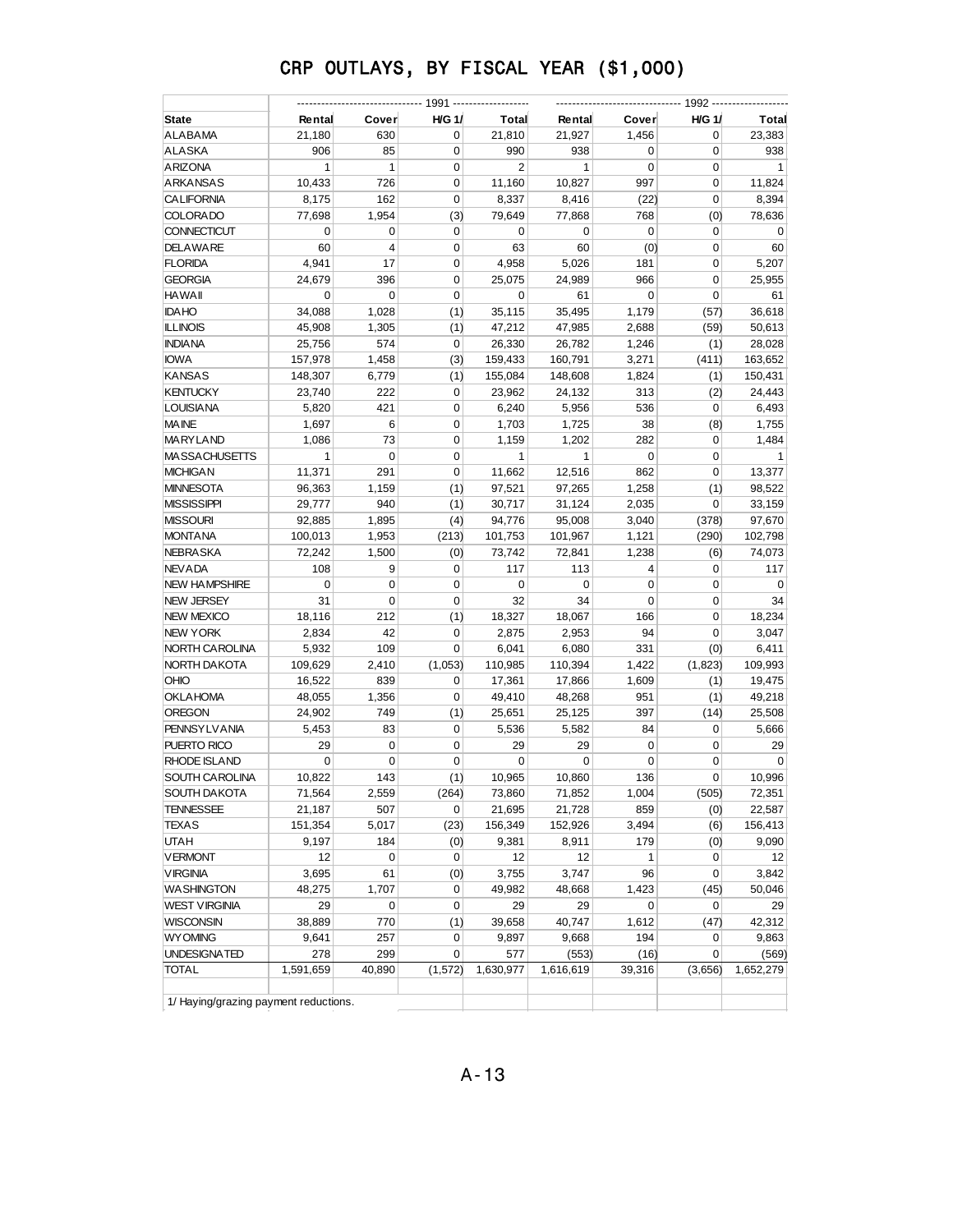# CRP OUTLAYS, BY FISCAL YEAR ($1,000)

| | 1991 | | | | 1992 | | | |
|---|---|---|---|---|---|---|---|---|
| State | Rental | Cover | H/G 1/ | Total | Rental | Cover | H/G 1/ | Total |
| ALABAMA | 21,180 | 630 | 0 | 21,810 | 21,927 | 1,456 | 0 | 23,383 |
| ALASKA | 906 | 85 | 0 | 990 | 938 | 0 | 0 | 938 |
| ARIZONA | 1 | 1 | 0 | 2 | 1 | 0 | 0 | 1 |
| ARKANSAS | 10,433 | 726 | 0 | 11,160 | 10,827 | 997 | 0 | 11,824 |
| CALIFORNIA | 8,175 | 162 | 0 | 8,337 | 8,416 | (22) | 0 | 8,394 |
| COLORADO | 77,698 | 1,954 | (3) | 79,649 | 77,868 | 768 | (0) | 78,636 |
| CONNECTICUT | 0 | 0 | 0 | 0 | 0 | 0 | 0 | 0 |
| DELAWARE | 60 | 4 | 0 | 63 | 60 | (0) | 0 | 60 |
| FLORIDA | 4,941 | 17 | 0 | 4,958 | 5,026 | 181 | 0 | 5,207 |
| GEORGIA | 24,679 | 396 | 0 | 25,075 | 24,989 | 966 | 0 | 25,955 |
| HAWAII | 0 | 0 | 0 | 0 | 61 | 0 | 0 | 61 |
| IDAHO | 34,088 | 1,028 | (1) | 35,115 | 35,495 | 1,179 | (57) | 36,618 |
| ILLINOIS | 45,908 | 1,305 | (1) | 47,212 | 47,985 | 2,688 | (59) | 50,613 |
| INDIANA | 25,756 | 574 | 0 | 26,330 | 26,782 | 1,246 | (1) | 28,028 |
| IOWA | 157,978 | 1,458 | (3) | 159,433 | 160,791 | 3,271 | (411) | 163,652 |
| KANSAS | 148,307 | 6,779 | (1) | 155,084 | 148,608 | 1,824 | (1) | 150,431 |
| KENTUCKY | 23,740 | 222 | 0 | 23,962 | 24,132 | 313 | (2) | 24,443 |
| LOUISIANA | 5,820 | 421 | 0 | 6,240 | 5,956 | 536 | 0 | 6,493 |
| MAINE | 1,697 | 6 | 0 | 1,703 | 1,725 | 38 | (8) | 1,755 |
| MARYLAND | 1,086 | 73 | 0 | 1,159 | 1,202 | 282 | 0 | 1,484 |
| MASSACHUSETTS | 1 | 0 | 0 | 1 | 1 | 0 | 0 | 1 |
| MICHIGAN | 11,371 | 291 | 0 | 11,662 | 12,516 | 862 | 0 | 13,377 |
| MINNESOTA | 96,363 | 1,159 | (1) | 97,521 | 97,265 | 1,258 | (1) | 98,522 |
| MISSISSIPPI | 29,777 | 940 | (1) | 30,717 | 31,124 | 2,035 | 0 | 33,159 |
| MISSOURI | 92,885 | 1,895 | (4) | 94,776 | 95,008 | 3,040 | (378) | 97,670 |
| MONTANA | 100,013 | 1,953 | (213) | 101,753 | 101,967 | 1,121 | (290) | 102,798 |
| NEBRASKA | 72,242 | 1,500 | (0) | 73,742 | 72,841 | 1,238 | (6) | 74,073 |
| NEVADA | 108 | 9 | 0 | 117 | 113 | 4 | 0 | 117 |
| NEW HAMPSHIRE | 0 | 0 | 0 | 0 | 0 | 0 | 0 | 0 |
| NEW JERSEY | 31 | 0 | 0 | 32 | 34 | 0 | 0 | 34 |
| NEW MEXICO | 18,116 | 212 | (1) | 18,327 | 18,067 | 166 | 0 | 18,234 |
| NEW YORK | 2,834 | 42 | 0 | 2,875 | 2,953 | 94 | 0 | 3,047 |
| NORTH CAROLINA | 5,932 | 109 | 0 | 6,041 | 6,080 | 331 | (0) | 6,411 |
| NORTH DAKOTA | 109,629 | 2,410 | (1,053) | 110,985 | 110,394 | 1,422 | (1,823) | 109,993 |
| OHIO | 16,522 | 839 | 0 | 17,361 | 17,866 | 1,609 | (1) | 19,475 |
| OKLAHOMA | 48,055 | 1,356 | 0 | 49,410 | 48,268 | 951 | (1) | 49,218 |
| OREGON | 24,902 | 749 | (1) | 25,651 | 25,125 | 397 | (14) | 25,508 |
| PENNSYLVANIA | 5,453 | 83 | 0 | 5,536 | 5,582 | 84 | 0 | 5,666 |
| PUERTO RICO | 29 | 0 | 0 | 29 | 29 | 0 | 0 | 29 |
| RHODE ISLAND | 0 | 0 | 0 | 0 | 0 | 0 | 0 | 0 |
| SOUTH CAROLINA | 10,822 | 143 | (1) | 10,965 | 10,860 | 136 | 0 | 10,996 |
| SOUTH DAKOTA | 71,564 | 2,559 | (264) | 73,860 | 71,852 | 1,004 | (505) | 72,351 |
| TENNESSEE | 21,187 | 507 | 0 | 21,695 | 21,728 | 859 | (0) | 22,587 |
| TEXAS | 151,354 | 5,017 | (23) | 156,349 | 152,926 | 3,494 | (6) | 156,413 |
| UTAH | 9,197 | 184 | (0) | 9,381 | 8,911 | 179 | (0) | 9,090 |
| VERMONT | 12 | 0 | 0 | 12 | 12 | 1 | 0 | 12 |
| VIRGINIA | 3,695 | 61 | (0) | 3,755 | 3,747 | 96 | 0 | 3,842 |
| WASHINGTON | 48,275 | 1,707 | 0 | 49,982 | 48,668 | 1,423 | (45) | 50,046 |
| WEST VIRGINIA | 29 | 0 | 0 | 29 | 29 | 0 | 0 | 29 |
| WISCONSIN | 38,889 | 770 | (1) | 39,658 | 40,747 | 1,612 | (47) | 42,312 |
| WYOMING | 9,641 | 257 | 0 | 9,897 | 9,668 | 194 | 0 | 9,863 |
| UNDESIGNATED | 278 | 299 | 0 | 577 | (553) | (16) | 0 | (569) |
| TOTAL | 1,591,659 | 40,890 | (1,572) | 1,630,977 | 1,616,619 | 39,316 | (3,656) | 1,652,279 |

1/ Haying/grazing payment reductions.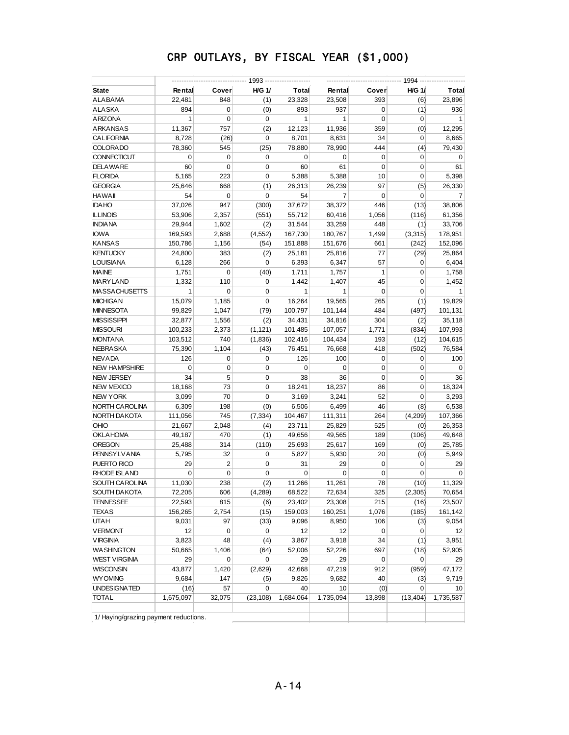# CRP OUTLAYS, BY FISCAL YEAR ($1,000)

| State | 1993 | | | | 1994 | | | |
|---|---|---|---|---|---|---|---|---|
| | Rental | Cover | H/G 1/ | Total | Rental | Cover | H/G 1/ | Total |
| ALABAMA | 22,481 | 848 | (1) | 23,328 | 23,508 | 393 | (6) | 23,896 |
| ALASKA | 894 | 0 | (0) | 893 | 937 | 0 | (1) | 936 |
| ARIZONA | 1 | 0 | 0 | 1 | 1 | 0 | 0 | 1 |
| ARKANSAS | 11,367 | 757 | (2) | 12,123 | 11,936 | 359 | (0) | 12,295 |
| CALIFORNIA | 8,728 | (26) | 0 | 8,701 | 8,631 | 34 | 0 | 8,665 |
| COLORADO | 78,360 | 545 | (25) | 78,880 | 78,990 | 444 | (4) | 79,430 |
| CONNECTICUT | 0 | 0 | 0 | 0 | 0 | 0 | 0 | 0 |
| DELAWARE | 60 | 0 | 0 | 60 | 61 | 0 | 0 | 61 |
| FLORIDA | 5,165 | 223 | 0 | 5,388 | 5,388 | 10 | 0 | 5,398 |
| GEORGIA | 25,646 | 668 | (1) | 26,313 | 26,239 | 97 | (5) | 26,330 |
| HAWAII | 54 | 0 | 0 | 54 | 7 | 0 | 0 | 7 |
| IDAHO | 37,026 | 947 | (300) | 37,672 | 38,372 | 446 | (13) | 38,806 |
| ILLINOIS | 53,906 | 2,357 | (551) | 55,712 | 60,416 | 1,056 | (116) | 61,356 |
| INDIANA | 29,944 | 1,602 | (2) | 31,544 | 33,259 | 448 | (1) | 33,706 |
| IOWA | 169,593 | 2,688 | (4,552) | 167,730 | 180,767 | 1,499 | (3,315) | 178,951 |
| KANSAS | 150,786 | 1,156 | (54) | 151,888 | 151,676 | 661 | (242) | 152,096 |
| KENTUCKY | 24,800 | 383 | (2) | 25,181 | 25,816 | 77 | (29) | 25,864 |
| LOUISIANA | 6,128 | 266 | 0 | 6,393 | 6,347 | 57 | 0 | 6,404 |
| MAINE | 1,751 | 0 | (40) | 1,711 | 1,757 | 1 | 0 | 1,758 |
| MARYLAND | 1,332 | 110 | 0 | 1,442 | 1,407 | 45 | 0 | 1,452 |
| MASSACHUSETTS | 1 | 0 | 0 | 1 | 1 | 0 | 0 | 1 |
| MICHIGAN | 15,079 | 1,185 | 0 | 16,264 | 19,565 | 265 | (1) | 19,829 |
| MINNESOTA | 99,829 | 1,047 | (79) | 100,797 | 101,144 | 484 | (497) | 101,131 |
| MISSISSIPPI | 32,877 | 1,556 | (2) | 34,431 | 34,816 | 304 | (2) | 35,118 |
| MISSOURI | 100,233 | 2,373 | (1,121) | 101,485 | 107,057 | 1,771 | (834) | 107,993 |
| MONTANA | 103,512 | 740 | (1,836) | 102,416 | 104,434 | 193 | (12) | 104,615 |
| NEBRASKA | 75,390 | 1,104 | (43) | 76,451 | 76,668 | 418 | (502) | 76,584 |
| NEVADA | 126 | 0 | 0 | 126 | 100 | 0 | 0 | 100 |
| NEW HAMPSHIRE | 0 | 0 | 0 | 0 | 0 | 0 | 0 | 0 |
| NEW JERSEY | 34 | 5 | 0 | 38 | 36 | 0 | 0 | 36 |
| NEW MEXICO | 18,168 | 73 | 0 | 18,241 | 18,237 | 86 | 0 | 18,324 |
| NEW YORK | 3,099 | 70 | 0 | 3,169 | 3,241 | 52 | 0 | 3,293 |
| NORTH CAROLINA | 6,309 | 198 | (0) | 6,506 | 6,499 | 46 | (8) | 6,538 |
| NORTH DAKOTA | 111,056 | 745 | (7,334) | 104,467 | 111,311 | 264 | (4,209) | 107,366 |
| OHIO | 21,667 | 2,048 | (4) | 23,711 | 25,829 | 525 | (0) | 26,353 |
| OKLAHOMA | 49,187 | 470 | (1) | 49,656 | 49,565 | 189 | (106) | 49,648 |
| OREGON | 25,488 | 314 | (110) | 25,693 | 25,617 | 169 | (0) | 25,785 |
| PENNSYLVANIA | 5,795 | 32 | 0 | 5,827 | 5,930 | 20 | (0) | 5,949 |
| PUERTO RICO | 29 | 2 | 0 | 31 | 29 | 0 | 0 | 29 |
| RHODE ISLAND | 0 | 0 | 0 | 0 | 0 | 0 | 0 | 0 |
| SOUTH CAROLINA | 11,030 | 238 | (2) | 11,266 | 11,261 | 78 | (10) | 11,329 |
| SOUTH DAKOTA | 72,205 | 606 | (4,289) | 68,522 | 72,634 | 325 | (2,305) | 70,654 |
| TENNESSEE | 22,593 | 815 | (6) | 23,402 | 23,308 | 215 | (16) | 23,507 |
| TEXAS | 156,265 | 2,754 | (15) | 159,003 | 160,251 | 1,076 | (185) | 161,142 |
| UTAH | 9,031 | 97 | (33) | 9,096 | 8,950 | 106 | (3) | 9,054 |
| VERMONT | 12 | 0 | 0 | 12 | 12 | 0 | 0 | 12 |
| VIRGINIA | 3,823 | 48 | (4) | 3,867 | 3,918 | 34 | (1) | 3,951 |
| WASHINGTON | 50,665 | 1,406 | (64) | 52,006 | 52,226 | 697 | (18) | 52,905 |
| WEST VIRGINIA | 29 | 0 | 0 | 29 | 29 | 0 | 0 | 29 |
| WISCONSIN | 43,877 | 1,420 | (2,629) | 42,668 | 47,219 | 912 | (959) | 47,172 |
| WYOMING | 9,684 | 147 | (5) | 9,826 | 9,682 | 40 | (3) | 9,719 |
| UNDESIGNATED | (16) | 57 | 0 | 40 | 10 | (0) | 0 | 10 |
| TOTAL | 1,675,097 | 32,075 | (23,108) | 1,684,064 | 1,735,094 | 13,898 | (13,404) | 1,735,587 |

1/ Haying/grazing payment reductions.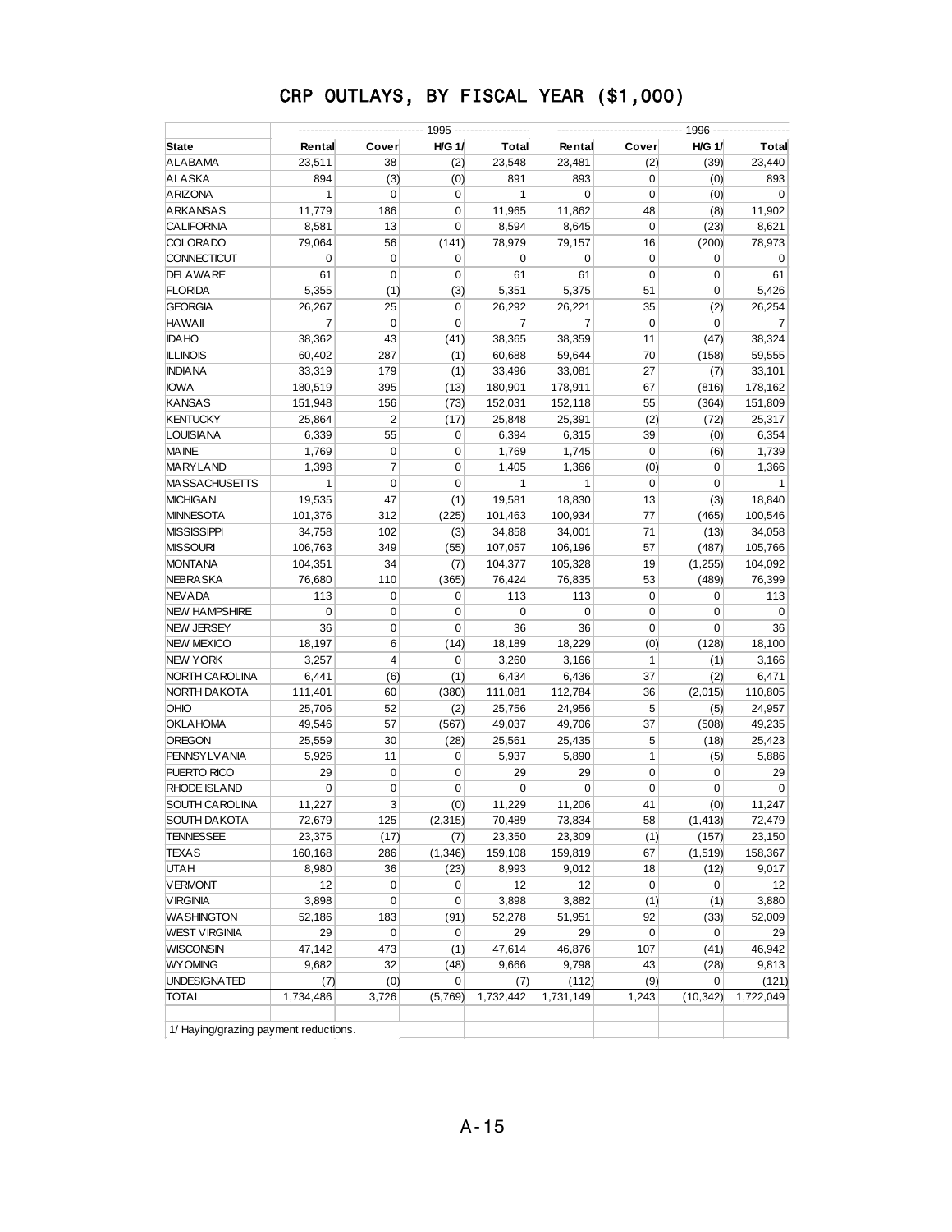# CRP OUTLAYS, BY FISCAL YEAR ($1,000)

| State | 1995 | | | | 1996 | | | |
|---|---|---|---|---|---|---|---|---|
| | Rental | Cover | H/G 1/ | Total | Rental | Cover | H/G 1/ | Total |
| ALABAMA | 23,511 | 38 | (2) | 23,548 | 23,481 | (2) | (39) | 23,440 |
| ALASKA | 894 | (3) | (0) | 891 | 893 | 0 | (0) | 893 |
| ARIZONA | 1 | 0 | 0 | 1 | 0 | 0 | (0) | 0 |
| ARKANSAS | 11,779 | 186 | 0 | 11,965 | 11,862 | 48 | (8) | 11,902 |
| CALIFORNIA | 8,581 | 13 | 0 | 8,594 | 8,645 | 0 | (23) | 8,621 |
| COLORADO | 79,064 | 56 | (141) | 78,979 | 79,157 | 16 | (200) | 78,973 |
| CONNECTICUT | 0 | 0 | 0 | 0 | 0 | 0 | 0 | 0 |
| DELAWARE | 61 | 0 | 0 | 61 | 61 | 0 | 0 | 61 |
| FLORIDA | 5,355 | (1) | (3) | 5,351 | 5,375 | 51 | 0 | 5,426 |
| GEORGIA | 26,267 | 25 | 0 | 26,292 | 26,221 | 35 | (2) | 26,254 |
| HAWAII | 7 | 0 | 0 | 7 | 7 | 0 | 0 | 7 |
| IDAHO | 38,362 | 43 | (41) | 38,365 | 38,359 | 11 | (47) | 38,324 |
| ILLINOIS | 60,402 | 287 | (1) | 60,688 | 59,644 | 70 | (158) | 59,555 |
| INDIANA | 33,319 | 179 | (1) | 33,496 | 33,081 | 27 | (7) | 33,101 |
| IOWA | 180,519 | 395 | (13) | 180,901 | 178,911 | 67 | (816) | 178,162 |
| KANSAS | 151,948 | 156 | (73) | 152,031 | 152,118 | 55 | (364) | 151,809 |
| KENTUCKY | 25,864 | 2 | (17) | 25,848 | 25,391 | (2) | (72) | 25,317 |
| LOUISIANA | 6,339 | 55 | 0 | 6,394 | 6,315 | 39 | (0) | 6,354 |
| MAINE | 1,769 | 0 | 0 | 1,769 | 1,745 | 0 | (6) | 1,739 |
| MARYLAND | 1,398 | 7 | 0 | 1,405 | 1,366 | (0) | 0 | 1,366 |
| MASSACHUSETTS | 1 | 0 | 0 | 1 | 1 | 0 | 0 | 1 |
| MICHIGAN | 19,535 | 47 | (1) | 19,581 | 18,830 | 13 | (3) | 18,840 |
| MINNESOTA | 101,376 | 312 | (225) | 101,463 | 100,934 | 77 | (465) | 100,546 |
| MISSISSIPPI | 34,758 | 102 | (3) | 34,858 | 34,001 | 71 | (13) | 34,058 |
| MISSOURI | 106,763 | 349 | (55) | 107,057 | 106,196 | 57 | (487) | 105,766 |
| MONTANA | 104,351 | 34 | (7) | 104,377 | 105,328 | 19 | (1,255) | 104,092 |
| NEBRASKA | 76,680 | 110 | (365) | 76,424 | 76,835 | 53 | (489) | 76,399 |
| NEVADA | 113 | 0 | 0 | 113 | 113 | 0 | 0 | 113 |
| NEW HAMPSHIRE | 0 | 0 | 0 | 0 | 0 | 0 | 0 | 0 |
| NEW JERSEY | 36 | 0 | 0 | 36 | 36 | 0 | 0 | 36 |
| NEW MEXICO | 18,197 | 6 | (14) | 18,189 | 18,229 | (0) | (128) | 18,100 |
| NEW YORK | 3,257 | 4 | 0 | 3,260 | 3,166 | 1 | (1) | 3,166 |
| NORTH CAROLINA | 6,441 | (6) | (1) | 6,434 | 6,436 | 37 | (2) | 6,471 |
| NORTH DAKOTA | 111,401 | 60 | (380) | 111,081 | 112,784 | 36 | (2,015) | 110,805 |
| OHIO | 25,706 | 52 | (2) | 25,756 | 24,956 | 5 | (5) | 24,957 |
| OKLAHOMA | 49,546 | 57 | (567) | 49,037 | 49,706 | 37 | (508) | 49,235 |
| OREGON | 25,559 | 30 | (28) | 25,561 | 25,435 | 5 | (18) | 25,423 |
| PENNSYLVANIA | 5,926 | 11 | 0 | 5,937 | 5,890 | 1 | (5) | 5,886 |
| PUERTO RICO | 29 | 0 | 0 | 29 | 29 | 0 | 0 | 29 |
| RHODE ISLAND | 0 | 0 | 0 | 0 | 0 | 0 | 0 | 0 |
| SOUTH CAROLINA | 11,227 | 3 | (0) | 11,229 | 11,206 | 41 | (0) | 11,247 |
| SOUTH DAKOTA | 72,679 | 125 | (2,315) | 70,489 | 73,834 | 58 | (1,413) | 72,479 |
| TENNESSEE | 23,375 | (17) | (7) | 23,350 | 23,309 | (1) | (157) | 23,150 |
| TEXAS | 160,168 | 286 | (1,346) | 159,108 | 159,819 | 67 | (1,519) | 158,367 |
| UTAH | 8,980 | 36 | (23) | 8,993 | 9,012 | 18 | (12) | 9,017 |
| VERMONT | 12 | 0 | 0 | 12 | 12 | 0 | 0 | 12 |
| VIRGINIA | 3,898 | 0 | 0 | 3,898 | 3,882 | (1) | (1) | 3,880 |
| WASHINGTON | 52,186 | 183 | (91) | 52,278 | 51,951 | 92 | (33) | 52,009 |
| WEST VIRGINIA | 29 | 0 | 0 | 29 | 29 | 0 | 0 | 29 |
| WISCONSIN | 47,142 | 473 | (1) | 47,614 | 46,876 | 107 | (41) | 46,942 |
| WYOMING | 9,682 | 32 | (48) | 9,666 | 9,798 | 43 | (28) | 9,813 |
| UNDESIGNATED | (7) | (0) | 0 | (7) | (112) | (9) | 0 | (121) |
| TOTAL | 1,734,486 | 3,726 | (5,769) | 1,732,442 | 1,731,149 | 1,243 | (10,342) | 1,722,049 |

1/ Haying/grazing payment reductions.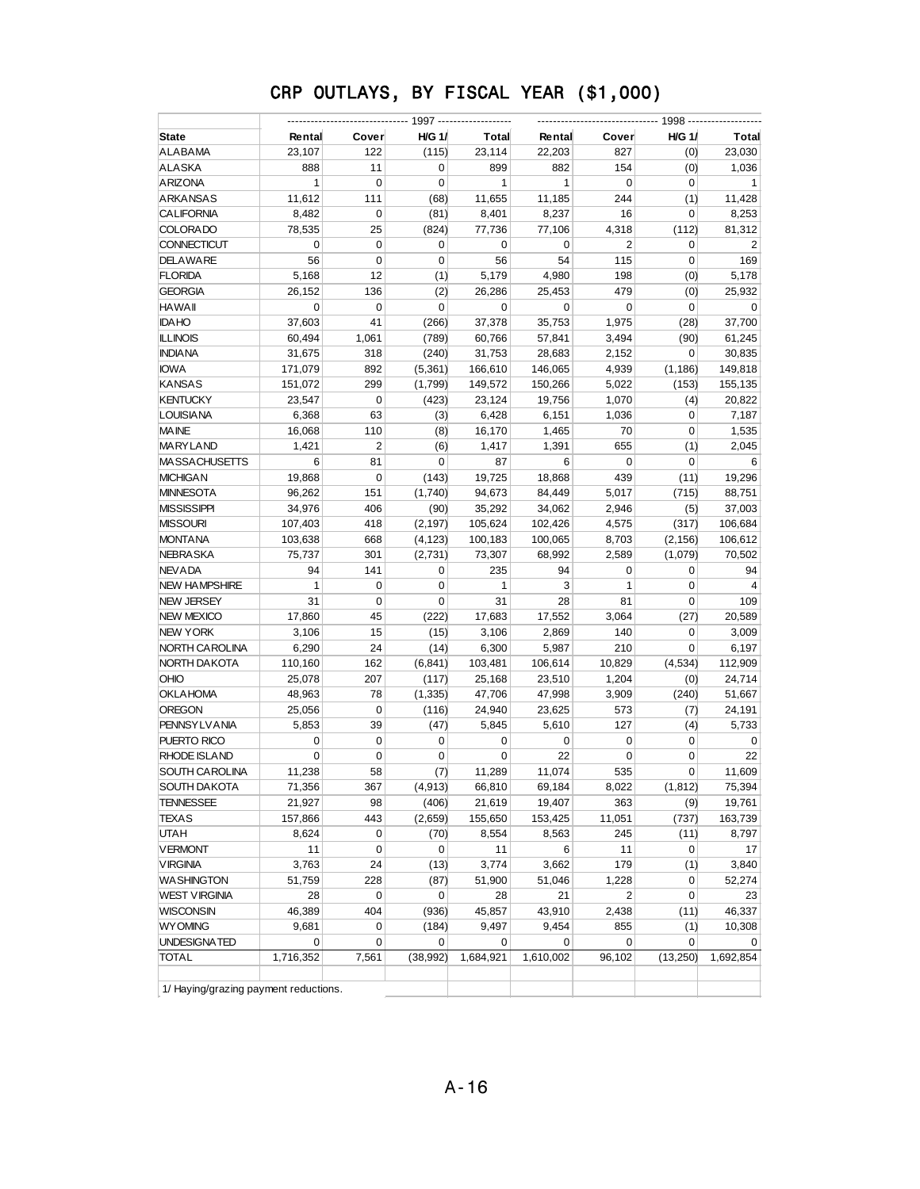# CRP OUTLAYS, BY FISCAL YEAR ($1,000)

| | 1997 | | | | 1998 | | | |
|---|---|---|---|---|---|---|---|---|
| State | Rental | Cover | H/G 1/ | Total | Rental | Cover | H/G 1/ | Total |
| ALABAMA | 23,107 | 122 | (115) | 23,114 | 22,203 | 827 | (0) | 23,030 |
| ALASKA | 888 | 11 | 0 | 899 | 882 | 154 | (0) | 1,036 |
| ARIZONA | 1 | 0 | 0 | 1 | 1 | 0 | 0 | 1 |
| ARKANSAS | 11,612 | 111 | (68) | 11,655 | 11,185 | 244 | (1) | 11,428 |
| CALIFORNIA | 8,482 | 0 | (81) | 8,401 | 8,237 | 16 | 0 | 8,253 |
| COLORADO | 78,535 | 25 | (824) | 77,736 | 77,106 | 4,318 | (112) | 81,312 |
| CONNECTICUT | 0 | 0 | 0 | 0 | 0 | 2 | 0 | 2 |
| DELAWARE | 56 | 0 | 0 | 56 | 54 | 115 | 0 | 169 |
| FLORIDA | 5,168 | 12 | (1) | 5,179 | 4,980 | 198 | (0) | 5,178 |
| GEORGIA | 26,152 | 136 | (2) | 26,286 | 25,453 | 479 | (0) | 25,932 |
| HAWAII | 0 | 0 | 0 | 0 | 0 | 0 | 0 | 0 |
| IDAHO | 37,603 | 41 | (266) | 37,378 | 35,753 | 1,975 | (28) | 37,700 |
| ILLINOIS | 60,494 | 1,061 | (789) | 60,766 | 57,841 | 3,494 | (90) | 61,245 |
| INDIANA | 31,675 | 318 | (240) | 31,753 | 28,683 | 2,152 | 0 | 30,835 |
| IOWA | 171,079 | 892 | (5,361) | 166,610 | 146,065 | 4,939 | (1,186) | 149,818 |
| KANSAS | 151,072 | 299 | (1,799) | 149,572 | 150,266 | 5,022 | (153) | 155,135 |
| KENTUCKY | 23,547 | 0 | (423) | 23,124 | 19,756 | 1,070 | (4) | 20,822 |
| LOUISIANA | 6,368 | 63 | (3) | 6,428 | 6,151 | 1,036 | 0 | 7,187 |
| MAINE | 16,068 | 110 | (8) | 16,170 | 1,465 | 70 | 0 | 1,535 |
| MARYLAND | 1,421 | 2 | (6) | 1,417 | 1,391 | 655 | (1) | 2,045 |
| MASSACHUSETTS | 6 | 81 | 0 | 87 | 6 | 0 | 0 | 6 |
| MICHIGAN | 19,868 | 0 | (143) | 19,725 | 18,868 | 439 | (11) | 19,296 |
| MINNESOTA | 96,262 | 151 | (1,740) | 94,673 | 84,449 | 5,017 | (715) | 88,751 |
| MISSISSIPPI | 34,976 | 406 | (90) | 35,292 | 34,062 | 2,946 | (5) | 37,003 |
| MISSOURI | 107,403 | 418 | (2,197) | 105,624 | 102,426 | 4,575 | (317) | 106,684 |
| MONTANA | 103,638 | 668 | (4,123) | 100,183 | 100,065 | 8,703 | (2,156) | 106,612 |
| NEBRASKA | 75,737 | 301 | (2,731) | 73,307 | 68,992 | 2,589 | (1,079) | 70,502 |
| NEVADA | 94 | 141 | 0 | 235 | 94 | 0 | 0 | 94 |
| NEW HAMPSHIRE | 1 | 0 | 0 | 1 | 3 | 1 | 0 | 4 |
| NEW JERSEY | 31 | 0 | 0 | 31 | 28 | 81 | 0 | 109 |
| NEW MEXICO | 17,860 | 45 | (222) | 17,683 | 17,552 | 3,064 | (27) | 20,589 |
| NEW YORK | 3,106 | 15 | (15) | 3,106 | 2,869 | 140 | 0 | 3,009 |
| NORTH CAROLINA | 6,290 | 24 | (14) | 6,300 | 5,987 | 210 | 0 | 6,197 |
| NORTH DAKOTA | 110,160 | 162 | (6,841) | 103,481 | 106,614 | 10,829 | (4,534) | 112,909 |
| OHIO | 25,078 | 207 | (117) | 25,168 | 23,510 | 1,204 | (0) | 24,714 |
| OKLAHOMA | 48,963 | 78 | (1,335) | 47,706 | 47,998 | 3,909 | (240) | 51,667 |
| OREGON | 25,056 | 0 | (116) | 24,940 | 23,625 | 573 | (7) | 24,191 |
| PENNSYLVANIA | 5,853 | 39 | (47) | 5,845 | 5,610 | 127 | (4) | 5,733 |
| PUERTO RICO | 0 | 0 | 0 | 0 | 0 | 0 | 0 | 0 |
| RHODE ISLAND | 0 | 0 | 0 | 0 | 22 | 0 | 0 | 22 |
| SOUTH CAROLINA | 11,238 | 58 | (7) | 11,289 | 11,074 | 535 | 0 | 11,609 |
| SOUTH DAKOTA | 71,356 | 367 | (4,913) | 66,810 | 69,184 | 8,022 | (1,812) | 75,394 |
| TENNESSEE | 21,927 | 98 | (406) | 21,619 | 19,407 | 363 | (9) | 19,761 |
| TEXAS | 157,866 | 443 | (2,659) | 155,650 | 153,425 | 11,051 | (737) | 163,739 |
| UTAH | 8,624 | 0 | (70) | 8,554 | 8,563 | 245 | (11) | 8,797 |
| VERMONT | 11 | 0 | 0 | 11 | 6 | 11 | 0 | 17 |
| VIRGINIA | 3,763 | 24 | (13) | 3,774 | 3,662 | 179 | (1) | 3,840 |
| WASHINGTON | 51,759 | 228 | (87) | 51,900 | 51,046 | 1,228 | 0 | 52,274 |
| WEST VIRGINIA | 28 | 0 | 0 | 28 | 21 | 2 | 0 | 23 |
| WISCONSIN | 46,389 | 404 | (936) | 45,857 | 43,910 | 2,438 | (11) | 46,337 |
| WYOMING | 9,681 | 0 | (184) | 9,497 | 9,454 | 855 | (1) | 10,308 |
| UNDESIGNATED | 0 | 0 | 0 | 0 | 0 | 0 | 0 | 0 |
| TOTAL | 1,716,352 | 7,561 | (38,992) | 1,684,921 | 1,610,002 | 96,102 | (13,250) | 1,692,854 |

1/ Haying/grazing payment reductions.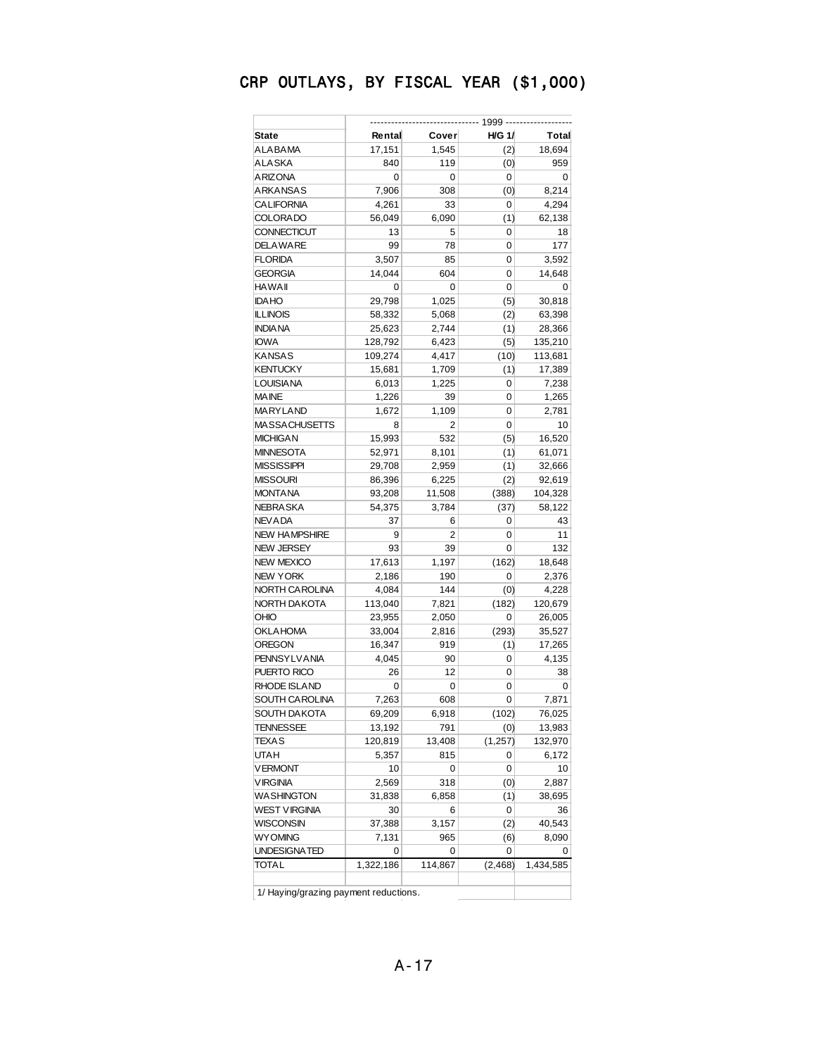# CRP OUTLAYS, BY FISCAL YEAR ($1,000)

| | 1999 | | | |
|---|---|---|---|---|
| State | Rental | Cover | H/G 1/ | Total |
| ALABAMA | 17,151 | 1,545 | (2) | 18,694 |
| ALASKA | 840 | 119 | (0) | 959 |
| ARIZONA | 0 | 0 | 0 | 0 |
| ARKANSAS | 7,906 | 308 | (0) | 8,214 |
| CALIFORNIA | 4,261 | 33 | 0 | 4,294 |
| COLORADO | 56,049 | 6,090 | (1) | 62,138 |
| CONNECTICUT | 13 | 5 | 0 | 18 |
| DELAWARE | 99 | 78 | 0 | 177 |
| FLORIDA | 3,507 | 85 | 0 | 3,592 |
| GEORGIA | 14,044 | 604 | 0 | 14,648 |
| HAWAII | 0 | 0 | 0 | 0 |
| IDAHO | 29,798 | 1,025 | (5) | 30,818 |
| ILLINOIS | 58,332 | 5,068 | (2) | 63,398 |
| INDIANA | 25,623 | 2,744 | (1) | 28,366 |
| IOWA | 128,792 | 6,423 | (5) | 135,210 |
| KANSAS | 109,274 | 4,417 | (10) | 113,681 |
| KENTUCKY | 15,681 | 1,709 | (1) | 17,389 |
| LOUISIANA | 6,013 | 1,225 | 0 | 7,238 |
| MAINE | 1,226 | 39 | 0 | 1,265 |
| MARYLAND | 1,672 | 1,109 | 0 | 2,781 |
| MASSACHUSETTS | 8 | 2 | 0 | 10 |
| MICHIGAN | 15,993 | 532 | (5) | 16,520 |
| MINNESOTA | 52,971 | 8,101 | (1) | 61,071 |
| MISSISSIPPI | 29,708 | 2,959 | (1) | 32,666 |
| MISSOURI | 86,396 | 6,225 | (2) | 92,619 |
| MONTANA | 93,208 | 11,508 | (388) | 104,328 |
| NEBRASKA | 54,375 | 3,784 | (37) | 58,122 |
| NEVADA | 37 | 6 | 0 | 43 |
| NEW HAMPSHIRE | 9 | 2 | 0 | 11 |
| NEW JERSEY | 93 | 39 | 0 | 132 |
| NEW MEXICO | 17,613 | 1,197 | (162) | 18,648 |
| NEW YORK | 2,186 | 190 | 0 | 2,376 |
| NORTH CAROLINA | 4,084 | 144 | (0) | 4,228 |
| NORTH DAKOTA | 113,040 | 7,821 | (182) | 120,679 |
| OHIO | 23,955 | 2,050 | 0 | 26,005 |
| OKLAHOMA | 33,004 | 2,816 | (293) | 35,527 |
| OREGON | 16,347 | 919 | (1) | 17,265 |
| PENNSYLVANIA | 4,045 | 90 | 0 | 4,135 |
| PUERTO RICO | 26 | 12 | 0 | 38 |
| RHODE ISLAND | 0 | 0 | 0 | 0 |
| SOUTH CAROLINA | 7,263 | 608 | 0 | 7,871 |
| SOUTH DAKOTA | 69,209 | 6,918 | (102) | 76,025 |
| TENNESSEE | 13,192 | 791 | (0) | 13,983 |
| TEXAS | 120,819 | 13,408 | (1,257) | 132,970 |
| UTAH | 5,357 | 815 | 0 | 6,172 |
| VERMONT | 10 | 0 | 0 | 10 |
| VIRGINIA | 2,569 | 318 | (0) | 2,887 |
| WASHINGTON | 31,838 | 6,858 | (1) | 38,695 |
| WEST VIRGINIA | 30 | 6 | 0 | 36 |
| WISCONSIN | 37,388 | 3,157 | (2) | 40,543 |
| WYOMING | 7,131 | 965 | (6) | 8,090 |
| UNDESIGNATED | 0 | 0 | 0 | 0 |
| TOTAL | 1,322,186 | 114,867 | (2,468) | 1,434,585 |

1/ Haying/grazing payment reductions.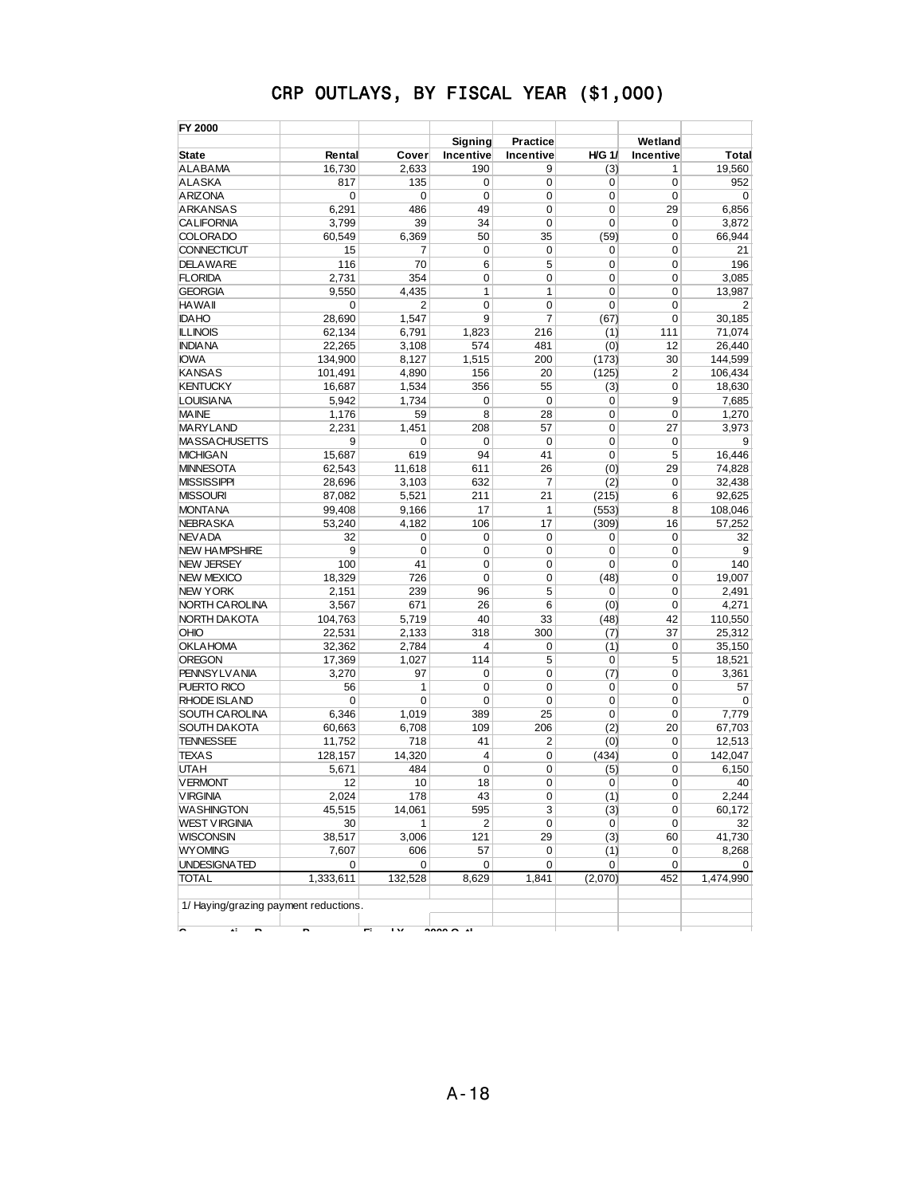# CRP OUTLAYS, BY FISCAL YEAR ($1,000)

**FY 2000**

| State | Rental | Cover | Signing Incentive | Practice Incentive | H/G 1/ | Wetland Incentive | Total |
|---|---|---|---|---|---|---|---|
| ALABAMA | 16,730 | 2,633 | 190 | 9 | (3) | 1 | 19,560 |
| ALASKA | 817 | 135 | 0 | 0 | 0 | 0 | 952 |
| ARIZONA | 0 | 0 | 0 | 0 | 0 | 0 | 0 |
| ARKANSAS | 6,291 | 486 | 49 | 0 | 0 | 29 | 6,856 |
| CALIFORNIA | 3,799 | 39 | 34 | 0 | 0 | 0 | 3,872 |
| COLORADO | 60,549 | 6,369 | 50 | 35 | (59) | 0 | 66,944 |
| CONNECTICUT | 15 | 7 | 0 | 0 | 0 | 0 | 21 |
| DELAWARE | 116 | 70 | 6 | 5 | 0 | 0 | 196 |
| FLORIDA | 2,731 | 354 | 0 | 0 | 0 | 0 | 3,085 |
| GEORGIA | 9,550 | 4,435 | 1 | 1 | 0 | 0 | 13,987 |
| HAWAII | 0 | 2 | 0 | 0 | 0 | 0 | 2 |
| IDAHO | 28,690 | 1,547 | 9 | 7 | (67) | 0 | 30,185 |
| ILLINOIS | 62,134 | 6,791 | 1,823 | 216 | (1) | 111 | 71,074 |
| INDIANA | 22,265 | 3,108 | 574 | 481 | (0) | 12 | 26,440 |
| IOWA | 134,900 | 8,127 | 1,515 | 200 | (173) | 30 | 144,599 |
| KANSAS | 101,491 | 4,890 | 156 | 20 | (125) | 2 | 106,434 |
| KENTUCKY | 16,687 | 1,534 | 356 | 55 | (3) | 0 | 18,630 |
| LOUISIANA | 5,942 | 1,734 | 0 | 0 | 0 | 9 | 7,685 |
| MAINE | 1,176 | 59 | 8 | 28 | 0 | 0 | 1,270 |
| MARYLAND | 2,231 | 1,451 | 208 | 57 | 0 | 27 | 3,973 |
| MASSACHUSETTS | 9 | 0 | 0 | 0 | 0 | 0 | 9 |
| MICHIGAN | 15,687 | 619 | 94 | 41 | 0 | 5 | 16,446 |
| MINNESOTA | 62,543 | 11,618 | 611 | 26 | (0) | 29 | 74,828 |
| MISSISSIPPI | 28,696 | 3,103 | 632 | 7 | (2) | 0 | 32,438 |
| MISSOURI | 87,082 | 5,521 | 211 | 21 | (215) | 6 | 92,625 |
| MONTANA | 99,408 | 9,166 | 17 | 1 | (553) | 8 | 108,046 |
| NEBRASKA | 53,240 | 4,182 | 106 | 17 | (309) | 16 | 57,252 |
| NEVADA | 32 | 0 | 0 | 0 | 0 | 0 | 32 |
| NEW HAMPSHIRE | 9 | 0 | 0 | 0 | 0 | 0 | 9 |
| NEW JERSEY | 100 | 41 | 0 | 0 | 0 | 0 | 140 |
| NEW MEXICO | 18,329 | 726 | 0 | 0 | (48) | 0 | 19,007 |
| NEW YORK | 2,151 | 239 | 96 | 5 | 0 | 0 | 2,491 |
| NORTH CAROLINA | 3,567 | 671 | 26 | 6 | (0) | 0 | 4,271 |
| NORTH DAKOTA | 104,763 | 5,719 | 40 | 33 | (48) | 42 | 110,550 |
| OHIO | 22,531 | 2,133 | 318 | 300 | (7) | 37 | 25,312 |
| OKLAHOMA | 32,362 | 2,784 | 4 | 0 | (1) | 0 | 35,150 |
| OREGON | 17,369 | 1,027 | 114 | 5 | 0 | 5 | 18,521 |
| PENNSYLVANIA | 3,270 | 97 | 0 | 0 | (7) | 0 | 3,361 |
| PUERTO RICO | 56 | 1 | 0 | 0 | 0 | 0 | 57 |
| RHODE ISLAND | 0 | 0 | 0 | 0 | 0 | 0 | 0 |
| SOUTH CAROLINA | 6,346 | 1,019 | 389 | 25 | 0 | 0 | 7,779 |
| SOUTH DAKOTA | 60,663 | 6,708 | 109 | 206 | (2) | 20 | 67,703 |
| TENNESSEE | 11,752 | 718 | 41 | 2 | (0) | 0 | 12,513 |
| TEXAS | 128,157 | 14,320 | 4 | 0 | (434) | 0 | 142,047 |
| UTAH | 5,671 | 484 | 0 | 0 | (5) | 0 | 6,150 |
| VERMONT | 12 | 10 | 18 | 0 | 0 | 0 | 40 |
| VIRGINIA | 2,024 | 178 | 43 | 0 | (1) | 0 | 2,244 |
| WASHINGTON | 45,515 | 14,061 | 595 | 3 | (3) | 0 | 60,172 |
| WEST VIRGINIA | 30 | 1 | 2 | 0 | 0 | 0 | 32 |
| WISCONSIN | 38,517 | 3,006 | 121 | 29 | (3) | 60 | 41,730 |
| WYOMING | 7,607 | 606 | 57 | 0 | (1) | 0 | 8,268 |
| UNDESIGNATED | 0 | 0 | 0 | 0 | 0 | 0 | 0 |
| TOTAL | 1,333,611 | 132,528 | 8,629 | 1,841 | (2,070) | 452 | 1,474,990 |

1/ Haying/grazing payment reductions.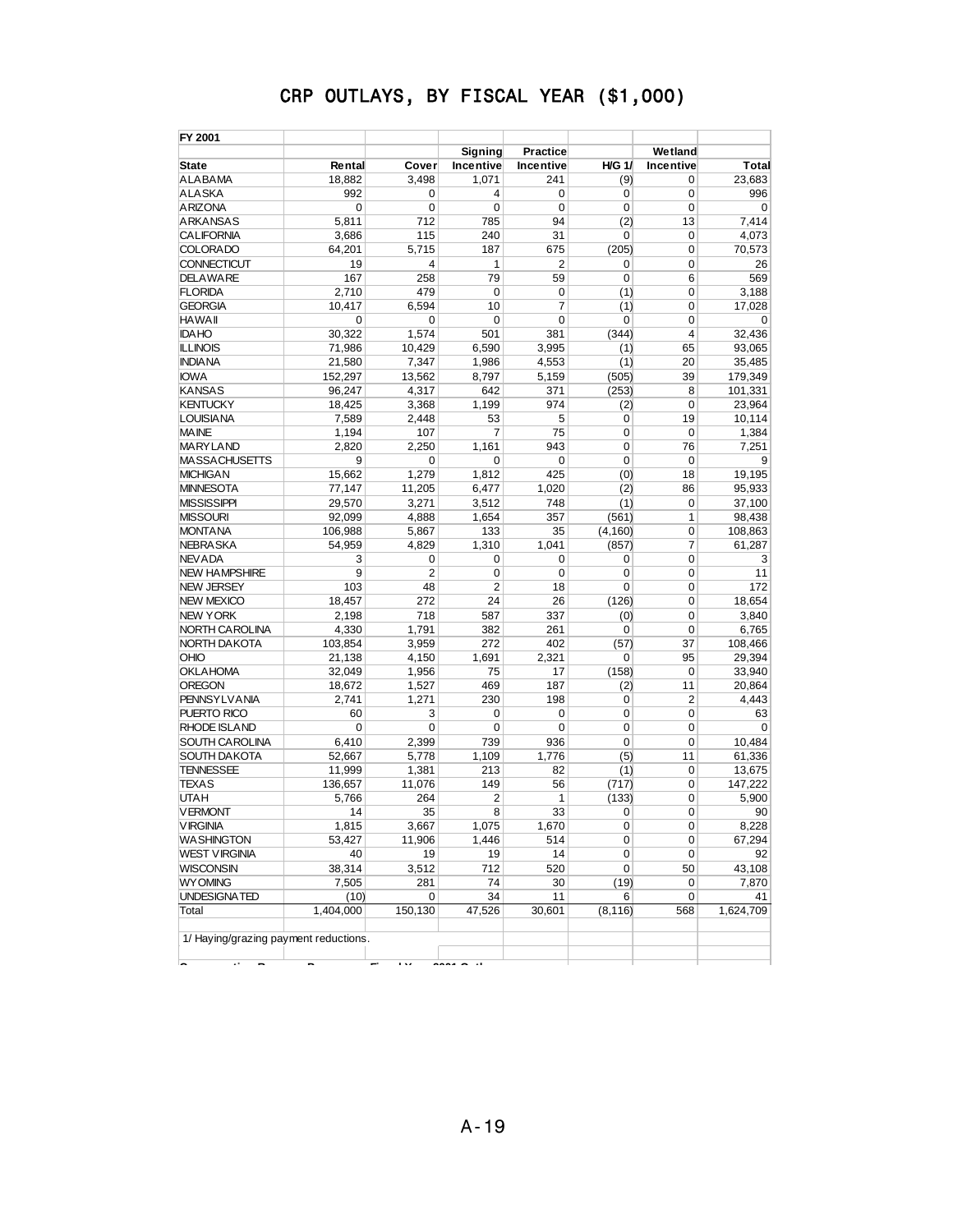# CRP OUTLAYS, BY FISCAL YEAR ($1,000)

**FY 2001**

| State | Rental | Cover | Signing Incentive | Practice Incentive | H/G 1/ | Wetland Incentive | Total |
|---|---|---|---|---|---|---|---|
| ALABAMA | 18,882 | 3,498 | 1,071 | 241 | (9) | 0 | 23,683 |
| ALASKA | 992 | 0 | 4 | 0 | 0 | 0 | 996 |
| ARIZONA | 0 | 0 | 0 | 0 | 0 | 0 | 0 |
| ARKANSAS | 5,811 | 712 | 785 | 94 | (2) | 13 | 7,414 |
| CALIFORNIA | 3,686 | 115 | 240 | 31 | 0 | 0 | 4,073 |
| COLORADO | 64,201 | 5,715 | 187 | 675 | (205) | 0 | 70,573 |
| CONNECTICUT | 19 | 4 | 1 | 2 | 0 | 0 | 26 |
| DELAWARE | 167 | 258 | 79 | 59 | 0 | 6 | 569 |
| FLORIDA | 2,710 | 479 | 0 | 0 | (1) | 0 | 3,188 |
| GEORGIA | 10,417 | 6,594 | 10 | 7 | (1) | 0 | 17,028 |
| HAWAII | 0 | 0 | 0 | 0 | 0 | 0 | 0 |
| IDAHO | 30,322 | 1,574 | 501 | 381 | (344) | 4 | 32,436 |
| ILLINOIS | 71,986 | 10,429 | 6,590 | 3,995 | (1) | 65 | 93,065 |
| INDIANA | 21,580 | 7,347 | 1,986 | 4,553 | (1) | 20 | 35,485 |
| IOWA | 152,297 | 13,562 | 8,797 | 5,159 | (505) | 39 | 179,349 |
| KANSAS | 96,247 | 4,317 | 642 | 371 | (253) | 8 | 101,331 |
| KENTUCKY | 18,425 | 3,368 | 1,199 | 974 | (2) | 0 | 23,964 |
| LOUISIANA | 7,589 | 2,448 | 53 | 5 | 0 | 19 | 10,114 |
| MAINE | 1,194 | 107 | 7 | 75 | 0 | 0 | 1,384 |
| MARYLAND | 2,820 | 2,250 | 1,161 | 943 | 0 | 76 | 7,251 |
| MASSACHUSETTS | 9 | 0 | 0 | 0 | 0 | 0 | 9 |
| MICHIGAN | 15,662 | 1,279 | 1,812 | 425 | (0) | 18 | 19,195 |
| MINNESOTA | 77,147 | 11,205 | 6,477 | 1,020 | (2) | 86 | 95,933 |
| MISSISSIPPI | 29,570 | 3,271 | 3,512 | 748 | (1) | 0 | 37,100 |
| MISSOURI | 92,099 | 4,888 | 1,654 | 357 | (561) | 1 | 98,438 |
| MONTANA | 106,988 | 5,867 | 133 | 35 | (4,160) | 0 | 108,863 |
| NEBRASKA | 54,959 | 4,829 | 1,310 | 1,041 | (857) | 7 | 61,287 |
| NEVADA | 3 | 0 | 0 | 0 | 0 | 0 | 3 |
| NEW HAMPSHIRE | 9 | 2 | 0 | 0 | 0 | 0 | 11 |
| NEW JERSEY | 103 | 48 | 2 | 18 | 0 | 0 | 172 |
| NEW MEXICO | 18,457 | 272 | 24 | 26 | (126) | 0 | 18,654 |
| NEW YORK | 2,198 | 718 | 587 | 337 | (0) | 0 | 3,840 |
| NORTH CAROLINA | 4,330 | 1,791 | 382 | 261 | 0 | 0 | 6,765 |
| NORTH DAKOTA | 103,854 | 3,959 | 272 | 402 | (57) | 37 | 108,466 |
| OHIO | 21,138 | 4,150 | 1,691 | 2,321 | 0 | 95 | 29,394 |
| OKLAHOMA | 32,049 | 1,956 | 75 | 17 | (158) | 0 | 33,940 |
| OREGON | 18,672 | 1,527 | 469 | 187 | (2) | 11 | 20,864 |
| PENNSYLVANIA | 2,741 | 1,271 | 230 | 198 | 0 | 2 | 4,443 |
| PUERTO RICO | 60 | 3 | 0 | 0 | 0 | 0 | 63 |
| RHODE ISLAND | 0 | 0 | 0 | 0 | 0 | 0 | 0 |
| SOUTH CAROLINA | 6,410 | 2,399 | 739 | 936 | 0 | 0 | 10,484 |
| SOUTH DAKOTA | 52,667 | 5,778 | 1,109 | 1,776 | (5) | 11 | 61,336 |
| TENNESSEE | 11,999 | 1,381 | 213 | 82 | (1) | 0 | 13,675 |
| TEXAS | 136,657 | 11,076 | 149 | 56 | (717) | 0 | 147,222 |
| UTAH | 5,766 | 264 | 2 | 1 | (133) | 0 | 5,900 |
| VERMONT | 14 | 35 | 8 | 33 | 0 | 0 | 90 |
| VIRGINIA | 1,815 | 3,667 | 1,075 | 1,670 | 0 | 0 | 8,228 |
| WASHINGTON | 53,427 | 11,906 | 1,446 | 514 | 0 | 0 | 67,294 |
| WEST VIRGINIA | 40 | 19 | 19 | 14 | 0 | 0 | 92 |
| WISCONSIN | 38,314 | 3,512 | 712 | 520 | 0 | 50 | 43,108 |
| WYOMING | 7,505 | 281 | 74 | 30 | (19) | 0 | 7,870 |
| UNDESIGNATED | (10) | 0 | 34 | 11 | 6 | 0 | 41 |
| Total | 1,404,000 | 150,130 | 47,526 | 30,601 | (8,116) | 568 | 1,624,709 |

1/ Haying/grazing payment reductions.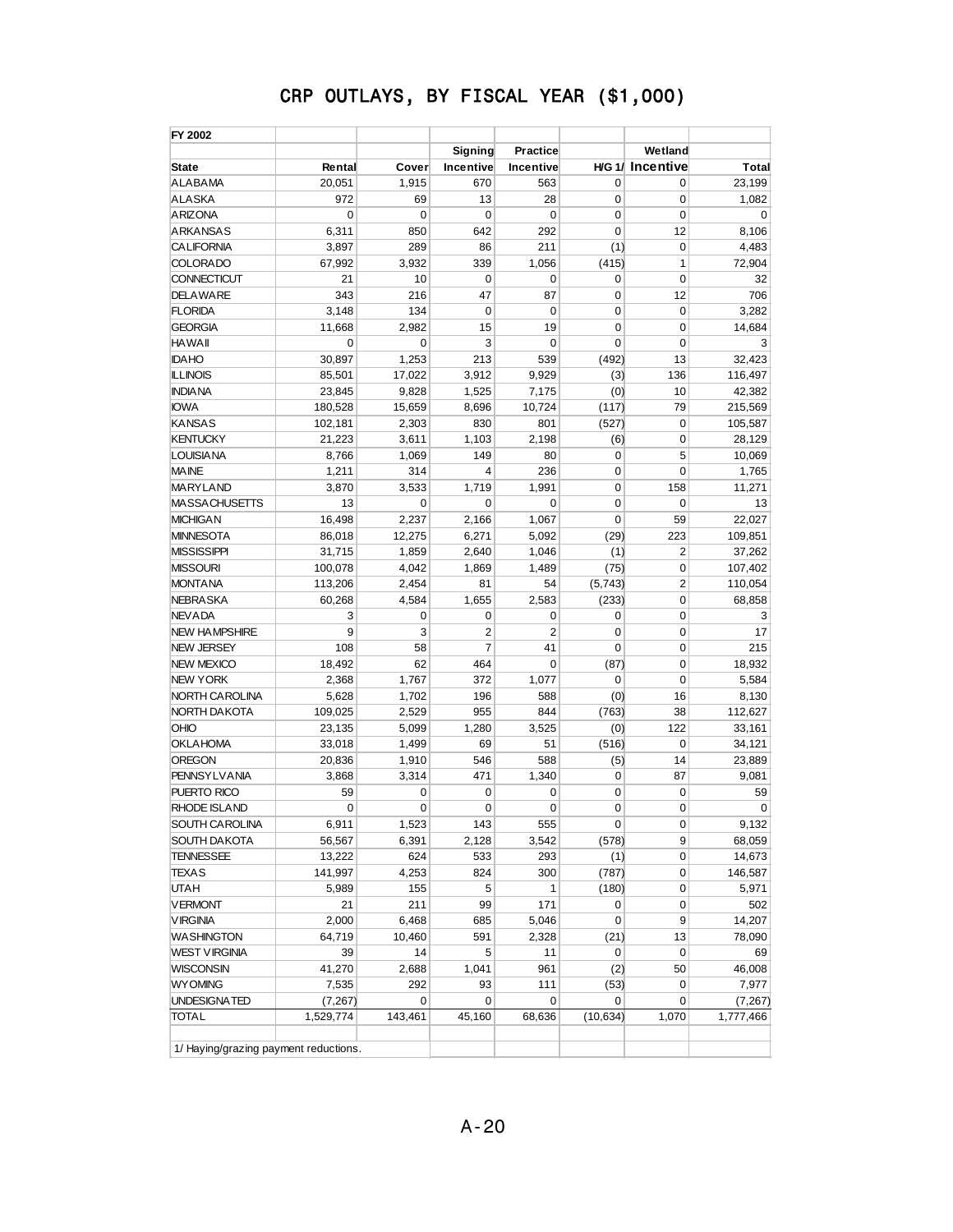# CRP OUTLAYS, BY FISCAL YEAR ($1,000)

| FY 2002 | | | | | | | |
|---|---|---|---|---|---|---|---|
| | | | Signing | Practice | | Wetland | |
| State | Rental | Cover | Incentive | Incentive | H/G 1/ | Incentive | Total |
| ALABAMA | 20,051 | 1,915 | 670 | 563 | 0 | 0 | 23,199 |
| ALASKA | 972 | 69 | 13 | 28 | 0 | 0 | 1,082 |
| ARIZONA | 0 | 0 | 0 | 0 | 0 | 0 | 0 |
| ARKANSAS | 6,311 | 850 | 642 | 292 | 0 | 12 | 8,106 |
| CALIFORNIA | 3,897 | 289 | 86 | 211 | (1) | 0 | 4,483 |
| COLORADO | 67,992 | 3,932 | 339 | 1,056 | (415) | 1 | 72,904 |
| CONNECTICUT | 21 | 10 | 0 | 0 | 0 | 0 | 32 |
| DELAWARE | 343 | 216 | 47 | 87 | 0 | 12 | 706 |
| FLORIDA | 3,148 | 134 | 0 | 0 | 0 | 0 | 3,282 |
| GEORGIA | 11,668 | 2,982 | 15 | 19 | 0 | 0 | 14,684 |
| HAWAII | 0 | 0 | 3 | 0 | 0 | 0 | 3 |
| IDAHO | 30,897 | 1,253 | 213 | 539 | (492) | 13 | 32,423 |
| ILLINOIS | 85,501 | 17,022 | 3,912 | 9,929 | (3) | 136 | 116,497 |
| INDIANA | 23,845 | 9,828 | 1,525 | 7,175 | (0) | 10 | 42,382 |
| IOWA | 180,528 | 15,659 | 8,696 | 10,724 | (117) | 79 | 215,569 |
| KANSAS | 102,181 | 2,303 | 830 | 801 | (527) | 0 | 105,587 |
| KENTUCKY | 21,223 | 3,611 | 1,103 | 2,198 | (6) | 0 | 28,129 |
| LOUISIANA | 8,766 | 1,069 | 149 | 80 | 0 | 5 | 10,069 |
| MAINE | 1,211 | 314 | 4 | 236 | 0 | 0 | 1,765 |
| MARYLAND | 3,870 | 3,533 | 1,719 | 1,991 | 0 | 158 | 11,271 |
| MASSACHUSETTS | 13 | 0 | 0 | 0 | 0 | 0 | 13 |
| MICHIGAN | 16,498 | 2,237 | 2,166 | 1,067 | 0 | 59 | 22,027 |
| MINNESOTA | 86,018 | 12,275 | 6,271 | 5,092 | (29) | 223 | 109,851 |
| MISSISSIPPI | 31,715 | 1,859 | 2,640 | 1,046 | (1) | 2 | 37,262 |
| MISSOURI | 100,078 | 4,042 | 1,869 | 1,489 | (75) | 0 | 107,402 |
| MONTANA | 113,206 | 2,454 | 81 | 54 | (5,743) | 2 | 110,054 |
| NEBRASKA | 60,268 | 4,584 | 1,655 | 2,583 | (233) | 0 | 68,858 |
| NEVADA | 3 | 0 | 0 | 0 | 0 | 0 | 3 |
| NEW HAMPSHIRE | 9 | 3 | 2 | 2 | 0 | 0 | 17 |
| NEW JERSEY | 108 | 58 | 7 | 41 | 0 | 0 | 215 |
| NEW MEXICO | 18,492 | 62 | 464 | 0 | (87) | 0 | 18,932 |
| NEW YORK | 2,368 | 1,767 | 372 | 1,077 | 0 | 0 | 5,584 |
| NORTH CAROLINA | 5,628 | 1,702 | 196 | 588 | (0) | 16 | 8,130 |
| NORTH DAKOTA | 109,025 | 2,529 | 955 | 844 | (763) | 38 | 112,627 |
| OHIO | 23,135 | 5,099 | 1,280 | 3,525 | (0) | 122 | 33,161 |
| OKLAHOMA | 33,018 | 1,499 | 69 | 51 | (516) | 0 | 34,121 |
| OREGON | 20,836 | 1,910 | 546 | 588 | (5) | 14 | 23,889 |
| PENNSYLVANIA | 3,868 | 3,314 | 471 | 1,340 | 0 | 87 | 9,081 |
| PUERTO RICO | 59 | 0 | 0 | 0 | 0 | 0 | 59 |
| RHODE ISLAND | 0 | 0 | 0 | 0 | 0 | 0 | 0 |
| SOUTH CAROLINA | 6,911 | 1,523 | 143 | 555 | 0 | 0 | 9,132 |
| SOUTH DAKOTA | 56,567 | 6,391 | 2,128 | 3,542 | (578) | 9 | 68,059 |
| TENNESSEE | 13,222 | 624 | 533 | 293 | (1) | 0 | 14,673 |
| TEXAS | 141,997 | 4,253 | 824 | 300 | (787) | 0 | 146,587 |
| UTAH | 5,989 | 155 | 5 | 1 | (180) | 0 | 5,971 |
| VERMONT | 21 | 211 | 99 | 171 | 0 | 0 | 502 |
| VIRGINIA | 2,000 | 6,468 | 685 | 5,046 | 0 | 9 | 14,207 |
| WASHINGTON | 64,719 | 10,460 | 591 | 2,328 | (21) | 13 | 78,090 |
| WEST VIRGINIA | 39 | 14 | 5 | 11 | 0 | 0 | 69 |
| WISCONSIN | 41,270 | 2,688 | 1,041 | 961 | (2) | 50 | 46,008 |
| WYOMING | 7,535 | 292 | 93 | 111 | (53) | 0 | 7,977 |
| UNDESIGNATED | (7,267) | 0 | 0 | 0 | 0 | 0 | (7,267) |
| TOTAL | 1,529,774 | 143,461 | 45,160 | 68,636 | (10,634) | 1,070 | 1,777,466 |

1/ Haying/grazing payment reductions.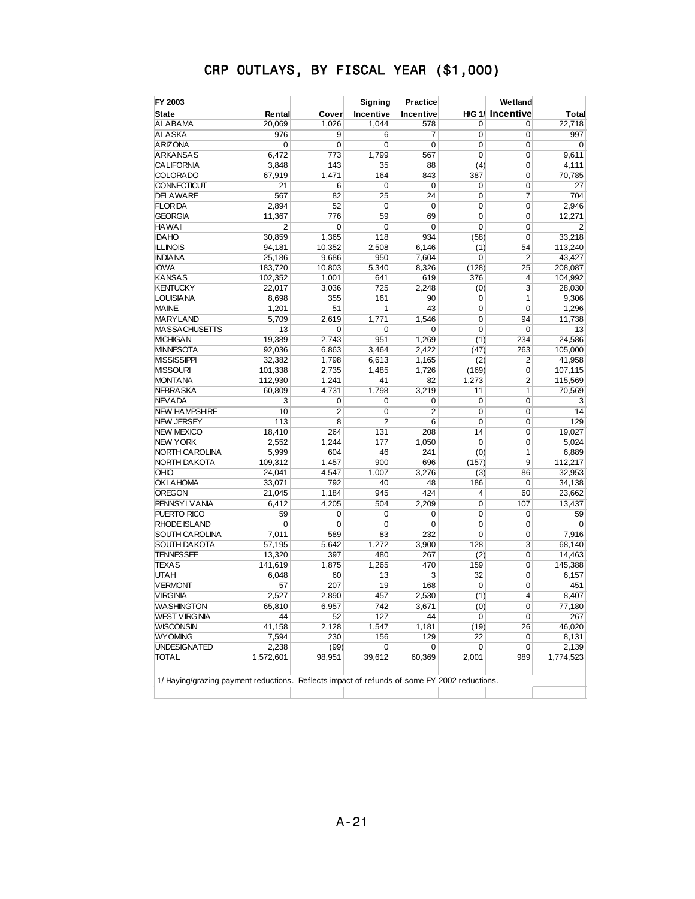# CRP OUTLAYS, BY FISCAL YEAR ($1,000)

| FY 2003 | | | Signing | Practice | | Wetland | |
|---|---|---|---|---|---|---|---|
| State | Rental | Cover | Incentive | Incentive | H/G 1/ | Incentive | Total |
| ALABAMA | 20,069 | 1,026 | 1,044 | 578 | 0 | 0 | 22,718 |
| ALASKA | 976 | 9 | 6 | 7 | 0 | 0 | 997 |
| ARIZONA | 0 | 0 | 0 | 0 | 0 | 0 | 0 |
| ARKANSAS | 6,472 | 773 | 1,799 | 567 | 0 | 0 | 9,611 |
| CALIFORNIA | 3,848 | 143 | 35 | 88 | (4) | 0 | 4,111 |
| COLORADO | 67,919 | 1,471 | 164 | 843 | 387 | 0 | 70,785 |
| CONNECTICUT | 21 | 6 | 0 | 0 | 0 | 0 | 27 |
| DELAWARE | 567 | 82 | 25 | 24 | 0 | 7 | 704 |
| FLORIDA | 2,894 | 52 | 0 | 0 | 0 | 0 | 2,946 |
| GEORGIA | 11,367 | 776 | 59 | 69 | 0 | 0 | 12,271 |
| HAWAII | 2 | 0 | 0 | 0 | 0 | 0 | 2 |
| IDAHO | 30,859 | 1,365 | 118 | 934 | (58) | 0 | 33,218 |
| ILLINOIS | 94,181 | 10,352 | 2,508 | 6,146 | (1) | 54 | 113,240 |
| INDIANA | 25,186 | 9,686 | 950 | 7,604 | 0 | 2 | 43,427 |
| IOWA | 183,720 | 10,803 | 5,340 | 8,326 | (128) | 25 | 208,087 |
| KANSAS | 102,352 | 1,001 | 641 | 619 | 376 | 4 | 104,992 |
| KENTUCKY | 22,017 | 3,036 | 725 | 2,248 | (0) | 3 | 28,030 |
| LOUISIANA | 8,698 | 355 | 161 | 90 | 0 | 1 | 9,306 |
| MAINE | 1,201 | 51 | 1 | 43 | 0 | 0 | 1,296 |
| MARYLAND | 5,709 | 2,619 | 1,771 | 1,546 | 0 | 94 | 11,738 |
| MASSACHUSETTS | 13 | 0 | 0 | 0 | 0 | 0 | 13 |
| MICHIGAN | 19,389 | 2,743 | 951 | 1,269 | (1) | 234 | 24,586 |
| MINNESOTA | 92,036 | 6,863 | 3,464 | 2,422 | (47) | 263 | 105,000 |
| MISSISSIPPI | 32,382 | 1,798 | 6,613 | 1,165 | (2) | 2 | 41,958 |
| MISSOURI | 101,338 | 2,735 | 1,485 | 1,726 | (169) | 0 | 107,115 |
| MONTANA | 112,930 | 1,241 | 41 | 82 | 1,273 | 2 | 115,569 |
| NEBRASKA | 60,809 | 4,731 | 1,798 | 3,219 | 11 | 1 | 70,569 |
| NEVADA | 3 | 0 | 0 | 0 | 0 | 0 | 3 |
| NEW HAMPSHIRE | 10 | 2 | 0 | 2 | 0 | 0 | 14 |
| NEW JERSEY | 113 | 8 | 2 | 6 | 0 | 0 | 129 |
| NEW MEXICO | 18,410 | 264 | 131 | 208 | 14 | 0 | 19,027 |
| NEW YORK | 2,552 | 1,244 | 177 | 1,050 | 0 | 0 | 5,024 |
| NORTH CAROLINA | 5,999 | 604 | 46 | 241 | (0) | 1 | 6,889 |
| NORTH DAKOTA | 109,312 | 1,457 | 900 | 696 | (157) | 9 | 112,217 |
| OHIO | 24,041 | 4,547 | 1,007 | 3,276 | (3) | 86 | 32,953 |
| OKLAHOMA | 33,071 | 792 | 40 | 48 | 186 | 0 | 34,138 |
| OREGON | 21,045 | 1,184 | 945 | 424 | 4 | 60 | 23,662 |
| PENNSYLVANIA | 6,412 | 4,205 | 504 | 2,209 | 0 | 107 | 13,437 |
| PUERTO RICO | 59 | 0 | 0 | 0 | 0 | 0 | 59 |
| RHODE ISLAND | 0 | 0 | 0 | 0 | 0 | 0 | 0 |
| SOUTH CAROLINA | 7,011 | 589 | 83 | 232 | 0 | 0 | 7,916 |
| SOUTH DAKOTA | 57,195 | 5,642 | 1,272 | 3,900 | 128 | 3 | 68,140 |
| TENNESSEE | 13,320 | 397 | 480 | 267 | (2) | 0 | 14,463 |
| TEXAS | 141,619 | 1,875 | 1,265 | 470 | 159 | 0 | 145,388 |
| UTAH | 6,048 | 60 | 13 | 3 | 32 | 0 | 6,157 |
| VERMONT | 57 | 207 | 19 | 168 | 0 | 0 | 451 |
| VIRGINIA | 2,527 | 2,890 | 457 | 2,530 | (1) | 4 | 8,407 |
| WASHINGTON | 65,810 | 6,957 | 742 | 3,671 | (0) | 0 | 77,180 |
| WEST VIRGINIA | 44 | 52 | 127 | 44 | 0 | 0 | 267 |
| WISCONSIN | 41,158 | 2,128 | 1,547 | 1,181 | (19) | 26 | 46,020 |
| WYOMING | 7,594 | 230 | 156 | 129 | 22 | 0 | 8,131 |
| UNDESIGNATED | 2,238 | (99) | 0 | 0 | 0 | 0 | 2,139 |
| TOTAL | 1,572,601 | 98,951 | 39,612 | 60,369 | 2,001 | 989 | 1,774,523 |

1/ Haying/grazing payment reductions. Reflects impact of refunds of some FY 2002 reductions.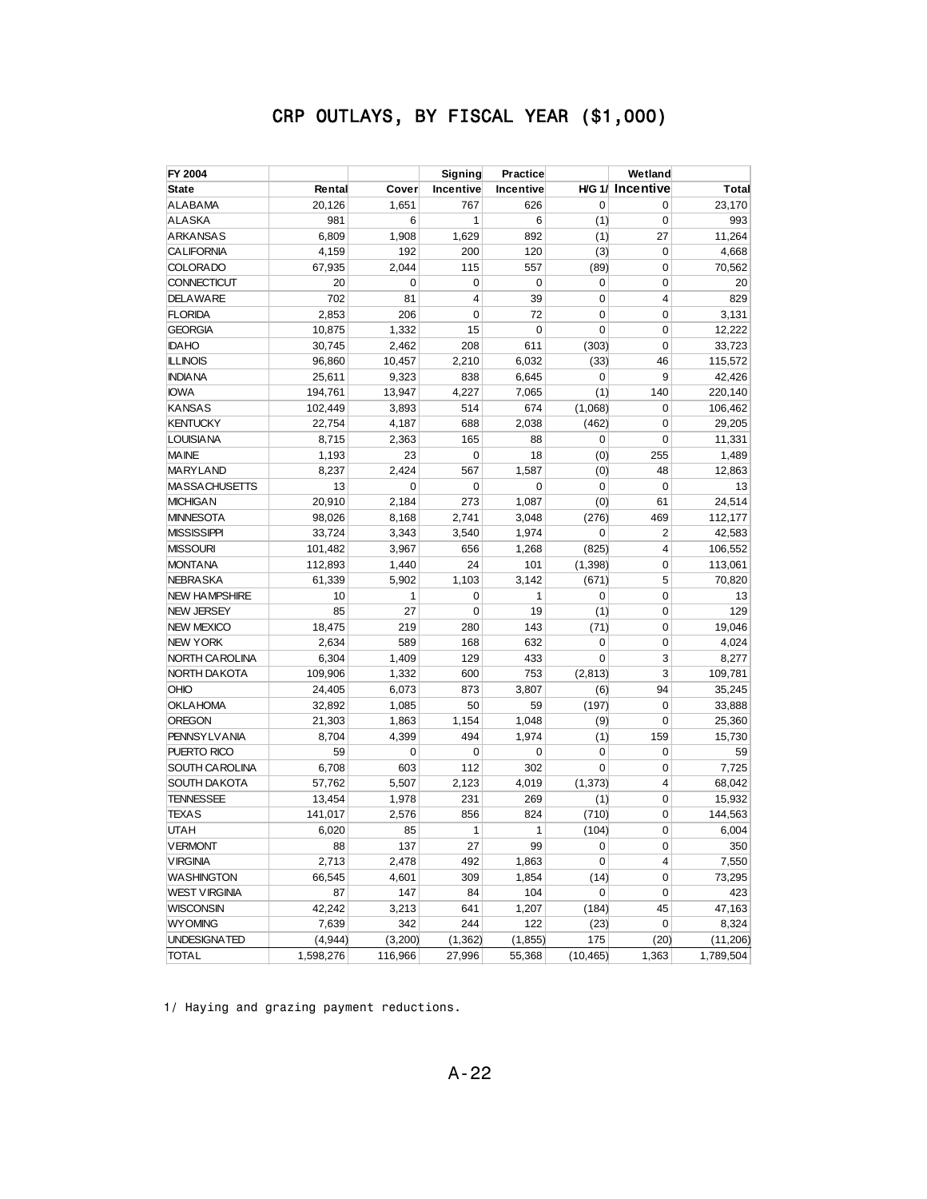# CRP OUTLAYS, BY FISCAL YEAR ($1,000)

| FY 2004 | | | Signing | Practice | | Wetland | |
|---|---|---|---|---|---|---|---|
| State | Rental | Cover | Incentive | Incentive | H/G 1/ | Incentive | Total |
| ALABAMA | 20,126 | 1,651 | 767 | 626 | 0 | 0 | 23,170 |
| ALASKA | 981 | 6 | 1 | 6 | (1) | 0 | 993 |
| ARKANSAS | 6,809 | 1,908 | 1,629 | 892 | (1) | 27 | 11,264 |
| CALIFORNIA | 4,159 | 192 | 200 | 120 | (3) | 0 | 4,668 |
| COLORADO | 67,935 | 2,044 | 115 | 557 | (89) | 0 | 70,562 |
| CONNECTICUT | 20 | 0 | 0 | 0 | 0 | 0 | 20 |
| DELAWARE | 702 | 81 | 4 | 39 | 0 | 4 | 829 |
| FLORIDA | 2,853 | 206 | 0 | 72 | 0 | 0 | 3,131 |
| GEORGIA | 10,875 | 1,332 | 15 | 0 | 0 | 0 | 12,222 |
| IDAHO | 30,745 | 2,462 | 208 | 611 | (303) | 0 | 33,723 |
| ILLINOIS | 96,860 | 10,457 | 2,210 | 6,032 | (33) | 46 | 115,572 |
| INDIANA | 25,611 | 9,323 | 838 | 6,645 | 0 | 9 | 42,426 |
| IOWA | 194,761 | 13,947 | 4,227 | 7,065 | (1) | 140 | 220,140 |
| KANSAS | 102,449 | 3,893 | 514 | 674 | (1,068) | 0 | 106,462 |
| KENTUCKY | 22,754 | 4,187 | 688 | 2,038 | (462) | 0 | 29,205 |
| LOUISIANA | 8,715 | 2,363 | 165 | 88 | 0 | 0 | 11,331 |
| MAINE | 1,193 | 23 | 0 | 18 | (0) | 255 | 1,489 |
| MARYLAND | 8,237 | 2,424 | 567 | 1,587 | (0) | 48 | 12,863 |
| MASSACHUSETTS | 13 | 0 | 0 | 0 | 0 | 0 | 13 |
| MICHIGAN | 20,910 | 2,184 | 273 | 1,087 | (0) | 61 | 24,514 |
| MINNESOTA | 98,026 | 8,168 | 2,741 | 3,048 | (276) | 469 | 112,177 |
| MISSISSIPPI | 33,724 | 3,343 | 3,540 | 1,974 | 0 | 2 | 42,583 |
| MISSOURI | 101,482 | 3,967 | 656 | 1,268 | (825) | 4 | 106,552 |
| MONTANA | 112,893 | 1,440 | 24 | 101 | (1,398) | 0 | 113,061 |
| NEBRASKA | 61,339 | 5,902 | 1,103 | 3,142 | (671) | 5 | 70,820 |
| NEW HAMPSHIRE | 10 | 1 | 0 | 1 | 0 | 0 | 13 |
| NEW JERSEY | 85 | 27 | 0 | 19 | (1) | 0 | 129 |
| NEW MEXICO | 18,475 | 219 | 280 | 143 | (71) | 0 | 19,046 |
| NEW YORK | 2,634 | 589 | 168 | 632 | 0 | 0 | 4,024 |
| NORTH CAROLINA | 6,304 | 1,409 | 129 | 433 | 0 | 3 | 8,277 |
| NORTH DAKOTA | 109,906 | 1,332 | 600 | 753 | (2,813) | 3 | 109,781 |
| OHIO | 24,405 | 6,073 | 873 | 3,807 | (6) | 94 | 35,245 |
| OKLAHOMA | 32,892 | 1,085 | 50 | 59 | (197) | 0 | 33,888 |
| OREGON | 21,303 | 1,863 | 1,154 | 1,048 | (9) | 0 | 25,360 |
| PENNSYLVANIA | 8,704 | 4,399 | 494 | 1,974 | (1) | 159 | 15,730 |
| PUERTO RICO | 59 | 0 | 0 | 0 | 0 | 0 | 59 |
| SOUTH CAROLINA | 6,708 | 603 | 112 | 302 | 0 | 0 | 7,725 |
| SOUTH DAKOTA | 57,762 | 5,507 | 2,123 | 4,019 | (1,373) | 4 | 68,042 |
| TENNESSEE | 13,454 | 1,978 | 231 | 269 | (1) | 0 | 15,932 |
| TEXAS | 141,017 | 2,576 | 856 | 824 | (710) | 0 | 144,563 |
| UTAH | 6,020 | 85 | 1 | 1 | (104) | 0 | 6,004 |
| VERMONT | 88 | 137 | 27 | 99 | 0 | 0 | 350 |
| VIRGINIA | 2,713 | 2,478 | 492 | 1,863 | 0 | 4 | 7,550 |
| WASHINGTON | 66,545 | 4,601 | 309 | 1,854 | (14) | 0 | 73,295 |
| WEST VIRGINIA | 87 | 147 | 84 | 104 | 0 | 0 | 423 |
| WISCONSIN | 42,242 | 3,213 | 641 | 1,207 | (184) | 45 | 47,163 |
| WYOMING | 7,639 | 342 | 244 | 122 | (23) | 0 | 8,324 |
| UNDESIGNATED | (4,944) | (3,200) | (1,362) | (1,855) | 175 | (20) | (11,206) |
| TOTAL | 1,598,276 | 116,966 | 27,996 | 55,368 | (10,465) | 1,363 | 1,789,504 |

1/ Haying and grazing payment reductions.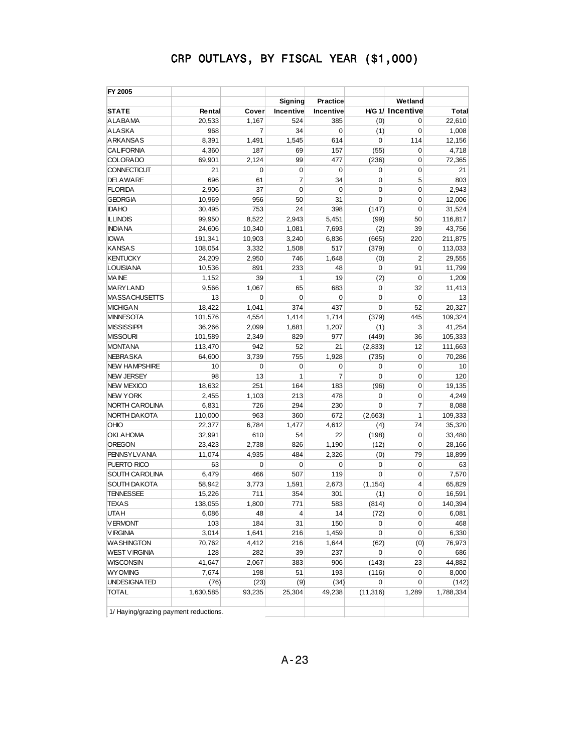# CRP OUTLAYS, BY FISCAL YEAR ($1,000)

| FY 2005 | | | | | | | |
|---|---|---|---|---|---|---|---|
| | | | Signing | Practice | | Wetland | |
| STATE | Rental | Cover | Incentive | Incentive | H/G 1/ | Incentive | Total |
| ALABAMA | 20,533 | 1,167 | 524 | 385 | (0) | 0 | 22,610 |
| ALASKA | 968 | 7 | 34 | 0 | (1) | 0 | 1,008 |
| ARKANSAS | 8,391 | 1,491 | 1,545 | 614 | 0 | 114 | 12,156 |
| CALIFORNIA | 4,360 | 187 | 69 | 157 | (55) | 0 | 4,718 |
| COLORADO | 69,901 | 2,124 | 99 | 477 | (236) | 0 | 72,365 |
| CONNECTICUT | 21 | 0 | 0 | 0 | 0 | 0 | 21 |
| DELAWARE | 696 | 61 | 7 | 34 | 0 | 5 | 803 |
| FLORIDA | 2,906 | 37 | 0 | 0 | 0 | 0 | 2,943 |
| GEORGIA | 10,969 | 956 | 50 | 31 | 0 | 0 | 12,006 |
| IDAHO | 30,495 | 753 | 24 | 398 | (147) | 0 | 31,524 |
| ILLINOIS | 99,950 | 8,522 | 2,943 | 5,451 | (99) | 50 | 116,817 |
| INDIANA | 24,606 | 10,340 | 1,081 | 7,693 | (2) | 39 | 43,756 |
| IOWA | 191,341 | 10,903 | 3,240 | 6,836 | (665) | 220 | 211,875 |
| KANSAS | 108,054 | 3,332 | 1,508 | 517 | (379) | 0 | 113,033 |
| KENTUCKY | 24,209 | 2,950 | 746 | 1,648 | (0) | 2 | 29,555 |
| LOUISIANA | 10,536 | 891 | 233 | 48 | 0 | 91 | 11,799 |
| MAINE | 1,152 | 39 | 1 | 19 | (2) | 0 | 1,209 |
| MARYLAND | 9,566 | 1,067 | 65 | 683 | 0 | 32 | 11,413 |
| MASSACHUSETTS | 13 | 0 | 0 | 0 | 0 | 0 | 13 |
| MICHIGAN | 18,422 | 1,041 | 374 | 437 | 0 | 52 | 20,327 |
| MINNESOTA | 101,576 | 4,554 | 1,414 | 1,714 | (379) | 445 | 109,324 |
| MISSISSIPPI | 36,266 | 2,099 | 1,681 | 1,207 | (1) | 3 | 41,254 |
| MISSOURI | 101,589 | 2,349 | 829 | 977 | (449) | 36 | 105,333 |
| MONTANA | 113,470 | 942 | 52 | 21 | (2,833) | 12 | 111,663 |
| NEBRASKA | 64,600 | 3,739 | 755 | 1,928 | (735) | 0 | 70,286 |
| NEW HAMPSHIRE | 10 | 0 | 0 | 0 | 0 | 0 | 10 |
| NEW JERSEY | 98 | 13 | 1 | 7 | 0 | 0 | 120 |
| NEW MEXICO | 18,632 | 251 | 164 | 183 | (96) | 0 | 19,135 |
| NEW YORK | 2,455 | 1,103 | 213 | 478 | 0 | 0 | 4,249 |
| NORTH CAROLINA | 6,831 | 726 | 294 | 230 | 0 | 7 | 8,088 |
| NORTH DAKOTA | 110,000 | 963 | 360 | 672 | (2,663) | 1 | 109,333 |
| OHIO | 22,377 | 6,784 | 1,477 | 4,612 | (4) | 74 | 35,320 |
| OKLAHOMA | 32,991 | 610 | 54 | 22 | (198) | 0 | 33,480 |
| OREGON | 23,423 | 2,738 | 826 | 1,190 | (12) | 0 | 28,166 |
| PENNSYLVANIA | 11,074 | 4,935 | 484 | 2,326 | (0) | 79 | 18,899 |
| PUERTO RICO | 63 | 0 | 0 | 0 | 0 | 0 | 63 |
| SOUTH CAROLINA | 6,479 | 466 | 507 | 119 | 0 | 0 | 7,570 |
| SOUTH DAKOTA | 58,942 | 3,773 | 1,591 | 2,673 | (1,154) | 4 | 65,829 |
| TENNESSEE | 15,226 | 711 | 354 | 301 | (1) | 0 | 16,591 |
| TEXAS | 138,055 | 1,800 | 771 | 583 | (814) | 0 | 140,394 |
| UTAH | 6,086 | 48 | 4 | 14 | (72) | 0 | 6,081 |
| VERMONT | 103 | 184 | 31 | 150 | 0 | 0 | 468 |
| VIRGINIA | 3,014 | 1,641 | 216 | 1,459 | 0 | 0 | 6,330 |
| WASHINGTON | 70,762 | 4,412 | 216 | 1,644 | (62) | (0) | 76,973 |
| WEST VIRGINIA | 128 | 282 | 39 | 237 | 0 | 0 | 686 |
| WISCONSIN | 41,647 | 2,067 | 383 | 906 | (143) | 23 | 44,882 |
| WYOMING | 7,674 | 198 | 51 | 193 | (116) | 0 | 8,000 |
| UNDESIGNATED | (76) | (23) | (9) | (34) | 0 | 0 | (142) |
| TOTAL | 1,630,585 | 93,235 | 25,304 | 49,238 | (11,316) | 1,289 | 1,788,334 |

1/ Haying/grazing payment reductions.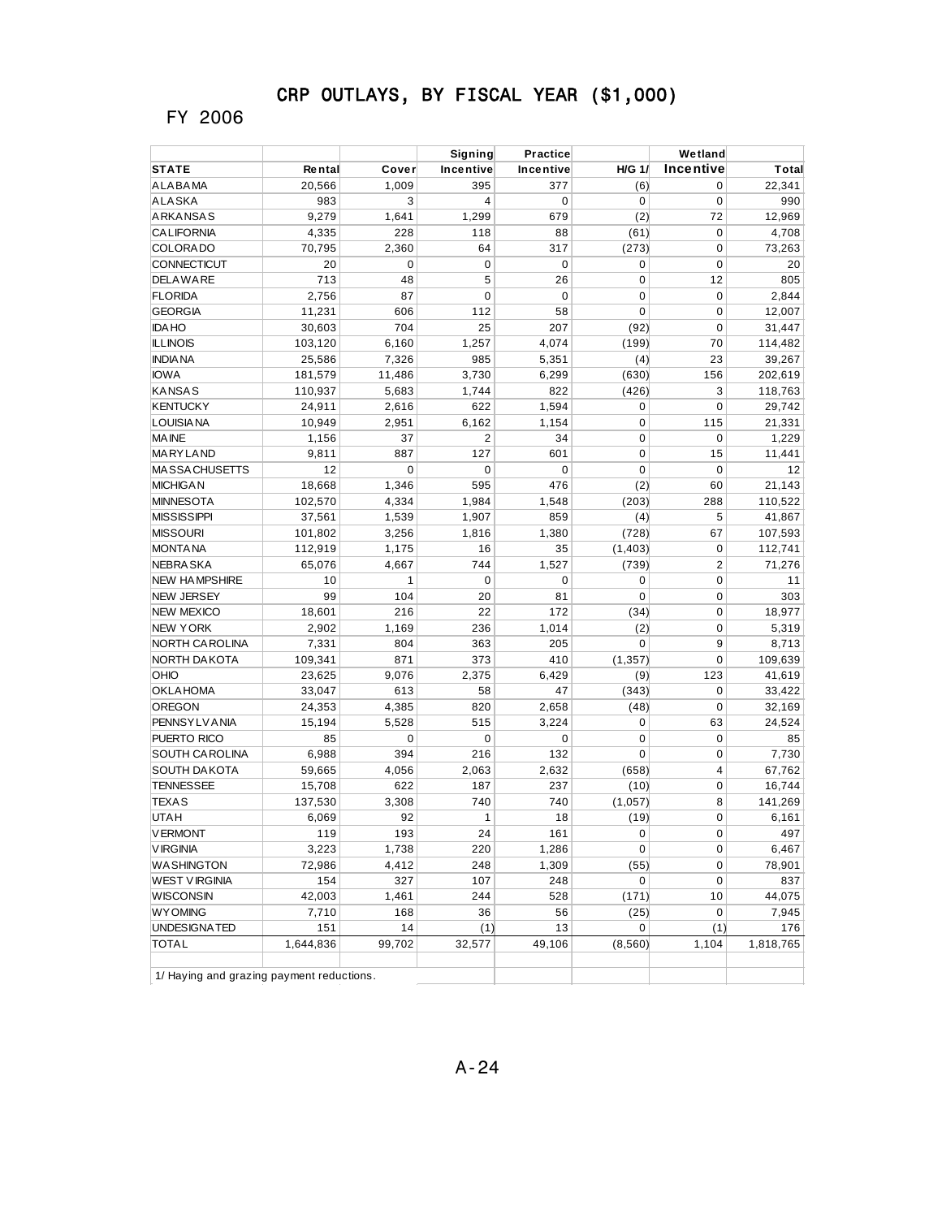# CRP OUTLAYS, BY FISCAL YEAR ($1,000)

## FY 2006

| STATE | Rental | Cover | Signing Incentive | Practice Incentive | H/G 1/ | Wetland Incentive | Total |
|---|---|---|---|---|---|---|---|
| ALABAMA | 20,566 | 1,009 | 395 | 377 | (6) | 0 | 22,341 |
| ALASKA | 983 | 3 | 4 | 0 | 0 | 0 | 990 |
| ARKANSAS | 9,279 | 1,641 | 1,299 | 679 | (2) | 72 | 12,969 |
| CALIFORNIA | 4,335 | 228 | 118 | 88 | (61) | 0 | 4,708 |
| COLORADO | 70,795 | 2,360 | 64 | 317 | (273) | 0 | 73,263 |
| CONNECTICUT | 20 | 0 | 0 | 0 | 0 | 0 | 20 |
| DELAWARE | 713 | 48 | 5 | 26 | 0 | 12 | 805 |
| FLORIDA | 2,756 | 87 | 0 | 0 | 0 | 0 | 2,844 |
| GEORGIA | 11,231 | 606 | 112 | 58 | 0 | 0 | 12,007 |
| IDAHO | 30,603 | 704 | 25 | 207 | (92) | 0 | 31,447 |
| ILLINOIS | 103,120 | 6,160 | 1,257 | 4,074 | (199) | 70 | 114,482 |
| INDIANA | 25,586 | 7,326 | 985 | 5,351 | (4) | 23 | 39,267 |
| IOWA | 181,579 | 11,486 | 3,730 | 6,299 | (630) | 156 | 202,619 |
| KANSAS | 110,937 | 5,683 | 1,744 | 822 | (426) | 3 | 118,763 |
| KENTUCKY | 24,911 | 2,616 | 622 | 1,594 | 0 | 0 | 29,742 |
| LOUISIANA | 10,949 | 2,951 | 6,162 | 1,154 | 0 | 115 | 21,331 |
| MAINE | 1,156 | 37 | 2 | 34 | 0 | 0 | 1,229 |
| MARYLAND | 9,811 | 887 | 127 | 601 | 0 | 15 | 11,441 |
| MASSACHUSETTS | 12 | 0 | 0 | 0 | 0 | 0 | 12 |
| MICHIGAN | 18,668 | 1,346 | 595 | 476 | (2) | 60 | 21,143 |
| MINNESOTA | 102,570 | 4,334 | 1,984 | 1,548 | (203) | 288 | 110,522 |
| MISSISSIPPI | 37,561 | 1,539 | 1,907 | 859 | (4) | 5 | 41,867 |
| MISSOURI | 101,802 | 3,256 | 1,816 | 1,380 | (728) | 67 | 107,593 |
| MONTANA | 112,919 | 1,175 | 16 | 35 | (1,403) | 0 | 112,741 |
| NEBRASKA | 65,076 | 4,667 | 744 | 1,527 | (739) | 2 | 71,276 |
| NEW HAMPSHIRE | 10 | 1 | 0 | 0 | 0 | 0 | 11 |
| NEW JERSEY | 99 | 104 | 20 | 81 | 0 | 0 | 303 |
| NEW MEXICO | 18,601 | 216 | 22 | 172 | (34) | 0 | 18,977 |
| NEW YORK | 2,902 | 1,169 | 236 | 1,014 | (2) | 0 | 5,319 |
| NORTH CAROLINA | 7,331 | 804 | 363 | 205 | 0 | 9 | 8,713 |
| NORTH DAKOTA | 109,341 | 871 | 373 | 410 | (1,357) | 0 | 109,639 |
| OHIO | 23,625 | 9,076 | 2,375 | 6,429 | (9) | 123 | 41,619 |
| OKLAHOMA | 33,047 | 613 | 58 | 47 | (343) | 0 | 33,422 |
| OREGON | 24,353 | 4,385 | 820 | 2,658 | (48) | 0 | 32,169 |
| PENNSYLVANIA | 15,194 | 5,528 | 515 | 3,224 | 0 | 63 | 24,524 |
| PUERTO RICO | 85 | 0 | 0 | 0 | 0 | 0 | 85 |
| SOUTH CAROLINA | 6,988 | 394 | 216 | 132 | 0 | 0 | 7,730 |
| SOUTH DAKOTA | 59,665 | 4,056 | 2,063 | 2,632 | (658) | 4 | 67,762 |
| TENNESSEE | 15,708 | 622 | 187 | 237 | (10) | 0 | 16,744 |
| TEXAS | 137,530 | 3,308 | 740 | 740 | (1,057) | 8 | 141,269 |
| UTAH | 6,069 | 92 | 1 | 18 | (19) | 0 | 6,161 |
| VERMONT | 119 | 193 | 24 | 161 | 0 | 0 | 497 |
| VIRGINIA | 3,223 | 1,738 | 220 | 1,286 | 0 | 0 | 6,467 |
| WASHINGTON | 72,986 | 4,412 | 248 | 1,309 | (55) | 0 | 78,901 |
| WEST VIRGINIA | 154 | 327 | 107 | 248 | 0 | 0 | 837 |
| WISCONSIN | 42,003 | 1,461 | 244 | 528 | (171) | 10 | 44,075 |
| WYOMING | 7,710 | 168 | 36 | 56 | (25) | 0 | 7,945 |
| UNDESIGNATED | 151 | 14 | (1) | 13 | 0 | (1) | 176 |
| TOTAL | 1,644,836 | 99,702 | 32,577 | 49,106 | (8,560) | 1,104 | 1,818,765 |

1/ Haying and grazing payment reductions.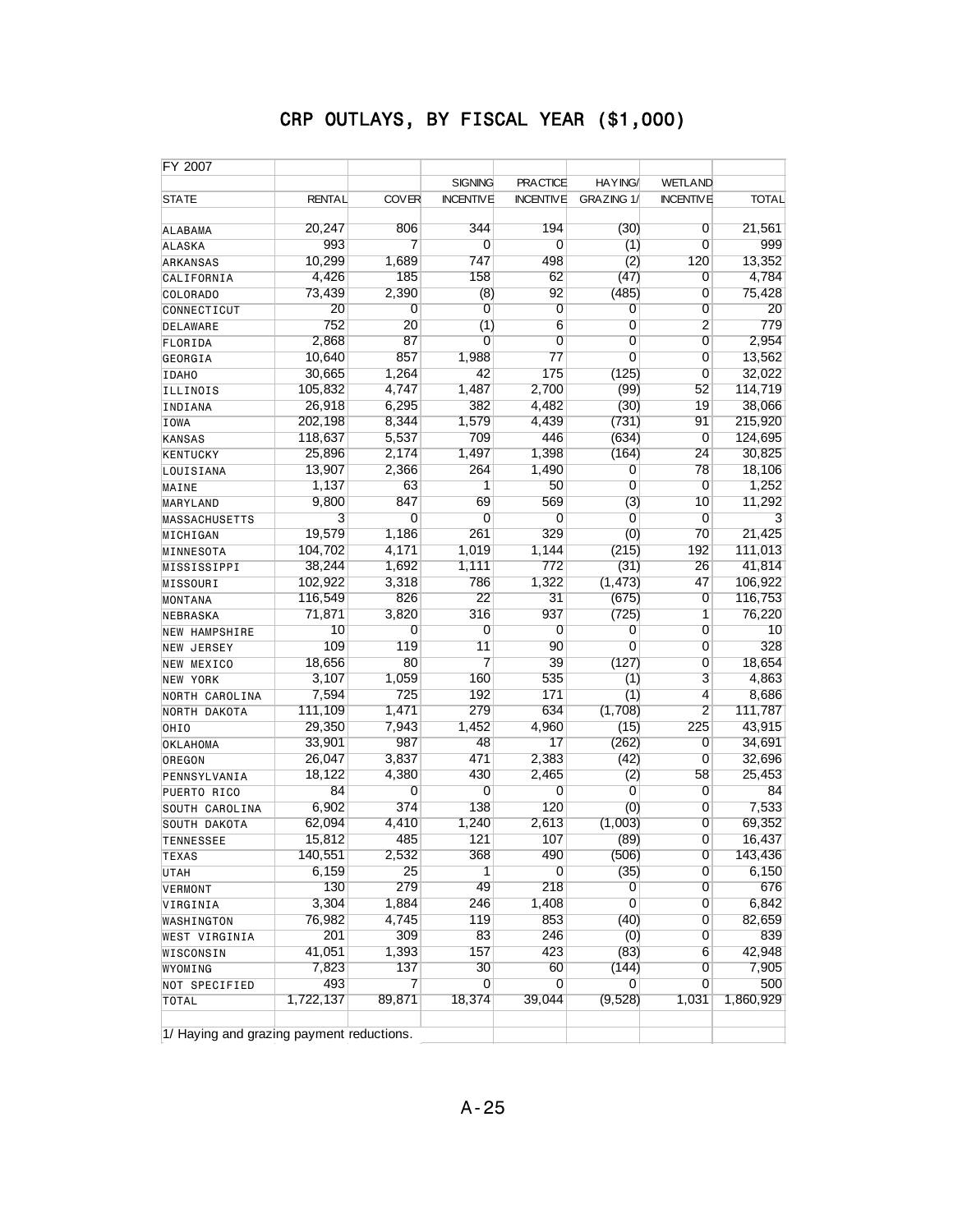# CRP OUTLAYS, BY FISCAL YEAR ($1,000)

FY 2007

| STATE | RENTAL | COVER | SIGNING INCENTIVE | PRACTICE INCENTIVE | HAYING/ GRAZING 1/ | WETLAND INCENTIVE | TOTAL |
|---|---|---|---|---|---|---|---|
| ALABAMA | 20,247 | 806 | 344 | 194 | (30) | 0 | 21,561 |
| ALASKA | 993 | 7 | 0 | 0 | (1) | 0 | 999 |
| ARKANSAS | 10,299 | 1,689 | 747 | 498 | (2) | 120 | 13,352 |
| CALIFORNIA | 4,426 | 185 | 158 | 62 | (47) | 0 | 4,784 |
| COLORADO | 73,439 | 2,390 | (8) | 92 | (485) | 0 | 75,428 |
| CONNECTICUT | 20 | 0 | 0 | 0 | 0 | 0 | 20 |
| DELAWARE | 752 | 20 | (1) | 6 | 0 | 2 | 779 |
| FLORIDA | 2,868 | 87 | 0 | 0 | 0 | 0 | 2,954 |
| GEORGIA | 10,640 | 857 | 1,988 | 77 | 0 | 0 | 13,562 |
| IDAHO | 30,665 | 1,264 | 42 | 175 | (125) | 0 | 32,022 |
| ILLINOIS | 105,832 | 4,747 | 1,487 | 2,700 | (99) | 52 | 114,719 |
| INDIANA | 26,918 | 6,295 | 382 | 4,482 | (30) | 19 | 38,066 |
| IOWA | 202,198 | 8,344 | 1,579 | 4,439 | (731) | 91 | 215,920 |
| KANSAS | 118,637 | 5,537 | 709 | 446 | (634) | 0 | 124,695 |
| KENTUCKY | 25,896 | 2,174 | 1,497 | 1,398 | (164) | 24 | 30,825 |
| LOUISIANA | 13,907 | 2,366 | 264 | 1,490 | 0 | 78 | 18,106 |
| MAINE | 1,137 | 63 | 1 | 50 | 0 | 0 | 1,252 |
| MARYLAND | 9,800 | 847 | 69 | 569 | (3) | 10 | 11,292 |
| MASSACHUSETTS | 3 | 0 | 0 | 0 | 0 | 0 | 3 |
| MICHIGAN | 19,579 | 1,186 | 261 | 329 | (0) | 70 | 21,425 |
| MINNESOTA | 104,702 | 4,171 | 1,019 | 1,144 | (215) | 192 | 111,013 |
| MISSISSIPPI | 38,244 | 1,692 | 1,111 | 772 | (31) | 26 | 41,814 |
| MISSOURI | 102,922 | 3,318 | 786 | 1,322 | (1,473) | 47 | 106,922 |
| MONTANA | 116,549 | 826 | 22 | 31 | (675) | 0 | 116,753 |
| NEBRASKA | 71,871 | 3,820 | 316 | 937 | (725) | 1 | 76,220 |
| NEW HAMPSHIRE | 10 | 0 | 0 | 0 | 0 | 0 | 10 |
| NEW JERSEY | 109 | 119 | 11 | 90 | 0 | 0 | 328 |
| NEW MEXICO | 18,656 | 80 | 7 | 39 | (127) | 0 | 18,654 |
| NEW YORK | 3,107 | 1,059 | 160 | 535 | (1) | 3 | 4,863 |
| NORTH CAROLINA | 7,594 | 725 | 192 | 171 | (1) | 4 | 8,686 |
| NORTH DAKOTA | 111,109 | 1,471 | 279 | 634 | (1,708) | 2 | 111,787 |
| OHIO | 29,350 | 7,943 | 1,452 | 4,960 | (15) | 225 | 43,915 |
| OKLAHOMA | 33,901 | 987 | 48 | 17 | (262) | 0 | 34,691 |
| OREGON | 26,047 | 3,837 | 471 | 2,383 | (42) | 0 | 32,696 |
| PENNSYLVANIA | 18,122 | 4,380 | 430 | 2,465 | (2) | 58 | 25,453 |
| PUERTO RICO | 84 | 0 | 0 | 0 | 0 | 0 | 84 |
| SOUTH CAROLINA | 6,902 | 374 | 138 | 120 | (0) | 0 | 7,533 |
| SOUTH DAKOTA | 62,094 | 4,410 | 1,240 | 2,613 | (1,003) | 0 | 69,352 |
| TENNESSEE | 15,812 | 485 | 121 | 107 | (89) | 0 | 16,437 |
| TEXAS | 140,551 | 2,532 | 368 | 490 | (506) | 0 | 143,436 |
| UTAH | 6,159 | 25 | 1 | 0 | (35) | 0 | 6,150 |
| VERMONT | 130 | 279 | 49 | 218 | 0 | 0 | 676 |
| VIRGINIA | 3,304 | 1,884 | 246 | 1,408 | 0 | 0 | 6,842 |
| WASHINGTON | 76,982 | 4,745 | 119 | 853 | (40) | 0 | 82,659 |
| WEST VIRGINIA | 201 | 309 | 83 | 246 | (0) | 0 | 839 |
| WISCONSIN | 41,051 | 1,393 | 157 | 423 | (83) | 6 | 42,948 |
| WYOMING | 7,823 | 137 | 30 | 60 | (144) | 0 | 7,905 |
| NOT SPECIFIED | 493 | 7 | 0 | 0 | 0 | 0 | 500 |
| TOTAL | 1,722,137 | 89,871 | 18,374 | 39,044 | (9,528) | 1,031 | 1,860,929 |

1/ Haying and grazing payment reductions.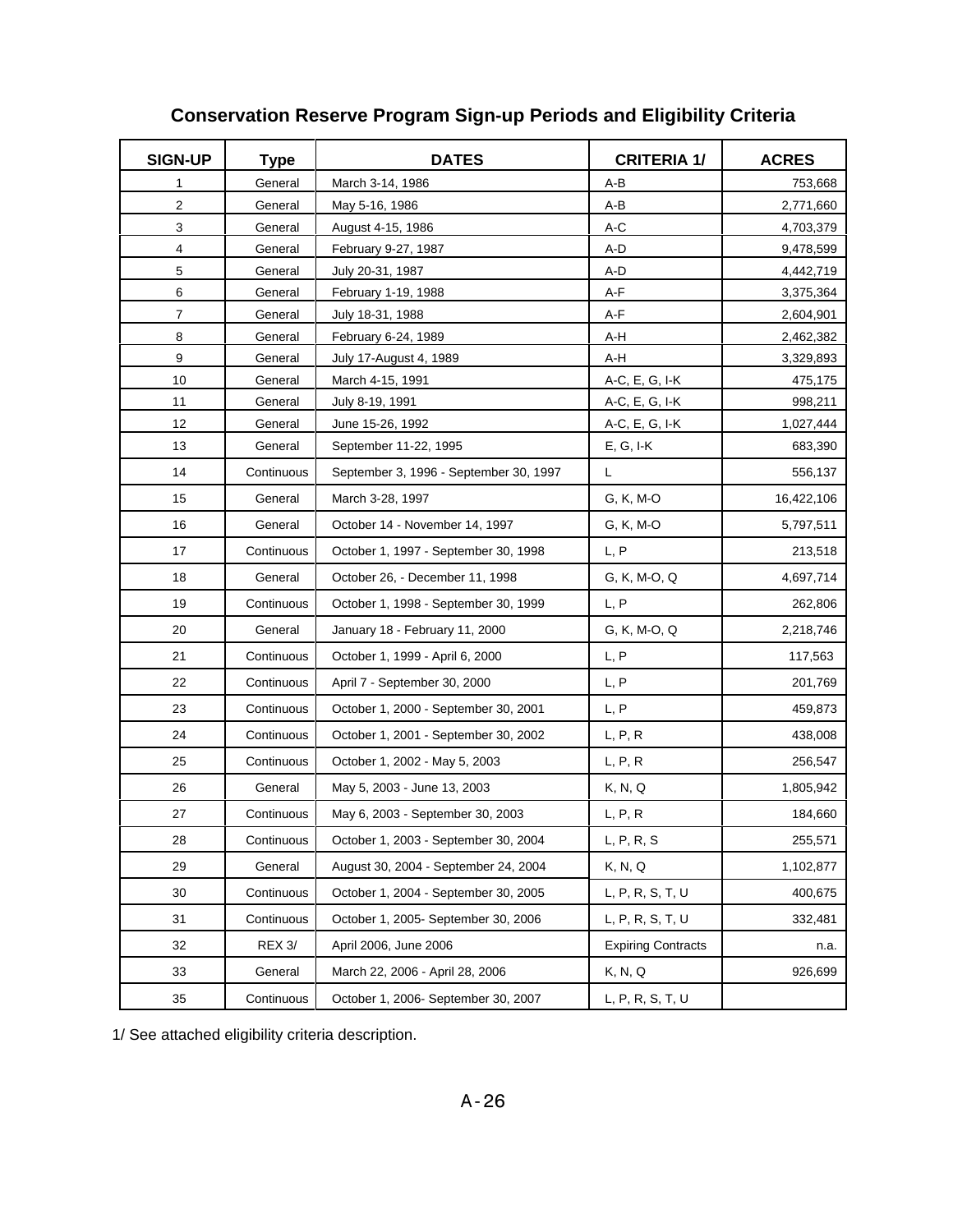## Conservation Reserve Program Sign-up Periods and Eligibility Criteria

| SIGN-UP | Type | DATES | CRITERIA 1/ | ACRES |
|---|---|---|---|---|
| 1 | General | March 3-14, 1986 | A-B | 753,668 |
| 2 | General | May 5-16, 1986 | A-B | 2,771,660 |
| 3 | General | August 4-15, 1986 | A-C | 4,703,379 |
| 4 | General | February 9-27, 1987 | A-D | 9,478,599 |
| 5 | General | July 20-31, 1987 | A-D | 4,442,719 |
| 6 | General | February 1-19, 1988 | A-F | 3,375,364 |
| 7 | General | July 18-31, 1988 | A-F | 2,604,901 |
| 8 | General | February 6-24, 1989 | A-H | 2,462,382 |
| 9 | General | July 17-August 4, 1989 | A-H | 3,329,893 |
| 10 | General | March 4-15, 1991 | A-C, E, G, I-K | 475,175 |
| 11 | General | July 8-19, 1991 | A-C, E, G, I-K | 998,211 |
| 12 | General | June 15-26, 1992 | A-C, E, G, I-K | 1,027,444 |
| 13 | General | September 11-22, 1995 | E, G, I-K | 683,390 |
| 14 | Continuous | September 3, 1996 - September 30, 1997 | L | 556,137 |
| 15 | General | March 3-28, 1997 | G, K, M-O | 16,422,106 |
| 16 | General | October 14 - November 14, 1997 | G, K, M-O | 5,797,511 |
| 17 | Continuous | October 1, 1997 - September 30, 1998 | L, P | 213,518 |
| 18 | General | October 26, - December 11, 1998 | G, K, M-O, Q | 4,697,714 |
| 19 | Continuous | October 1, 1998 - September 30, 1999 | L, P | 262,806 |
| 20 | General | January 18 - February 11, 2000 | G, K, M-O, Q | 2,218,746 |
| 21 | Continuous | October 1, 1999 - April 6, 2000 | L, P | 117,563 |
| 22 | Continuous | April 7 - September 30, 2000 | L, P | 201,769 |
| 23 | Continuous | October 1, 2000 - September 30, 2001 | L, P | 459,873 |
| 24 | Continuous | October 1, 2001 - September 30, 2002 | L, P, R | 438,008 |
| 25 | Continuous | October 1, 2002 - May 5, 2003 | L, P, R | 256,547 |
| 26 | General | May 5, 2003 - June 13, 2003 | K, N, Q | 1,805,942 |
| 27 | Continuous | May 6, 2003 - September 30, 2003 | L, P, R | 184,660 |
| 28 | Continuous | October 1, 2003 - September 30, 2004 | L, P, R, S | 255,571 |
| 29 | General | August 30, 2004 - September 24, 2004 | K, N, Q | 1,102,877 |
| 30 | Continuous | October 1, 2004 - September 30, 2005 | L, P, R, S, T, U | 400,675 |
| 31 | Continuous | October 1, 2005- September 30, 2006 | L, P, R, S, T, U | 332,481 |
| 32 | REX 3/ | April 2006, June 2006 | Expiring Contracts | n.a. |
| 33 | General | March 22, 2006 - April 28, 2006 | K, N, Q | 926,699 |
| 35 | Continuous | October 1, 2006- September 30, 2007 | L, P, R, S, T, U | |

1/ See attached eligibility criteria description.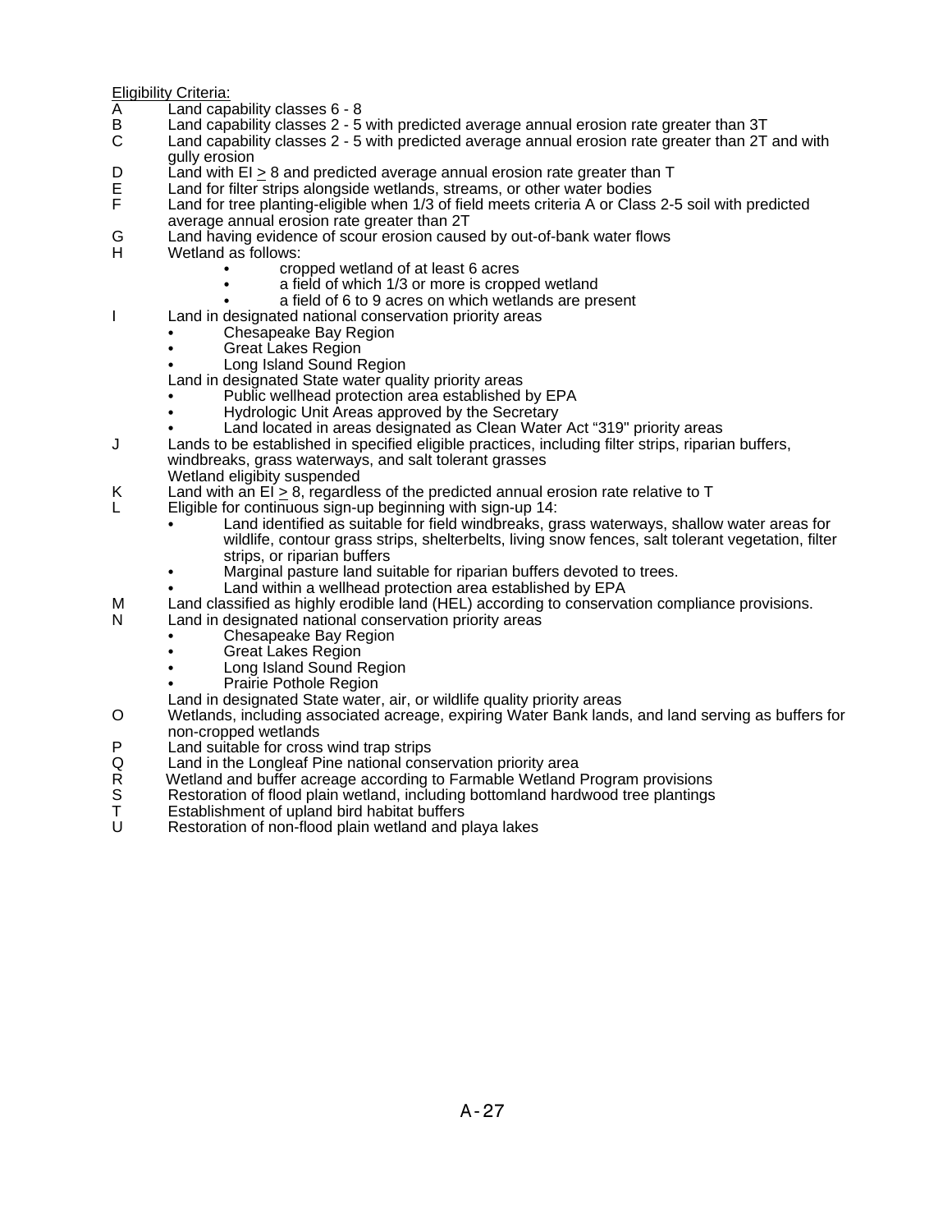<u>Eligibility Criteria:</u>

A Land capability classes 6 - 8

B Land capability classes 2 - 5 with predicted average annual erosion rate greater than 3T

C Land capability classes 2 - 5 with predicted average annual erosion rate greater than 2T and with gully erosion

D Land with EI $\geq$ 8 and predicted average annual erosion rate greater than T

E Land for filter strips alongside wetlands, streams, or other water bodies

F Land for tree planting-eligible when 1/3 of field meets criteria A or Class 2-5 soil with predicted average annual erosion rate greater than 2T

G Land having evidence of scour erosion caused by out-of-bank water flows

H Wetland as follows:
- cropped wetland of at least 6 acres
- a field of which 1/3 or more is cropped wetland
- a field of 6 to 9 acres on which wetlands are present

I Land in designated national conservation priority areas
- Chesapeake Bay Region
- Great Lakes Region
- Long Island Sound Region

Land in designated State water quality priority areas
- Public wellhead protection area established by EPA
- Hydrologic Unit Areas approved by the Secretary
- Land located in areas designated as Clean Water Act "319" priority areas

J Lands to be established in specified eligible practices, including filter strips, riparian buffers, windbreaks, grass waterways, and salt tolerant grasses

Wetland eligibity suspended

K Land with an EI $\geq$ 8, regardless of the predicted annual erosion rate relative to T

L Eligible for continuous sign-up beginning with sign-up 14:
- Land identified as suitable for field windbreaks, grass waterways, shallow water areas for wildlife, contour grass strips, shelterbelts, living snow fences, salt tolerant vegetation, filter strips, or riparian buffers
- Marginal pasture land suitable for riparian buffers devoted to trees.
- Land within a wellhead protection area established by EPA

M Land classified as highly erodible land (HEL) according to conservation compliance provisions.

N Land in designated national conservation priority areas
- Chesapeake Bay Region
- Great Lakes Region
- Long Island Sound Region
- Prairie Pothole Region

Land in designated State water, air, or wildlife quality priority areas

O Wetlands, including associated acreage, expiring Water Bank lands, and land serving as buffers for non-cropped wetlands

P Land suitable for cross wind trap strips

Q Land in the Longleaf Pine national conservation priority area

R Wetland and buffer acreage according to Farmable Wetland Program provisions

S Restoration of flood plain wetland, including bottomland hardwood tree plantings

T Establishment of upland bird habitat buffers

U Restoration of non-flood plain wetland and playa lakes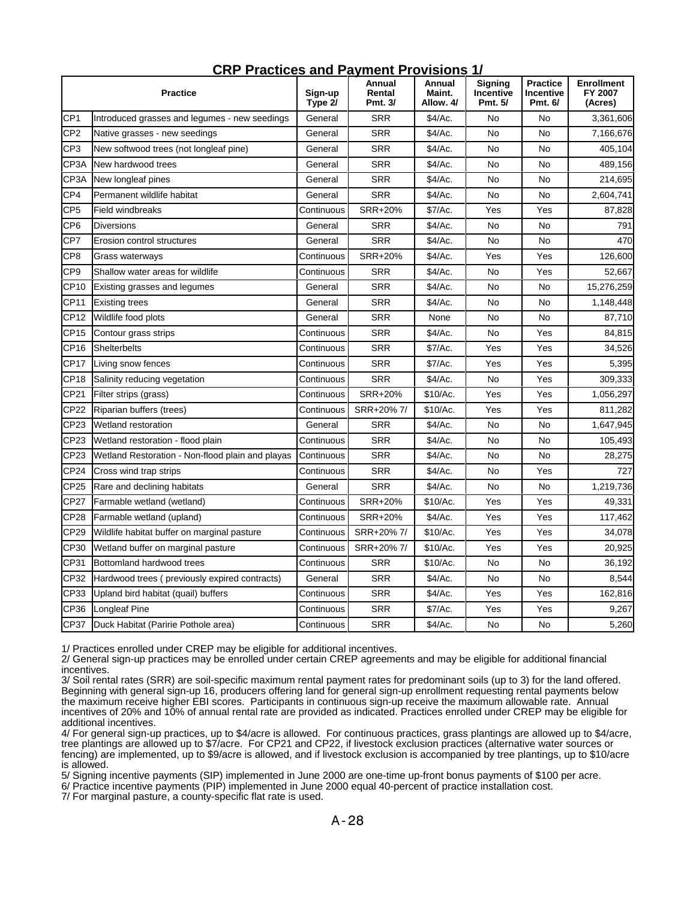# CRP Practices and Payment Provisions 1/

| | Practice | Sign-up Type 2/ | Annual Rental Pmt. 3/ | Annual Maint. Allow. 4/ | Signing Incentive Pmt. 5/ | Practice Incentive Pmt. 6/ | Enrollment FY 2007 (Acres) |
|---|---|---|---|---|---|---|---|
| CP1 | Introduced grasses and legumes - new seedings | General | SRR | $4/Ac. | No | No | 3,361,606 |
| CP2 | Native grasses - new seedings | General | SRR | $4/Ac. | No | No | 7,166,676 |
| CP3 | New softwood trees (not longleaf pine) | General | SRR | $4/Ac. | No | No | 405,104 |
| CP3A | New hardwood trees | General | SRR | $4/Ac. | No | No | 489,156 |
| CP3A | New longleaf pines | General | SRR | $4/Ac. | No | No | 214,695 |
| CP4 | Permanent wildlife habitat | General | SRR | $4/Ac. | No | No | 2,604,741 |
| CP5 | Field windbreaks | Continuous | SRR+20% | $7/Ac. | Yes | Yes | 87,828 |
| CP6 | Diversions | General | SRR | $4/Ac. | No | No | 791 |
| CP7 | Erosion control structures | General | SRR | $4/Ac. | No | No | 470 |
| CP8 | Grass waterways | Continuous | SRR+20% | $4/Ac. | Yes | Yes | 126,600 |
| CP9 | Shallow water areas for wildlife | Continuous | SRR | $4/Ac. | No | Yes | 52,667 |
| CP10 | Existing grasses and legumes | General | SRR | $4/Ac. | No | No | 15,276,259 |
| CP11 | Existing trees | General | SRR | $4/Ac. | No | No | 1,148,448 |
| CP12 | Wildlife food plots | General | SRR | None | No | No | 87,710 |
| CP15 | Contour grass strips | Continuous | SRR | $4/Ac. | No | Yes | 84,815 |
| CP16 | Shelterbelts | Continuous | SRR | $7/Ac. | Yes | Yes | 34,526 |
| CP17 | Living snow fences | Continuous | SRR | $7/Ac. | Yes | Yes | 5,395 |
| CP18 | Salinity reducing vegetation | Continuous | SRR | $4/Ac. | No | Yes | 309,333 |
| CP21 | Filter strips (grass) | Continuous | SRR+20% | $10/Ac. | Yes | Yes | 1,056,297 |
| CP22 | Riparian buffers (trees) | Continuous | SRR+20% 7/ | $10/Ac. | Yes | Yes | 811,282 |
| CP23 | Wetland restoration | General | SRR | $4/Ac. | No | No | 1,647,945 |
| CP23 | Wetland restoration - flood plain | Continuous | SRR | $4/Ac. | No | No | 105,493 |
| CP23 | Wetland Restoration - Non-flood plain and playas | Continuous | SRR | $4/Ac. | No | No | 28,275 |
| CP24 | Cross wind trap strips | Continuous | SRR | $4/Ac. | No | Yes | 727 |
| CP25 | Rare and declining habitats | General | SRR | $4/Ac. | No | No | 1,219,736 |
| CP27 | Farmable wetland (wetland) | Continuous | SRR+20% | $10/Ac. | Yes | Yes | 49,331 |
| CP28 | Farmable wetland (upland) | Continuous | SRR+20% | $4/Ac. | Yes | Yes | 117,462 |
| CP29 | Wildlife habitat buffer on marginal pasture | Continuous | SRR+20% 7/ | $10/Ac. | Yes | Yes | 34,078 |
| CP30 | Wetland buffer on marginal pasture | Continuous | SRR+20% 7/ | $10/Ac. | Yes | Yes | 20,925 |
| CP31 | Bottomland hardwood trees | Continuous | SRR | $10/Ac. | No | No | 36,192 |
| CP32 | Hardwood trees ( previously expired contracts) | General | SRR | $4/Ac. | No | No | 8,544 |
| CP33 | Upland bird habitat (quail) buffers | Continuous | SRR | $4/Ac. | Yes | Yes | 162,816 |
| CP36 | Longleaf Pine | Continuous | SRR | $7/Ac. | Yes | Yes | 9,267 |
| CP37 | Duck Habitat (Paririe Pothole area) | Continuous | SRR | $4/Ac. | No | No | 5,260 |

1/ Practices enrolled under CREP may be eligible for additional incentives.

2/ General sign-up practices may be enrolled under certain CREP agreements and may be eligible for additional financial incentives.

3/ Soil rental rates (SRR) are soil-specific maximum rental payment rates for predominant soils (up to 3) for the land offered. Beginning with general sign-up 16, producers offering land for general sign-up enrollment requesting rental payments below the maximum receive higher EBI scores. Participants in continuous sign-up receive the maximum allowable rate. Annual incentives of 20% and 10% of annual rental rate are provided as indicated. Practices enrolled under CREP may be eligible for additional incentives.

4/ For general sign-up practices, up to $4/acre is allowed. For continuous practices, grass plantings are allowed up to $4/acre, tree plantings are allowed up to $7/acre. For CP21 and CP22, if livestock exclusion practices (alternative water sources or fencing) are implemented, up to $9/acre is allowed, and if livestock exclusion is accompanied by tree plantings, up to $10/acre is allowed.

5/ Signing incentive payments (SIP) implemented in June 2000 are one-time up-front bonus payments of $100 per acre.

6/ Practice incentive payments (PIP) implemented in June 2000 equal 40-percent of practice installation cost.

7/ For marginal pasture, a county-specific flat rate is used.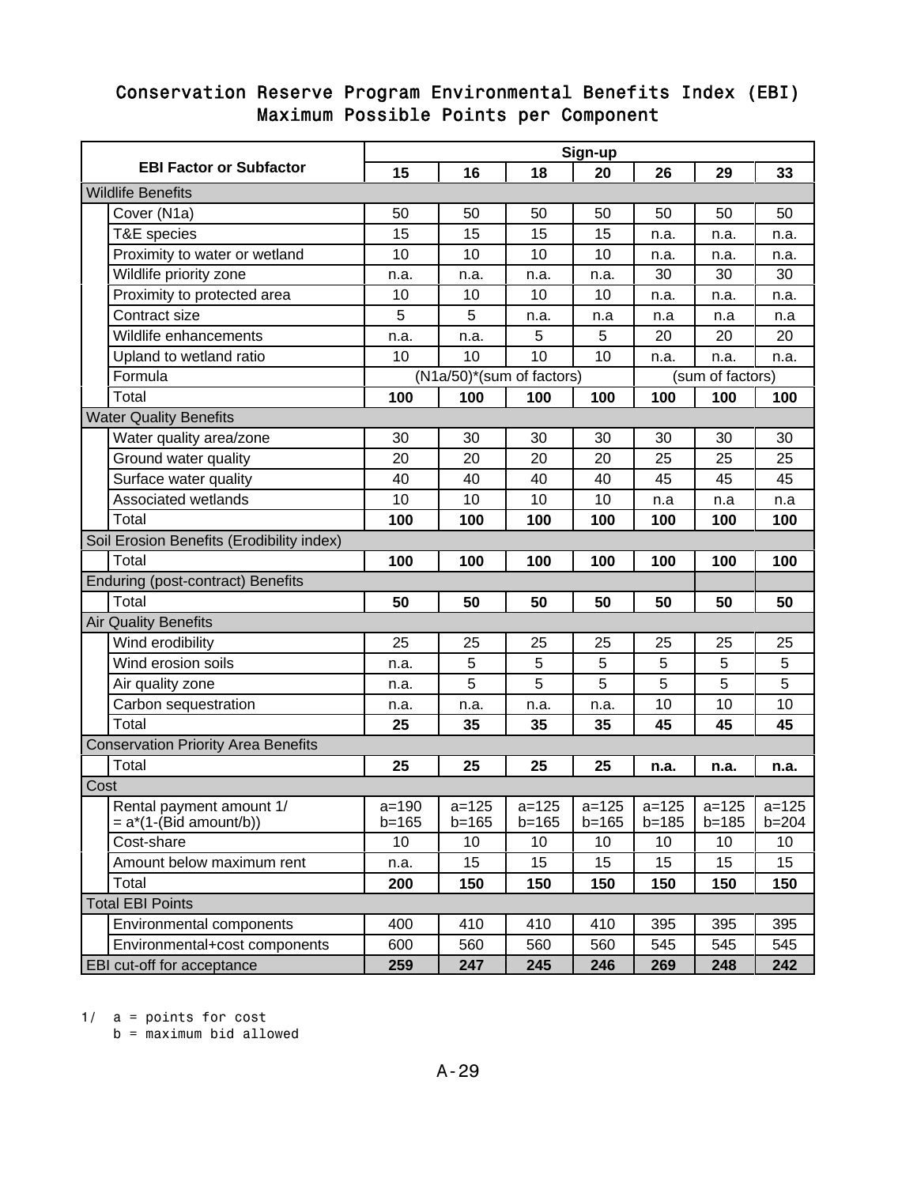# Conservation Reserve Program Environmental Benefits Index (EBI)
## Maximum Possible Points per Component

| EBI Factor or Subfactor | | Sign-up | | | | | | |
|---|---|---|---|---|---|---|---|---|
| | | 15 | 16 | 18 | 20 | 26 | 29 | 33 |
| **Wildlife Benefits** | | | | | | | | |
| | Cover (N1a) | 50 | 50 | 50 | 50 | 50 | 50 | 50 |
| | T&E species | 15 | 15 | 15 | 15 | n.a. | n.a. | n.a. |
| | Proximity to water or wetland | 10 | 10 | 10 | 10 | n.a. | n.a. | n.a. |
| | Wildlife priority zone | n.a. | n.a. | n.a. | n.a. | 30 | 30 | 30 |
| | Proximity to protected area | 10 | 10 | 10 | 10 | n.a. | n.a. | n.a. |
| | Contract size | 5 | 5 | n.a. | n.a | n.a | n.a | n.a |
| | Wildlife enhancements | n.a. | n.a. | 5 | 5 | 20 | 20 | 20 |
| | Upland to wetland ratio | 10 | 10 | 10 | 10 | n.a. | n.a. | n.a. |
| | Formula | (N1a/50)*(sum of factors) | | | | (sum of factors) | | |
| | Total | **100** | **100** | **100** | **100** | **100** | **100** | **100** |
| **Water Quality Benefits** | | | | | | | | |
| | Water quality area/zone | 30 | 30 | 30 | 30 | 30 | 30 | 30 |
| | Ground water quality | 20 | 20 | 20 | 20 | 25 | 25 | 25 |
| | Surface water quality | 40 | 40 | 40 | 40 | 45 | 45 | 45 |
| | Associated wetlands | 10 | 10 | 10 | 10 | n.a | n.a | n.a |
| | Total | **100** | **100** | **100** | **100** | **100** | **100** | **100** |
| **Soil Erosion Benefits (Erodibility index)** | | | | | | | | |
| | Total | **100** | **100** | **100** | **100** | **100** | **100** | **100** |
| **Enduring (post-contract) Benefits** | | | | | | | | |
| | Total | **50** | **50** | **50** | **50** | **50** | **50** | **50** |
| **Air Quality Benefits** | | | | | | | | |
| | Wind erodibility | 25 | 25 | 25 | 25 | 25 | 25 | 25 |
| | Wind erosion soils | n.a. | 5 | 5 | 5 | 5 | 5 | 5 |
| | Air quality zone | n.a. | 5 | 5 | 5 | 5 | 5 | 5 |
| | Carbon sequestration | n.a. | n.a. | n.a. | n.a. | 10 | 10 | 10 |
| | Total | **25** | **35** | **35** | **35** | **45** | **45** | **45** |
| **Conservation Priority Area Benefits** | | | | | | | | |
| | Total | **25** | **25** | **25** | **25** | **n.a.** | **n.a.** | **n.a.** |
| **Cost** | | | | | | | | |
| | Rental payment amount 1/ = a*(1-(Bid amount/b)) | a=190 b=165 | a=125 b=165 | a=125 b=165 | a=125 b=165 | a=125 b=185 | a=125 b=185 | a=125 b=204 |
| | Cost-share | 10 | 10 | 10 | 10 | 10 | 10 | 10 |
| | Amount below maximum rent | n.a. | 15 | 15 | 15 | 15 | 15 | 15 |
| | Total | **200** | **150** | **150** | **150** | **150** | **150** | **150** |
| **Total EBI Points** | | | | | | | | |
| | Environmental components | 400 | 410 | 410 | 410 | 395 | 395 | 395 |
| | Environmental+cost components | 600 | 560 | 560 | 560 | 545 | 545 | 545 |
| **EBI cut-off for acceptance** | | **259** | **247** | **245** | **246** | **269** | **248** | **242** |

1/ a = points for cost
b = maximum bid allowed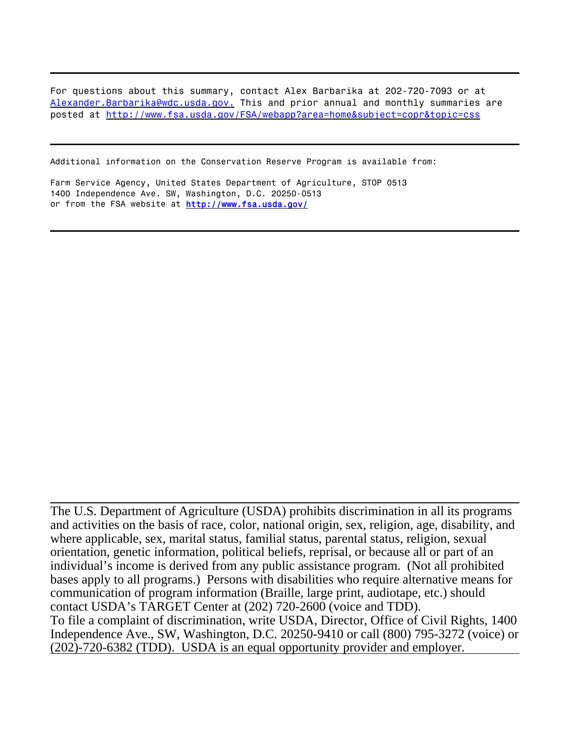---

For questions about this summary, contact Alex Barbarika at 202-720-7093 or at Alexander.Barbarika@wdc.usda.gov. This and prior annual and monthly summaries are posted at http://www.fsa.usda.gov/FSA/webapp?area=home&subject=copr&topic=css

---

Additional information on the Conservation Reserve Program is available from:

Farm Service Agency, United States Department of Agriculture, STOP 0513
1400 Independence Ave. SW, Washington, D.C. 20250-0513
or from the FSA website at **http://www.fsa.usda.gov/**

---

The U.S. Department of Agriculture (USDA) prohibits discrimination in all its programs and activities on the basis of race, color, national origin, sex, religion, age, disability, and where applicable, sex, marital status, familial status, parental status, religion, sexual orientation, genetic information, political beliefs, reprisal, or because all or part of an individual's income is derived from any public assistance program. (Not all prohibited bases apply to all programs.) Persons with disabilities who require alternative means for communication of program information (Braille, large print, audiotape, etc.) should contact USDA's TARGET Center at (202) 720-2600 (voice and TDD).
To file a complaint of discrimination, write USDA, Director, Office of Civil Rights, 1400 Independence Ave., SW, Washington, D.C. 20250-9410 or call (800) 795-3272 (voice) or (202)-720-6382 (TDD). USDA is an equal opportunity provider and employer.